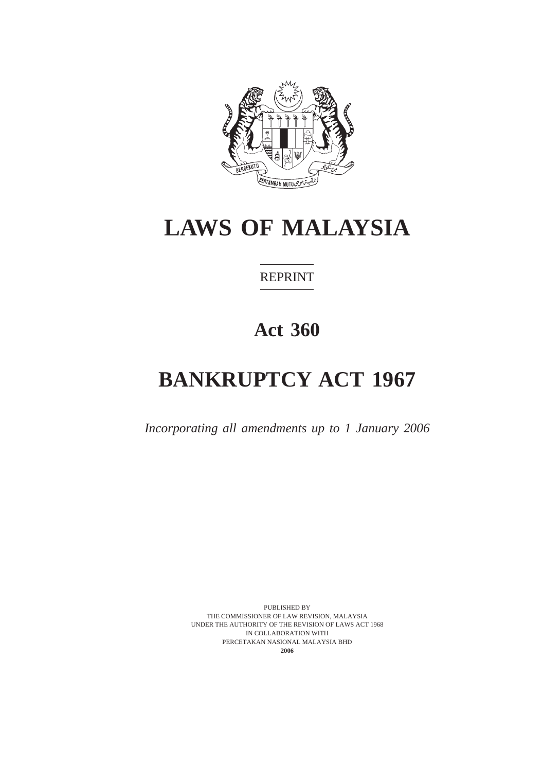# LAWS OF MALAYSIA

REPRINT

## Act 360

# BANKRUPTCY ACT 1967

*Incorporating all amendments up to 1 January 2006*

PUBLISHED BY
THE COMMISSIONER OF LAW REVISION, MALAYSIA
UNDER THE AUTHORITY OF THE REVISION OF LAWS ACT 1968
IN COLLABORATION WITH
PERCETAKAN NASIONAL MALAYSIA BHD
**2006**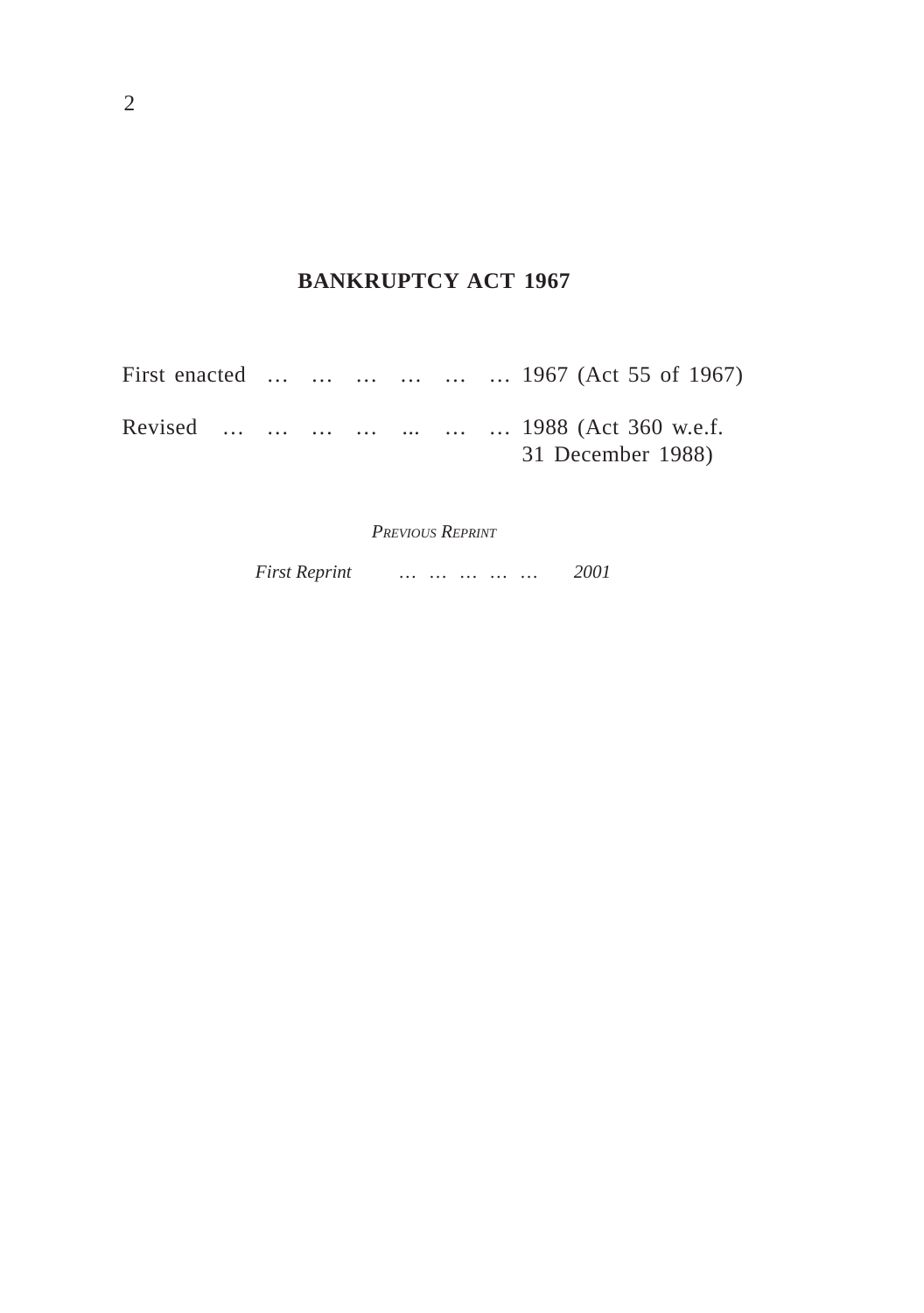## BANKRUPTCY ACT 1967

First enacted … … … … … … 1967 (Act 55 of 1967)

Revised … … … … ... … … 1988 (Act 360 w.e.f. 31 December 1988)

*Previous Reprint*

*First Reprint … … … … … 2001*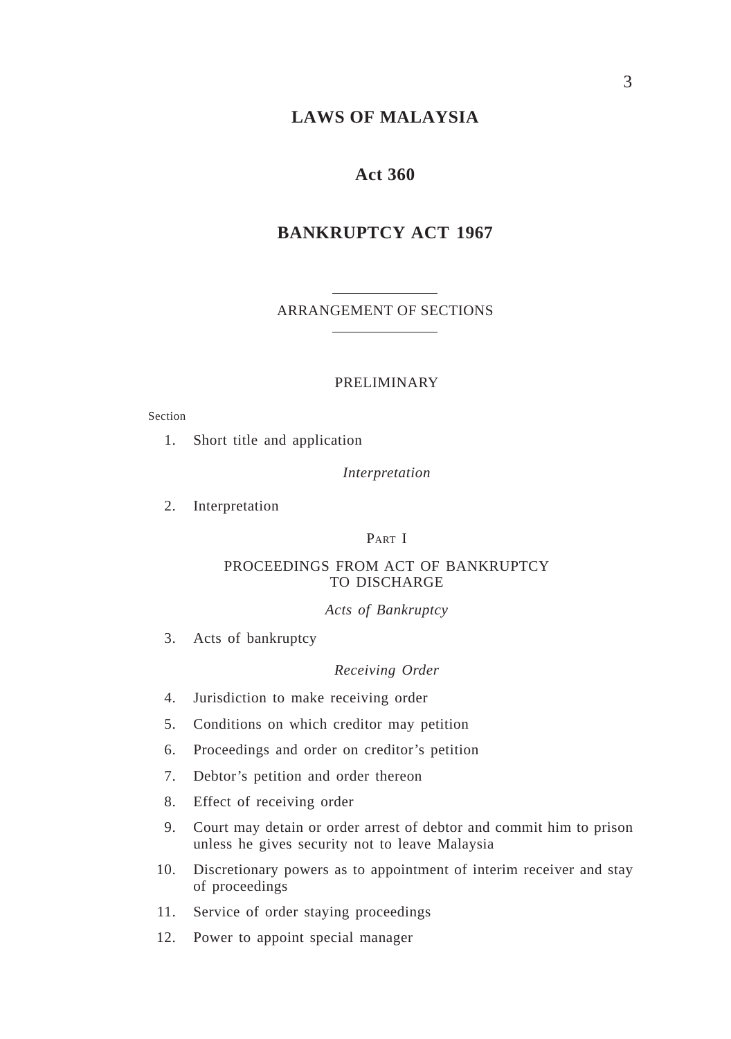# LAWS OF MALAYSIA

## Act 360

## BANKRUPTCY ACT 1967

ARRANGEMENT OF SECTIONS

PRELIMINARY

Section

1. Short title and application

*Interpretation*

2. Interpretation

PART I

PROCEEDINGS FROM ACT OF BANKRUPTCY TO DISCHARGE

*Acts of Bankruptcy*

3. Acts of bankruptcy

*Receiving Order*

4. Jurisdiction to make receiving order
5. Conditions on which creditor may petition
6. Proceedings and order on creditor's petition
7. Debtor's petition and order thereon
8. Effect of receiving order
9. Court may detain or order arrest of debtor and commit him to prison unless he gives security not to leave Malaysia
10. Discretionary powers as to appointment of interim receiver and stay of proceedings
11. Service of order staying proceedings
12. Power to appoint special manager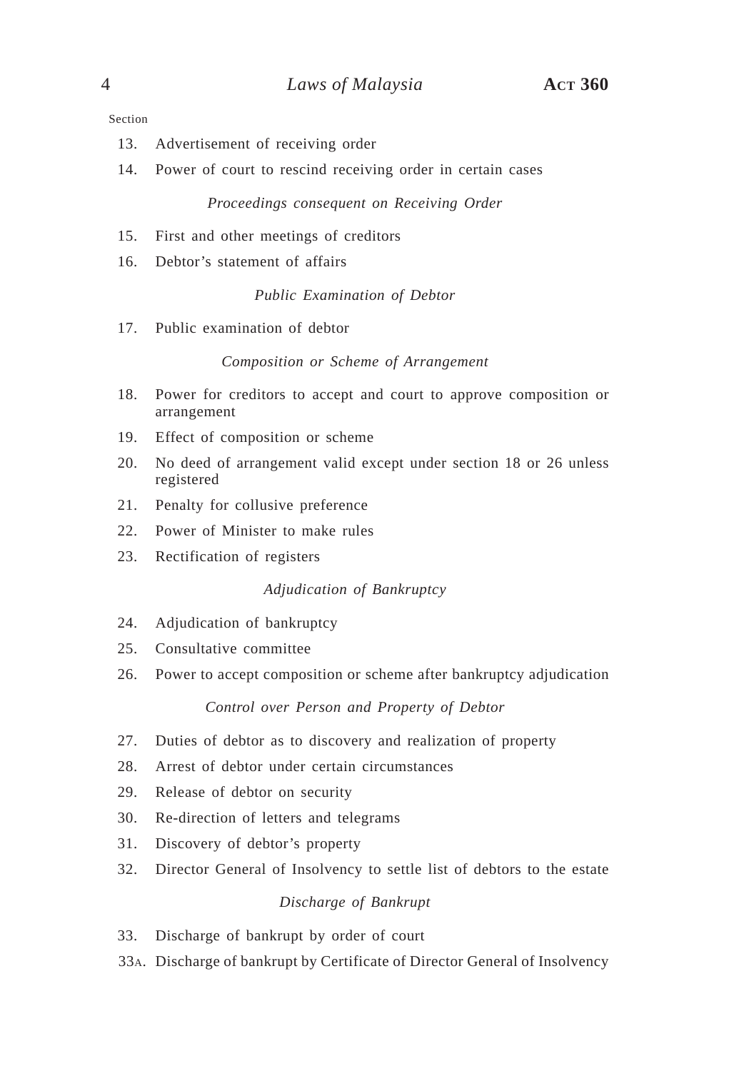Section

13. Advertisement of receiving order
14. Power of court to rescind receiving order in certain cases

*Proceedings consequent on Receiving Order*

15. First and other meetings of creditors
16. Debtor's statement of affairs

*Public Examination of Debtor*

17. Public examination of debtor

*Composition or Scheme of Arrangement*

18. Power for creditors to accept and court to approve composition or arrangement
19. Effect of composition or scheme
20. No deed of arrangement valid except under section 18 or 26 unless registered
21. Penalty for collusive preference
22. Power of Minister to make rules
23. Rectification of registers

*Adjudication of Bankruptcy*

24. Adjudication of bankruptcy
25. Consultative committee
26. Power to accept composition or scheme after bankruptcy adjudication

*Control over Person and Property of Debtor*

27. Duties of debtor as to discovery and realization of property
28. Arrest of debtor under certain circumstances
29. Release of debtor on security
30. Re-direction of letters and telegrams
31. Discovery of debtor's property
32. Director General of Insolvency to settle list of debtors to the estate

*Discharge of Bankrupt*

33. Discharge of bankrupt by order of court

33A. Discharge of bankrupt by Certificate of Director General of Insolvency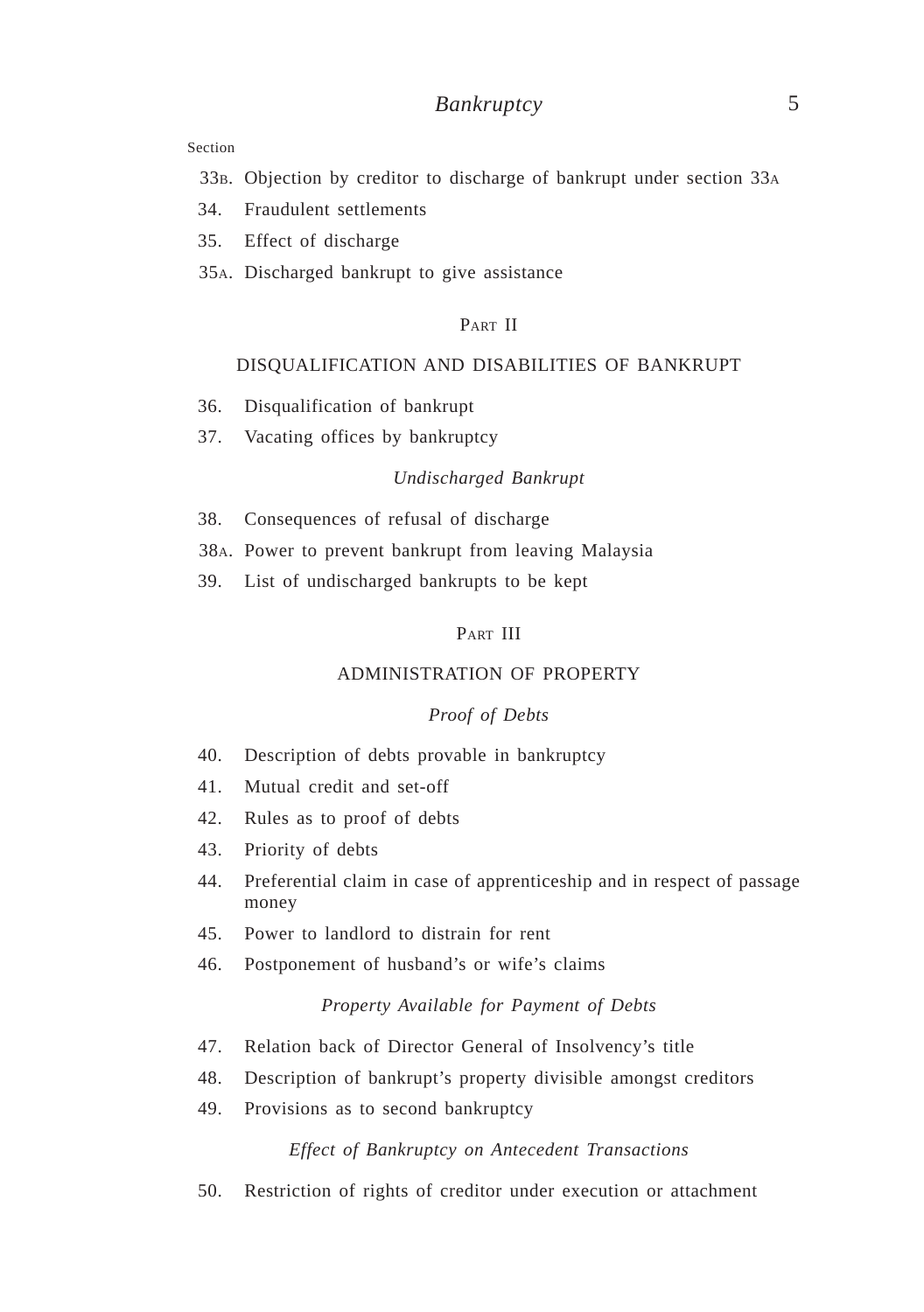Section

33B. Objection by creditor to discharge of bankrupt under section 33A

34. Fraudulent settlements

35. Effect of discharge

35A. Discharged bankrupt to give assistance

## PART II

## DISQUALIFICATION AND DISABILITIES OF BANKRUPT

36. Disqualification of bankrupt

37. Vacating offices by bankruptcy

### *Undischarged Bankrupt*

38. Consequences of refusal of discharge

38A. Power to prevent bankrupt from leaving Malaysia

39. List of undischarged bankrupts to be kept

## PART III

## ADMINISTRATION OF PROPERTY

### *Proof of Debts*

40. Description of debts provable in bankruptcy

41. Mutual credit and set-off

42. Rules as to proof of debts

43. Priority of debts

44. Preferential claim in case of apprenticeship and in respect of passage money

45. Power to landlord to distrain for rent

46. Postponement of husband's or wife's claims

### *Property Available for Payment of Debts*

47. Relation back of Director General of Insolvency's title

48. Description of bankrupt's property divisible amongst creditors

49. Provisions as to second bankruptcy

### *Effect of Bankruptcy on Antecedent Transactions*

50. Restriction of rights of creditor under execution or attachment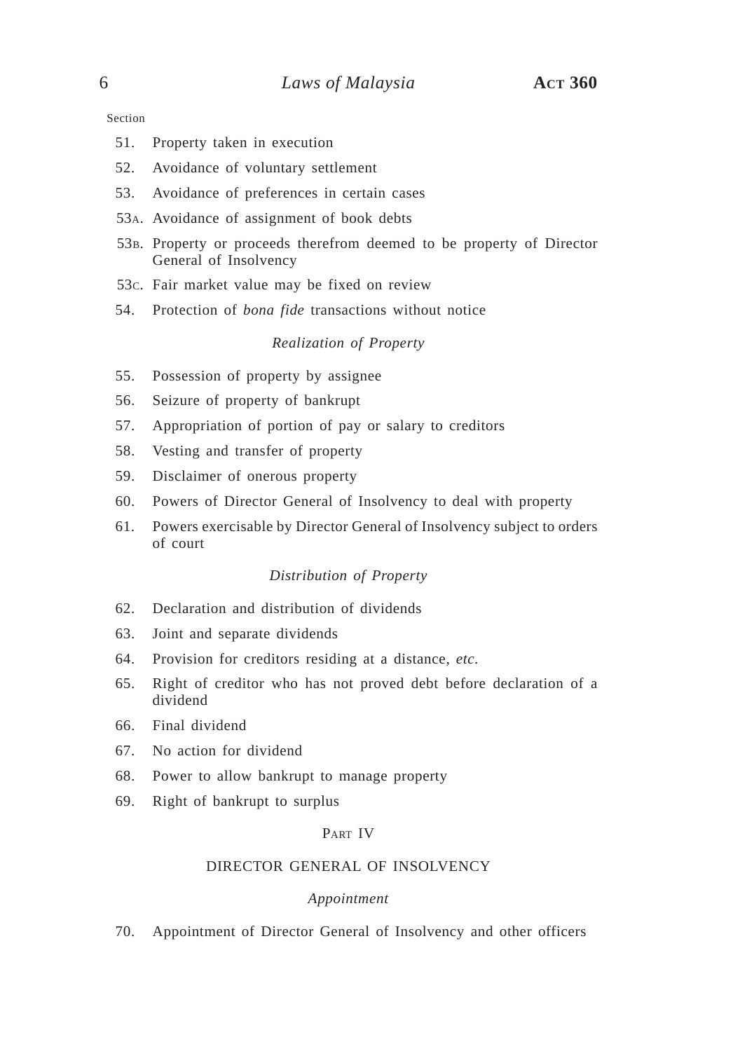Section

51. Property taken in execution
52. Avoidance of voluntary settlement
53. Avoidance of preferences in certain cases
53A. Avoidance of assignment of book debts
53B. Property or proceeds therefrom deemed to be property of Director General of Insolvency
53C. Fair market value may be fixed on review
54. Protection of *bona fide* transactions without notice

*Realization of Property*

55. Possession of property by assignee
56. Seizure of property of bankrupt
57. Appropriation of portion of pay or salary to creditors
58. Vesting and transfer of property
59. Disclaimer of onerous property
60. Powers of Director General of Insolvency to deal with property
61. Powers exercisable by Director General of Insolvency subject to orders of court

*Distribution of Property*

62. Declaration and distribution of dividends
63. Joint and separate dividends
64. Provision for creditors residing at a distance, *etc.*
65. Right of creditor who has not proved debt before declaration of a dividend
66. Final dividend
67. No action for dividend
68. Power to allow bankrupt to manage property
69. Right of bankrupt to surplus

## PART IV

## DIRECTOR GENERAL OF INSOLVENCY

*Appointment*

70. Appointment of Director General of Insolvency and other officers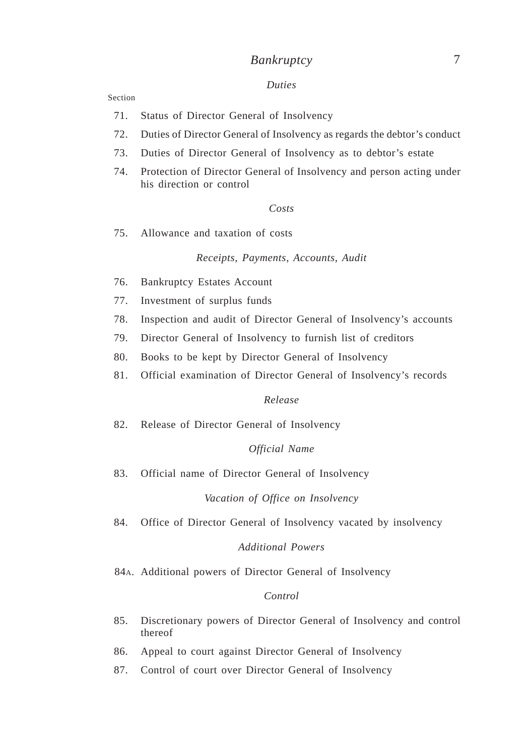*Duties*

Section

71. Status of Director General of Insolvency
72. Duties of Director General of Insolvency as regards the debtor's conduct
73. Duties of Director General of Insolvency as to debtor's estate
74. Protection of Director General of Insolvency and person acting under his direction or control

*Costs*

75. Allowance and taxation of costs

*Receipts, Payments, Accounts, Audit*

76. Bankruptcy Estates Account
77. Investment of surplus funds
78. Inspection and audit of Director General of Insolvency's accounts
79. Director General of Insolvency to furnish list of creditors
80. Books to be kept by Director General of Insolvency
81. Official examination of Director General of Insolvency's records

*Release*

82. Release of Director General of Insolvency

*Official Name*

83. Official name of Director General of Insolvency

*Vacation of Office on Insolvency*

84. Office of Director General of Insolvency vacated by insolvency

*Additional Powers*

84A. Additional powers of Director General of Insolvency

*Control*

85. Discretionary powers of Director General of Insolvency and control thereof
86. Appeal to court against Director General of Insolvency
87. Control of court over Director General of Insolvency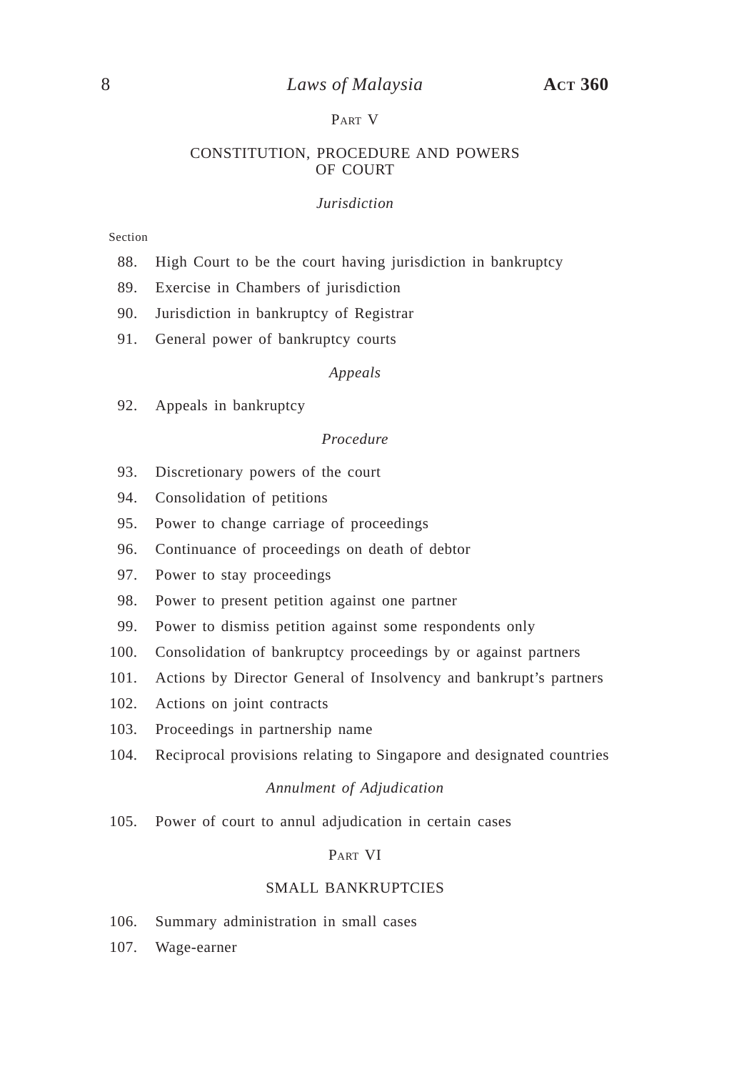## PART V

## CONSTITUTION, PROCEDURE AND POWERS OF COURT

*Jurisdiction*

Section

88. High Court to be the court having jurisdiction in bankruptcy
89. Exercise in Chambers of jurisdiction
90. Jurisdiction in bankruptcy of Registrar
91. General power of bankruptcy courts

*Appeals*

92. Appeals in bankruptcy

*Procedure*

93. Discretionary powers of the court
94. Consolidation of petitions
95. Power to change carriage of proceedings
96. Continuance of proceedings on death of debtor
97. Power to stay proceedings
98. Power to present petition against one partner
99. Power to dismiss petition against some respondents only
100. Consolidation of bankruptcy proceedings by or against partners
101. Actions by Director General of Insolvency and bankrupt's partners
102. Actions on joint contracts
103. Proceedings in partnership name
104. Reciprocal provisions relating to Singapore and designated countries

*Annulment of Adjudication*

105. Power of court to annul adjudication in certain cases

## PART VI

## SMALL BANKRUPTCIES

106. Summary administration in small cases
107. Wage-earner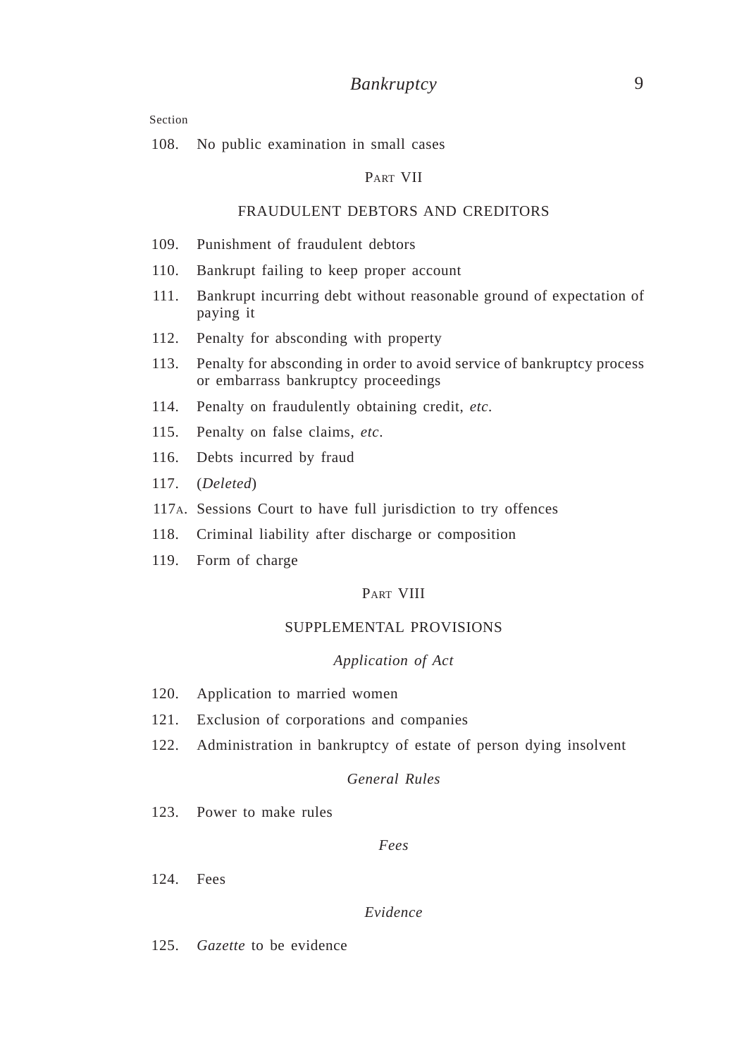Section

108. No public examination in small cases

## PART VII

## FRAUDULENT DEBTORS AND CREDITORS

109. Punishment of fraudulent debtors
110. Bankrupt failing to keep proper account
111. Bankrupt incurring debt without reasonable ground of expectation of paying it
112. Penalty for absconding with property
113. Penalty for absconding in order to avoid service of bankruptcy process or embarrass bankruptcy proceedings
114. Penalty on fraudulently obtaining credit, *etc*.
115. Penalty on false claims, *etc*.
116. Debts incurred by fraud
117. (*Deleted*)
117A. Sessions Court to have full jurisdiction to try offences
118. Criminal liability after discharge or composition
119. Form of charge

## PART VIII

## SUPPLEMENTAL PROVISIONS

### *Application of Act*

120. Application to married women
121. Exclusion of corporations and companies
122. Administration in bankruptcy of estate of person dying insolvent

### *General Rules*

123. Power to make rules

### *Fees*

124. Fees

### *Evidence*

125. *Gazette* to be evidence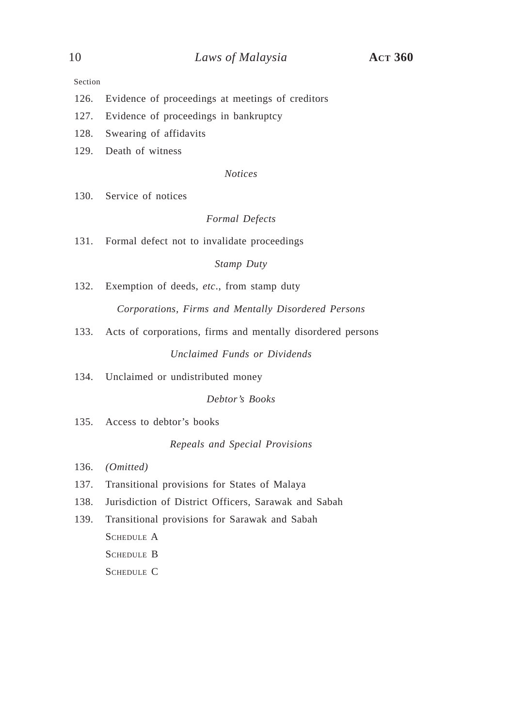Section

126. Evidence of proceedings at meetings of creditors

127. Evidence of proceedings in bankruptcy

128. Swearing of affidavits

129. Death of witness

*Notices*

130. Service of notices

*Formal Defects*

131. Formal defect not to invalidate proceedings

*Stamp Duty*

132. Exemption of deeds, *etc*., from stamp duty

*Corporations, Firms and Mentally Disordered Persons*

133. Acts of corporations, firms and mentally disordered persons

*Unclaimed Funds or Dividends*

134. Unclaimed or undistributed money

*Debtor's Books*

135. Access to debtor's books

*Repeals and Special Provisions*

136. *(Omitted)*

137. Transitional provisions for States of Malaya

138. Jurisdiction of District Officers, Sarawak and Sabah

139. Transitional provisions for Sarawak and Sabah

SCHEDULE A

SCHEDULE B

SCHEDULE C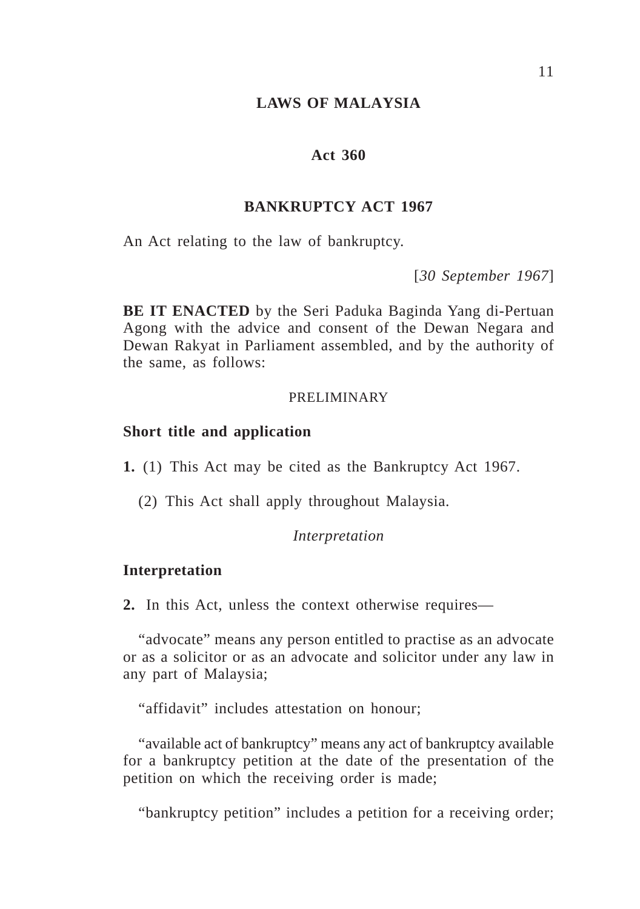# LAWS OF MALAYSIA

## Act 360

## BANKRUPTCY ACT 1967

An Act relating to the law of bankruptcy.

[*30 September 1967*]

**BE IT ENACTED** by the Seri Paduka Baginda Yang di-Pertuan Agong with the advice and consent of the Dewan Negara and Dewan Rakyat in Parliament assembled, and by the authority of the same, as follows:

PRELIMINARY

### Short title and application

**1.** (1) This Act may be cited as the Bankruptcy Act 1967.

(2) This Act shall apply throughout Malaysia.

*Interpretation*

### Interpretation

**2.** In this Act, unless the context otherwise requires—

"advocate" means any person entitled to practise as an advocate or as a solicitor or as an advocate and solicitor under any law in any part of Malaysia;

"affidavit" includes attestation on honour;

"available act of bankruptcy" means any act of bankruptcy available for a bankruptcy petition at the date of the presentation of the petition on which the receiving order is made;

"bankruptcy petition" includes a petition for a receiving order;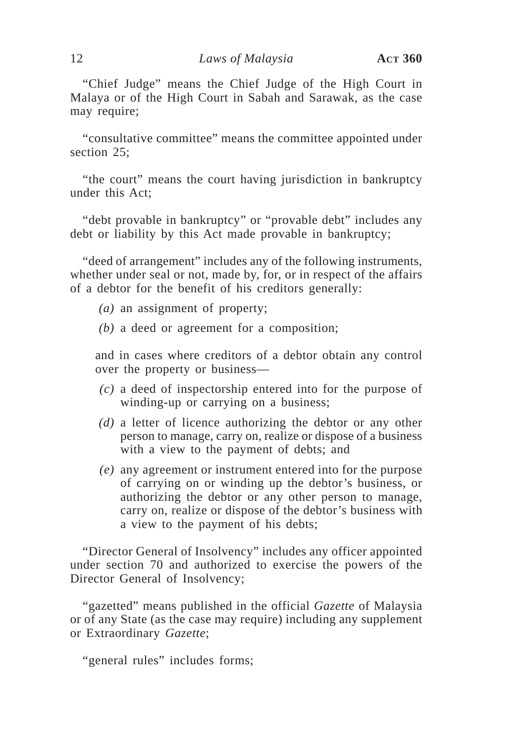"Chief Judge" means the Chief Judge of the High Court in Malaya or of the High Court in Sabah and Sarawak, as the case may require;

"consultative committee" means the committee appointed under section 25;

"the court" means the court having jurisdiction in bankruptcy under this Act;

"debt provable in bankruptcy" or "provable debt" includes any debt or liability by this Act made provable in bankruptcy;

"deed of arrangement" includes any of the following instruments, whether under seal or not, made by, for, or in respect of the affairs of a debtor for the benefit of his creditors generally:

*(a)* an assignment of property;

*(b)* a deed or agreement for a composition;

and in cases where creditors of a debtor obtain any control over the property or business—

*(c)* a deed of inspectorship entered into for the purpose of winding-up or carrying on a business;

*(d)* a letter of licence authorizing the debtor or any other person to manage, carry on, realize or dispose of a business with a view to the payment of debts; and

*(e)* any agreement or instrument entered into for the purpose of carrying on or winding up the debtor's business, or authorizing the debtor or any other person to manage, carry on, realize or dispose of the debtor's business with a view to the payment of his debts;

"Director General of Insolvency" includes any officer appointed under section 70 and authorized to exercise the powers of the Director General of Insolvency;

"gazetted" means published in the official *Gazette* of Malaysia or of any State (as the case may require) including any supplement or Extraordinary *Gazette*;

"general rules" includes forms;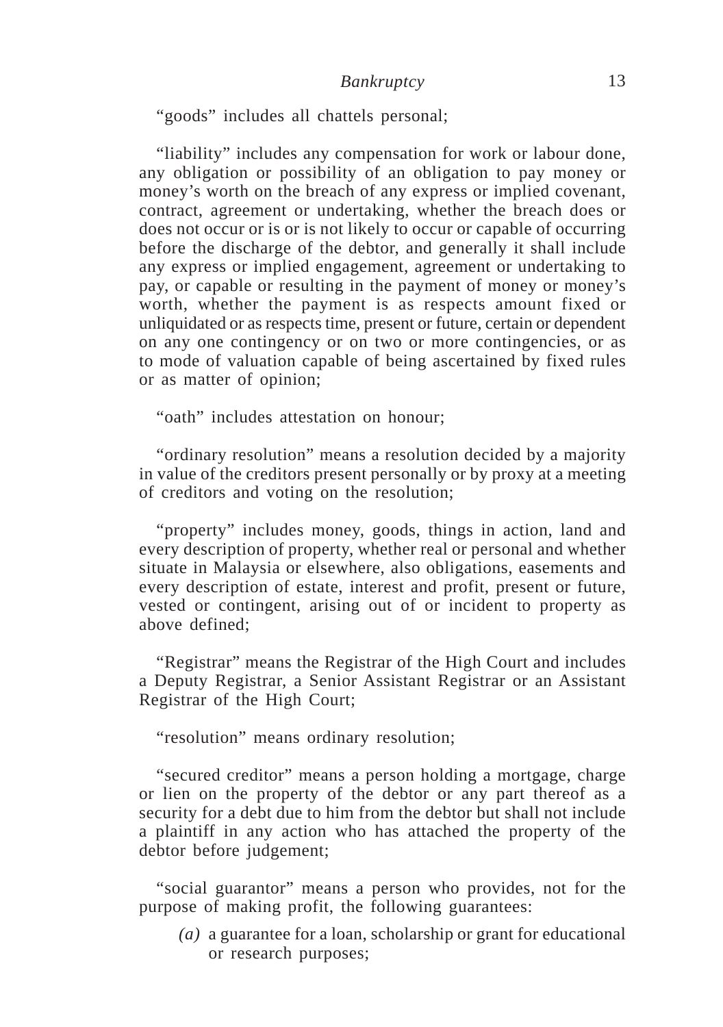"goods" includes all chattels personal;

"liability" includes any compensation for work or labour done, any obligation or possibility of an obligation to pay money or money's worth on the breach of any express or implied covenant, contract, agreement or undertaking, whether the breach does or does not occur or is or is not likely to occur or capable of occurring before the discharge of the debtor, and generally it shall include any express or implied engagement, agreement or undertaking to pay, or capable or resulting in the payment of money or money's worth, whether the payment is as respects amount fixed or unliquidated or as respects time, present or future, certain or dependent on any one contingency or on two or more contingencies, or as to mode of valuation capable of being ascertained by fixed rules or as matter of opinion;

"oath" includes attestation on honour;

"ordinary resolution" means a resolution decided by a majority in value of the creditors present personally or by proxy at a meeting of creditors and voting on the resolution;

"property" includes money, goods, things in action, land and every description of property, whether real or personal and whether situate in Malaysia or elsewhere, also obligations, easements and every description of estate, interest and profit, present or future, vested or contingent, arising out of or incident to property as above defined;

"Registrar" means the Registrar of the High Court and includes a Deputy Registrar, a Senior Assistant Registrar or an Assistant Registrar of the High Court;

"resolution" means ordinary resolution;

"secured creditor" means a person holding a mortgage, charge or lien on the property of the debtor or any part thereof as a security for a debt due to him from the debtor but shall not include a plaintiff in any action who has attached the property of the debtor before judgement;

"social guarantor" means a person who provides, not for the purpose of making profit, the following guarantees:

*(a)* a guarantee for a loan, scholarship or grant for educational or research purposes;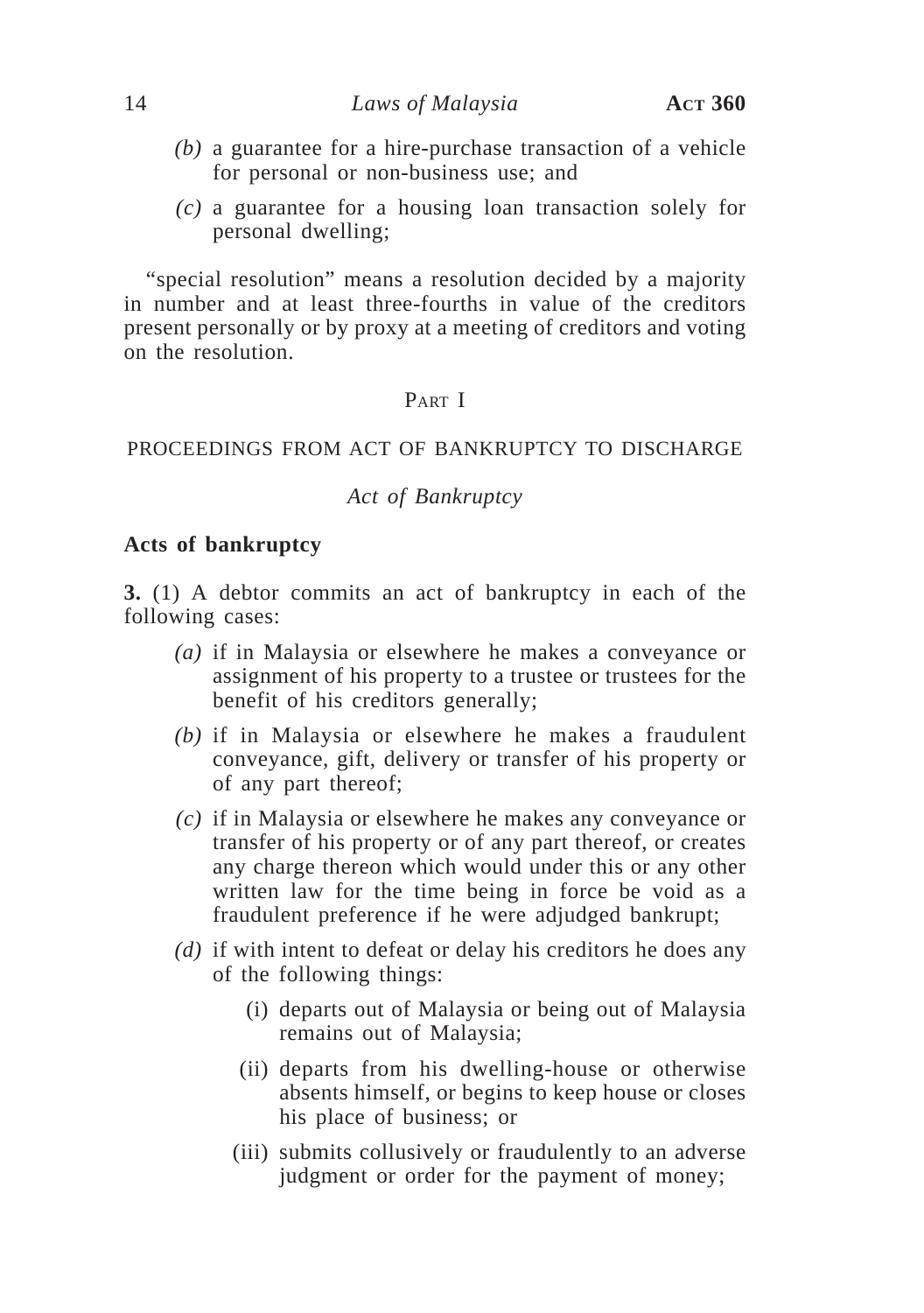*(b)* a guarantee for a hire-purchase transaction of a vehicle for personal or non-business use; and

*(c)* a guarantee for a housing loan transaction solely for personal dwelling;

"special resolution" means a resolution decided by a majority in number and at least three-fourths in value of the creditors present personally or by proxy at a meeting of creditors and voting on the resolution.

## PART I

## PROCEEDINGS FROM ACT OF BANKRUPTCY TO DISCHARGE

### *Act of Bankruptcy*

**Acts of bankruptcy**

**3.** (1) A debtor commits an act of bankruptcy in each of the following cases:

*(a)* if in Malaysia or elsewhere he makes a conveyance or assignment of his property to a trustee or trustees for the benefit of his creditors generally;

*(b)* if in Malaysia or elsewhere he makes a fraudulent conveyance, gift, delivery or transfer of his property or of any part thereof;

*(c)* if in Malaysia or elsewhere he makes any conveyance or transfer of his property or of any part thereof, or creates any charge thereon which would under this or any other written law for the time being in force be void as a fraudulent preference if he were adjudged bankrupt;

*(d)* if with intent to defeat or delay his creditors he does any of the following things:

(i) departs out of Malaysia or being out of Malaysia remains out of Malaysia;

(ii) departs from his dwelling-house or otherwise absents himself, or begins to keep house or closes his place of business; or

(iii) submits collusively or fraudulently to an adverse judgment or order for the payment of money;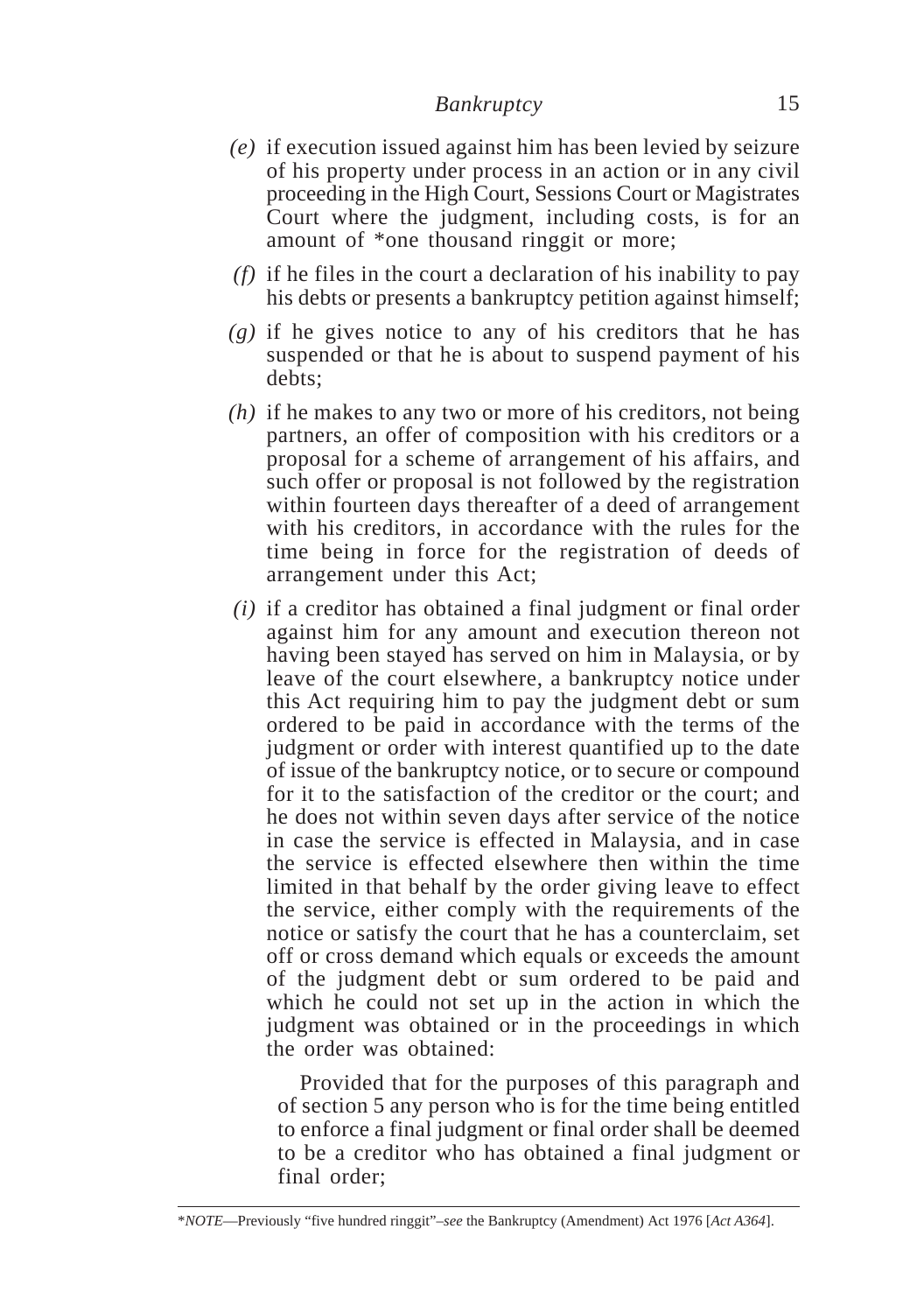*(e)* if execution issued against him has been levied by seizure of his property under process in an action or in any civil proceeding in the High Court, Sessions Court or Magistrates Court where the judgment, including costs, is for an amount of *one thousand ringgit or more;

*(f)* if he files in the court a declaration of his inability to pay his debts or presents a bankruptcy petition against himself;

*(g)* if he gives notice to any of his creditors that he has suspended or that he is about to suspend payment of his debts;

*(h)* if he makes to any two or more of his creditors, not being partners, an offer of composition with his creditors or a proposal for a scheme of arrangement of his affairs, and such offer or proposal is not followed by the registration within fourteen days thereafter of a deed of arrangement with his creditors, in accordance with the rules for the time being in force for the registration of deeds of arrangement under this Act;

*(i)* if a creditor has obtained a final judgment or final order against him for any amount and execution thereon not having been stayed has served on him in Malaysia, or by leave of the court elsewhere, a bankruptcy notice under this Act requiring him to pay the judgment debt or sum ordered to be paid in accordance with the terms of the judgment or order with interest quantified up to the date of issue of the bankruptcy notice, or to secure or compound for it to the satisfaction of the creditor or the court; and he does not within seven days after service of the notice in case the service is effected in Malaysia, and in case the service is effected elsewhere then within the time limited in that behalf by the order giving leave to effect the service, either comply with the requirements of the notice or satisfy the court that he has a counterclaim, set off or cross demand which equals or exceeds the amount of the judgment debt or sum ordered to be paid and which he could not set up in the action in which the judgment was obtained or in the proceedings in which the order was obtained:

Provided that for the purposes of this paragraph and of section 5 any person who is for the time being entitled to enforce a final judgment or final order shall be deemed to be a creditor who has obtained a final judgment or final order;

---

**NOTE*—Previously "five hundred ringgit"–*see* the Bankruptcy (Amendment) Act 1976 [*Act A364*].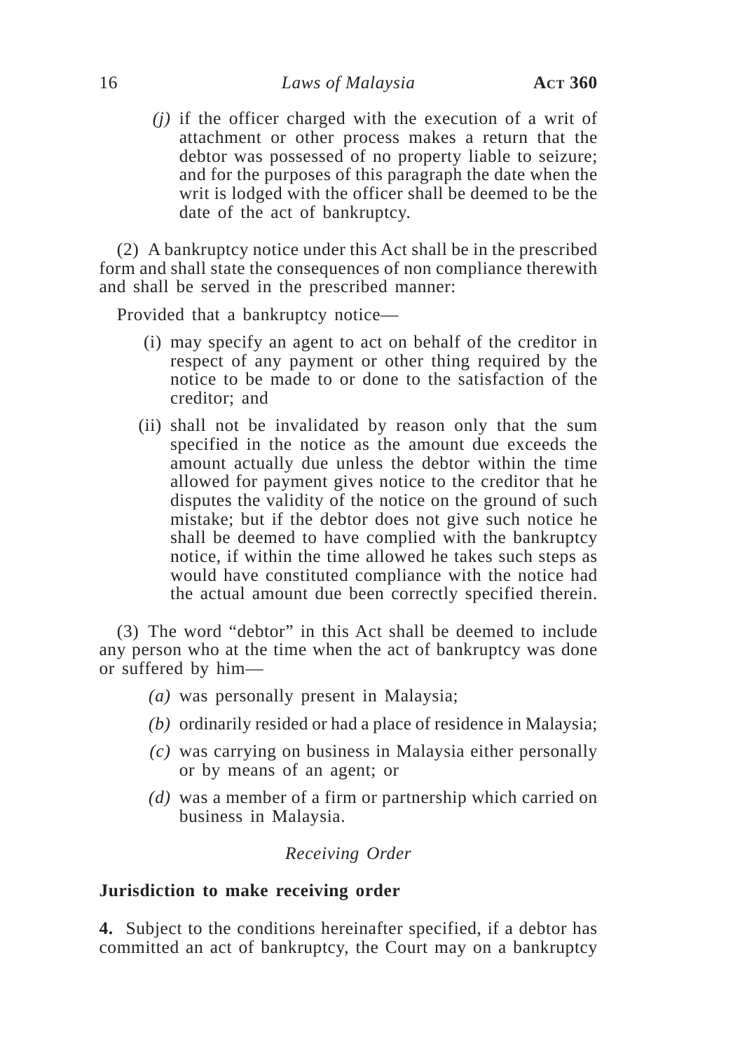*(j)* if the officer charged with the execution of a writ of attachment or other process makes a return that the debtor was possessed of no property liable to seizure; and for the purposes of this paragraph the date when the writ is lodged with the officer shall be deemed to be the date of the act of bankruptcy.

(2) A bankruptcy notice under this Act shall be in the prescribed form and shall state the consequences of non compliance therewith and shall be served in the prescribed manner:

Provided that a bankruptcy notice—

(i) may specify an agent to act on behalf of the creditor in respect of any payment or other thing required by the notice to be made to or done to the satisfaction of the creditor; and

(ii) shall not be invalidated by reason only that the sum specified in the notice as the amount due exceeds the amount actually due unless the debtor within the time allowed for payment gives notice to the creditor that he disputes the validity of the notice on the ground of such mistake; but if the debtor does not give such notice he shall be deemed to have complied with the bankruptcy notice, if within the time allowed he takes such steps as would have constituted compliance with the notice had the actual amount due been correctly specified therein.

(3) The word "debtor" in this Act shall be deemed to include any person who at the time when the act of bankruptcy was done or suffered by him—

*(a)* was personally present in Malaysia;

*(b)* ordinarily resided or had a place of residence in Malaysia;

*(c)* was carrying on business in Malaysia either personally or by means of an agent; or

*(d)* was a member of a firm or partnership which carried on business in Malaysia.

*Receiving Order*

**Jurisdiction to make receiving order**

**4.** Subject to the conditions hereinafter specified, if a debtor has committed an act of bankruptcy, the Court may on a bankruptcy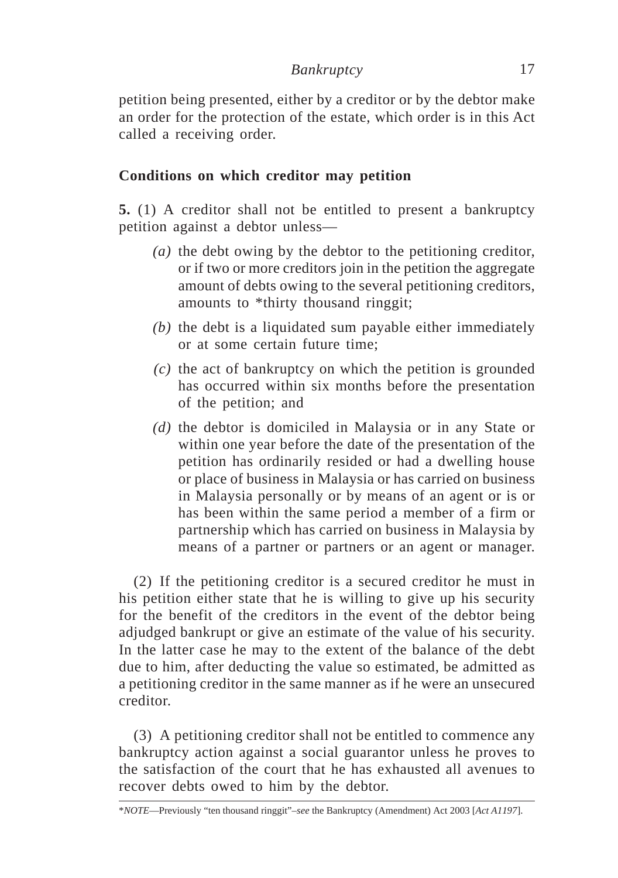petition being presented, either by a creditor or by the debtor make an order for the protection of the estate, which order is in this Act called a receiving order.

### Conditions on which creditor may petition

**5.** (1) A creditor shall not be entitled to present a bankruptcy petition against a debtor unless—

*(a)* the debt owing by the debtor to the petitioning creditor, or if two or more creditors join in the petition the aggregate amount of debts owing to the several petitioning creditors, amounts to *thirty thousand ringgit;

*(b)* the debt is a liquidated sum payable either immediately or at some certain future time;

*(c)* the act of bankruptcy on which the petition is grounded has occurred within six months before the presentation of the petition; and

*(d)* the debtor is domiciled in Malaysia or in any State or within one year before the date of the presentation of the petition has ordinarily resided or had a dwelling house or place of business in Malaysia or has carried on business in Malaysia personally or by means of an agent or is or has been within the same period a member of a firm or partnership which has carried on business in Malaysia by means of a partner or partners or an agent or manager.

(2) If the petitioning creditor is a secured creditor he must in his petition either state that he is willing to give up his security for the benefit of the creditors in the event of the debtor being adjudged bankrupt or give an estimate of the value of his security. In the latter case he may to the extent of the balance of the debt due to him, after deducting the value so estimated, be admitted as a petitioning creditor in the same manner as if he were an unsecured creditor.

(3) A petitioning creditor shall not be entitled to commence any bankruptcy action against a social guarantor unless he proves to the satisfaction of the court that he has exhausted all avenues to recover debts owed to him by the debtor.

---

**NOTE*—Previously "ten thousand ringgit"–*see* the Bankruptcy (Amendment) Act 2003 [*Act A1197*].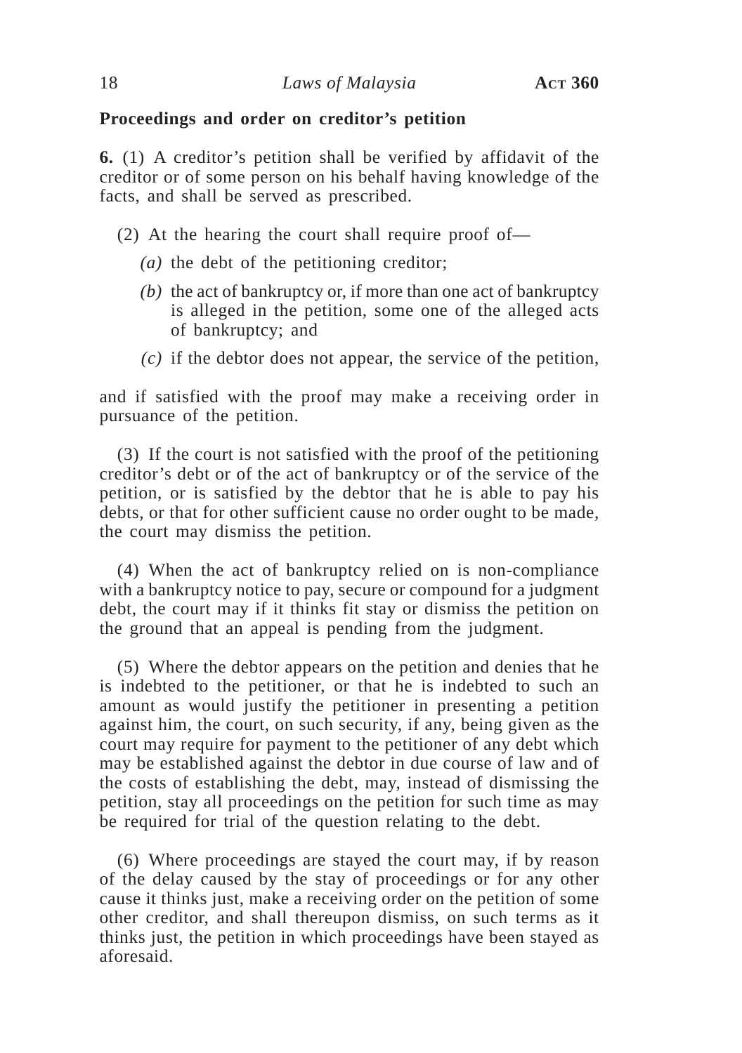**Proceedings and order on creditor's petition**

**6.** (1) A creditor's petition shall be verified by affidavit of the creditor or of some person on his behalf having knowledge of the facts, and shall be served as prescribed.

(2) At the hearing the court shall require proof of—

*(a)* the debt of the petitioning creditor;

*(b)* the act of bankruptcy or, if more than one act of bankruptcy is alleged in the petition, some one of the alleged acts of bankruptcy; and

*(c)* if the debtor does not appear, the service of the petition,

and if satisfied with the proof may make a receiving order in pursuance of the petition.

(3) If the court is not satisfied with the proof of the petitioning creditor's debt or of the act of bankruptcy or of the service of the petition, or is satisfied by the debtor that he is able to pay his debts, or that for other sufficient cause no order ought to be made, the court may dismiss the petition.

(4) When the act of bankruptcy relied on is non-compliance with a bankruptcy notice to pay, secure or compound for a judgment debt, the court may if it thinks fit stay or dismiss the petition on the ground that an appeal is pending from the judgment.

(5) Where the debtor appears on the petition and denies that he is indebted to the petitioner, or that he is indebted to such an amount as would justify the petitioner in presenting a petition against him, the court, on such security, if any, being given as the court may require for payment to the petitioner of any debt which may be established against the debtor in due course of law and of the costs of establishing the debt, may, instead of dismissing the petition, stay all proceedings on the petition for such time as may be required for trial of the question relating to the debt.

(6) Where proceedings are stayed the court may, if by reason of the delay caused by the stay of proceedings or for any other cause it thinks just, make a receiving order on the petition of some other creditor, and shall thereupon dismiss, on such terms as it thinks just, the petition in which proceedings have been stayed as aforesaid.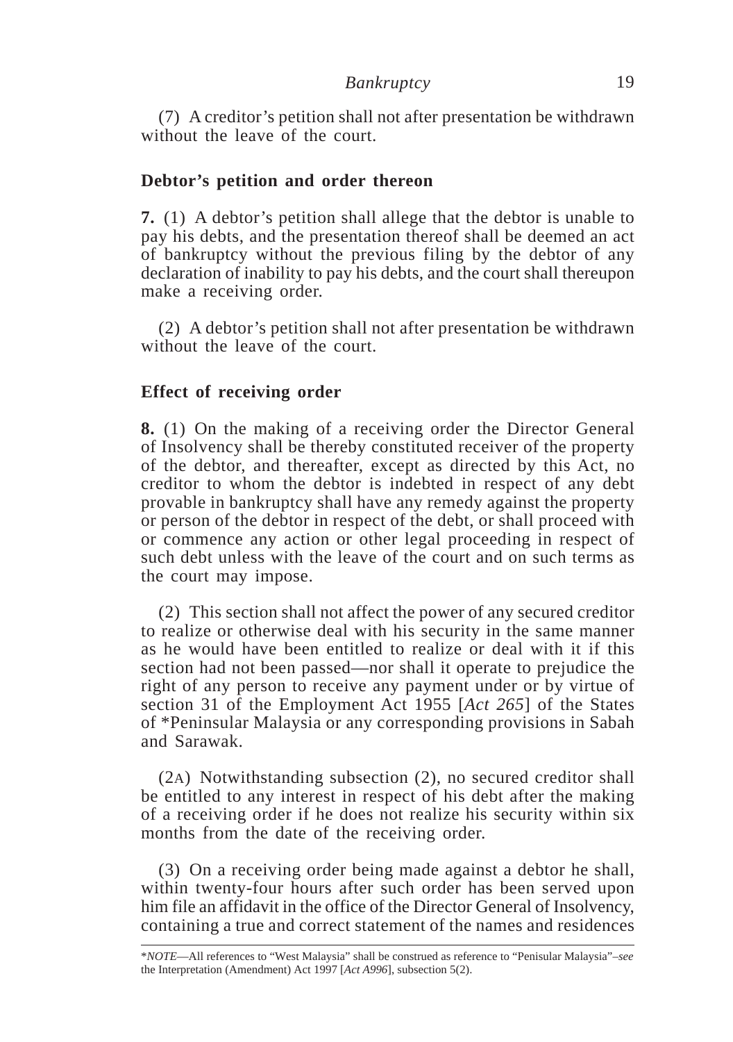(7) A creditor's petition shall not after presentation be withdrawn without the leave of the court.

**Debtor's petition and order thereon**

**7.** (1) A debtor's petition shall allege that the debtor is unable to pay his debts, and the presentation thereof shall be deemed an act of bankruptcy without the previous filing by the debtor of any declaration of inability to pay his debts, and the court shall thereupon make a receiving order.

(2) A debtor's petition shall not after presentation be withdrawn without the leave of the court.

**Effect of receiving order**

**8.** (1) On the making of a receiving order the Director General of Insolvency shall be thereby constituted receiver of the property of the debtor, and thereafter, except as directed by this Act, no creditor to whom the debtor is indebted in respect of any debt provable in bankruptcy shall have any remedy against the property or person of the debtor in respect of the debt, or shall proceed with or commence any action or other legal proceeding in respect of such debt unless with the leave of the court and on such terms as the court may impose.

(2) This section shall not affect the power of any secured creditor to realize or otherwise deal with his security in the same manner as he would have been entitled to realize or deal with it if this section had not been passed—nor shall it operate to prejudice the right of any person to receive any payment under or by virtue of section 31 of the Employment Act 1955 [*Act 265*] of the States of *Peninsular Malaysia or any corresponding provisions in Sabah and Sarawak.

(2A) Notwithstanding subsection (2), no secured creditor shall be entitled to any interest in respect of his debt after the making of a receiving order if he does not realize his security within six months from the date of the receiving order.

(3) On a receiving order being made against a debtor he shall, within twenty-four hours after such order has been served upon him file an affidavit in the office of the Director General of Insolvency, containing a true and correct statement of the names and residences

---

**NOTE*—All references to "West Malaysia" shall be construed as reference to "Penisular Malaysia"–*see* the Interpretation (Amendment) Act 1997 [*Act A996*], subsection 5(2).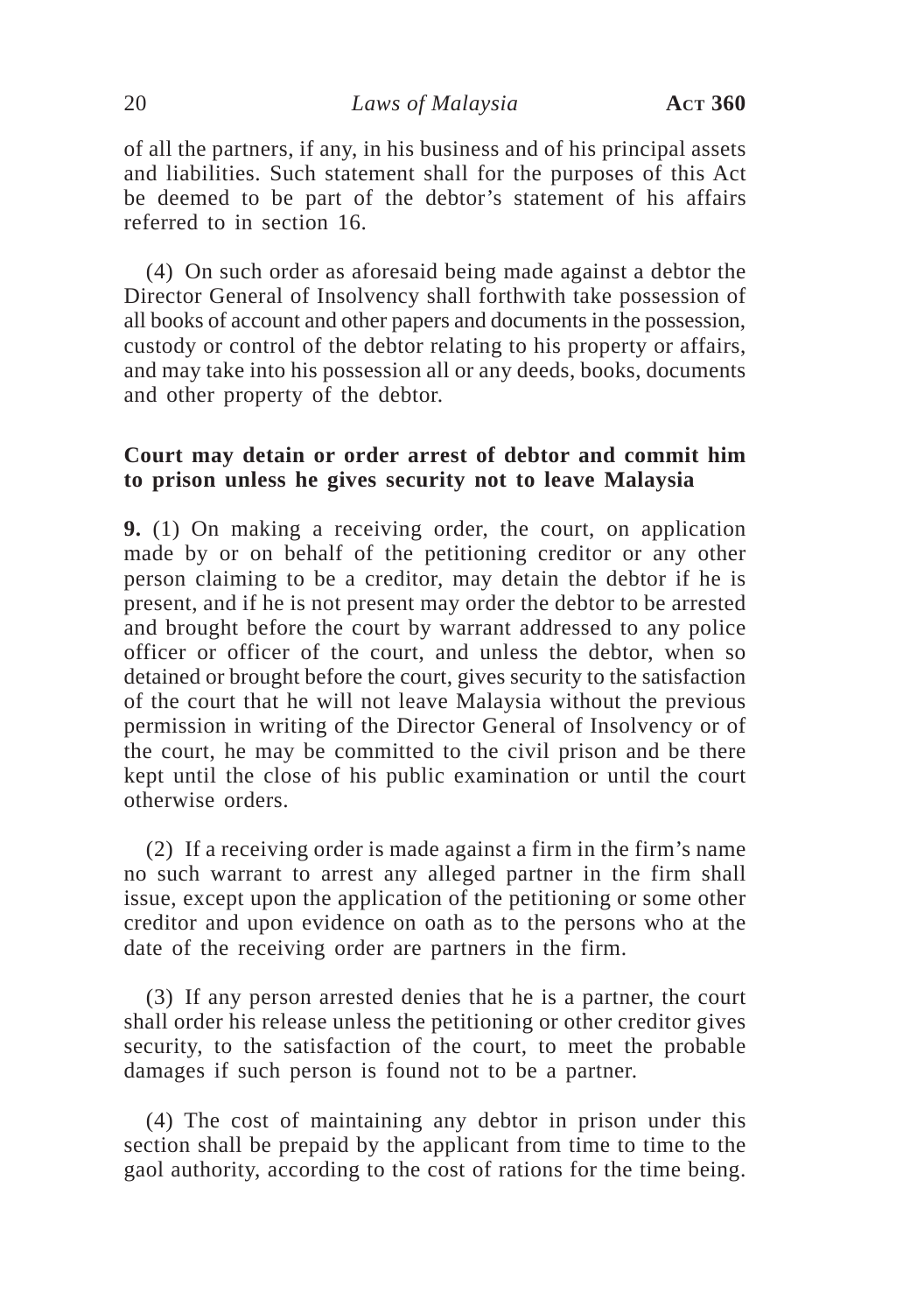of all the partners, if any, in his business and of his principal assets and liabilities. Such statement shall for the purposes of this Act be deemed to be part of the debtor's statement of his affairs referred to in section 16.

(4) On such order as aforesaid being made against a debtor the Director General of Insolvency shall forthwith take possession of all books of account and other papers and documents in the possession, custody or control of the debtor relating to his property or affairs, and may take into his possession all or any deeds, books, documents and other property of the debtor.

**Court may detain or order arrest of debtor and commit him to prison unless he gives security not to leave Malaysia**

**9.** (1) On making a receiving order, the court, on application made by or on behalf of the petitioning creditor or any other person claiming to be a creditor, may detain the debtor if he is present, and if he is not present may order the debtor to be arrested and brought before the court by warrant addressed to any police officer or officer of the court, and unless the debtor, when so detained or brought before the court, gives security to the satisfaction of the court that he will not leave Malaysia without the previous permission in writing of the Director General of Insolvency or of the court, he may be committed to the civil prison and be there kept until the close of his public examination or until the court otherwise orders.

(2) If a receiving order is made against a firm in the firm's name no such warrant to arrest any alleged partner in the firm shall issue, except upon the application of the petitioning or some other creditor and upon evidence on oath as to the persons who at the date of the receiving order are partners in the firm.

(3) If any person arrested denies that he is a partner, the court shall order his release unless the petitioning or other creditor gives security, to the satisfaction of the court, to meet the probable damages if such person is found not to be a partner.

(4) The cost of maintaining any debtor in prison under this section shall be prepaid by the applicant from time to time to the gaol authority, according to the cost of rations for the time being.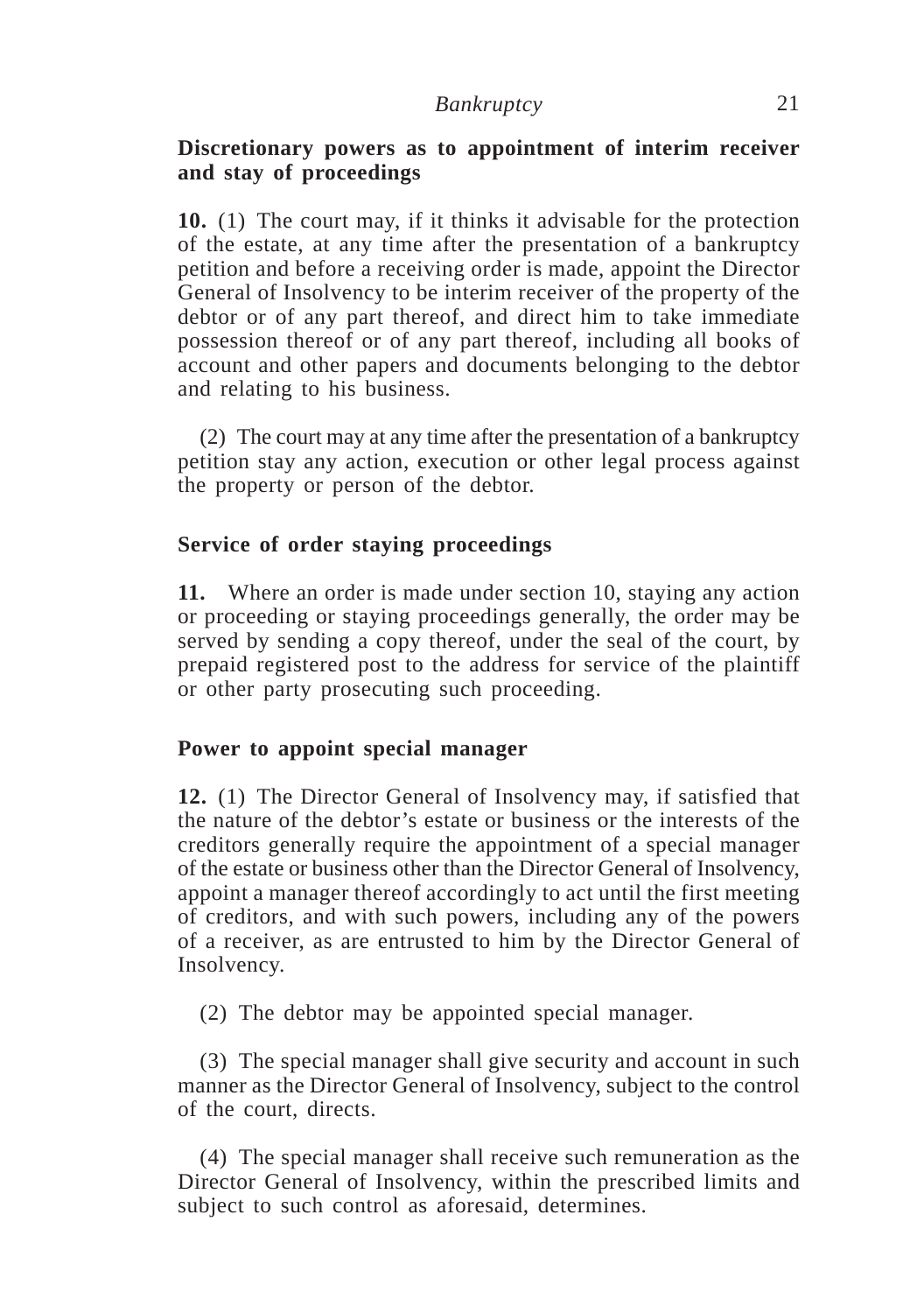**Discretionary powers as to appointment of interim receiver and stay of proceedings**

**10.** (1) The court may, if it thinks it advisable for the protection of the estate, at any time after the presentation of a bankruptcy petition and before a receiving order is made, appoint the Director General of Insolvency to be interim receiver of the property of the debtor or of any part thereof, and direct him to take immediate possession thereof or of any part thereof, including all books of account and other papers and documents belonging to the debtor and relating to his business.

(2) The court may at any time after the presentation of a bankruptcy petition stay any action, execution or other legal process against the property or person of the debtor.

**Service of order staying proceedings**

**11.** Where an order is made under section 10, staying any action or proceeding or staying proceedings generally, the order may be served by sending a copy thereof, under the seal of the court, by prepaid registered post to the address for service of the plaintiff or other party prosecuting such proceeding.

**Power to appoint special manager**

**12.** (1) The Director General of Insolvency may, if satisfied that the nature of the debtor's estate or business or the interests of the creditors generally require the appointment of a special manager of the estate or business other than the Director General of Insolvency, appoint a manager thereof accordingly to act until the first meeting of creditors, and with such powers, including any of the powers of a receiver, as are entrusted to him by the Director General of Insolvency.

(2) The debtor may be appointed special manager.

(3) The special manager shall give security and account in such manner as the Director General of Insolvency, subject to the control of the court, directs.

(4) The special manager shall receive such remuneration as the Director General of Insolvency, within the prescribed limits and subject to such control as aforesaid, determines.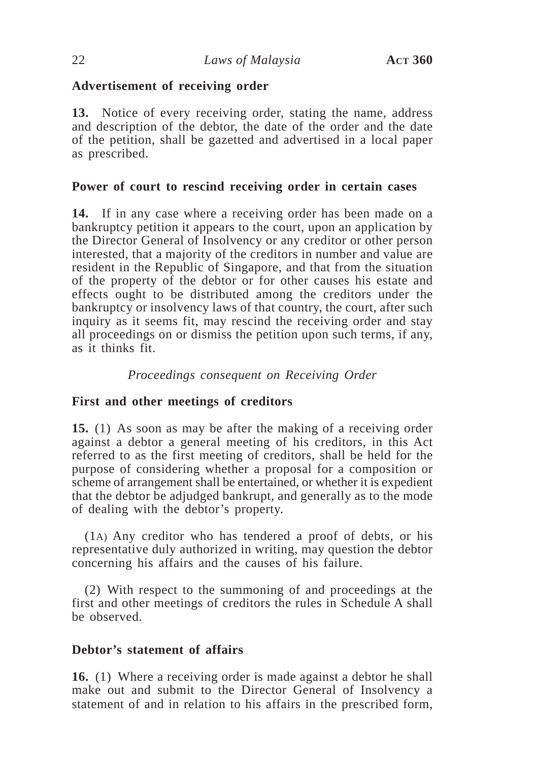**Advertisement of receiving order**

**13.** Notice of every receiving order, stating the name, address and description of the debtor, the date of the order and the date of the petition, shall be gazetted and advertised in a local paper as prescribed.

**Power of court to rescind receiving order in certain cases**

**14.** If in any case where a receiving order has been made on a bankruptcy petition it appears to the court, upon an application by the Director General of Insolvency or any creditor or other person interested, that a majority of the creditors in number and value are resident in the Republic of Singapore, and that from the situation of the property of the debtor or for other causes his estate and effects ought to be distributed among the creditors under the bankruptcy or insolvency laws of that country, the court, after such inquiry as it seems fit, may rescind the receiving order and stay all proceedings on or dismiss the petition upon such terms, if any, as it thinks fit.

*Proceedings consequent on Receiving Order*

**First and other meetings of creditors**

**15.** (1) As soon as may be after the making of a receiving order against a debtor a general meeting of his creditors, in this Act referred to as the first meeting of creditors, shall be held for the purpose of considering whether a proposal for a composition or scheme of arrangement shall be entertained, or whether it is expedient that the debtor be adjudged bankrupt, and generally as to the mode of dealing with the debtor's property.

(1A) Any creditor who has tendered a proof of debts, or his representative duly authorized in writing, may question the debtor concerning his affairs and the causes of his failure.

(2) With respect to the summoning of and proceedings at the first and other meetings of creditors the rules in Schedule A shall be observed.

**Debtor's statement of affairs**

**16.** (1) Where a receiving order is made against a debtor he shall make out and submit to the Director General of Insolvency a statement of and in relation to his affairs in the prescribed form,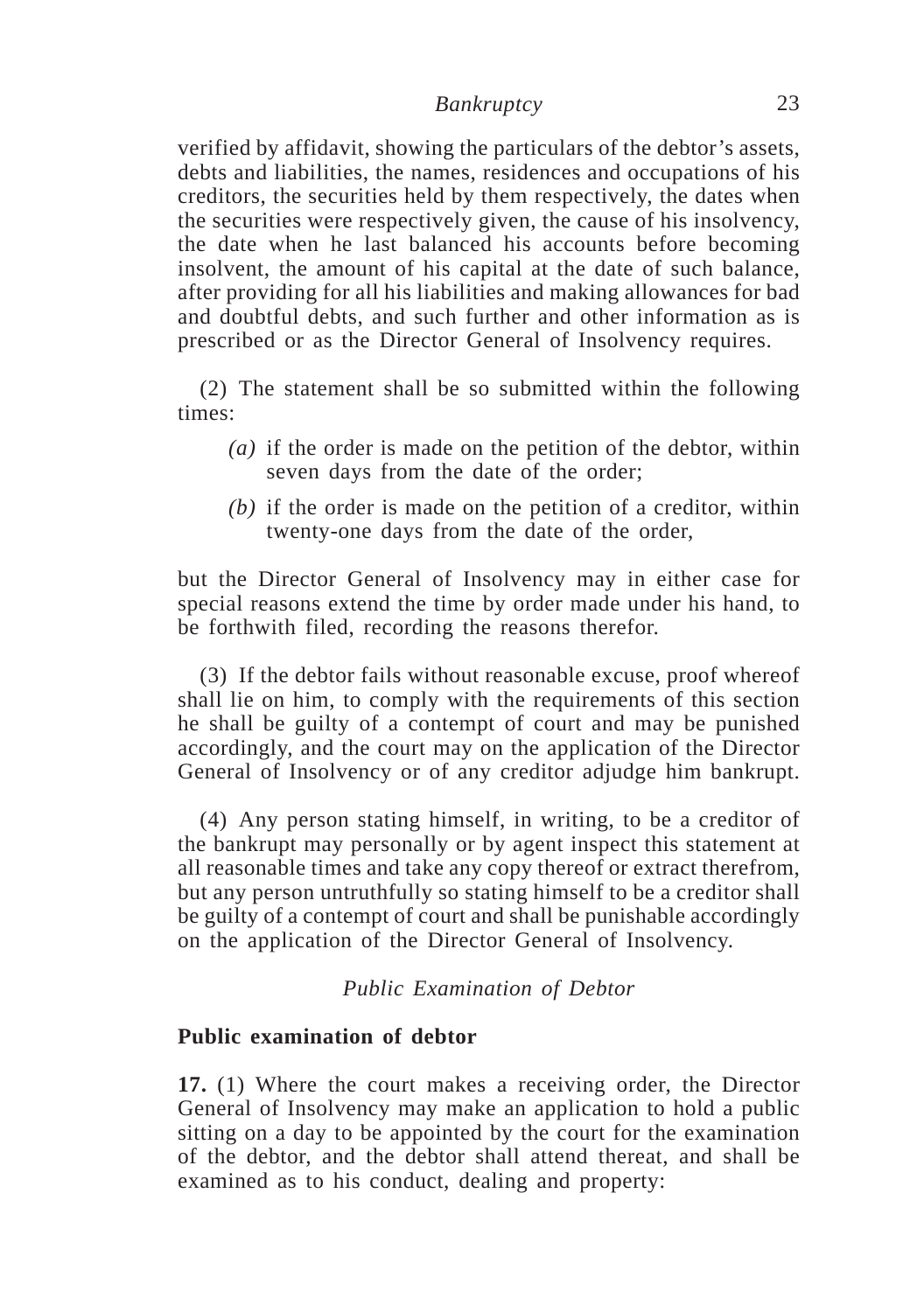verified by affidavit, showing the particulars of the debtor's assets, debts and liabilities, the names, residences and occupations of his creditors, the securities held by them respectively, the dates when the securities were respectively given, the cause of his insolvency, the date when he last balanced his accounts before becoming insolvent, the amount of his capital at the date of such balance, after providing for all his liabilities and making allowances for bad and doubtful debts, and such further and other information as is prescribed or as the Director General of Insolvency requires.

(2) The statement shall be so submitted within the following times:

*(a)* if the order is made on the petition of the debtor, within seven days from the date of the order;

*(b)* if the order is made on the petition of a creditor, within twenty-one days from the date of the order,

but the Director General of Insolvency may in either case for special reasons extend the time by order made under his hand, to be forthwith filed, recording the reasons therefor.

(3) If the debtor fails without reasonable excuse, proof whereof shall lie on him, to comply with the requirements of this section he shall be guilty of a contempt of court and may be punished accordingly, and the court may on the application of the Director General of Insolvency or of any creditor adjudge him bankrupt.

(4) Any person stating himself, in writing, to be a creditor of the bankrupt may personally or by agent inspect this statement at all reasonable times and take any copy thereof or extract therefrom, but any person untruthfully so stating himself to be a creditor shall be guilty of a contempt of court and shall be punishable accordingly on the application of the Director General of Insolvency.

*Public Examination of Debtor*

**Public examination of debtor**

**17.** (1) Where the court makes a receiving order, the Director General of Insolvency may make an application to hold a public sitting on a day to be appointed by the court for the examination of the debtor, and the debtor shall attend thereat, and shall be examined as to his conduct, dealing and property: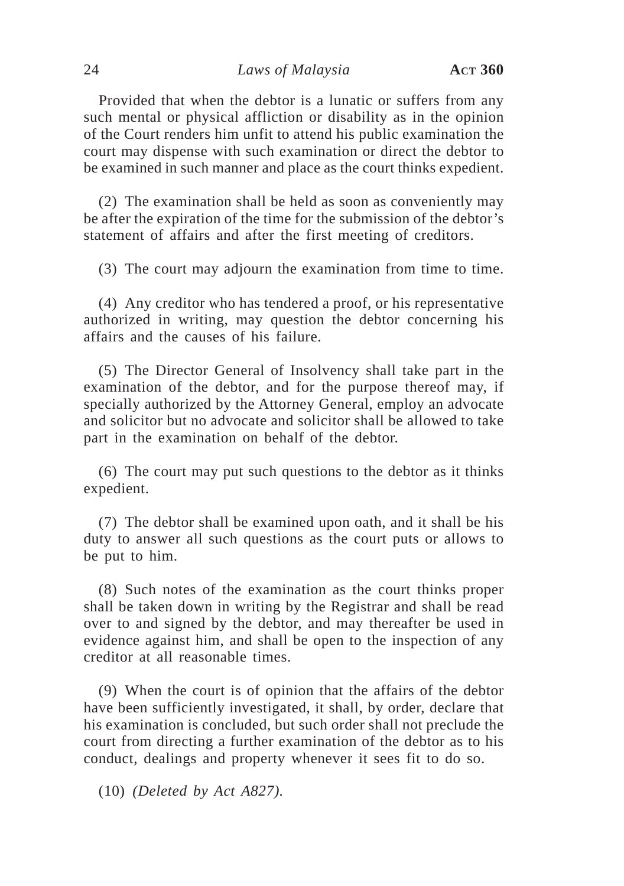Provided that when the debtor is a lunatic or suffers from any such mental or physical affliction or disability as in the opinion of the Court renders him unfit to attend his public examination the court may dispense with such examination or direct the debtor to be examined in such manner and place as the court thinks expedient.

(2) The examination shall be held as soon as conveniently may be after the expiration of the time for the submission of the debtor's statement of affairs and after the first meeting of creditors.

(3) The court may adjourn the examination from time to time.

(4) Any creditor who has tendered a proof, or his representative authorized in writing, may question the debtor concerning his affairs and the causes of his failure.

(5) The Director General of Insolvency shall take part in the examination of the debtor, and for the purpose thereof may, if specially authorized by the Attorney General, employ an advocate and solicitor but no advocate and solicitor shall be allowed to take part in the examination on behalf of the debtor.

(6) The court may put such questions to the debtor as it thinks expedient.

(7) The debtor shall be examined upon oath, and it shall be his duty to answer all such questions as the court puts or allows to be put to him.

(8) Such notes of the examination as the court thinks proper shall be taken down in writing by the Registrar and shall be read over to and signed by the debtor, and may thereafter be used in evidence against him, and shall be open to the inspection of any creditor at all reasonable times.

(9) When the court is of opinion that the affairs of the debtor have been sufficiently investigated, it shall, by order, declare that his examination is concluded, but such order shall not preclude the court from directing a further examination of the debtor as to his conduct, dealings and property whenever it sees fit to do so.

(10) *(Deleted by Act A827).*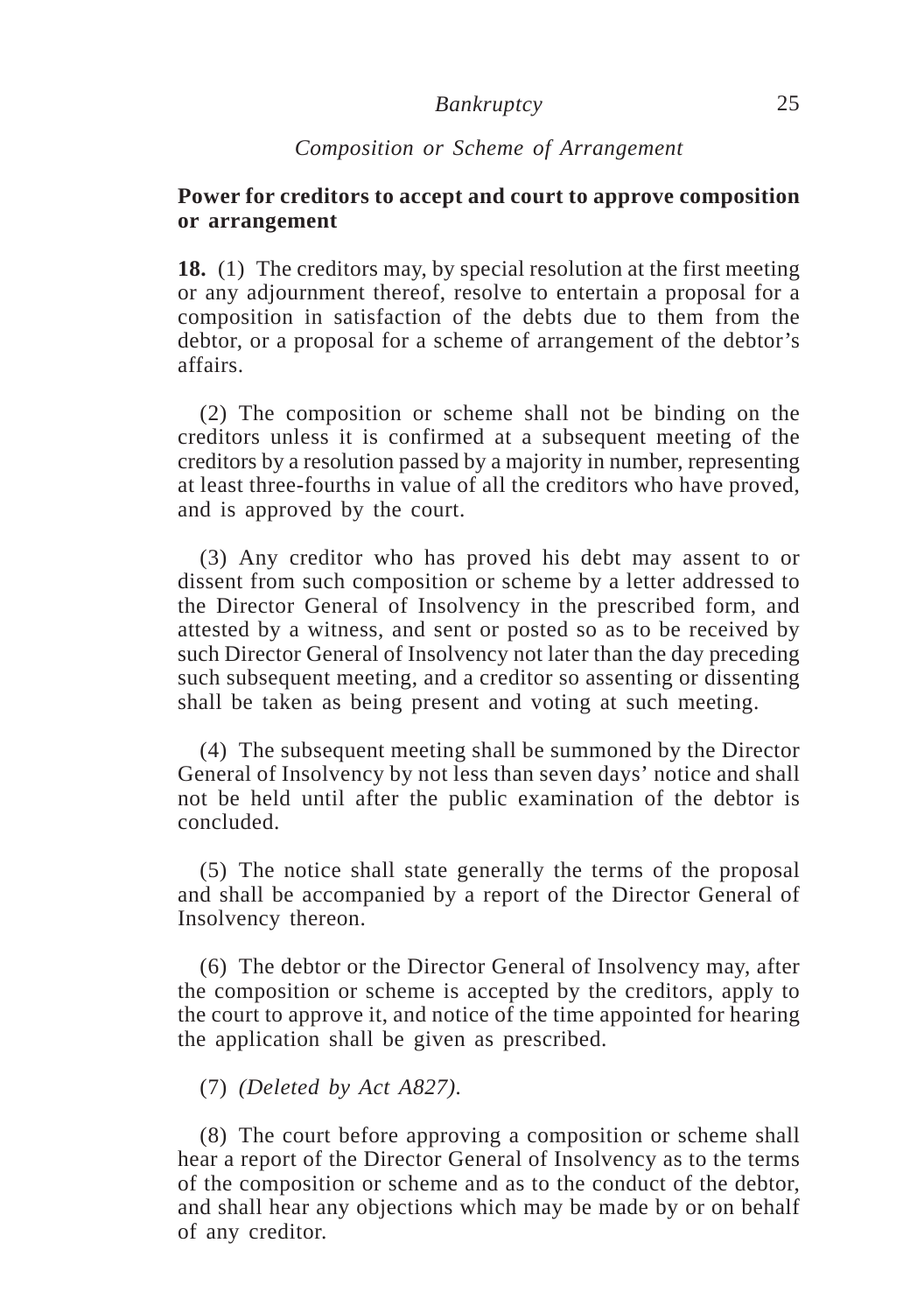*Composition or Scheme of Arrangement*

**Power for creditors to accept and court to approve composition or arrangement**

**18.** (1) The creditors may, by special resolution at the first meeting or any adjournment thereof, resolve to entertain a proposal for a composition in satisfaction of the debts due to them from the debtor, or a proposal for a scheme of arrangement of the debtor's affairs.

(2) The composition or scheme shall not be binding on the creditors unless it is confirmed at a subsequent meeting of the creditors by a resolution passed by a majority in number, representing at least three-fourths in value of all the creditors who have proved, and is approved by the court.

(3) Any creditor who has proved his debt may assent to or dissent from such composition or scheme by a letter addressed to the Director General of Insolvency in the prescribed form, and attested by a witness, and sent or posted so as to be received by such Director General of Insolvency not later than the day preceding such subsequent meeting, and a creditor so assenting or dissenting shall be taken as being present and voting at such meeting.

(4) The subsequent meeting shall be summoned by the Director General of Insolvency by not less than seven days' notice and shall not be held until after the public examination of the debtor is concluded.

(5) The notice shall state generally the terms of the proposal and shall be accompanied by a report of the Director General of Insolvency thereon.

(6) The debtor or the Director General of Insolvency may, after the composition or scheme is accepted by the creditors, apply to the court to approve it, and notice of the time appointed for hearing the application shall be given as prescribed.

(7) *(Deleted by Act A827).*

(8) The court before approving a composition or scheme shall hear a report of the Director General of Insolvency as to the terms of the composition or scheme and as to the conduct of the debtor, and shall hear any objections which may be made by or on behalf of any creditor.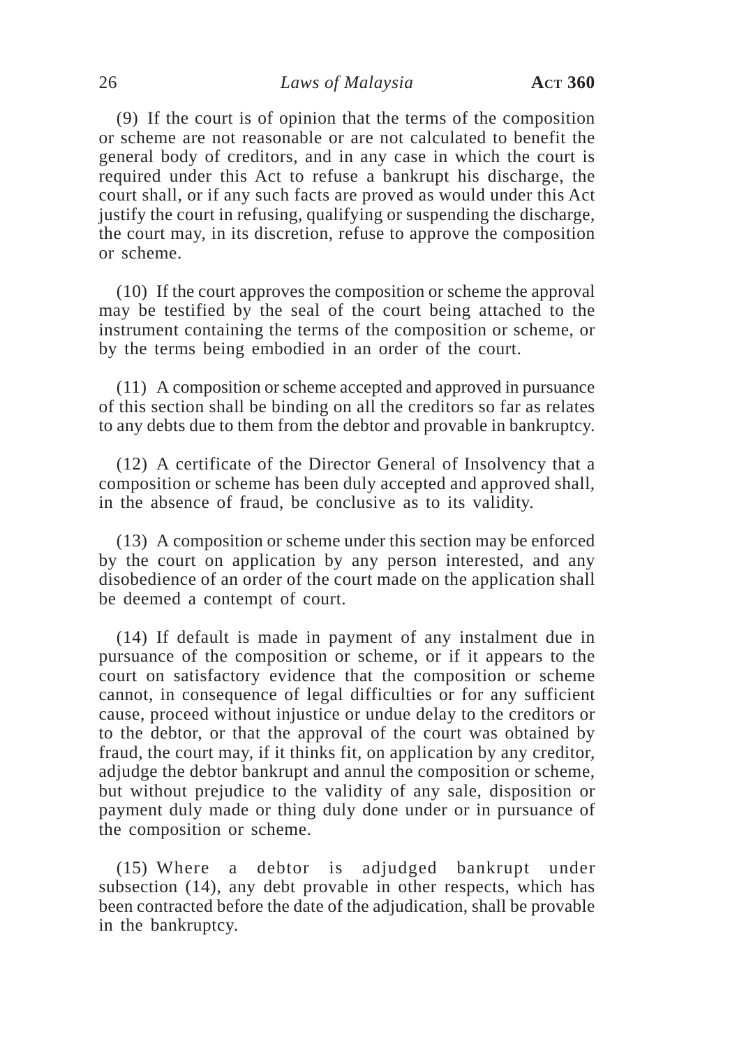(9) If the court is of opinion that the terms of the composition or scheme are not reasonable or are not calculated to benefit the general body of creditors, and in any case in which the court is required under this Act to refuse a bankrupt his discharge, the court shall, or if any such facts are proved as would under this Act justify the court in refusing, qualifying or suspending the discharge, the court may, in its discretion, refuse to approve the composition or scheme.

(10) If the court approves the composition or scheme the approval may be testified by the seal of the court being attached to the instrument containing the terms of the composition or scheme, or by the terms being embodied in an order of the court.

(11) A composition or scheme accepted and approved in pursuance of this section shall be binding on all the creditors so far as relates to any debts due to them from the debtor and provable in bankruptcy.

(12) A certificate of the Director General of Insolvency that a composition or scheme has been duly accepted and approved shall, in the absence of fraud, be conclusive as to its validity.

(13) A composition or scheme under this section may be enforced by the court on application by any person interested, and any disobedience of an order of the court made on the application shall be deemed a contempt of court.

(14) If default is made in payment of any instalment due in pursuance of the composition or scheme, or if it appears to the court on satisfactory evidence that the composition or scheme cannot, in consequence of legal difficulties or for any sufficient cause, proceed without injustice or undue delay to the creditors or to the debtor, or that the approval of the court was obtained by fraud, the court may, if it thinks fit, on application by any creditor, adjudge the debtor bankrupt and annul the composition or scheme, but without prejudice to the validity of any sale, disposition or payment duly made or thing duly done under or in pursuance of the composition or scheme.

(15) Where a debtor is adjudged bankrupt under subsection (14), any debt provable in other respects, which has been contracted before the date of the adjudication, shall be provable in the bankruptcy.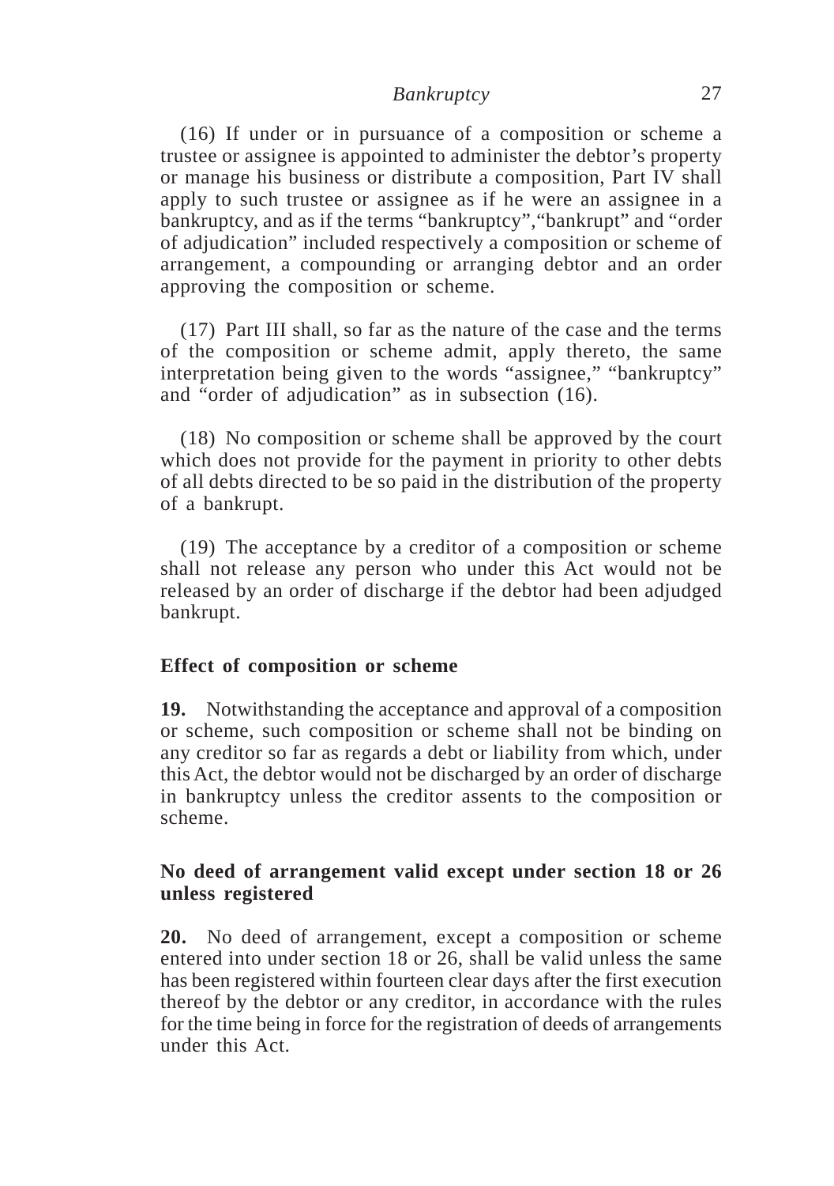(16) If under or in pursuance of a composition or scheme a trustee or assignee is appointed to administer the debtor's property or manage his business or distribute a composition, Part IV shall apply to such trustee or assignee as if he were an assignee in a bankruptcy, and as if the terms "bankruptcy","bankrupt" and "order of adjudication" included respectively a composition or scheme of arrangement, a compounding or arranging debtor and an order approving the composition or scheme.

(17) Part III shall, so far as the nature of the case and the terms of the composition or scheme admit, apply thereto, the same interpretation being given to the words "assignee," "bankruptcy" and "order of adjudication" as in subsection (16).

(18) No composition or scheme shall be approved by the court which does not provide for the payment in priority to other debts of all debts directed to be so paid in the distribution of the property of a bankrupt.

(19) The acceptance by a creditor of a composition or scheme shall not release any person who under this Act would not be released by an order of discharge if the debtor had been adjudged bankrupt.

**Effect of composition or scheme**

**19.** Notwithstanding the acceptance and approval of a composition or scheme, such composition or scheme shall not be binding on any creditor so far as regards a debt or liability from which, under this Act, the debtor would not be discharged by an order of discharge in bankruptcy unless the creditor assents to the composition or scheme.

**No deed of arrangement valid except under section 18 or 26 unless registered**

**20.** No deed of arrangement, except a composition or scheme entered into under section 18 or 26, shall be valid unless the same has been registered within fourteen clear days after the first execution thereof by the debtor or any creditor, in accordance with the rules for the time being in force for the registration of deeds of arrangements under this Act.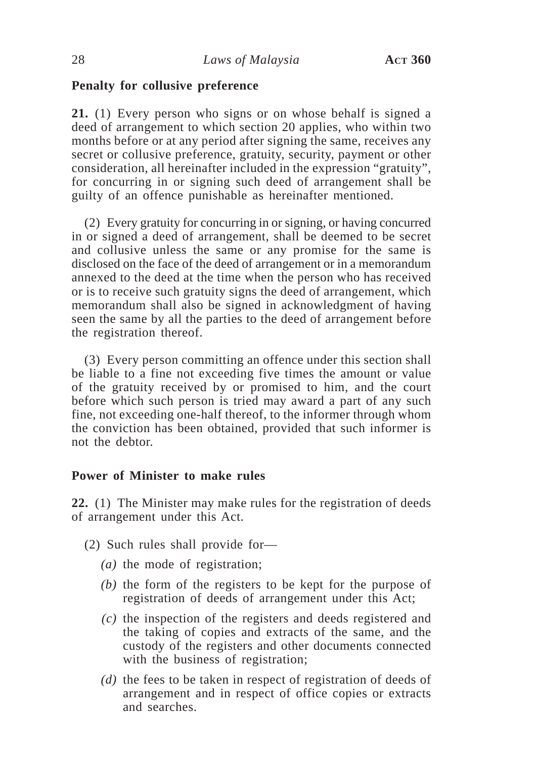### Penalty for collusive preference

**21.** (1) Every person who signs or on whose behalf is signed a deed of arrangement to which section 20 applies, who within two months before or at any period after signing the same, receives any secret or collusive preference, gratuity, security, payment or other consideration, all hereinafter included in the expression "gratuity", for concurring in or signing such deed of arrangement shall be guilty of an offence punishable as hereinafter mentioned.

(2) Every gratuity for concurring in or signing, or having concurred in or signed a deed of arrangement, shall be deemed to be secret and collusive unless the same or any promise for the same is disclosed on the face of the deed of arrangement or in a memorandum annexed to the deed at the time when the person who has received or is to receive such gratuity signs the deed of arrangement, which memorandum shall also be signed in acknowledgment of having seen the same by all the parties to the deed of arrangement before the registration thereof.

(3) Every person committing an offence under this section shall be liable to a fine not exceeding five times the amount or value of the gratuity received by or promised to him, and the court before which such person is tried may award a part of any such fine, not exceeding one-half thereof, to the informer through whom the conviction has been obtained, provided that such informer is not the debtor.

### Power of Minister to make rules

**22.** (1) The Minister may make rules for the registration of deeds of arrangement under this Act.

(2) Such rules shall provide for—

*(a)* the mode of registration;

*(b)* the form of the registers to be kept for the purpose of registration of deeds of arrangement under this Act;

*(c)* the inspection of the registers and deeds registered and the taking of copies and extracts of the same, and the custody of the registers and other documents connected with the business of registration;

*(d)* the fees to be taken in respect of registration of deeds of arrangement and in respect of office copies or extracts and searches.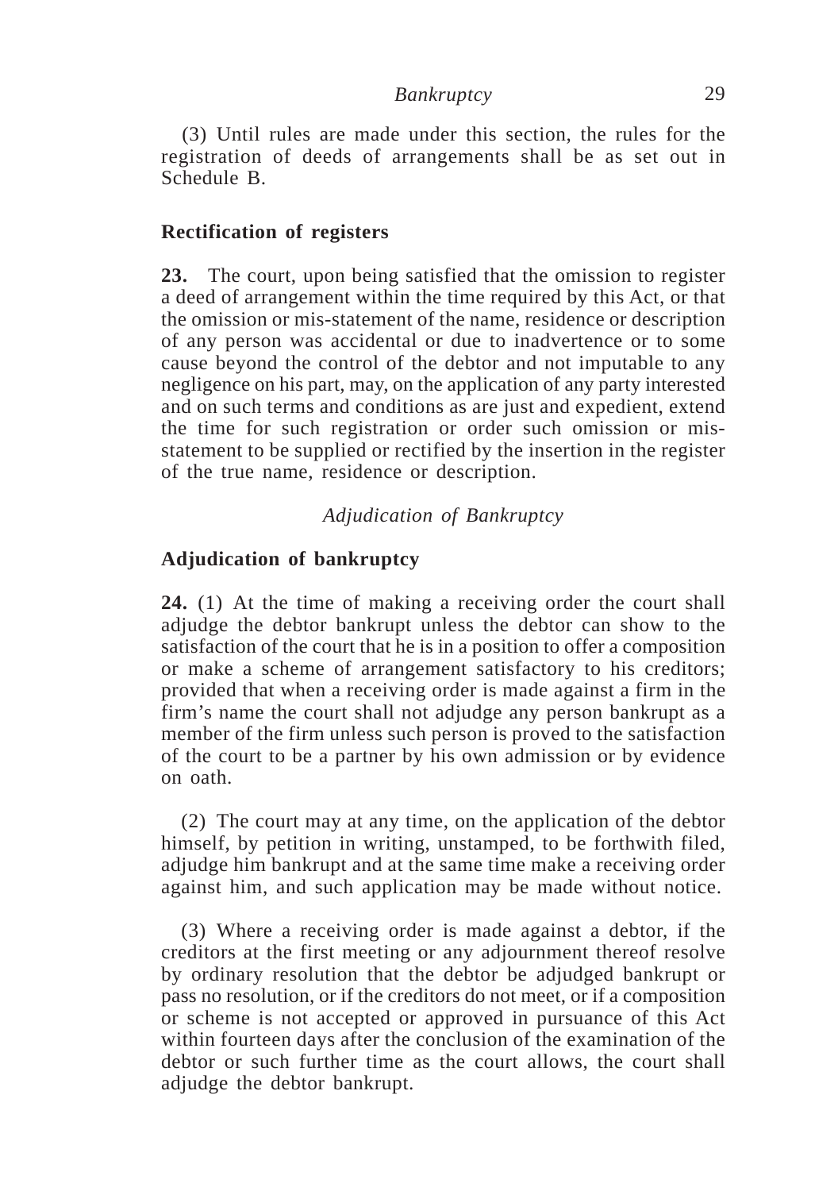(3) Until rules are made under this section, the rules for the registration of deeds of arrangements shall be as set out in Schedule B.

**Rectification of registers**

**23.** The court, upon being satisfied that the omission to register a deed of arrangement within the time required by this Act, or that the omission or mis-statement of the name, residence or description of any person was accidental or due to inadvertence or to some cause beyond the control of the debtor and not imputable to any negligence on his part, may, on the application of any party interested and on such terms and conditions as are just and expedient, extend the time for such registration or order such omission or mis-statement to be supplied or rectified by the insertion in the register of the true name, residence or description.

*Adjudication of Bankruptcy*

**Adjudication of bankruptcy**

**24.** (1) At the time of making a receiving order the court shall adjudge the debtor bankrupt unless the debtor can show to the satisfaction of the court that he is in a position to offer a composition or make a scheme of arrangement satisfactory to his creditors; provided that when a receiving order is made against a firm in the firm's name the court shall not adjudge any person bankrupt as a member of the firm unless such person is proved to the satisfaction of the court to be a partner by his own admission or by evidence on oath.

(2) The court may at any time, on the application of the debtor himself, by petition in writing, unstamped, to be forthwith filed, adjudge him bankrupt and at the same time make a receiving order against him, and such application may be made without notice.

(3) Where a receiving order is made against a debtor, if the creditors at the first meeting or any adjournment thereof resolve by ordinary resolution that the debtor be adjudged bankrupt or pass no resolution, or if the creditors do not meet, or if a composition or scheme is not accepted or approved in pursuance of this Act within fourteen days after the conclusion of the examination of the debtor or such further time as the court allows, the court shall adjudge the debtor bankrupt.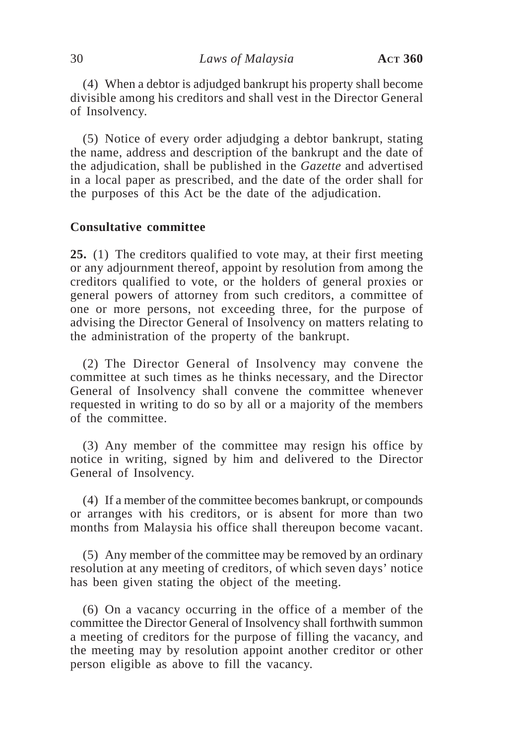(4) When a debtor is adjudged bankrupt his property shall become divisible among his creditors and shall vest in the Director General of Insolvency.

(5) Notice of every order adjudging a debtor bankrupt, stating the name, address and description of the bankrupt and the date of the adjudication, shall be published in the *Gazette* and advertised in a local paper as prescribed, and the date of the order shall for the purposes of this Act be the date of the adjudication.

**Consultative committee**

**25.** (1) The creditors qualified to vote may, at their first meeting or any adjournment thereof, appoint by resolution from among the creditors qualified to vote, or the holders of general proxies or general powers of attorney from such creditors, a committee of one or more persons, not exceeding three, for the purpose of advising the Director General of Insolvency on matters relating to the administration of the property of the bankrupt.

(2) The Director General of Insolvency may convene the committee at such times as he thinks necessary, and the Director General of Insolvency shall convene the committee whenever requested in writing to do so by all or a majority of the members of the committee.

(3) Any member of the committee may resign his office by notice in writing, signed by him and delivered to the Director General of Insolvency.

(4) If a member of the committee becomes bankrupt, or compounds or arranges with his creditors, or is absent for more than two months from Malaysia his office shall thereupon become vacant.

(5) Any member of the committee may be removed by an ordinary resolution at any meeting of creditors, of which seven days' notice has been given stating the object of the meeting.

(6) On a vacancy occurring in the office of a member of the committee the Director General of Insolvency shall forthwith summon a meeting of creditors for the purpose of filling the vacancy, and the meeting may by resolution appoint another creditor or other person eligible as above to fill the vacancy.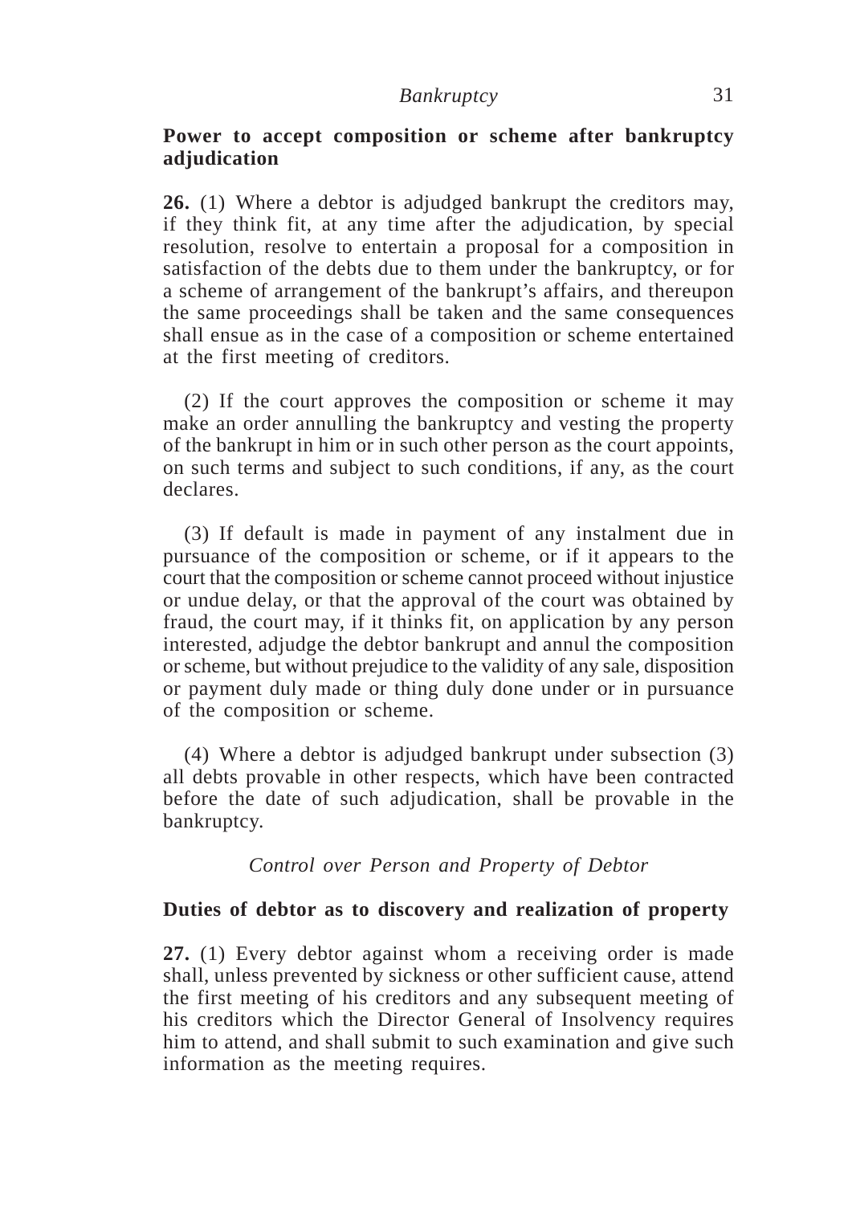**Power to accept composition or scheme after bankruptcy adjudication**

**26.** (1) Where a debtor is adjudged bankrupt the creditors may, if they think fit, at any time after the adjudication, by special resolution, resolve to entertain a proposal for a composition in satisfaction of the debts due to them under the bankruptcy, or for a scheme of arrangement of the bankrupt's affairs, and thereupon the same proceedings shall be taken and the same consequences shall ensue as in the case of a composition or scheme entertained at the first meeting of creditors.

(2) If the court approves the composition or scheme it may make an order annulling the bankruptcy and vesting the property of the bankrupt in him or in such other person as the court appoints, on such terms and subject to such conditions, if any, as the court declares.

(3) If default is made in payment of any instalment due in pursuance of the composition or scheme, or if it appears to the court that the composition or scheme cannot proceed without injustice or undue delay, or that the approval of the court was obtained by fraud, the court may, if it thinks fit, on application by any person interested, adjudge the debtor bankrupt and annul the composition or scheme, but without prejudice to the validity of any sale, disposition or payment duly made or thing duly done under or in pursuance of the composition or scheme.

(4) Where a debtor is adjudged bankrupt under subsection (3) all debts provable in other respects, which have been contracted before the date of such adjudication, shall be provable in the bankruptcy.

*Control over Person and Property of Debtor*

**Duties of debtor as to discovery and realization of property**

**27.** (1) Every debtor against whom a receiving order is made shall, unless prevented by sickness or other sufficient cause, attend the first meeting of his creditors and any subsequent meeting of his creditors which the Director General of Insolvency requires him to attend, and shall submit to such examination and give such information as the meeting requires.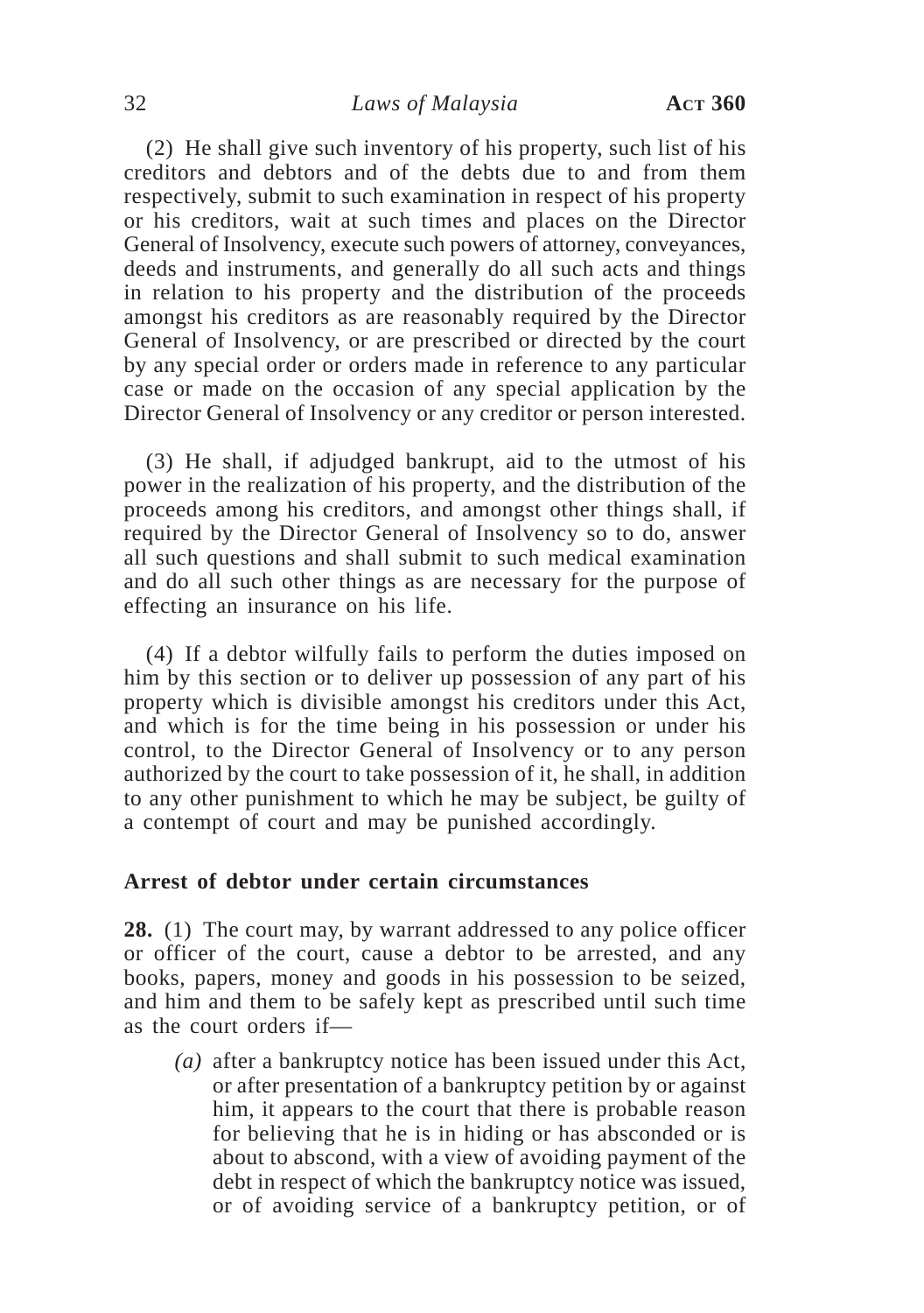(2) He shall give such inventory of his property, such list of his creditors and debtors and of the debts due to and from them respectively, submit to such examination in respect of his property or his creditors, wait at such times and places on the Director General of Insolvency, execute such powers of attorney, conveyances, deeds and instruments, and generally do all such acts and things in relation to his property and the distribution of the proceeds amongst his creditors as are reasonably required by the Director General of Insolvency, or are prescribed or directed by the court by any special order or orders made in reference to any particular case or made on the occasion of any special application by the Director General of Insolvency or any creditor or person interested.

(3) He shall, if adjudged bankrupt, aid to the utmost of his power in the realization of his property, and the distribution of the proceeds among his creditors, and amongst other things shall, if required by the Director General of Insolvency so to do, answer all such questions and shall submit to such medical examination and do all such other things as are necessary for the purpose of effecting an insurance on his life.

(4) If a debtor wilfully fails to perform the duties imposed on him by this section or to deliver up possession of any part of his property which is divisible amongst his creditors under this Act, and which is for the time being in his possession or under his control, to the Director General of Insolvency or to any person authorized by the court to take possession of it, he shall, in addition to any other punishment to which he may be subject, be guilty of a contempt of court and may be punished accordingly.

**Arrest of debtor under certain circumstances**

**28.** (1) The court may, by warrant addressed to any police officer or officer of the court, cause a debtor to be arrested, and any books, papers, money and goods in his possession to be seized, and him and them to be safely kept as prescribed until such time as the court orders if—

*(a)* after a bankruptcy notice has been issued under this Act, or after presentation of a bankruptcy petition by or against him, it appears to the court that there is probable reason for believing that he is in hiding or has absconded or is about to abscond, with a view of avoiding payment of the debt in respect of which the bankruptcy notice was issued, or of avoiding service of a bankruptcy petition, or of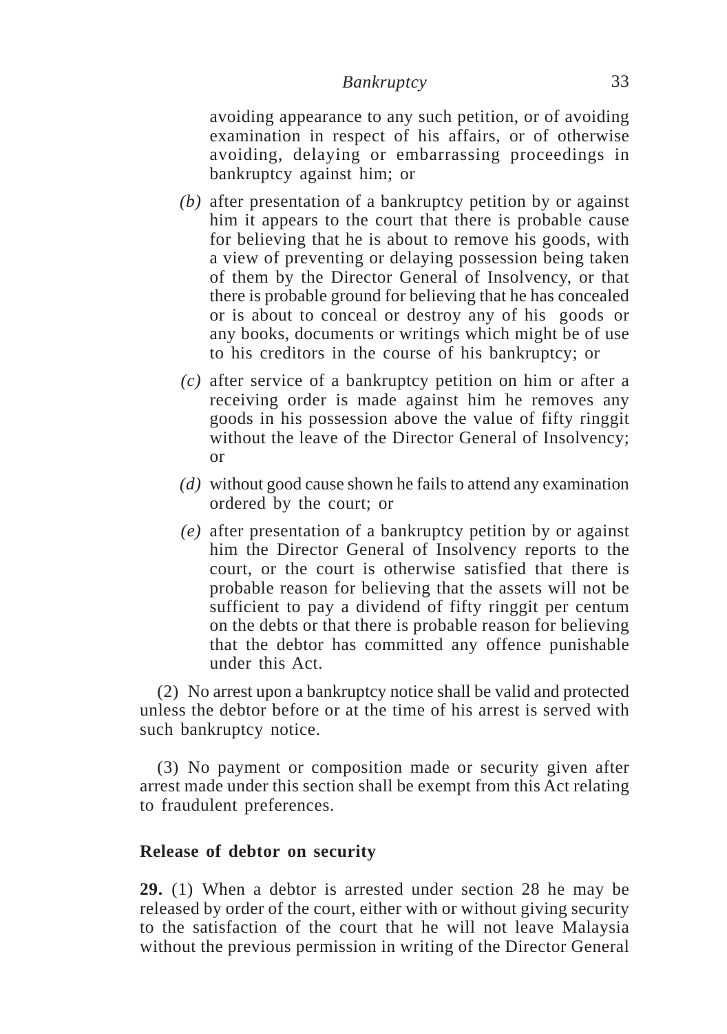avoiding appearance to any such petition, or of avoiding examination in respect of his affairs, or of otherwise avoiding, delaying or embarrassing proceedings in bankruptcy against him; or

*(b)* after presentation of a bankruptcy petition by or against him it appears to the court that there is probable cause for believing that he is about to remove his goods, with a view of preventing or delaying possession being taken of them by the Director General of Insolvency, or that there is probable ground for believing that he has concealed or is about to conceal or destroy any of his goods or any books, documents or writings which might be of use to his creditors in the course of his bankruptcy; or

*(c)* after service of a bankruptcy petition on him or after a receiving order is made against him he removes any goods in his possession above the value of fifty ringgit without the leave of the Director General of Insolvency; or

*(d)* without good cause shown he fails to attend any examination ordered by the court; or

*(e)* after presentation of a bankruptcy petition by or against him the Director General of Insolvency reports to the court, or the court is otherwise satisfied that there is probable reason for believing that the assets will not be sufficient to pay a dividend of fifty ringgit per centum on the debts or that there is probable reason for believing that the debtor has committed any offence punishable under this Act.

(2) No arrest upon a bankruptcy notice shall be valid and protected unless the debtor before or at the time of his arrest is served with such bankruptcy notice.

(3) No payment or composition made or security given after arrest made under this section shall be exempt from this Act relating to fraudulent preferences.

**Release of debtor on security**

**29.** (1) When a debtor is arrested under section 28 he may be released by order of the court, either with or without giving security to the satisfaction of the court that he will not leave Malaysia without the previous permission in writing of the Director General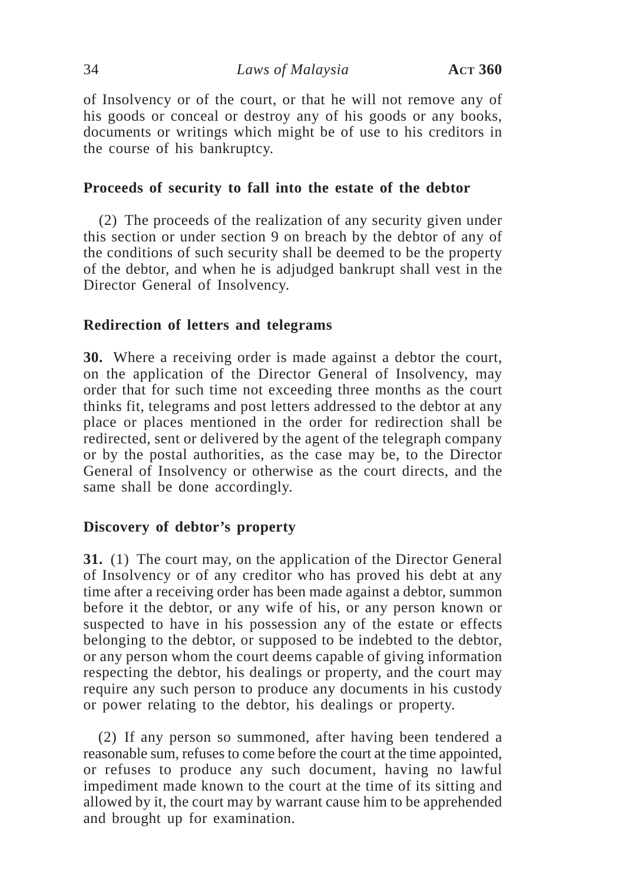of Insolvency or of the court, or that he will not remove any of his goods or conceal or destroy any of his goods or any books, documents or writings which might be of use to his creditors in the course of his bankruptcy.

**Proceeds of security to fall into the estate of the debtor**

(2) The proceeds of the realization of any security given under this section or under section 9 on breach by the debtor of any of the conditions of such security shall be deemed to be the property of the debtor, and when he is adjudged bankrupt shall vest in the Director General of Insolvency.

**Redirection of letters and telegrams**

**30.** Where a receiving order is made against a debtor the court, on the application of the Director General of Insolvency, may order that for such time not exceeding three months as the court thinks fit, telegrams and post letters addressed to the debtor at any place or places mentioned in the order for redirection shall be redirected, sent or delivered by the agent of the telegraph company or by the postal authorities, as the case may be, to the Director General of Insolvency or otherwise as the court directs, and the same shall be done accordingly.

**Discovery of debtor's property**

**31.** (1) The court may, on the application of the Director General of Insolvency or of any creditor who has proved his debt at any time after a receiving order has been made against a debtor, summon before it the debtor, or any wife of his, or any person known or suspected to have in his possession any of the estate or effects belonging to the debtor, or supposed to be indebted to the debtor, or any person whom the court deems capable of giving information respecting the debtor, his dealings or property, and the court may require any such person to produce any documents in his custody or power relating to the debtor, his dealings or property.

(2) If any person so summoned, after having been tendered a reasonable sum, refuses to come before the court at the time appointed, or refuses to produce any such document, having no lawful impediment made known to the court at the time of its sitting and allowed by it, the court may by warrant cause him to be apprehended and brought up for examination.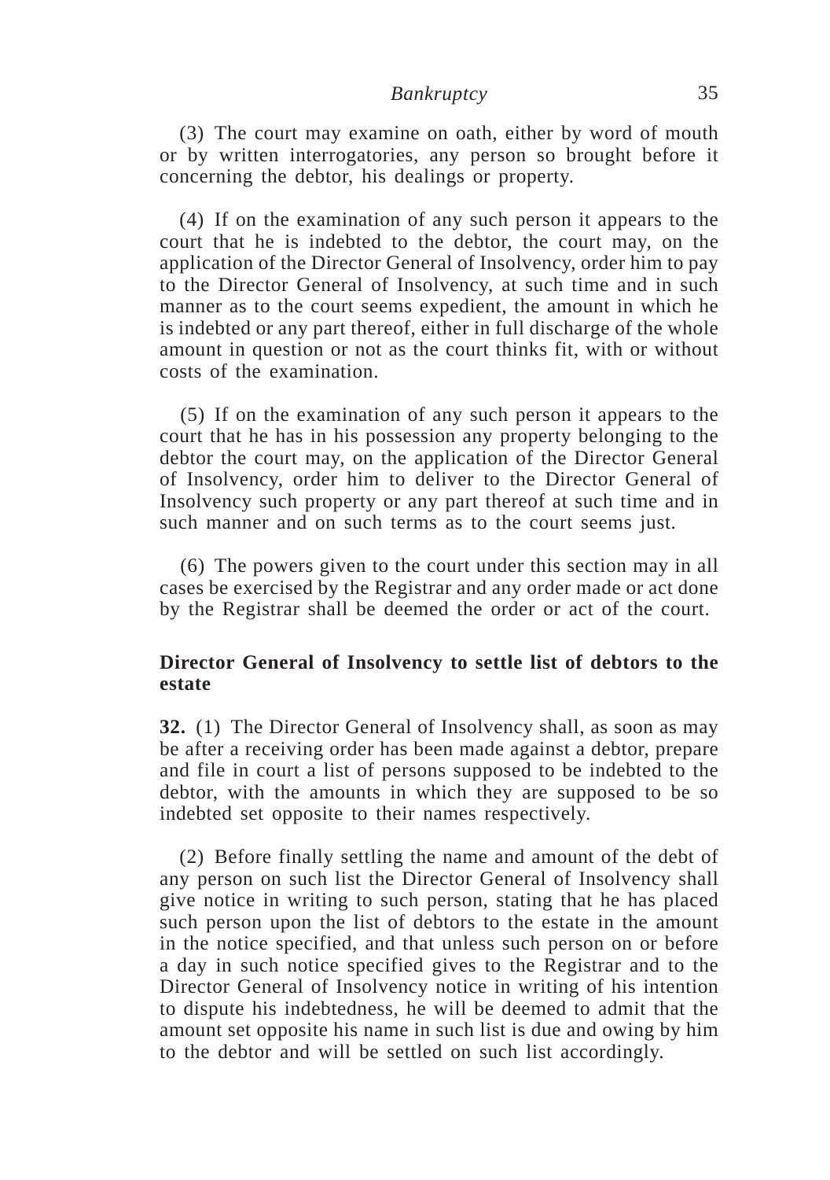(3) The court may examine on oath, either by word of mouth or by written interrogatories, any person so brought before it concerning the debtor, his dealings or property.

(4) If on the examination of any such person it appears to the court that he is indebted to the debtor, the court may, on the application of the Director General of Insolvency, order him to pay to the Director General of Insolvency, at such time and in such manner as to the court seems expedient, the amount in which he is indebted or any part thereof, either in full discharge of the whole amount in question or not as the court thinks fit, with or without costs of the examination.

(5) If on the examination of any such person it appears to the court that he has in his possession any property belonging to the debtor the court may, on the application of the Director General of Insolvency, order him to deliver to the Director General of Insolvency such property or any part thereof at such time and in such manner and on such terms as to the court seems just.

(6) The powers given to the court under this section may in all cases be exercised by the Registrar and any order made or act done by the Registrar shall be deemed the order or act of the court.

**Director General of Insolvency to settle list of debtors to the estate**

**32.** (1) The Director General of Insolvency shall, as soon as may be after a receiving order has been made against a debtor, prepare and file in court a list of persons supposed to be indebted to the debtor, with the amounts in which they are supposed to be so indebted set opposite to their names respectively.

(2) Before finally settling the name and amount of the debt of any person on such list the Director General of Insolvency shall give notice in writing to such person, stating that he has placed such person upon the list of debtors to the estate in the amount in the notice specified, and that unless such person on or before a day in such notice specified gives to the Registrar and to the Director General of Insolvency notice in writing of his intention to dispute his indebtedness, he will be deemed to admit that the amount set opposite his name in such list is due and owing by him to the debtor and will be settled on such list accordingly.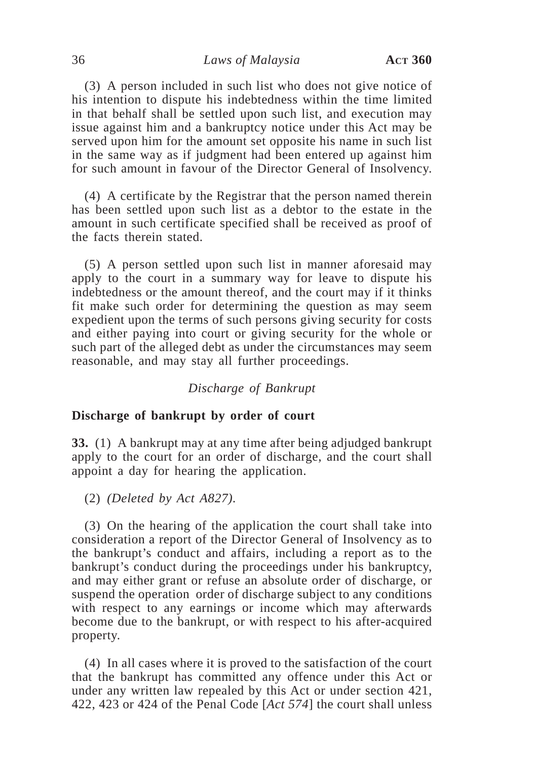(3) A person included in such list who does not give notice of his intention to dispute his indebtedness within the time limited in that behalf shall be settled upon such list, and execution may issue against him and a bankruptcy notice under this Act may be served upon him for the amount set opposite his name in such list in the same way as if judgment had been entered up against him for such amount in favour of the Director General of Insolvency.

(4) A certificate by the Registrar that the person named therein has been settled upon such list as a debtor to the estate in the amount in such certificate specified shall be received as proof of the facts therein stated.

(5) A person settled upon such list in manner aforesaid may apply to the court in a summary way for leave to dispute his indebtedness or the amount thereof, and the court may if it thinks fit make such order for determining the question as may seem expedient upon the terms of such persons giving security for costs and either paying into court or giving security for the whole or such part of the alleged debt as under the circumstances may seem reasonable, and may stay all further proceedings.

*Discharge of Bankrupt*

**Discharge of bankrupt by order of court**

**33.** (1) A bankrupt may at any time after being adjudged bankrupt apply to the court for an order of discharge, and the court shall appoint a day for hearing the application.

(2) *(Deleted by Act A827).*

(3) On the hearing of the application the court shall take into consideration a report of the Director General of Insolvency as to the bankrupt's conduct and affairs, including a report as to the bankrupt's conduct during the proceedings under his bankruptcy, and may either grant or refuse an absolute order of discharge, or suspend the operation order of discharge subject to any conditions with respect to any earnings or income which may afterwards become due to the bankrupt, or with respect to his after-acquired property.

(4) In all cases where it is proved to the satisfaction of the court that the bankrupt has committed any offence under this Act or under any written law repealed by this Act or under section 421, 422, 423 or 424 of the Penal Code [*Act 574*] the court shall unless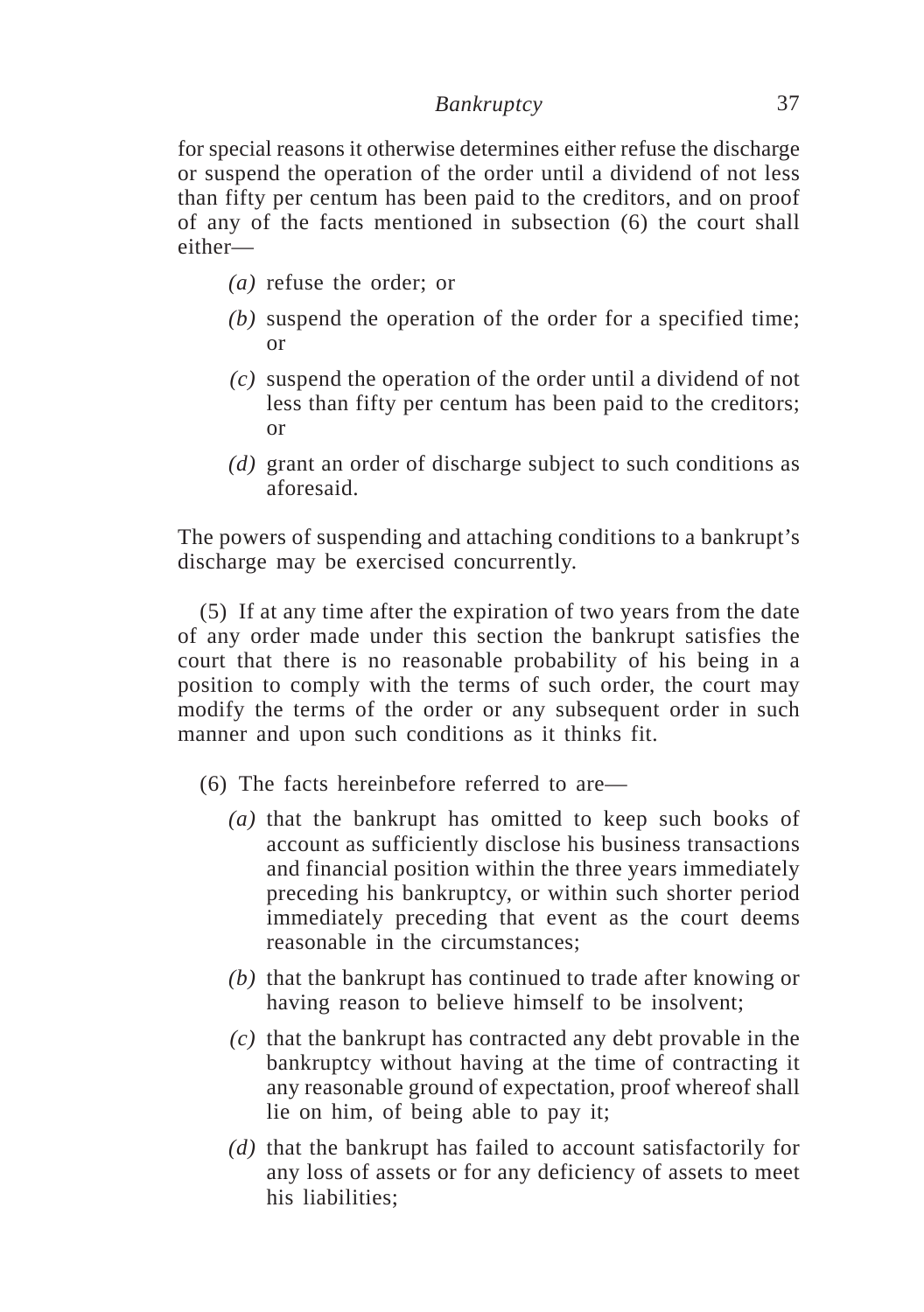for special reasons it otherwise determines either refuse the discharge or suspend the operation of the order until a dividend of not less than fifty per centum has been paid to the creditors, and on proof of any of the facts mentioned in subsection (6) the court shall either—

*(a)* refuse the order; or

*(b)* suspend the operation of the order for a specified time; or

*(c)* suspend the operation of the order until a dividend of not less than fifty per centum has been paid to the creditors; or

*(d)* grant an order of discharge subject to such conditions as aforesaid.

The powers of suspending and attaching conditions to a bankrupt's discharge may be exercised concurrently.

(5) If at any time after the expiration of two years from the date of any order made under this section the bankrupt satisfies the court that there is no reasonable probability of his being in a position to comply with the terms of such order, the court may modify the terms of the order or any subsequent order in such manner and upon such conditions as it thinks fit.

(6) The facts hereinbefore referred to are—

*(a)* that the bankrupt has omitted to keep such books of account as sufficiently disclose his business transactions and financial position within the three years immediately preceding his bankruptcy, or within such shorter period immediately preceding that event as the court deems reasonable in the circumstances;

*(b)* that the bankrupt has continued to trade after knowing or having reason to believe himself to be insolvent;

*(c)* that the bankrupt has contracted any debt provable in the bankruptcy without having at the time of contracting it any reasonable ground of expectation, proof whereof shall lie on him, of being able to pay it;

*(d)* that the bankrupt has failed to account satisfactorily for any loss of assets or for any deficiency of assets to meet his liabilities;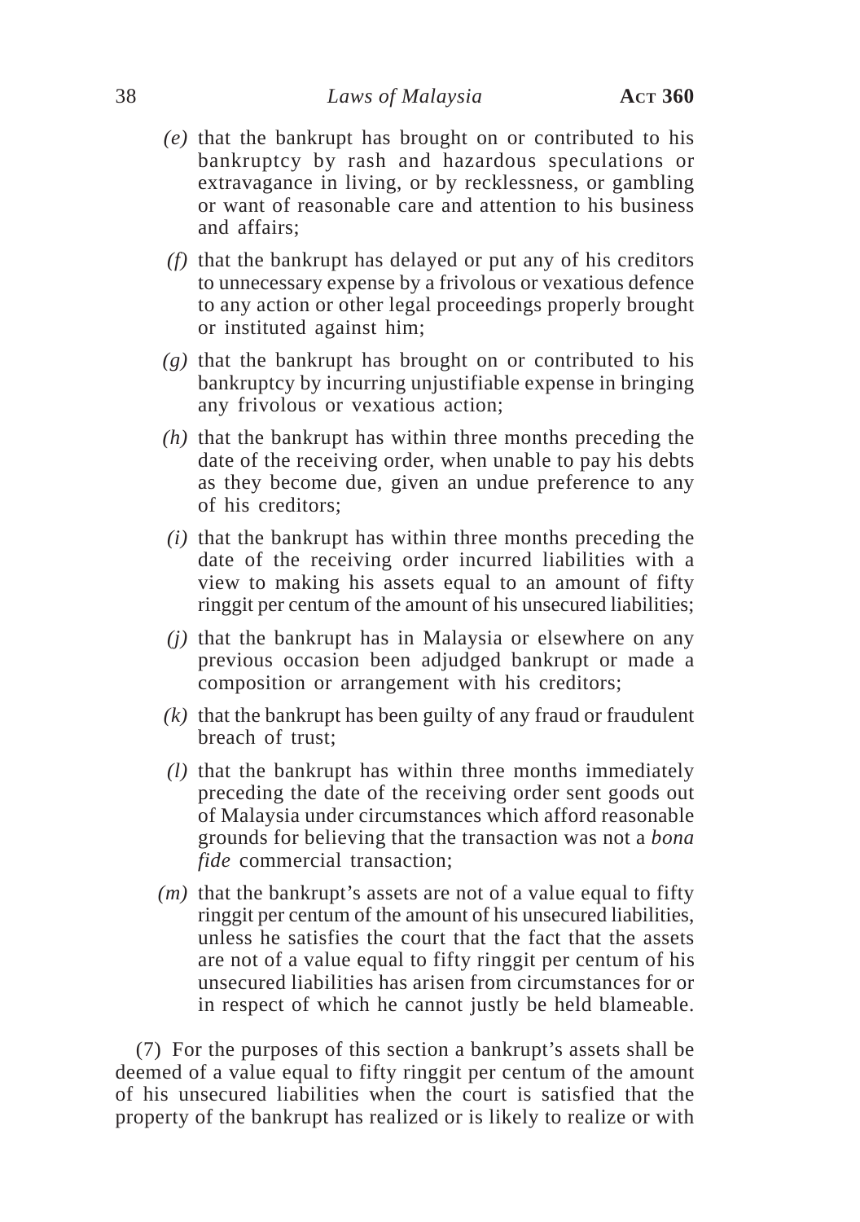*(e)* that the bankrupt has brought on or contributed to his bankruptcy by rash and hazardous speculations or extravagance in living, or by recklessness, or gambling or want of reasonable care and attention to his business and affairs;

*(f)* that the bankrupt has delayed or put any of his creditors to unnecessary expense by a frivolous or vexatious defence to any action or other legal proceedings properly brought or instituted against him;

*(g)* that the bankrupt has brought on or contributed to his bankruptcy by incurring unjustifiable expense in bringing any frivolous or vexatious action;

*(h)* that the bankrupt has within three months preceding the date of the receiving order, when unable to pay his debts as they become due, given an undue preference to any of his creditors;

*(i)* that the bankrupt has within three months preceding the date of the receiving order incurred liabilities with a view to making his assets equal to an amount of fifty ringgit per centum of the amount of his unsecured liabilities;

*(j)* that the bankrupt has in Malaysia or elsewhere on any previous occasion been adjudged bankrupt or made a composition or arrangement with his creditors;

*(k)* that the bankrupt has been guilty of any fraud or fraudulent breach of trust;

*(l)* that the bankrupt has within three months immediately preceding the date of the receiving order sent goods out of Malaysia under circumstances which afford reasonable grounds for believing that the transaction was not a *bona fide* commercial transaction;

*(m)* that the bankrupt's assets are not of a value equal to fifty ringgit per centum of the amount of his unsecured liabilities, unless he satisfies the court that the fact that the assets are not of a value equal to fifty ringgit per centum of his unsecured liabilities has arisen from circumstances for or in respect of which he cannot justly be held blameable.

(7) For the purposes of this section a bankrupt's assets shall be deemed of a value equal to fifty ringgit per centum of the amount of his unsecured liabilities when the court is satisfied that the property of the bankrupt has realized or is likely to realize or with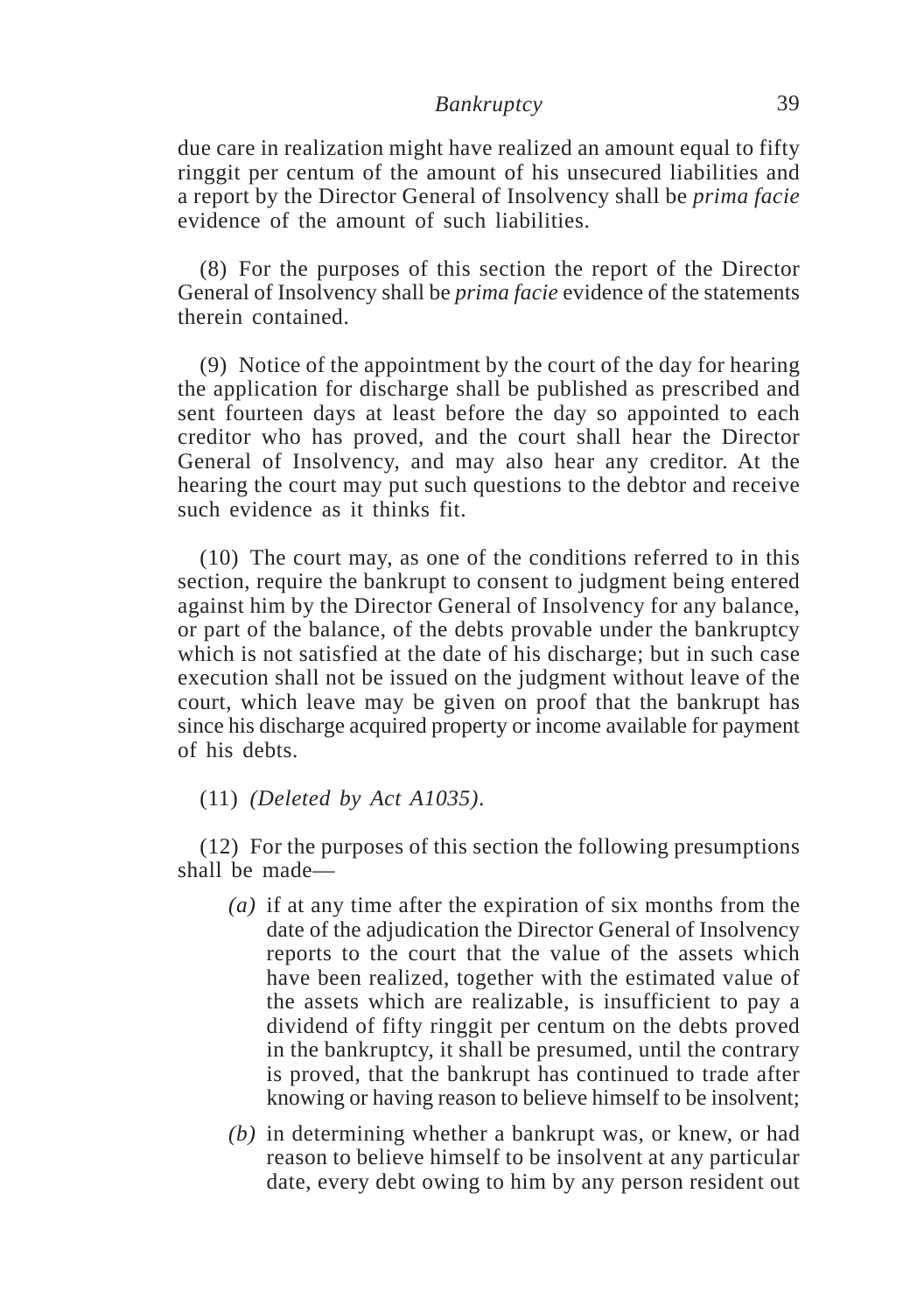due care in realization might have realized an amount equal to fifty ringgit per centum of the amount of his unsecured liabilities and a report by the Director General of Insolvency shall be *prima facie* evidence of the amount of such liabilities.

(8) For the purposes of this section the report of the Director General of Insolvency shall be *prima facie* evidence of the statements therein contained.

(9) Notice of the appointment by the court of the day for hearing the application for discharge shall be published as prescribed and sent fourteen days at least before the day so appointed to each creditor who has proved, and the court shall hear the Director General of Insolvency, and may also hear any creditor. At the hearing the court may put such questions to the debtor and receive such evidence as it thinks fit.

(10) The court may, as one of the conditions referred to in this section, require the bankrupt to consent to judgment being entered against him by the Director General of Insolvency for any balance, or part of the balance, of the debts provable under the bankruptcy which is not satisfied at the date of his discharge; but in such case execution shall not be issued on the judgment without leave of the court, which leave may be given on proof that the bankrupt has since his discharge acquired property or income available for payment of his debts.

(11) *(Deleted by Act A1035).*

(12) For the purposes of this section the following presumptions shall be made—

*(a)* if at any time after the expiration of six months from the date of the adjudication the Director General of Insolvency reports to the court that the value of the assets which have been realized, together with the estimated value of the assets which are realizable, is insufficient to pay a dividend of fifty ringgit per centum on the debts proved in the bankruptcy, it shall be presumed, until the contrary is proved, that the bankrupt has continued to trade after knowing or having reason to believe himself to be insolvent;

*(b)* in determining whether a bankrupt was, or knew, or had reason to believe himself to be insolvent at any particular date, every debt owing to him by any person resident out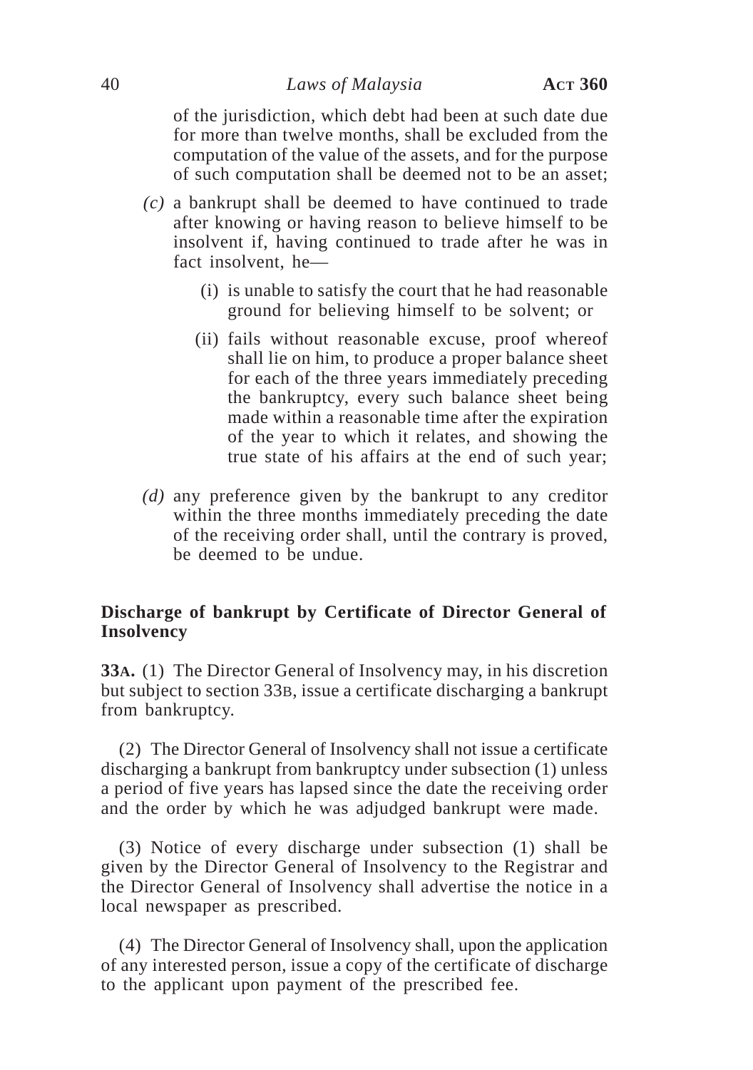of the jurisdiction, which debt had been at such date due for more than twelve months, shall be excluded from the computation of the value of the assets, and for the purpose of such computation shall be deemed not to be an asset;

*(c)* a bankrupt shall be deemed to have continued to trade after knowing or having reason to believe himself to be insolvent if, having continued to trade after he was in fact insolvent, he—

(i) is unable to satisfy the court that he had reasonable ground for believing himself to be solvent; or

(ii) fails without reasonable excuse, proof whereof shall lie on him, to produce a proper balance sheet for each of the three years immediately preceding the bankruptcy, every such balance sheet being made within a reasonable time after the expiration of the year to which it relates, and showing the true state of his affairs at the end of such year;

*(d)* any preference given by the bankrupt to any creditor within the three months immediately preceding the date of the receiving order shall, until the contrary is proved, be deemed to be undue.

**Discharge of bankrupt by Certificate of Director General of Insolvency**

**33A.** (1) The Director General of Insolvency may, in his discretion but subject to section 33B, issue a certificate discharging a bankrupt from bankruptcy.

(2) The Director General of Insolvency shall not issue a certificate discharging a bankrupt from bankruptcy under subsection (1) unless a period of five years has lapsed since the date the receiving order and the order by which he was adjudged bankrupt were made.

(3) Notice of every discharge under subsection (1) shall be given by the Director General of Insolvency to the Registrar and the Director General of Insolvency shall advertise the notice in a local newspaper as prescribed.

(4) The Director General of Insolvency shall, upon the application of any interested person, issue a copy of the certificate of discharge to the applicant upon payment of the prescribed fee.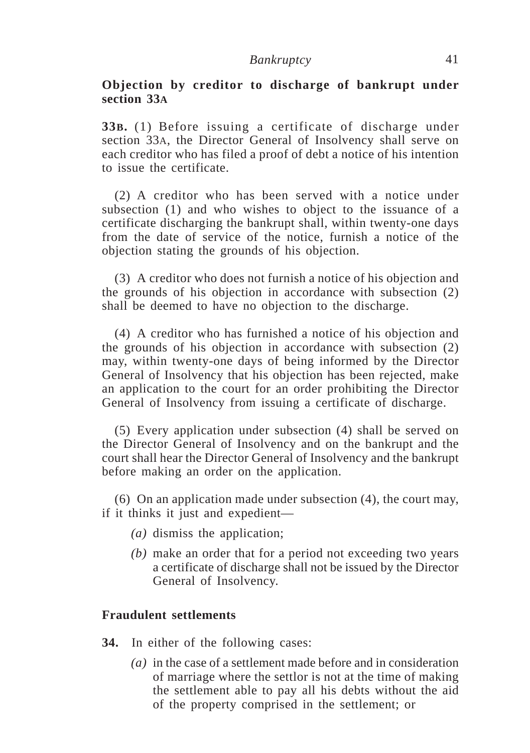**Objection by creditor to discharge of bankrupt under section 33A**

**33B.** (1) Before issuing a certificate of discharge under section 33A, the Director General of Insolvency shall serve on each creditor who has filed a proof of debt a notice of his intention to issue the certificate.

(2) A creditor who has been served with a notice under subsection (1) and who wishes to object to the issuance of a certificate discharging the bankrupt shall, within twenty-one days from the date of service of the notice, furnish a notice of the objection stating the grounds of his objection.

(3) A creditor who does not furnish a notice of his objection and the grounds of his objection in accordance with subsection (2) shall be deemed to have no objection to the discharge.

(4) A creditor who has furnished a notice of his objection and the grounds of his objection in accordance with subsection (2) may, within twenty-one days of being informed by the Director General of Insolvency that his objection has been rejected, make an application to the court for an order prohibiting the Director General of Insolvency from issuing a certificate of discharge.

(5) Every application under subsection (4) shall be served on the Director General of Insolvency and on the bankrupt and the court shall hear the Director General of Insolvency and the bankrupt before making an order on the application.

(6) On an application made under subsection (4), the court may, if it thinks it just and expedient—

*(a)* dismiss the application;

*(b)* make an order that for a period not exceeding two years a certificate of discharge shall not be issued by the Director General of Insolvency.

**Fraudulent settlements**

**34.** In either of the following cases:

*(a)* in the case of a settlement made before and in consideration of marriage where the settlor is not at the time of making the settlement able to pay all his debts without the aid of the property comprised in the settlement; or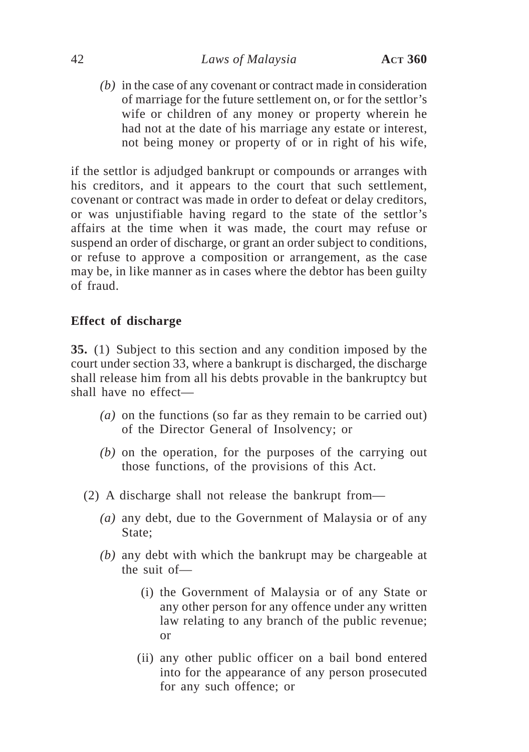*(b)* in the case of any covenant or contract made in consideration of marriage for the future settlement on, or for the settlor's wife or children of any money or property wherein he had not at the date of his marriage any estate or interest, not being money or property of or in right of his wife,

if the settlor is adjudged bankrupt or compounds or arranges with his creditors, and it appears to the court that such settlement, covenant or contract was made in order to defeat or delay creditors, or was unjustifiable having regard to the state of the settlor's affairs at the time when it was made, the court may refuse or suspend an order of discharge, or grant an order subject to conditions, or refuse to approve a composition or arrangement, as the case may be, in like manner as in cases where the debtor has been guilty of fraud.

**Effect of discharge**

**35.** (1) Subject to this section and any condition imposed by the court under section 33, where a bankrupt is discharged, the discharge shall release him from all his debts provable in the bankruptcy but shall have no effect—

*(a)* on the functions (so far as they remain to be carried out) of the Director General of Insolvency; or

*(b)* on the operation, for the purposes of the carrying out those functions, of the provisions of this Act.

(2) A discharge shall not release the bankrupt from—

*(a)* any debt, due to the Government of Malaysia or of any State;

*(b)* any debt with which the bankrupt may be chargeable at the suit of—

(i) the Government of Malaysia or of any State or any other person for any offence under any written law relating to any branch of the public revenue; or

(ii) any other public officer on a bail bond entered into for the appearance of any person prosecuted for any such offence; or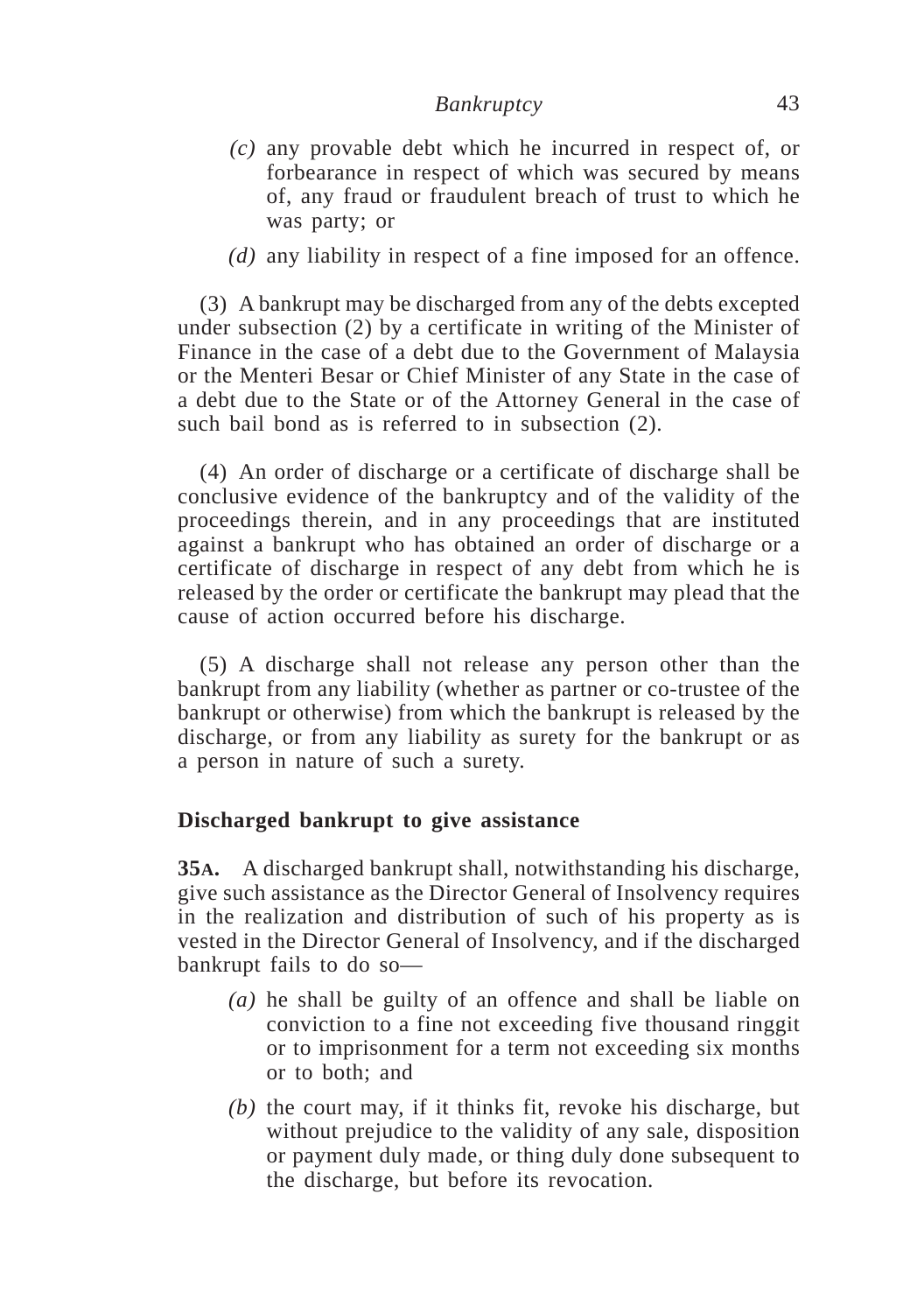*(c)* any provable debt which he incurred in respect of, or forbearance in respect of which was secured by means of, any fraud or fraudulent breach of trust to which he was party; or

*(d)* any liability in respect of a fine imposed for an offence.

(3) A bankrupt may be discharged from any of the debts excepted under subsection (2) by a certificate in writing of the Minister of Finance in the case of a debt due to the Government of Malaysia or the Menteri Besar or Chief Minister of any State in the case of a debt due to the State or of the Attorney General in the case of such bail bond as is referred to in subsection (2).

(4) An order of discharge or a certificate of discharge shall be conclusive evidence of the bankruptcy and of the validity of the proceedings therein, and in any proceedings that are instituted against a bankrupt who has obtained an order of discharge or a certificate of discharge in respect of any debt from which he is released by the order or certificate the bankrupt may plead that the cause of action occurred before his discharge.

(5) A discharge shall not release any person other than the bankrupt from any liability (whether as partner or co-trustee of the bankrupt or otherwise) from which the bankrupt is released by the discharge, or from any liability as surety for the bankrupt or as a person in nature of such a surety.

**Discharged bankrupt to give assistance**

**35A.** A discharged bankrupt shall, notwithstanding his discharge, give such assistance as the Director General of Insolvency requires in the realization and distribution of such of his property as is vested in the Director General of Insolvency, and if the discharged bankrupt fails to do so—

*(a)* he shall be guilty of an offence and shall be liable on conviction to a fine not exceeding five thousand ringgit or to imprisonment for a term not exceeding six months or to both; and

*(b)* the court may, if it thinks fit, revoke his discharge, but without prejudice to the validity of any sale, disposition or payment duly made, or thing duly done subsequent to the discharge, but before its revocation.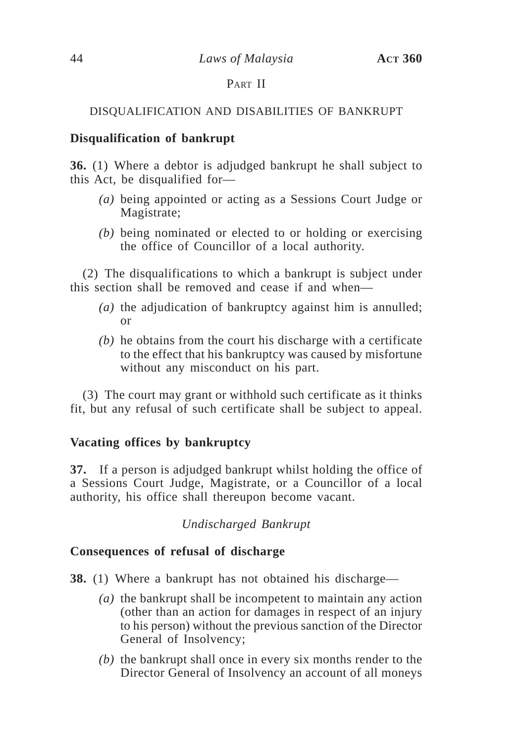PART II

DISQUALIFICATION AND DISABILITIES OF BANKRUPT

**Disqualification of bankrupt**

**36.** (1) Where a debtor is adjudged bankrupt he shall subject to this Act, be disqualified for—

*(a)* being appointed or acting as a Sessions Court Judge or Magistrate;

*(b)* being nominated or elected to or holding or exercising the office of Councillor of a local authority.

(2) The disqualifications to which a bankrupt is subject under this section shall be removed and cease if and when—

*(a)* the adjudication of bankruptcy against him is annulled; or

*(b)* he obtains from the court his discharge with a certificate to the effect that his bankruptcy was caused by misfortune without any misconduct on his part.

(3) The court may grant or withhold such certificate as it thinks fit, but any refusal of such certificate shall be subject to appeal.

**Vacating offices by bankruptcy**

**37.** If a person is adjudged bankrupt whilst holding the office of a Sessions Court Judge, Magistrate, or a Councillor of a local authority, his office shall thereupon become vacant.

*Undischarged Bankrupt*

**Consequences of refusal of discharge**

**38.** (1) Where a bankrupt has not obtained his discharge—

*(a)* the bankrupt shall be incompetent to maintain any action (other than an action for damages in respect of an injury to his person) without the previous sanction of the Director General of Insolvency;

*(b)* the bankrupt shall once in every six months render to the Director General of Insolvency an account of all moneys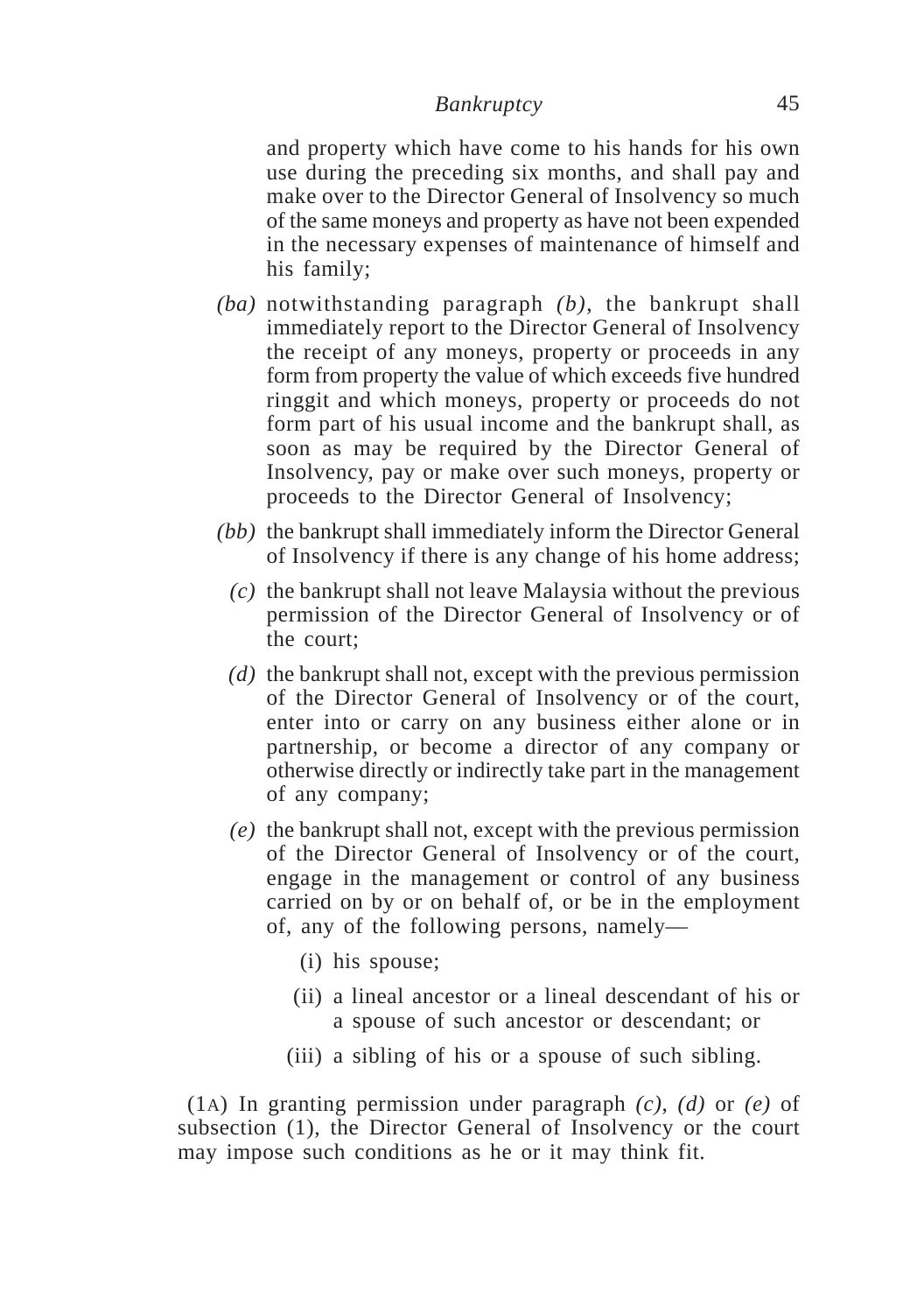and property which have come to his hands for his own use during the preceding six months, and shall pay and make over to the Director General of Insolvency so much of the same moneys and property as have not been expended in the necessary expenses of maintenance of himself and his family;

*(ba)* notwithstanding paragraph *(b)*, the bankrupt shall immediately report to the Director General of Insolvency the receipt of any moneys, property or proceeds in any form from property the value of which exceeds five hundred ringgit and which moneys, property or proceeds do not form part of his usual income and the bankrupt shall, as soon as may be required by the Director General of Insolvency, pay or make over such moneys, property or proceeds to the Director General of Insolvency;

*(bb)* the bankrupt shall immediately inform the Director General of Insolvency if there is any change of his home address;

*(c)* the bankrupt shall not leave Malaysia without the previous permission of the Director General of Insolvency or of the court;

*(d)* the bankrupt shall not, except with the previous permission of the Director General of Insolvency or of the court, enter into or carry on any business either alone or in partnership, or become a director of any company or otherwise directly or indirectly take part in the management of any company;

*(e)* the bankrupt shall not, except with the previous permission of the Director General of Insolvency or of the court, engage in the management or control of any business carried on by or on behalf of, or be in the employment of, any of the following persons, namely—

(i) his spouse;

(ii) a lineal ancestor or a lineal descendant of his or a spouse of such ancestor or descendant; or

(iii) a sibling of his or a spouse of such sibling.

(1A) In granting permission under paragraph *(c)*, *(d)* or *(e)* of subsection (1), the Director General of Insolvency or the court may impose such conditions as he or it may think fit.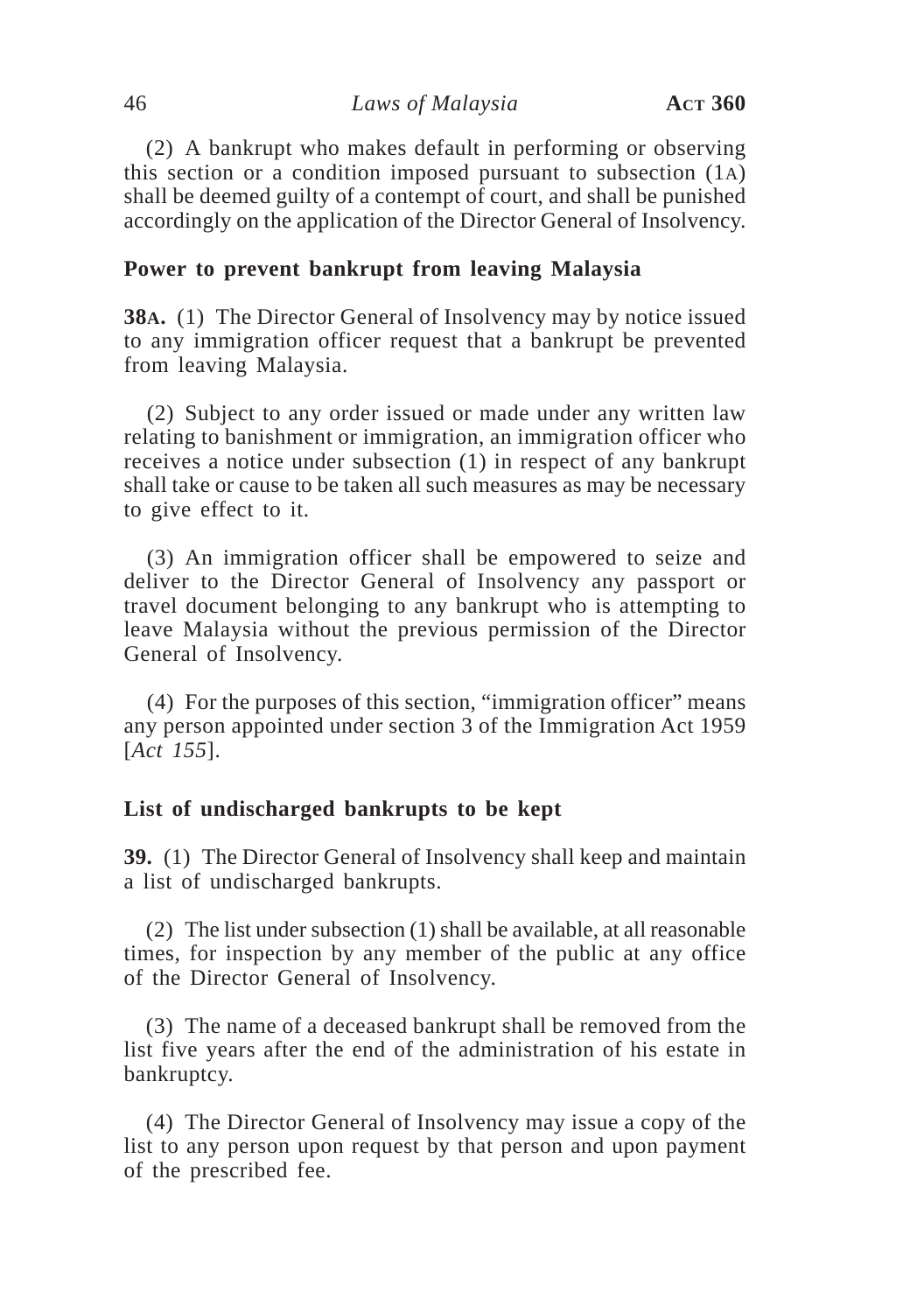(2) A bankrupt who makes default in performing or observing this section or a condition imposed pursuant to subsection (1A) shall be deemed guilty of a contempt of court, and shall be punished accordingly on the application of the Director General of Insolvency.

**Power to prevent bankrupt from leaving Malaysia**

**38A.** (1) The Director General of Insolvency may by notice issued to any immigration officer request that a bankrupt be prevented from leaving Malaysia.

(2) Subject to any order issued or made under any written law relating to banishment or immigration, an immigration officer who receives a notice under subsection (1) in respect of any bankrupt shall take or cause to be taken all such measures as may be necessary to give effect to it.

(3) An immigration officer shall be empowered to seize and deliver to the Director General of Insolvency any passport or travel document belonging to any bankrupt who is attempting to leave Malaysia without the previous permission of the Director General of Insolvency.

(4) For the purposes of this section, "immigration officer" means any person appointed under section 3 of the Immigration Act 1959 [*Act 155*].

**List of undischarged bankrupts to be kept**

**39.** (1) The Director General of Insolvency shall keep and maintain a list of undischarged bankrupts.

(2) The list under subsection (1) shall be available, at all reasonable times, for inspection by any member of the public at any office of the Director General of Insolvency.

(3) The name of a deceased bankrupt shall be removed from the list five years after the end of the administration of his estate in bankruptcy.

(4) The Director General of Insolvency may issue a copy of the list to any person upon request by that person and upon payment of the prescribed fee.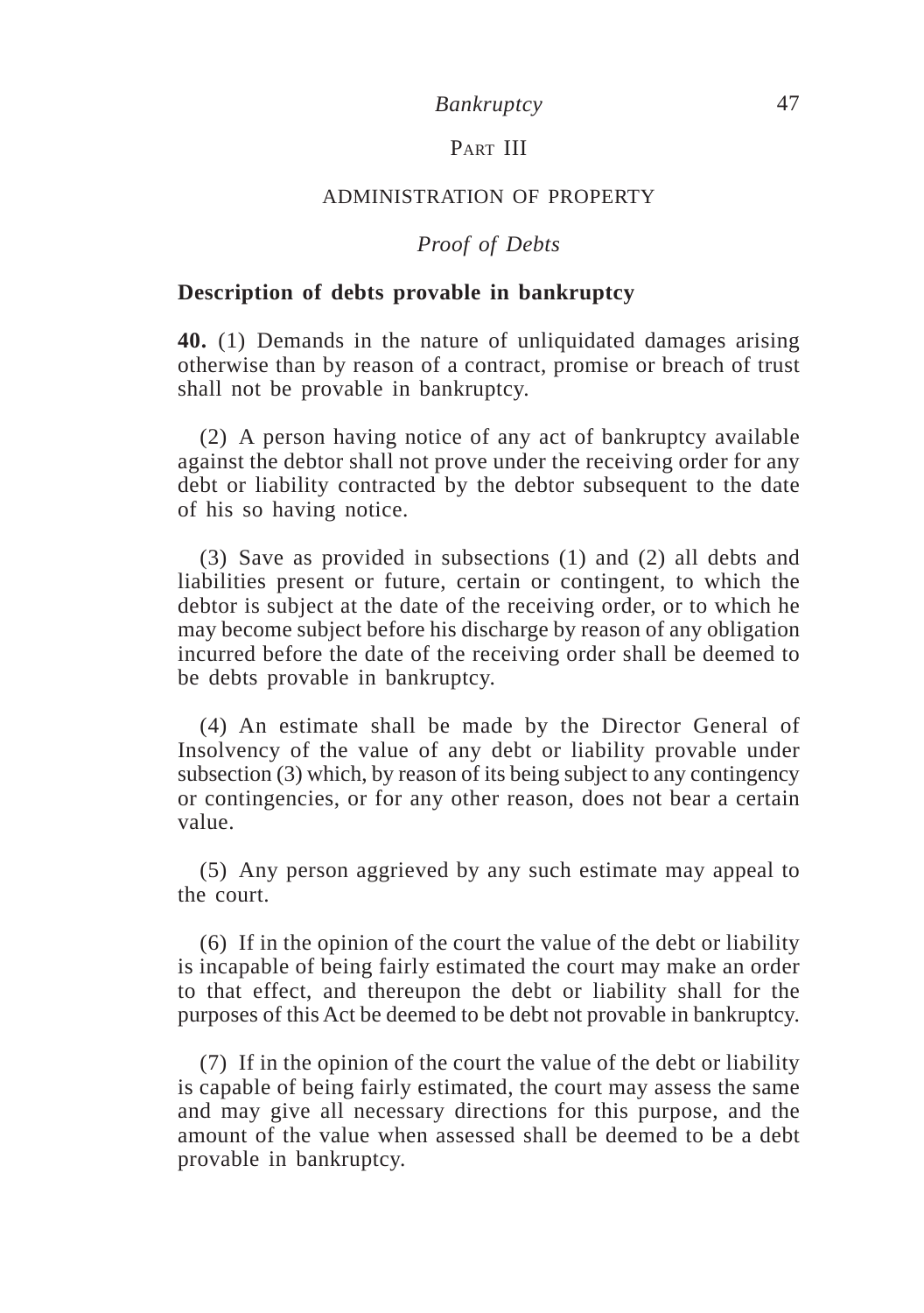## PART III

## ADMINISTRATION OF PROPERTY

### *Proof of Debts*

**Description of debts provable in bankruptcy**

**40.** (1) Demands in the nature of unliquidated damages arising otherwise than by reason of a contract, promise or breach of trust shall not be provable in bankruptcy.

(2) A person having notice of any act of bankruptcy available against the debtor shall not prove under the receiving order for any debt or liability contracted by the debtor subsequent to the date of his so having notice.

(3) Save as provided in subsections (1) and (2) all debts and liabilities present or future, certain or contingent, to which the debtor is subject at the date of the receiving order, or to which he may become subject before his discharge by reason of any obligation incurred before the date of the receiving order shall be deemed to be debts provable in bankruptcy.

(4) An estimate shall be made by the Director General of Insolvency of the value of any debt or liability provable under subsection (3) which, by reason of its being subject to any contingency or contingencies, or for any other reason, does not bear a certain value.

(5) Any person aggrieved by any such estimate may appeal to the court.

(6) If in the opinion of the court the value of the debt or liability is incapable of being fairly estimated the court may make an order to that effect, and thereupon the debt or liability shall for the purposes of this Act be deemed to be debt not provable in bankruptcy.

(7) If in the opinion of the court the value of the debt or liability is capable of being fairly estimated, the court may assess the same and may give all necessary directions for this purpose, and the amount of the value when assessed shall be deemed to be a debt provable in bankruptcy.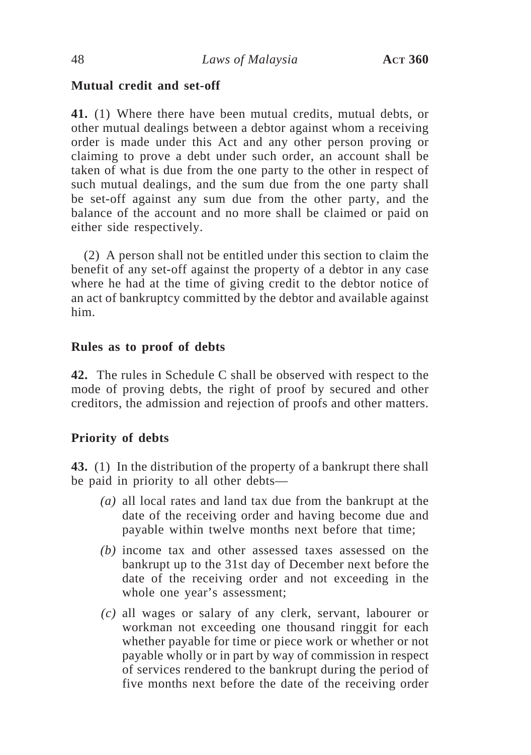### Mutual credit and set-off

**41.** (1) Where there have been mutual credits, mutual debts, or other mutual dealings between a debtor against whom a receiving order is made under this Act and any other person proving or claiming to prove a debt under such order, an account shall be taken of what is due from the one party to the other in respect of such mutual dealings, and the sum due from the one party shall be set-off against any sum due from the other party, and the balance of the account and no more shall be claimed or paid on either side respectively.

(2) A person shall not be entitled under this section to claim the benefit of any set-off against the property of a debtor in any case where he had at the time of giving credit to the debtor notice of an act of bankruptcy committed by the debtor and available against him.

### Rules as to proof of debts

**42.** The rules in Schedule C shall be observed with respect to the mode of proving debts, the right of proof by secured and other creditors, the admission and rejection of proofs and other matters.

### Priority of debts

**43.** (1) In the distribution of the property of a bankrupt there shall be paid in priority to all other debts—

*(a)* all local rates and land tax due from the bankrupt at the date of the receiving order and having become due and payable within twelve months next before that time;

*(b)* income tax and other assessed taxes assessed on the bankrupt up to the 31st day of December next before the date of the receiving order and not exceeding in the whole one year's assessment;

*(c)* all wages or salary of any clerk, servant, labourer or workman not exceeding one thousand ringgit for each whether payable for time or piece work or whether or not payable wholly or in part by way of commission in respect of services rendered to the bankrupt during the period of five months next before the date of the receiving order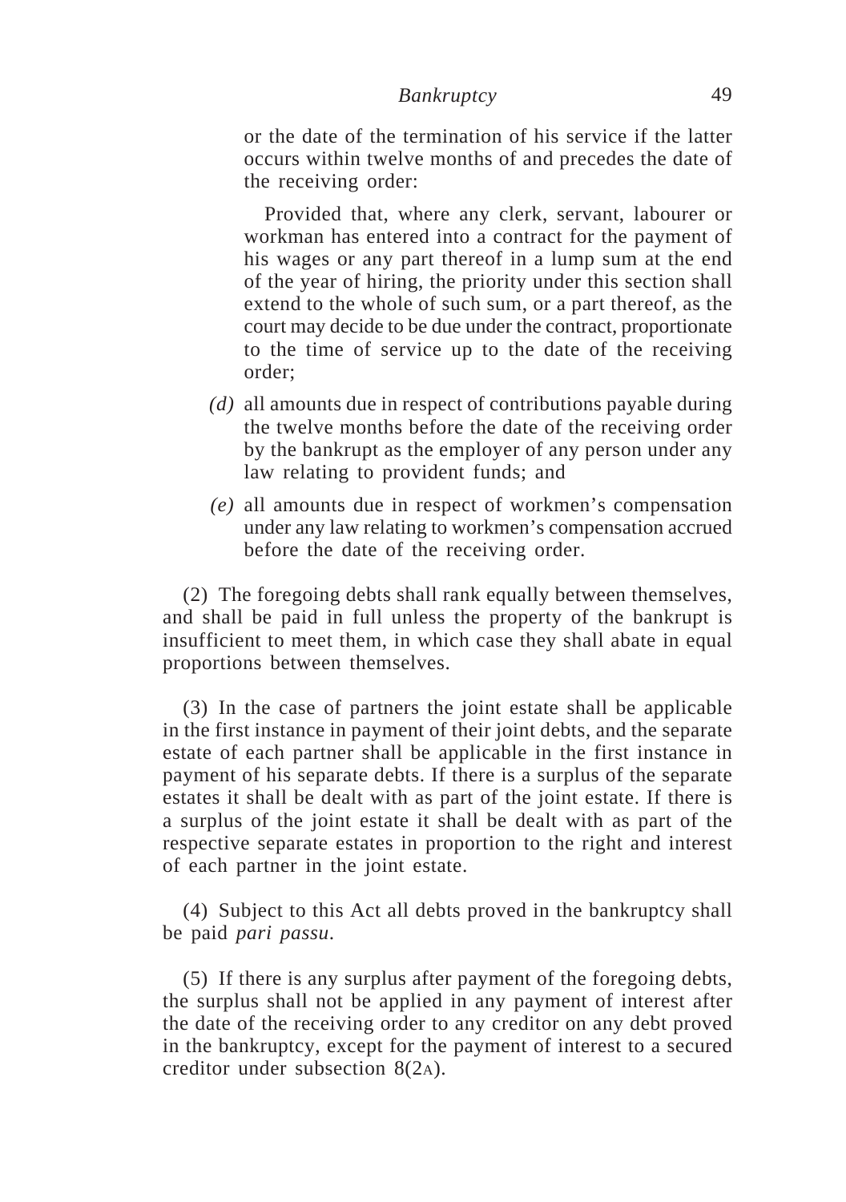or the date of the termination of his service if the latter occurs within twelve months of and precedes the date of the receiving order:

Provided that, where any clerk, servant, labourer or workman has entered into a contract for the payment of his wages or any part thereof in a lump sum at the end of the year of hiring, the priority under this section shall extend to the whole of such sum, or a part thereof, as the court may decide to be due under the contract, proportionate to the time of service up to the date of the receiving order;

*(d)* all amounts due in respect of contributions payable during the twelve months before the date of the receiving order by the bankrupt as the employer of any person under any law relating to provident funds; and

*(e)* all amounts due in respect of workmen's compensation under any law relating to workmen's compensation accrued before the date of the receiving order.

(2) The foregoing debts shall rank equally between themselves, and shall be paid in full unless the property of the bankrupt is insufficient to meet them, in which case they shall abate in equal proportions between themselves.

(3) In the case of partners the joint estate shall be applicable in the first instance in payment of their joint debts, and the separate estate of each partner shall be applicable in the first instance in payment of his separate debts. If there is a surplus of the separate estates it shall be dealt with as part of the joint estate. If there is a surplus of the joint estate it shall be dealt with as part of the respective separate estates in proportion to the right and interest of each partner in the joint estate.

(4) Subject to this Act all debts proved in the bankruptcy shall be paid *pari passu*.

(5) If there is any surplus after payment of the foregoing debts, the surplus shall not be applied in any payment of interest after the date of the receiving order to any creditor on any debt proved in the bankruptcy, except for the payment of interest to a secured creditor under subsection 8(2A).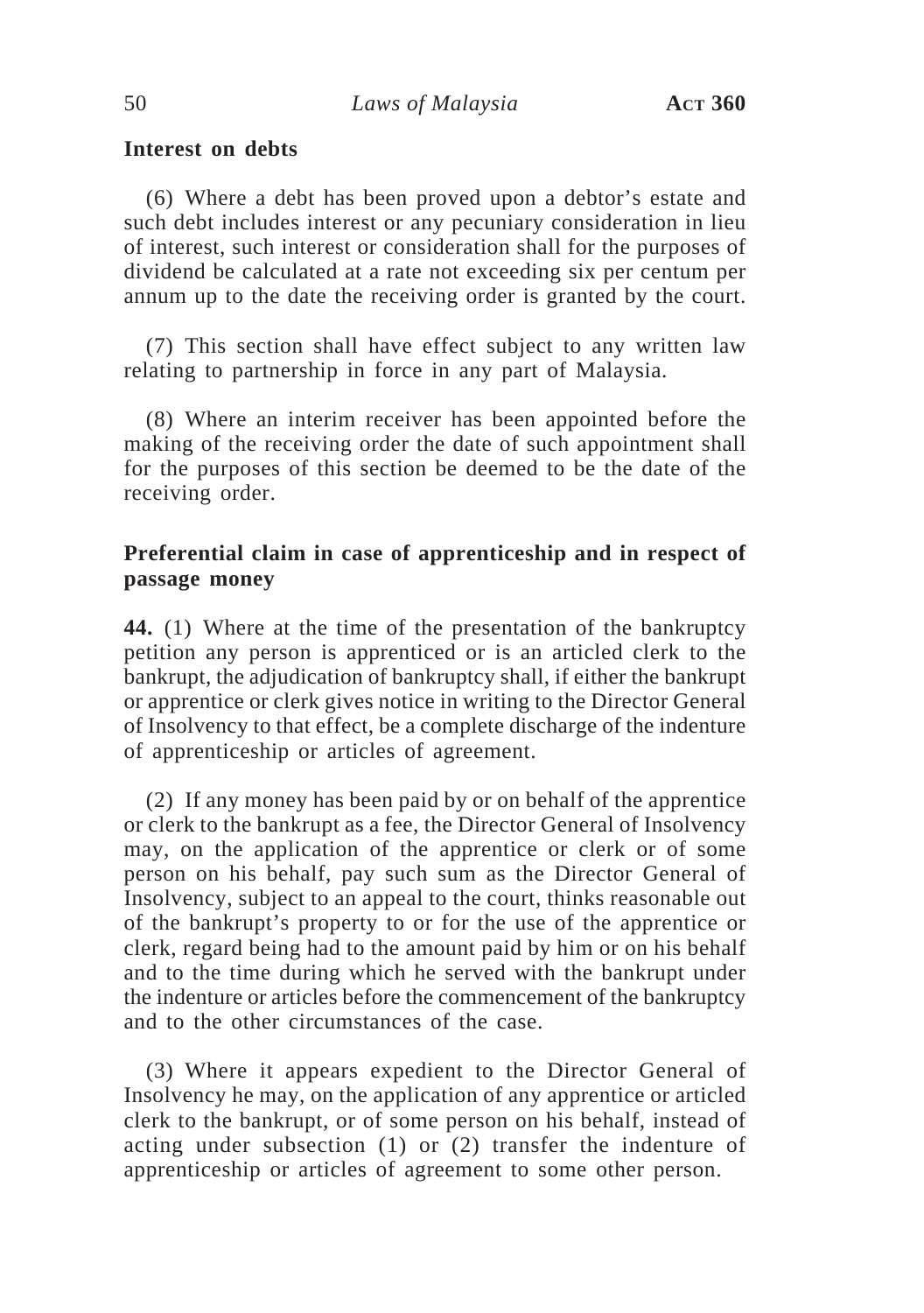**Interest on debts**

(6) Where a debt has been proved upon a debtor's estate and such debt includes interest or any pecuniary consideration in lieu of interest, such interest or consideration shall for the purposes of dividend be calculated at a rate not exceeding six per centum per annum up to the date the receiving order is granted by the court.

(7) This section shall have effect subject to any written law relating to partnership in force in any part of Malaysia.

(8) Where an interim receiver has been appointed before the making of the receiving order the date of such appointment shall for the purposes of this section be deemed to be the date of the receiving order.

**Preferential claim in case of apprenticeship and in respect of passage money**

**44.** (1) Where at the time of the presentation of the bankruptcy petition any person is apprenticed or is an articled clerk to the bankrupt, the adjudication of bankruptcy shall, if either the bankrupt or apprentice or clerk gives notice in writing to the Director General of Insolvency to that effect, be a complete discharge of the indenture of apprenticeship or articles of agreement.

(2) If any money has been paid by or on behalf of the apprentice or clerk to the bankrupt as a fee, the Director General of Insolvency may, on the application of the apprentice or clerk or of some person on his behalf, pay such sum as the Director General of Insolvency, subject to an appeal to the court, thinks reasonable out of the bankrupt's property to or for the use of the apprentice or clerk, regard being had to the amount paid by him or on his behalf and to the time during which he served with the bankrupt under the indenture or articles before the commencement of the bankruptcy and to the other circumstances of the case.

(3) Where it appears expedient to the Director General of Insolvency he may, on the application of any apprentice or articled clerk to the bankrupt, or of some person on his behalf, instead of acting under subsection (1) or (2) transfer the indenture of apprenticeship or articles of agreement to some other person.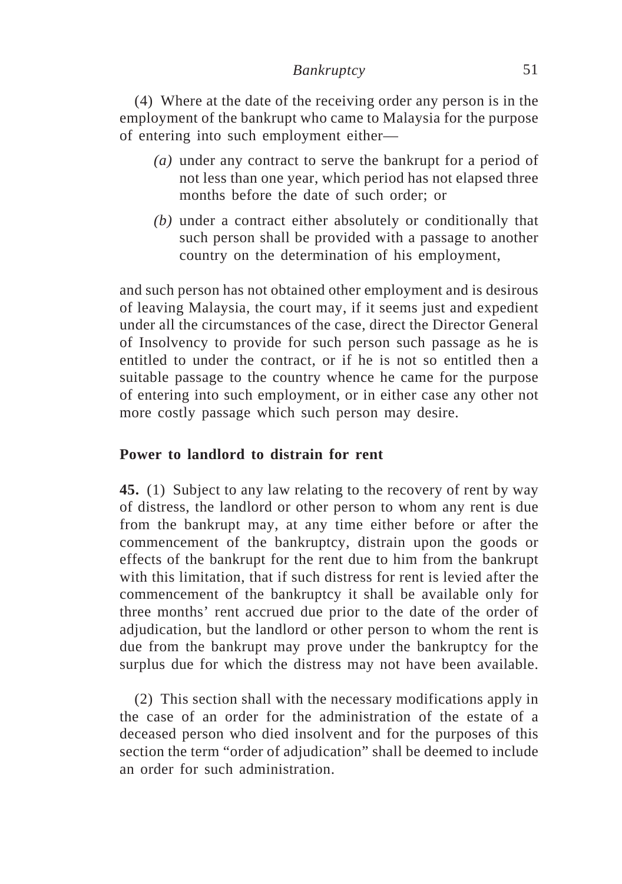(4) Where at the date of the receiving order any person is in the employment of the bankrupt who came to Malaysia for the purpose of entering into such employment either—

*(a)* under any contract to serve the bankrupt for a period of not less than one year, which period has not elapsed three months before the date of such order; or

*(b)* under a contract either absolutely or conditionally that such person shall be provided with a passage to another country on the determination of his employment,

and such person has not obtained other employment and is desirous of leaving Malaysia, the court may, if it seems just and expedient under all the circumstances of the case, direct the Director General of Insolvency to provide for such person such passage as he is entitled to under the contract, or if he is not so entitled then a suitable passage to the country whence he came for the purpose of entering into such employment, or in either case any other not more costly passage which such person may desire.

**Power to landlord to distrain for rent**

**45.** (1) Subject to any law relating to the recovery of rent by way of distress, the landlord or other person to whom any rent is due from the bankrupt may, at any time either before or after the commencement of the bankruptcy, distrain upon the goods or effects of the bankrupt for the rent due to him from the bankrupt with this limitation, that if such distress for rent is levied after the commencement of the bankruptcy it shall be available only for three months' rent accrued due prior to the date of the order of adjudication, but the landlord or other person to whom the rent is due from the bankrupt may prove under the bankruptcy for the surplus due for which the distress may not have been available.

(2) This section shall with the necessary modifications apply in the case of an order for the administration of the estate of a deceased person who died insolvent and for the purposes of this section the term "order of adjudication" shall be deemed to include an order for such administration.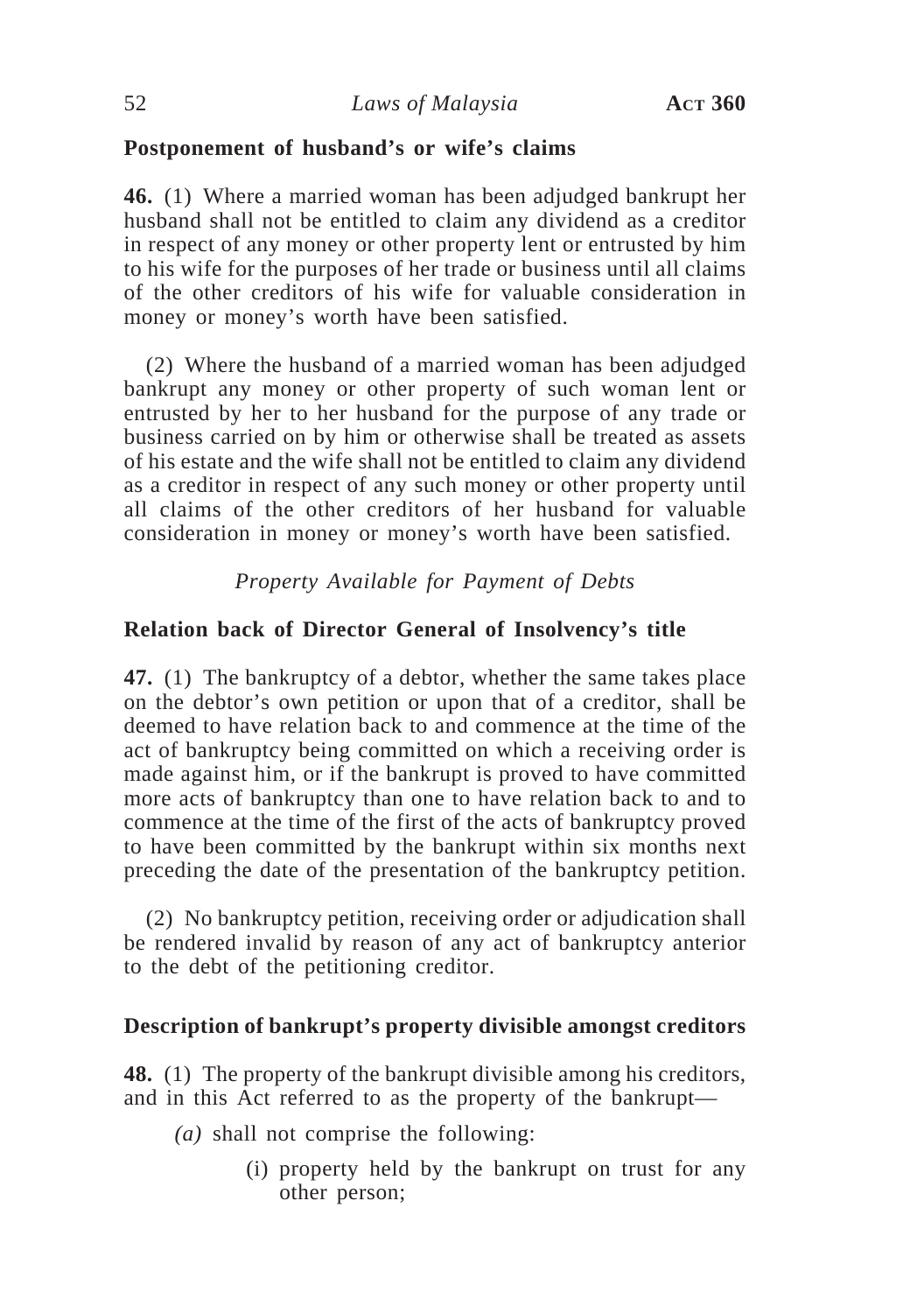**Postponement of husband's or wife's claims**

**46.** (1) Where a married woman has been adjudged bankrupt her husband shall not be entitled to claim any dividend as a creditor in respect of any money or other property lent or entrusted by him to his wife for the purposes of her trade or business until all claims of the other creditors of his wife for valuable consideration in money or money's worth have been satisfied.

(2) Where the husband of a married woman has been adjudged bankrupt any money or other property of such woman lent or entrusted by her to her husband for the purpose of any trade or business carried on by him or otherwise shall be treated as assets of his estate and the wife shall not be entitled to claim any dividend as a creditor in respect of any such money or other property until all claims of the other creditors of her husband for valuable consideration in money or money's worth have been satisfied.

*Property Available for Payment of Debts*

**Relation back of Director General of Insolvency's title**

**47.** (1) The bankruptcy of a debtor, whether the same takes place on the debtor's own petition or upon that of a creditor, shall be deemed to have relation back to and commence at the time of the act of bankruptcy being committed on which a receiving order is made against him, or if the bankrupt is proved to have committed more acts of bankruptcy than one to have relation back to and to commence at the time of the first of the acts of bankruptcy proved to have been committed by the bankrupt within six months next preceding the date of the presentation of the bankruptcy petition.

(2) No bankruptcy petition, receiving order or adjudication shall be rendered invalid by reason of any act of bankruptcy anterior to the debt of the petitioning creditor.

**Description of bankrupt's property divisible amongst creditors**

**48.** (1) The property of the bankrupt divisible among his creditors, and in this Act referred to as the property of the bankrupt—

*(a)* shall not comprise the following:

(i) property held by the bankrupt on trust for any other person;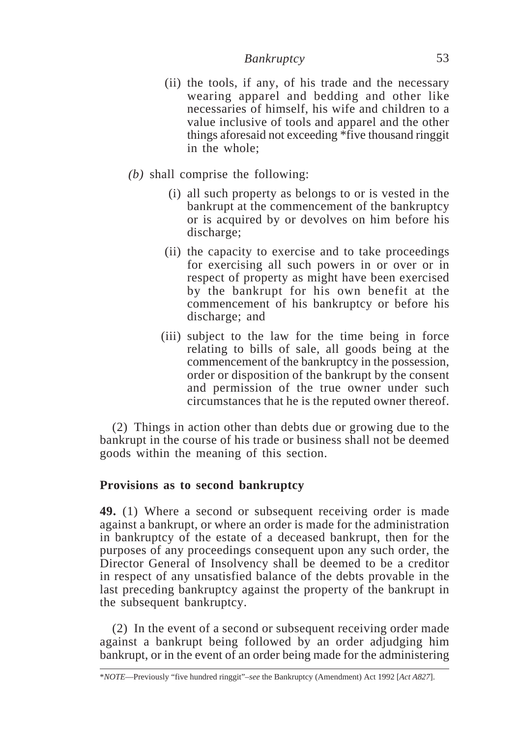(ii) the tools, if any, of his trade and the necessary wearing apparel and bedding and other like necessaries of himself, his wife and children to a value inclusive of tools and apparel and the other things aforesaid not exceeding *five thousand ringgit in the whole;

*(b)* shall comprise the following:

(i) all such property as belongs to or is vested in the bankrupt at the commencement of the bankruptcy or is acquired by or devolves on him before his discharge;

(ii) the capacity to exercise and to take proceedings for exercising all such powers in or over or in respect of property as might have been exercised by the bankrupt for his own benefit at the commencement of his bankruptcy or before his discharge; and

(iii) subject to the law for the time being in force relating to bills of sale, all goods being at the commencement of the bankruptcy in the possession, order or disposition of the bankrupt by the consent and permission of the true owner under such circumstances that he is the reputed owner thereof.

(2) Things in action other than debts due or growing due to the bankrupt in the course of his trade or business shall not be deemed goods within the meaning of this section.

**Provisions as to second bankruptcy**

**49.** (1) Where a second or subsequent receiving order is made against a bankrupt, or where an order is made for the administration in bankruptcy of the estate of a deceased bankrupt, then for the purposes of any proceedings consequent upon any such order, the Director General of Insolvency shall be deemed to be a creditor in respect of any unsatisfied balance of the debts provable in the last preceding bankruptcy against the property of the bankrupt in the subsequent bankruptcy.

(2) In the event of a second or subsequent receiving order made against a bankrupt being followed by an order adjudging him bankrupt, or in the event of an order being made for the administering

---

**NOTE*—Previously "five hundred ringgit"–*see* the Bankruptcy (Amendment) Act 1992 [*Act A827*].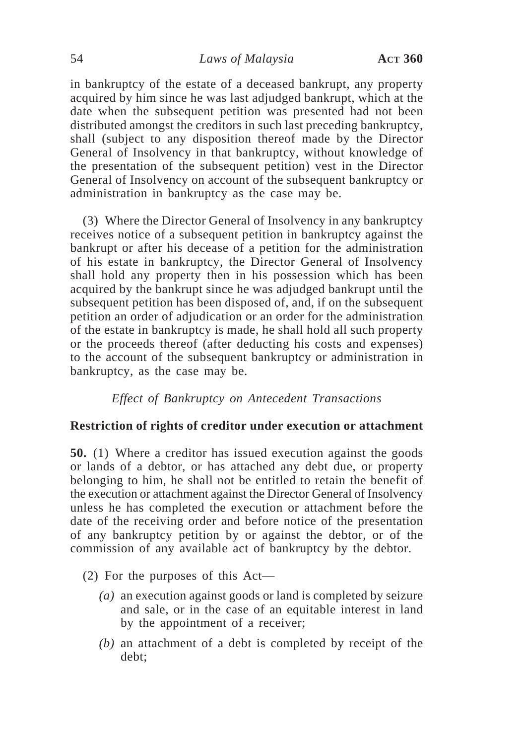in bankruptcy of the estate of a deceased bankrupt, any property acquired by him since he was last adjudged bankrupt, which at the date when the subsequent petition was presented had not been distributed amongst the creditors in such last preceding bankruptcy, shall (subject to any disposition thereof made by the Director General of Insolvency in that bankruptcy, without knowledge of the presentation of the subsequent petition) vest in the Director General of Insolvency on account of the subsequent bankruptcy or administration in bankruptcy as the case may be.

(3) Where the Director General of Insolvency in any bankruptcy receives notice of a subsequent petition in bankruptcy against the bankrupt or after his decease of a petition for the administration of his estate in bankruptcy, the Director General of Insolvency shall hold any property then in his possession which has been acquired by the bankrupt since he was adjudged bankrupt until the subsequent petition has been disposed of, and, if on the subsequent petition an order of adjudication or an order for the administration of the estate in bankruptcy is made, he shall hold all such property or the proceeds thereof (after deducting his costs and expenses) to the account of the subsequent bankruptcy or administration in bankruptcy, as the case may be.

*Effect of Bankruptcy on Antecedent Transactions*

**Restriction of rights of creditor under execution or attachment**

**50.** (1) Where a creditor has issued execution against the goods or lands of a debtor, or has attached any debt due, or property belonging to him, he shall not be entitled to retain the benefit of the execution or attachment against the Director General of Insolvency unless he has completed the execution or attachment before the date of the receiving order and before notice of the presentation of any bankruptcy petition by or against the debtor, or of the commission of any available act of bankruptcy by the debtor.

(2) For the purposes of this Act—

*(a)* an execution against goods or land is completed by seizure and sale, or in the case of an equitable interest in land by the appointment of a receiver;

*(b)* an attachment of a debt is completed by receipt of the debt;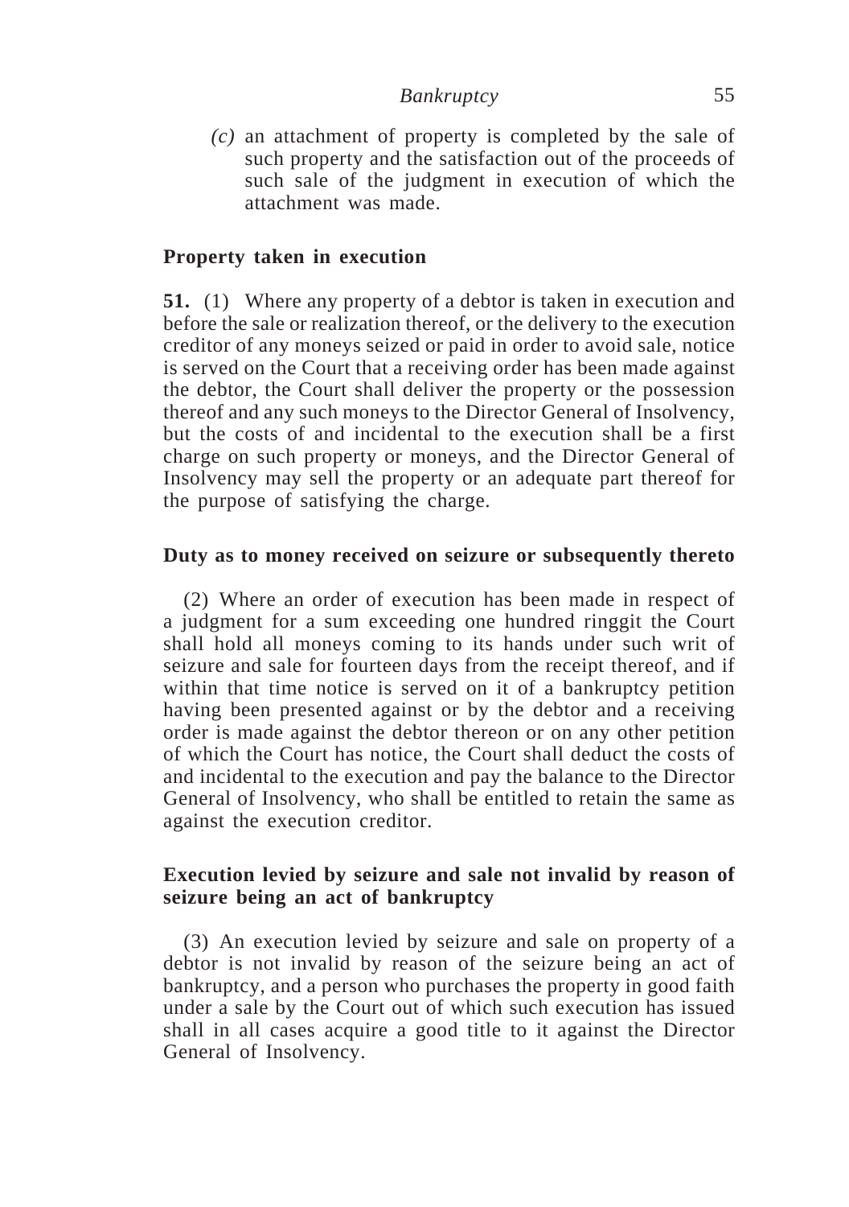*(c)* an attachment of property is completed by the sale of such property and the satisfaction out of the proceeds of such sale of the judgment in execution of which the attachment was made.

**Property taken in execution**

**51.** (1) Where any property of a debtor is taken in execution and before the sale or realization thereof, or the delivery to the execution creditor of any moneys seized or paid in order to avoid sale, notice is served on the Court that a receiving order has been made against the debtor, the Court shall deliver the property or the possession thereof and any such moneys to the Director General of Insolvency, but the costs of and incidental to the execution shall be a first charge on such property or moneys, and the Director General of Insolvency may sell the property or an adequate part thereof for the purpose of satisfying the charge.

**Duty as to money received on seizure or subsequently thereto**

(2) Where an order of execution has been made in respect of a judgment for a sum exceeding one hundred ringgit the Court shall hold all moneys coming to its hands under such writ of seizure and sale for fourteen days from the receipt thereof, and if within that time notice is served on it of a bankruptcy petition having been presented against or by the debtor and a receiving order is made against the debtor thereon or on any other petition of which the Court has notice, the Court shall deduct the costs of and incidental to the execution and pay the balance to the Director General of Insolvency, who shall be entitled to retain the same as against the execution creditor.

**Execution levied by seizure and sale not invalid by reason of seizure being an act of bankruptcy**

(3) An execution levied by seizure and sale on property of a debtor is not invalid by reason of the seizure being an act of bankruptcy, and a person who purchases the property in good faith under a sale by the Court out of which such execution has issued shall in all cases acquire a good title to it against the Director General of Insolvency.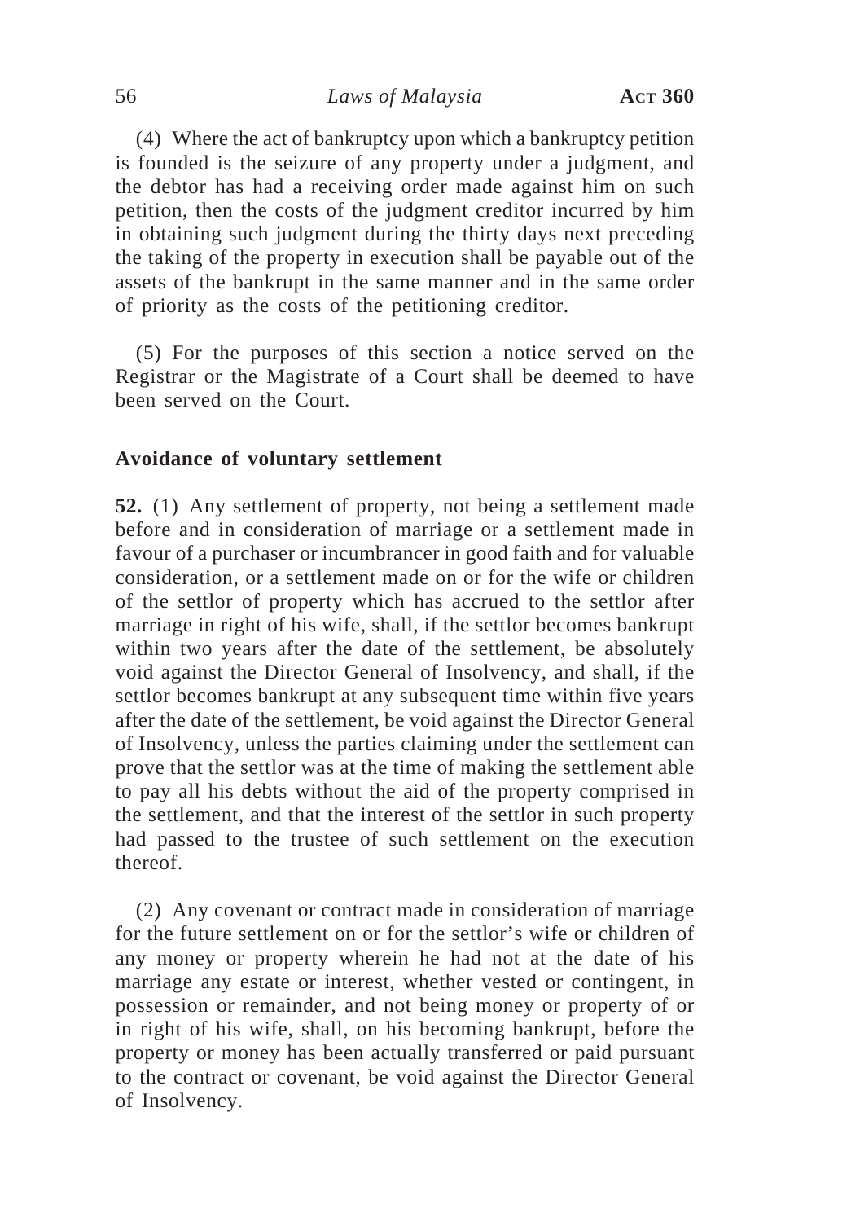(4) Where the act of bankruptcy upon which a bankruptcy petition is founded is the seizure of any property under a judgment, and the debtor has had a receiving order made against him on such petition, then the costs of the judgment creditor incurred by him in obtaining such judgment during the thirty days next preceding the taking of the property in execution shall be payable out of the assets of the bankrupt in the same manner and in the same order of priority as the costs of the petitioning creditor.

(5) For the purposes of this section a notice served on the Registrar or the Magistrate of a Court shall be deemed to have been served on the Court.

**Avoidance of voluntary settlement**

**52.** (1) Any settlement of property, not being a settlement made before and in consideration of marriage or a settlement made in favour of a purchaser or incumbrancer in good faith and for valuable consideration, or a settlement made on or for the wife or children of the settlor of property which has accrued to the settlor after marriage in right of his wife, shall, if the settlor becomes bankrupt within two years after the date of the settlement, be absolutely void against the Director General of Insolvency, and shall, if the settlor becomes bankrupt at any subsequent time within five years after the date of the settlement, be void against the Director General of Insolvency, unless the parties claiming under the settlement can prove that the settlor was at the time of making the settlement able to pay all his debts without the aid of the property comprised in the settlement, and that the interest of the settlor in such property had passed to the trustee of such settlement on the execution thereof.

(2) Any covenant or contract made in consideration of marriage for the future settlement on or for the settlor's wife or children of any money or property wherein he had not at the date of his marriage any estate or interest, whether vested or contingent, in possession or remainder, and not being money or property of or in right of his wife, shall, on his becoming bankrupt, before the property or money has been actually transferred or paid pursuant to the contract or covenant, be void against the Director General of Insolvency.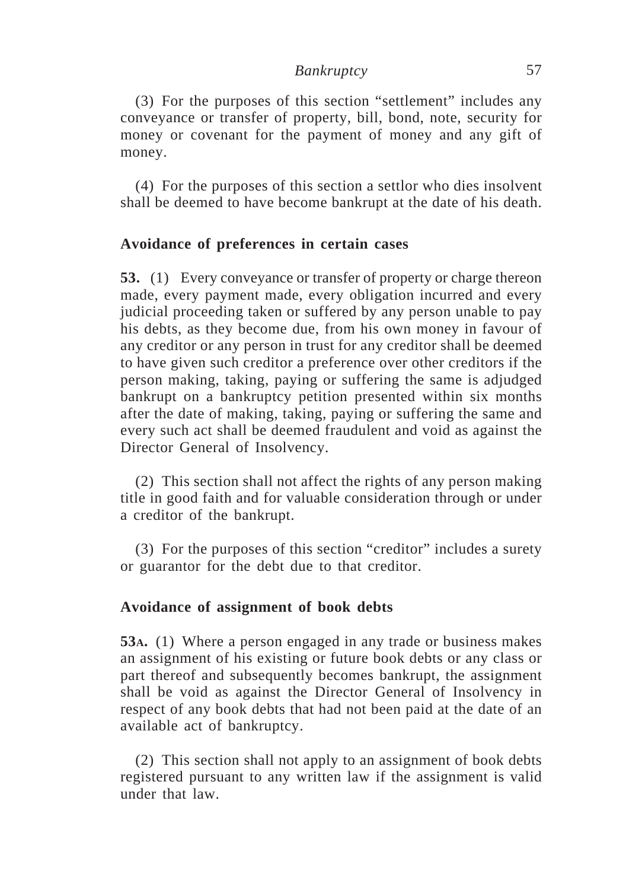(3) For the purposes of this section "settlement" includes any conveyance or transfer of property, bill, bond, note, security for money or covenant for the payment of money and any gift of money.

(4) For the purposes of this section a settlor who dies insolvent shall be deemed to have become bankrupt at the date of his death.

### Avoidance of preferences in certain cases

**53.** (1) Every conveyance or transfer of property or charge thereon made, every payment made, every obligation incurred and every judicial proceeding taken or suffered by any person unable to pay his debts, as they become due, from his own money in favour of any creditor or any person in trust for any creditor shall be deemed to have given such creditor a preference over other creditors if the person making, taking, paying or suffering the same is adjudged bankrupt on a bankruptcy petition presented within six months after the date of making, taking, paying or suffering the same and every such act shall be deemed fraudulent and void as against the Director General of Insolvency.

(2) This section shall not affect the rights of any person making title in good faith and for valuable consideration through or under a creditor of the bankrupt.

(3) For the purposes of this section "creditor" includes a surety or guarantor for the debt due to that creditor.

### Avoidance of assignment of book debts

**53A.** (1) Where a person engaged in any trade or business makes an assignment of his existing or future book debts or any class or part thereof and subsequently becomes bankrupt, the assignment shall be void as against the Director General of Insolvency in respect of any book debts that had not been paid at the date of an available act of bankruptcy.

(2) This section shall not apply to an assignment of book debts registered pursuant to any written law if the assignment is valid under that law.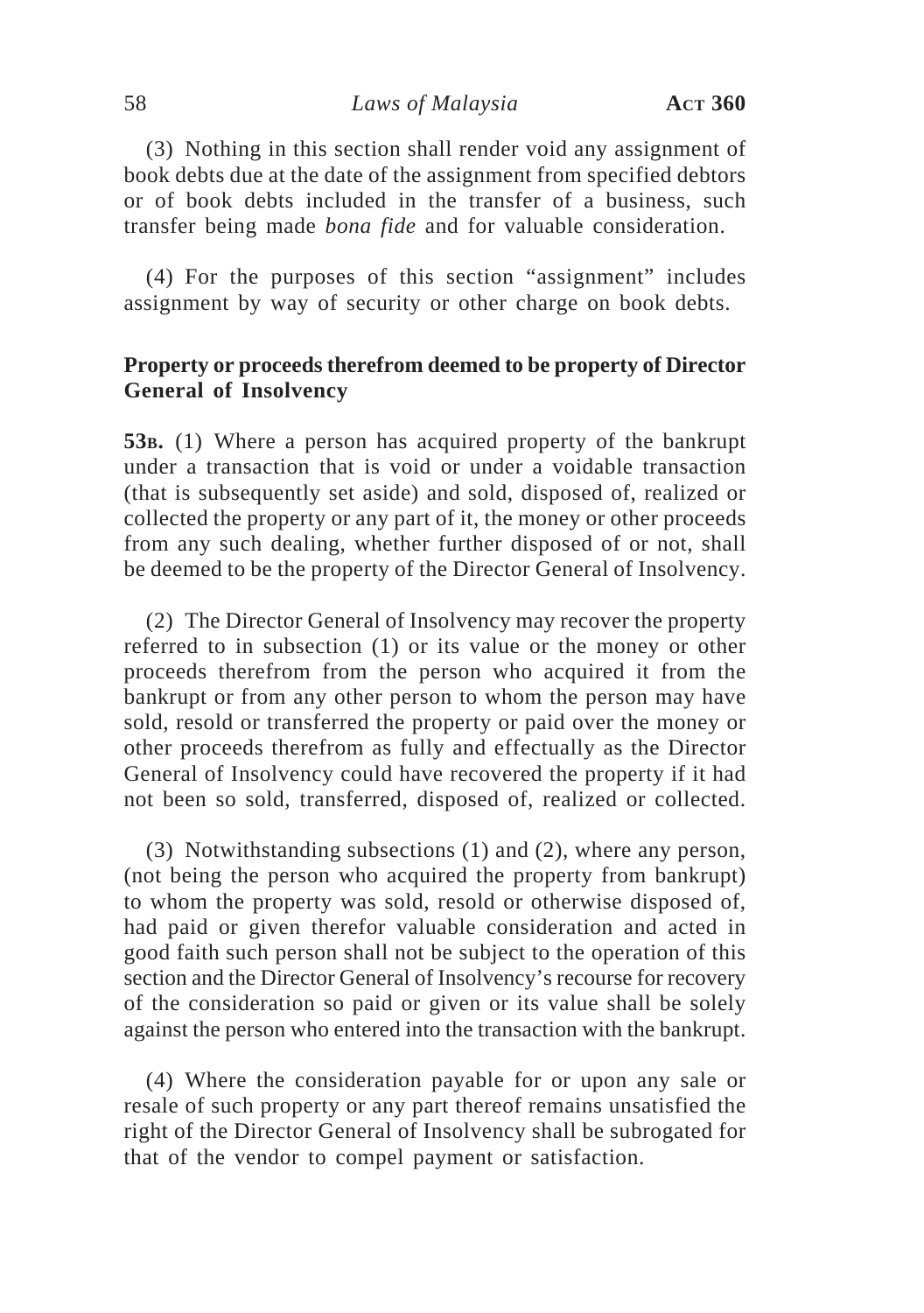(3) Nothing in this section shall render void any assignment of book debts due at the date of the assignment from specified debtors or of book debts included in the transfer of a business, such transfer being made *bona fide* and for valuable consideration.

(4) For the purposes of this section "assignment" includes assignment by way of security or other charge on book debts.

**Property or proceeds therefrom deemed to be property of Director General of Insolvency**

**53B.** (1) Where a person has acquired property of the bankrupt under a transaction that is void or under a voidable transaction (that is subsequently set aside) and sold, disposed of, realized or collected the property or any part of it, the money or other proceeds from any such dealing, whether further disposed of or not, shall be deemed to be the property of the Director General of Insolvency.

(2) The Director General of Insolvency may recover the property referred to in subsection (1) or its value or the money or other proceeds therefrom from the person who acquired it from the bankrupt or from any other person to whom the person may have sold, resold or transferred the property or paid over the money or other proceeds therefrom as fully and effectually as the Director General of Insolvency could have recovered the property if it had not been so sold, transferred, disposed of, realized or collected.

(3) Notwithstanding subsections (1) and (2), where any person, (not being the person who acquired the property from bankrupt) to whom the property was sold, resold or otherwise disposed of, had paid or given therefor valuable consideration and acted in good faith such person shall not be subject to the operation of this section and the Director General of Insolvency's recourse for recovery of the consideration so paid or given or its value shall be solely against the person who entered into the transaction with the bankrupt.

(4) Where the consideration payable for or upon any sale or resale of such property or any part thereof remains unsatisfied the right of the Director General of Insolvency shall be subrogated for that of the vendor to compel payment or satisfaction.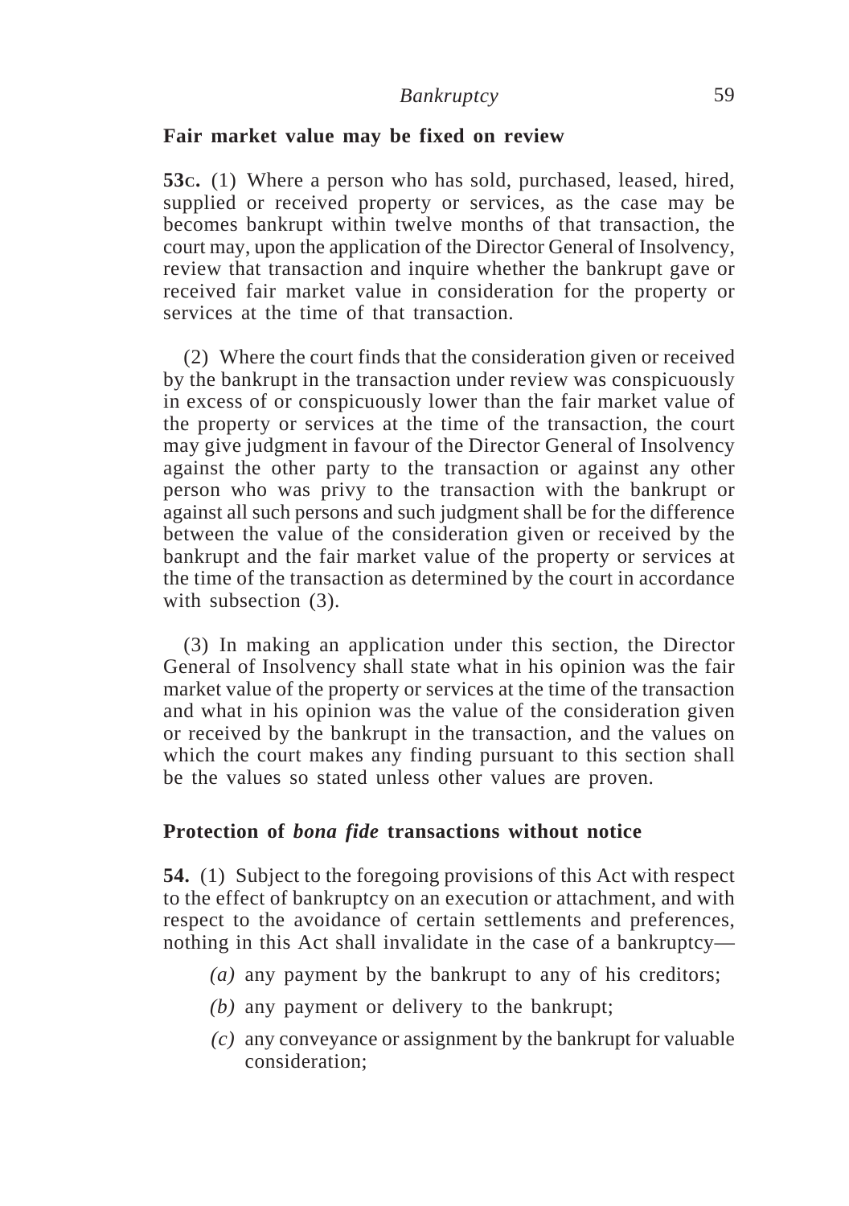## Fair market value may be fixed on review

**53C.** (1) Where a person who has sold, purchased, leased, hired, supplied or received property or services, as the case may be becomes bankrupt within twelve months of that transaction, the court may, upon the application of the Director General of Insolvency, review that transaction and inquire whether the bankrupt gave or received fair market value in consideration for the property or services at the time of that transaction.

(2) Where the court finds that the consideration given or received by the bankrupt in the transaction under review was conspicuously in excess of or conspicuously lower than the fair market value of the property or services at the time of the transaction, the court may give judgment in favour of the Director General of Insolvency against the other party to the transaction or against any other person who was privy to the transaction with the bankrupt or against all such persons and such judgment shall be for the difference between the value of the consideration given or received by the bankrupt and the fair market value of the property or services at the time of the transaction as determined by the court in accordance with subsection (3).

(3) In making an application under this section, the Director General of Insolvency shall state what in his opinion was the fair market value of the property or services at the time of the transaction and what in his opinion was the value of the consideration given or received by the bankrupt in the transaction, and the values on which the court makes any finding pursuant to this section shall be the values so stated unless other values are proven.

## Protection of *bona fide* transactions without notice

**54.** (1) Subject to the foregoing provisions of this Act with respect to the effect of bankruptcy on an execution or attachment, and with respect to the avoidance of certain settlements and preferences, nothing in this Act shall invalidate in the case of a bankruptcy—

*(a)* any payment by the bankrupt to any of his creditors;

*(b)* any payment or delivery to the bankrupt;

*(c)* any conveyance or assignment by the bankrupt for valuable consideration;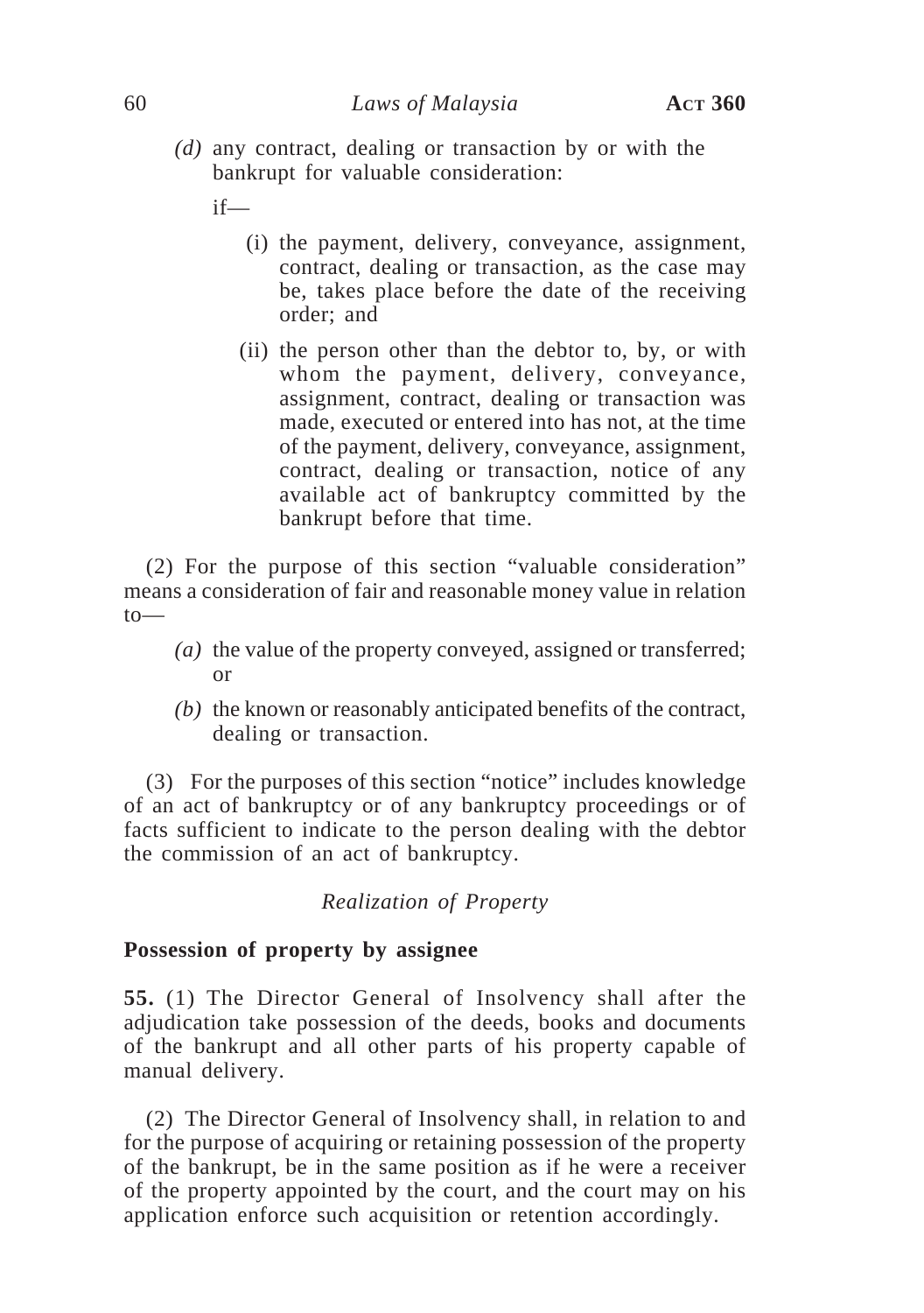*(d)* any contract, dealing or transaction by or with the bankrupt for valuable consideration:

if—

(i) the payment, delivery, conveyance, assignment, contract, dealing or transaction, as the case may be, takes place before the date of the receiving order; and

(ii) the person other than the debtor to, by, or with whom the payment, delivery, conveyance, assignment, contract, dealing or transaction was made, executed or entered into has not, at the time of the payment, delivery, conveyance, assignment, contract, dealing or transaction, notice of any available act of bankruptcy committed by the bankrupt before that time.

(2) For the purpose of this section "valuable consideration" means a consideration of fair and reasonable money value in relation to—

*(a)* the value of the property conveyed, assigned or transferred; or

*(b)* the known or reasonably anticipated benefits of the contract, dealing or transaction.

(3) For the purposes of this section "notice" includes knowledge of an act of bankruptcy or of any bankruptcy proceedings or of facts sufficient to indicate to the person dealing with the debtor the commission of an act of bankruptcy.

*Realization of Property*

**Possession of property by assignee**

**55.** (1) The Director General of Insolvency shall after the adjudication take possession of the deeds, books and documents of the bankrupt and all other parts of his property capable of manual delivery.

(2) The Director General of Insolvency shall, in relation to and for the purpose of acquiring or retaining possession of the property of the bankrupt, be in the same position as if he were a receiver of the property appointed by the court, and the court may on his application enforce such acquisition or retention accordingly.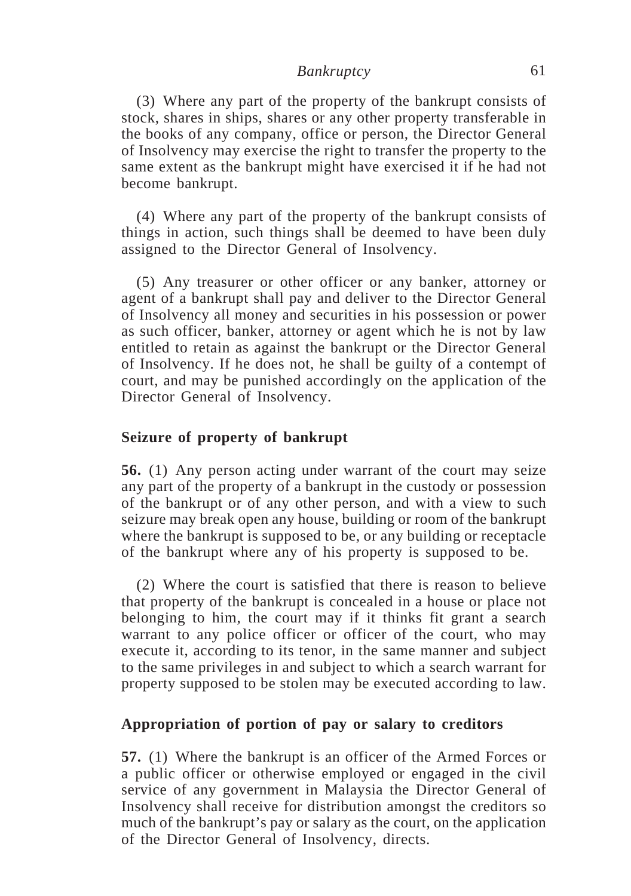(3) Where any part of the property of the bankrupt consists of stock, shares in ships, shares or any other property transferable in the books of any company, office or person, the Director General of Insolvency may exercise the right to transfer the property to the same extent as the bankrupt might have exercised it if he had not become bankrupt.

(4) Where any part of the property of the bankrupt consists of things in action, such things shall be deemed to have been duly assigned to the Director General of Insolvency.

(5) Any treasurer or other officer or any banker, attorney or agent of a bankrupt shall pay and deliver to the Director General of Insolvency all money and securities in his possession or power as such officer, banker, attorney or agent which he is not by law entitled to retain as against the bankrupt or the Director General of Insolvency. If he does not, he shall be guilty of a contempt of court, and may be punished accordingly on the application of the Director General of Insolvency.

### Seizure of property of bankrupt

**56.** (1) Any person acting under warrant of the court may seize any part of the property of a bankrupt in the custody or possession of the bankrupt or of any other person, and with a view to such seizure may break open any house, building or room of the bankrupt where the bankrupt is supposed to be, or any building or receptacle of the bankrupt where any of his property is supposed to be.

(2) Where the court is satisfied that there is reason to believe that property of the bankrupt is concealed in a house or place not belonging to him, the court may if it thinks fit grant a search warrant to any police officer or officer of the court, who may execute it, according to its tenor, in the same manner and subject to the same privileges in and subject to which a search warrant for property supposed to be stolen may be executed according to law.

### Appropriation of portion of pay or salary to creditors

**57.** (1) Where the bankrupt is an officer of the Armed Forces or a public officer or otherwise employed or engaged in the civil service of any government in Malaysia the Director General of Insolvency shall receive for distribution amongst the creditors so much of the bankrupt's pay or salary as the court, on the application of the Director General of Insolvency, directs.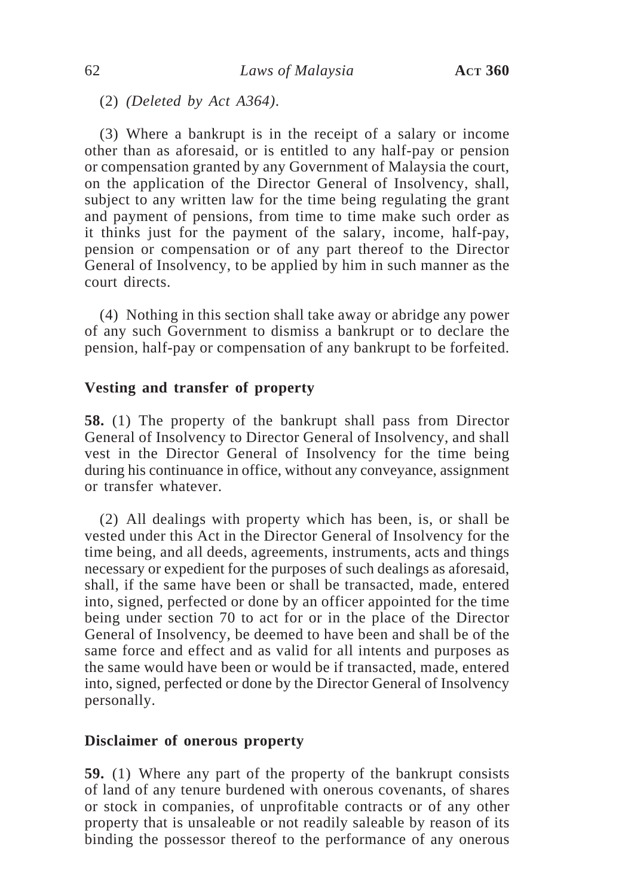(2) *(Deleted by Act A364).*

(3) Where a bankrupt is in the receipt of a salary or income other than as aforesaid, or is entitled to any half-pay or pension or compensation granted by any Government of Malaysia the court, on the application of the Director General of Insolvency, shall, subject to any written law for the time being regulating the grant and payment of pensions, from time to time make such order as it thinks just for the payment of the salary, income, half-pay, pension or compensation or of any part thereof to the Director General of Insolvency, to be applied by him in such manner as the court directs.

(4) Nothing in this section shall take away or abridge any power of any such Government to dismiss a bankrupt or to declare the pension, half-pay or compensation of any bankrupt to be forfeited.

### Vesting and transfer of property

**58.** (1) The property of the bankrupt shall pass from Director General of Insolvency to Director General of Insolvency, and shall vest in the Director General of Insolvency for the time being during his continuance in office, without any conveyance, assignment or transfer whatever.

(2) All dealings with property which has been, is, or shall be vested under this Act in the Director General of Insolvency for the time being, and all deeds, agreements, instruments, acts and things necessary or expedient for the purposes of such dealings as aforesaid, shall, if the same have been or shall be transacted, made, entered into, signed, perfected or done by an officer appointed for the time being under section 70 to act for or in the place of the Director General of Insolvency, be deemed to have been and shall be of the same force and effect and as valid for all intents and purposes as the same would have been or would be if transacted, made, entered into, signed, perfected or done by the Director General of Insolvency personally.

### Disclaimer of onerous property

**59.** (1) Where any part of the property of the bankrupt consists of land of any tenure burdened with onerous covenants, of shares or stock in companies, of unprofitable contracts or of any other property that is unsaleable or not readily saleable by reason of its binding the possessor thereof to the performance of any onerous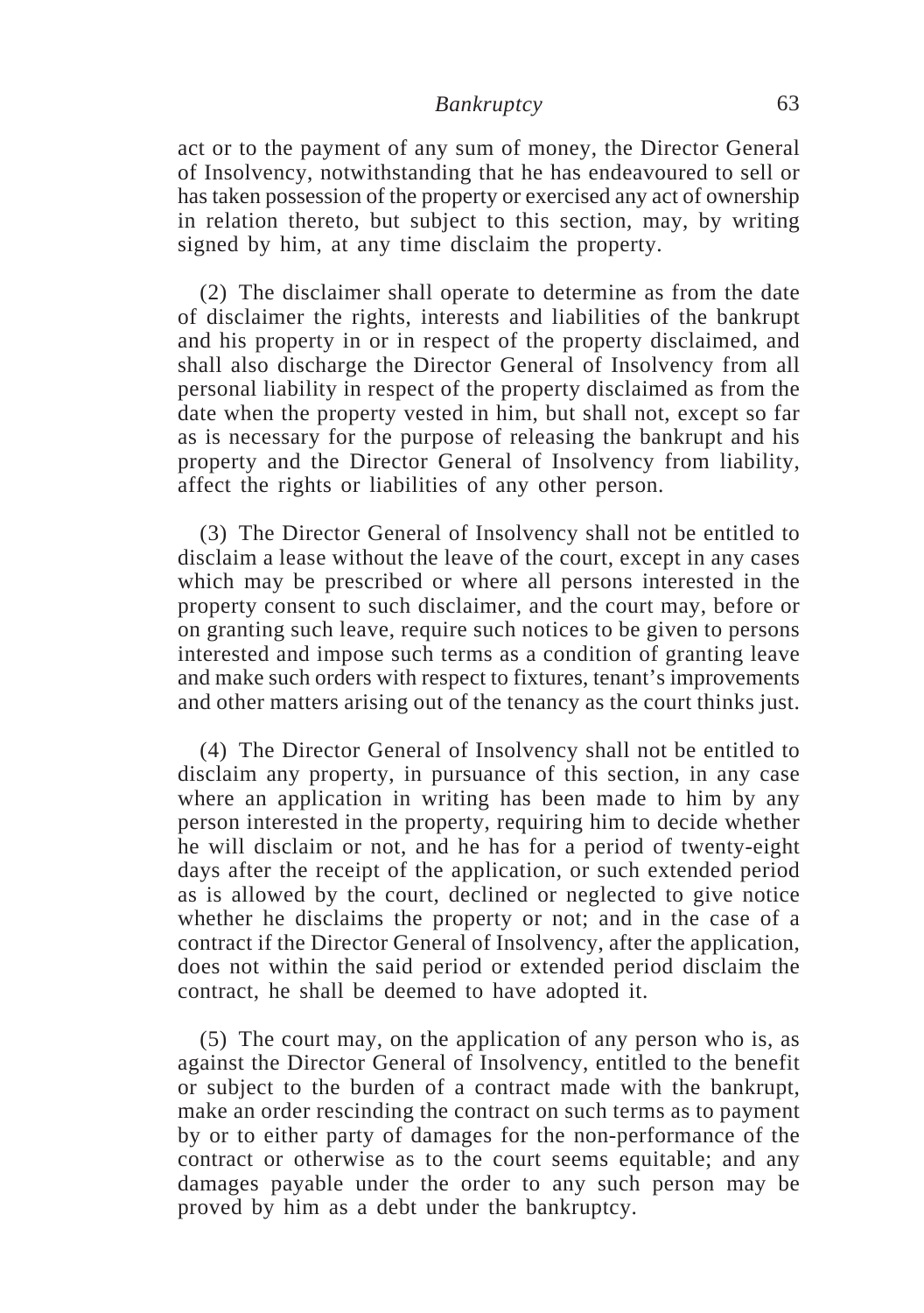act or to the payment of any sum of money, the Director General of Insolvency, notwithstanding that he has endeavoured to sell or has taken possession of the property or exercised any act of ownership in relation thereto, but subject to this section, may, by writing signed by him, at any time disclaim the property.

(2) The disclaimer shall operate to determine as from the date of disclaimer the rights, interests and liabilities of the bankrupt and his property in or in respect of the property disclaimed, and shall also discharge the Director General of Insolvency from all personal liability in respect of the property disclaimed as from the date when the property vested in him, but shall not, except so far as is necessary for the purpose of releasing the bankrupt and his property and the Director General of Insolvency from liability, affect the rights or liabilities of any other person.

(3) The Director General of Insolvency shall not be entitled to disclaim a lease without the leave of the court, except in any cases which may be prescribed or where all persons interested in the property consent to such disclaimer, and the court may, before or on granting such leave, require such notices to be given to persons interested and impose such terms as a condition of granting leave and make such orders with respect to fixtures, tenant's improvements and other matters arising out of the tenancy as the court thinks just.

(4) The Director General of Insolvency shall not be entitled to disclaim any property, in pursuance of this section, in any case where an application in writing has been made to him by any person interested in the property, requiring him to decide whether he will disclaim or not, and he has for a period of twenty-eight days after the receipt of the application, or such extended period as is allowed by the court, declined or neglected to give notice whether he disclaims the property or not; and in the case of a contract if the Director General of Insolvency, after the application, does not within the said period or extended period disclaim the contract, he shall be deemed to have adopted it.

(5) The court may, on the application of any person who is, as against the Director General of Insolvency, entitled to the benefit or subject to the burden of a contract made with the bankrupt, make an order rescinding the contract on such terms as to payment by or to either party of damages for the non-performance of the contract or otherwise as to the court seems equitable; and any damages payable under the order to any such person may be proved by him as a debt under the bankruptcy.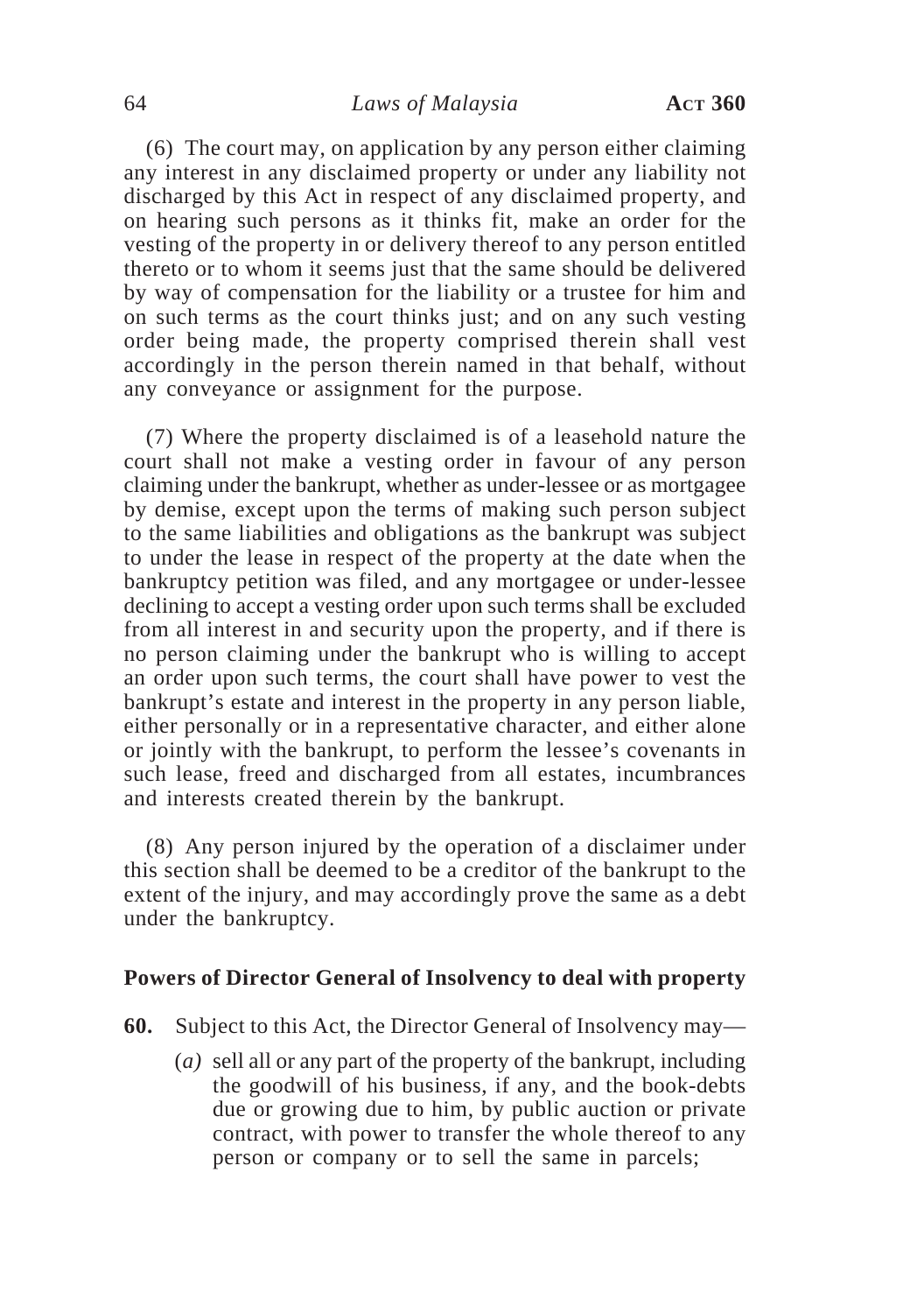(6) The court may, on application by any person either claiming any interest in any disclaimed property or under any liability not discharged by this Act in respect of any disclaimed property, and on hearing such persons as it thinks fit, make an order for the vesting of the property in or delivery thereof to any person entitled thereto or to whom it seems just that the same should be delivered by way of compensation for the liability or a trustee for him and on such terms as the court thinks just; and on any such vesting order being made, the property comprised therein shall vest accordingly in the person therein named in that behalf, without any conveyance or assignment for the purpose.

(7) Where the property disclaimed is of a leasehold nature the court shall not make a vesting order in favour of any person claiming under the bankrupt, whether as under-lessee or as mortgagee by demise, except upon the terms of making such person subject to the same liabilities and obligations as the bankrupt was subject to under the lease in respect of the property at the date when the bankruptcy petition was filed, and any mortgagee or under-lessee declining to accept a vesting order upon such terms shall be excluded from all interest in and security upon the property, and if there is no person claiming under the bankrupt who is willing to accept an order upon such terms, the court shall have power to vest the bankrupt's estate and interest in the property in any person liable, either personally or in a representative character, and either alone or jointly with the bankrupt, to perform the lessee's covenants in such lease, freed and discharged from all estates, incumbrances and interests created therein by the bankrupt.

(8) Any person injured by the operation of a disclaimer under this section shall be deemed to be a creditor of the bankrupt to the extent of the injury, and may accordingly prove the same as a debt under the bankruptcy.

**Powers of Director General of Insolvency to deal with property**

**60.** Subject to this Act, the Director General of Insolvency may—

(*a*) sell all or any part of the property of the bankrupt, including the goodwill of his business, if any, and the book-debts due or growing due to him, by public auction or private contract, with power to transfer the whole thereof to any person or company or to sell the same in parcels;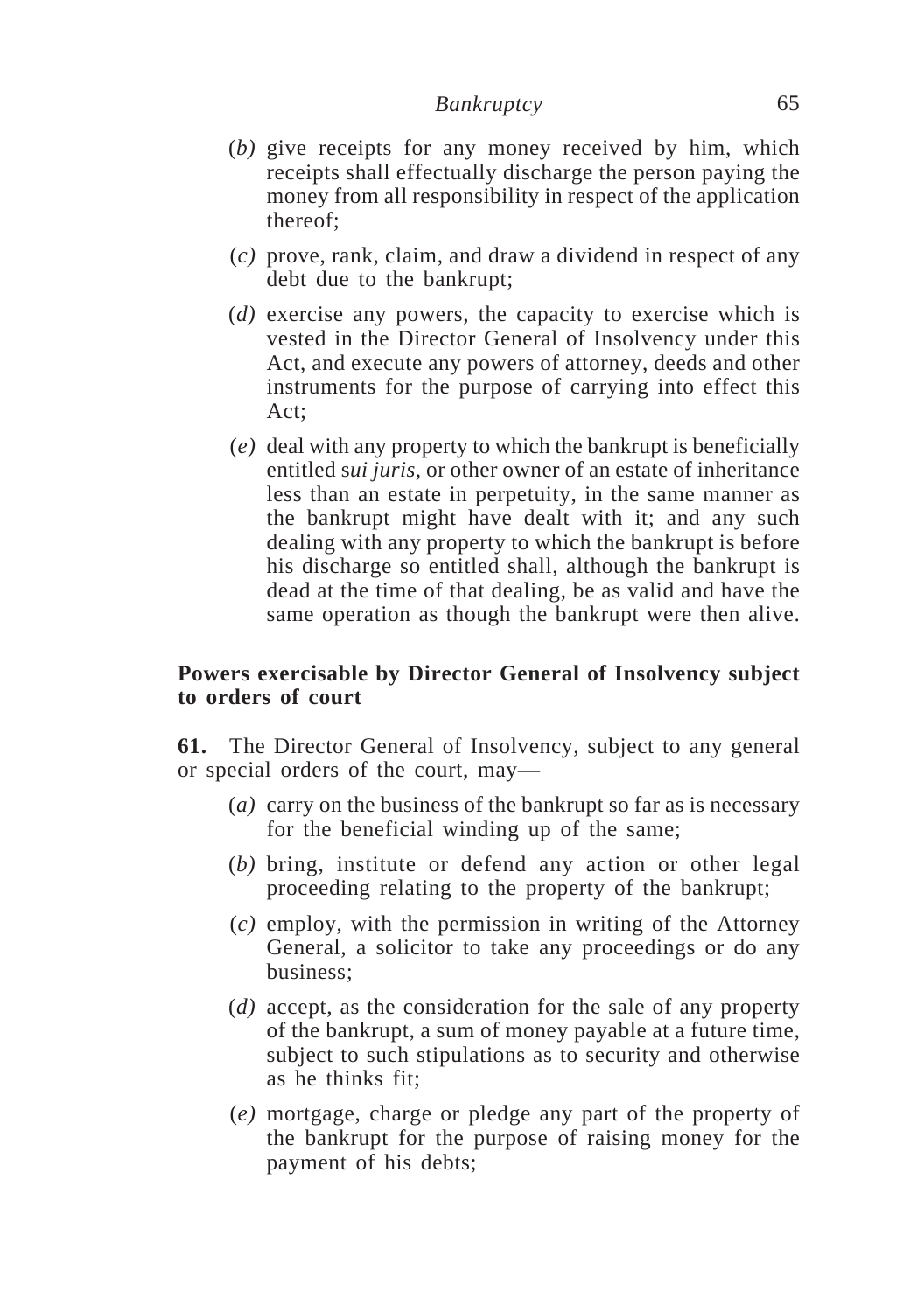(*b*) give receipts for any money received by him, which receipts shall effectually discharge the person paying the money from all responsibility in respect of the application thereof;

(*c*) prove, rank, claim, and draw a dividend in respect of any debt due to the bankrupt;

(*d*) exercise any powers, the capacity to exercise which is vested in the Director General of Insolvency under this Act, and execute any powers of attorney, deeds and other instruments for the purpose of carrying into effect this Act;

(*e*) deal with any property to which the bankrupt is beneficially entitled s*ui juris*, or other owner of an estate of inheritance less than an estate in perpetuity, in the same manner as the bankrupt might have dealt with it; and any such dealing with any property to which the bankrupt is before his discharge so entitled shall, although the bankrupt is dead at the time of that dealing, be as valid and have the same operation as though the bankrupt were then alive.

**Powers exercisable by Director General of Insolvency subject to orders of court**

**61.** The Director General of Insolvency, subject to any general or special orders of the court, may—

(*a*) carry on the business of the bankrupt so far as is necessary for the beneficial winding up of the same;

(*b*) bring, institute or defend any action or other legal proceeding relating to the property of the bankrupt;

(*c*) employ, with the permission in writing of the Attorney General, a solicitor to take any proceedings or do any business;

(*d*) accept, as the consideration for the sale of any property of the bankrupt, a sum of money payable at a future time, subject to such stipulations as to security and otherwise as he thinks fit;

(*e*) mortgage, charge or pledge any part of the property of the bankrupt for the purpose of raising money for the payment of his debts;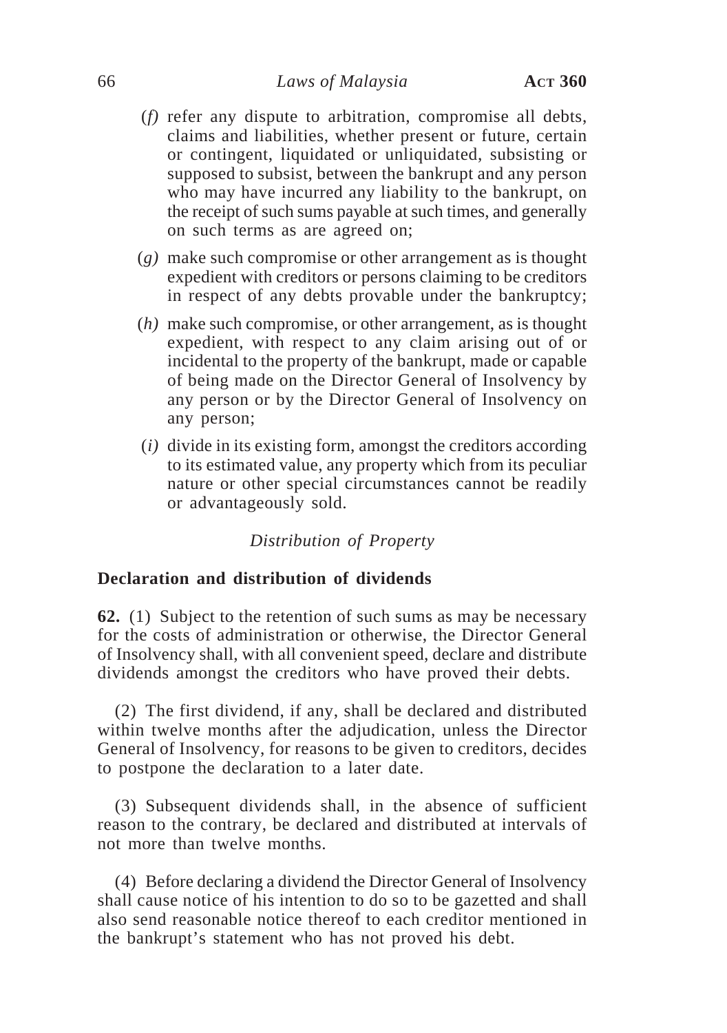(*f*) refer any dispute to arbitration, compromise all debts, claims and liabilities, whether present or future, certain or contingent, liquidated or unliquidated, subsisting or supposed to subsist, between the bankrupt and any person who may have incurred any liability to the bankrupt, on the receipt of such sums payable at such times, and generally on such terms as are agreed on;

(*g*) make such compromise or other arrangement as is thought expedient with creditors or persons claiming to be creditors in respect of any debts provable under the bankruptcy;

(*h*) make such compromise, or other arrangement, as is thought expedient, with respect to any claim arising out of or incidental to the property of the bankrupt, made or capable of being made on the Director General of Insolvency by any person or by the Director General of Insolvency on any person;

(*i*) divide in its existing form, amongst the creditors according to its estimated value, any property which from its peculiar nature or other special circumstances cannot be readily or advantageously sold.

*Distribution of Property*

**Declaration and distribution of dividends**

**62.** (1) Subject to the retention of such sums as may be necessary for the costs of administration or otherwise, the Director General of Insolvency shall, with all convenient speed, declare and distribute dividends amongst the creditors who have proved their debts.

(2) The first dividend, if any, shall be declared and distributed within twelve months after the adjudication, unless the Director General of Insolvency, for reasons to be given to creditors, decides to postpone the declaration to a later date.

(3) Subsequent dividends shall, in the absence of sufficient reason to the contrary, be declared and distributed at intervals of not more than twelve months.

(4) Before declaring a dividend the Director General of Insolvency shall cause notice of his intention to do so to be gazetted and shall also send reasonable notice thereof to each creditor mentioned in the bankrupt's statement who has not proved his debt.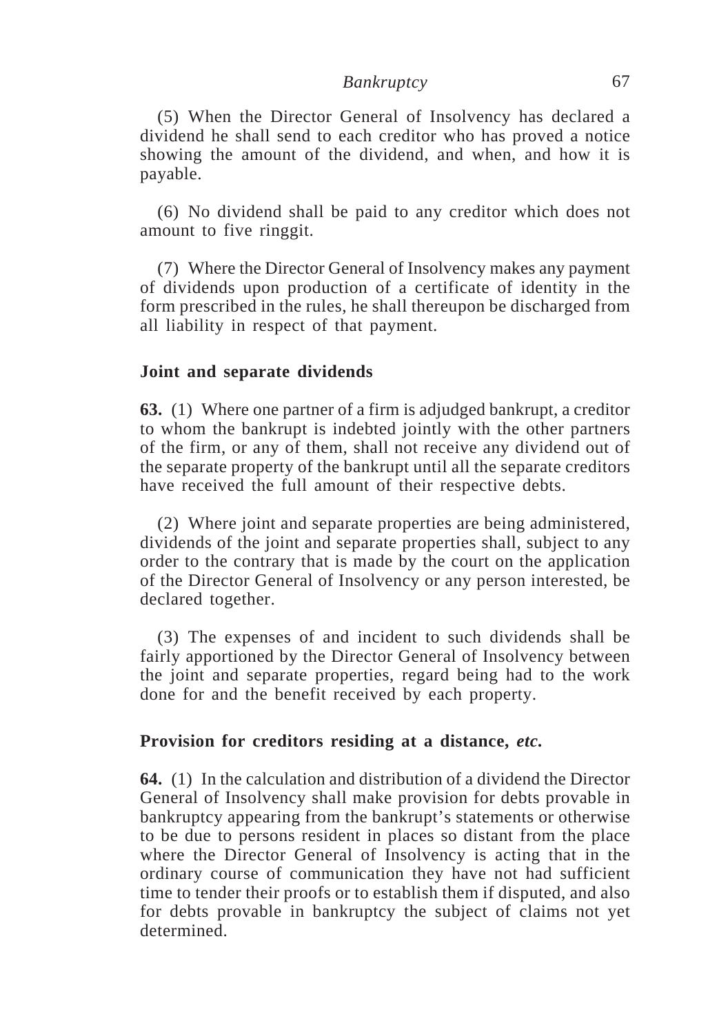(5) When the Director General of Insolvency has declared a dividend he shall send to each creditor who has proved a notice showing the amount of the dividend, and when, and how it is payable.

(6) No dividend shall be paid to any creditor which does not amount to five ringgit.

(7) Where the Director General of Insolvency makes any payment of dividends upon production of a certificate of identity in the form prescribed in the rules, he shall thereupon be discharged from all liability in respect of that payment.

### Joint and separate dividends

**63.** (1) Where one partner of a firm is adjudged bankrupt, a creditor to whom the bankrupt is indebted jointly with the other partners of the firm, or any of them, shall not receive any dividend out of the separate property of the bankrupt until all the separate creditors have received the full amount of their respective debts.

(2) Where joint and separate properties are being administered, dividends of the joint and separate properties shall, subject to any order to the contrary that is made by the court on the application of the Director General of Insolvency or any person interested, be declared together.

(3) The expenses of and incident to such dividends shall be fairly apportioned by the Director General of Insolvency between the joint and separate properties, regard being had to the work done for and the benefit received by each property.

### Provision for creditors residing at a distance, *etc.*

**64.** (1) In the calculation and distribution of a dividend the Director General of Insolvency shall make provision for debts provable in bankruptcy appearing from the bankrupt's statements or otherwise to be due to persons resident in places so distant from the place where the Director General of Insolvency is acting that in the ordinary course of communication they have not had sufficient time to tender their proofs or to establish them if disputed, and also for debts provable in bankruptcy the subject of claims not yet determined.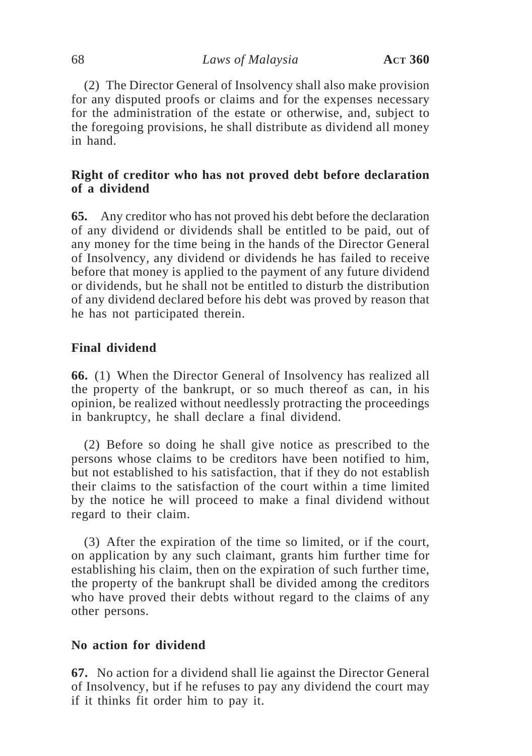(2) The Director General of Insolvency shall also make provision for any disputed proofs or claims and for the expenses necessary for the administration of the estate or otherwise, and, subject to the foregoing provisions, he shall distribute as dividend all money in hand.

**Right of creditor who has not proved debt before declaration of a dividend**

**65.** Any creditor who has not proved his debt before the declaration of any dividend or dividends shall be entitled to be paid, out of any money for the time being in the hands of the Director General of Insolvency, any dividend or dividends he has failed to receive before that money is applied to the payment of any future dividend or dividends, but he shall not be entitled to disturb the distribution of any dividend declared before his debt was proved by reason that he has not participated therein.

**Final dividend**

**66.** (1) When the Director General of Insolvency has realized all the property of the bankrupt, or so much thereof as can, in his opinion, be realized without needlessly protracting the proceedings in bankruptcy, he shall declare a final dividend.

(2) Before so doing he shall give notice as prescribed to the persons whose claims to be creditors have been notified to him, but not established to his satisfaction, that if they do not establish their claims to the satisfaction of the court within a time limited by the notice he will proceed to make a final dividend without regard to their claim.

(3) After the expiration of the time so limited, or if the court, on application by any such claimant, grants him further time for establishing his claim, then on the expiration of such further time, the property of the bankrupt shall be divided among the creditors who have proved their debts without regard to the claims of any other persons.

**No action for dividend**

**67.** No action for a dividend shall lie against the Director General of Insolvency, but if he refuses to pay any dividend the court may if it thinks fit order him to pay it.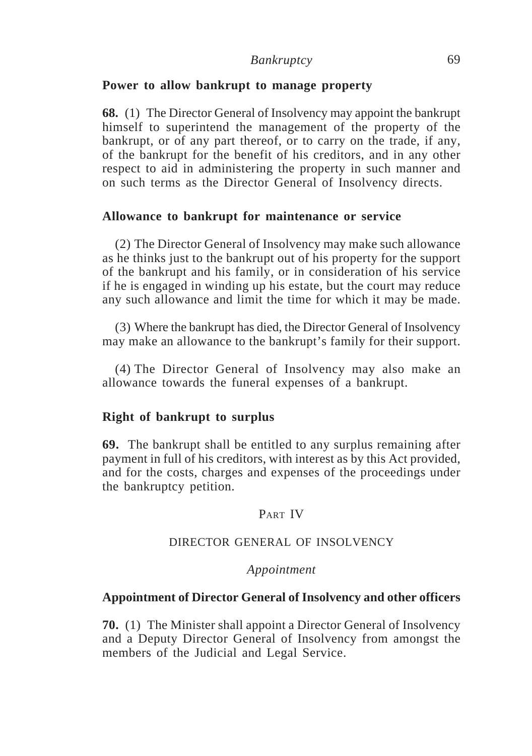### Power to allow bankrupt to manage property

**68.** (1) The Director General of Insolvency may appoint the bankrupt himself to superintend the management of the property of the bankrupt, or of any part thereof, or to carry on the trade, if any, of the bankrupt for the benefit of his creditors, and in any other respect to aid in administering the property in such manner and on such terms as the Director General of Insolvency directs.

### Allowance to bankrupt for maintenance or service

(2) The Director General of Insolvency may make such allowance as he thinks just to the bankrupt out of his property for the support of the bankrupt and his family, or in consideration of his service if he is engaged in winding up his estate, but the court may reduce any such allowance and limit the time for which it may be made.

(3) Where the bankrupt has died, the Director General of Insolvency may make an allowance to the bankrupt's family for their support.

(4) The Director General of Insolvency may also make an allowance towards the funeral expenses of a bankrupt.

### Right of bankrupt to surplus

**69.** The bankrupt shall be entitled to any surplus remaining after payment in full of his creditors, with interest as by this Act provided, and for the costs, charges and expenses of the proceedings under the bankruptcy petition.

## PART IV

## DIRECTOR GENERAL OF INSOLVENCY

*Appointment*

### Appointment of Director General of Insolvency and other officers

**70.** (1) The Minister shall appoint a Director General of Insolvency and a Deputy Director General of Insolvency from amongst the members of the Judicial and Legal Service.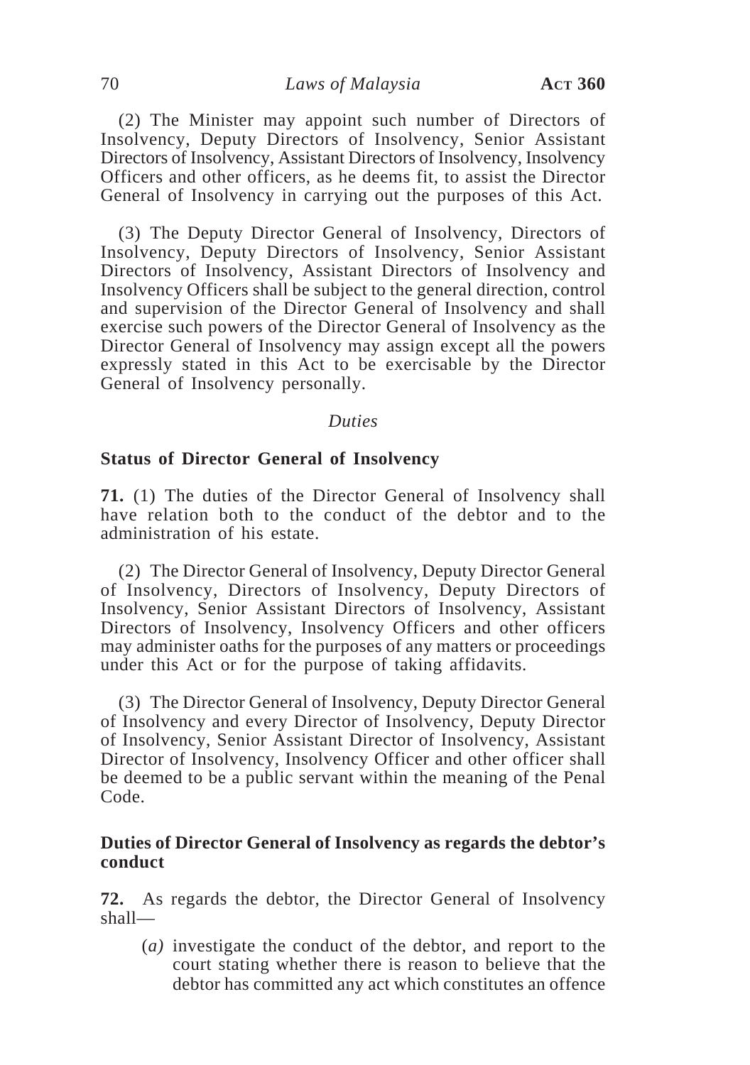(2) The Minister may appoint such number of Directors of Insolvency, Deputy Directors of Insolvency, Senior Assistant Directors of Insolvency, Assistant Directors of Insolvency, Insolvency Officers and other officers, as he deems fit, to assist the Director General of Insolvency in carrying out the purposes of this Act.

(3) The Deputy Director General of Insolvency, Directors of Insolvency, Deputy Directors of Insolvency, Senior Assistant Directors of Insolvency, Assistant Directors of Insolvency and Insolvency Officers shall be subject to the general direction, control and supervision of the Director General of Insolvency and shall exercise such powers of the Director General of Insolvency as the Director General of Insolvency may assign except all the powers expressly stated in this Act to be exercisable by the Director General of Insolvency personally.

*Duties*

**Status of Director General of Insolvency**

**71.** (1) The duties of the Director General of Insolvency shall have relation both to the conduct of the debtor and to the administration of his estate.

(2) The Director General of Insolvency, Deputy Director General of Insolvency, Directors of Insolvency, Deputy Directors of Insolvency, Senior Assistant Directors of Insolvency, Assistant Directors of Insolvency, Insolvency Officers and other officers may administer oaths for the purposes of any matters or proceedings under this Act or for the purpose of taking affidavits.

(3) The Director General of Insolvency, Deputy Director General of Insolvency and every Director of Insolvency, Deputy Director of Insolvency, Senior Assistant Director of Insolvency, Assistant Director of Insolvency, Insolvency Officer and other officer shall be deemed to be a public servant within the meaning of the Penal Code.

**Duties of Director General of Insolvency as regards the debtor's conduct**

**72.** As regards the debtor, the Director General of Insolvency shall—

(*a*) investigate the conduct of the debtor, and report to the court stating whether there is reason to believe that the debtor has committed any act which constitutes an offence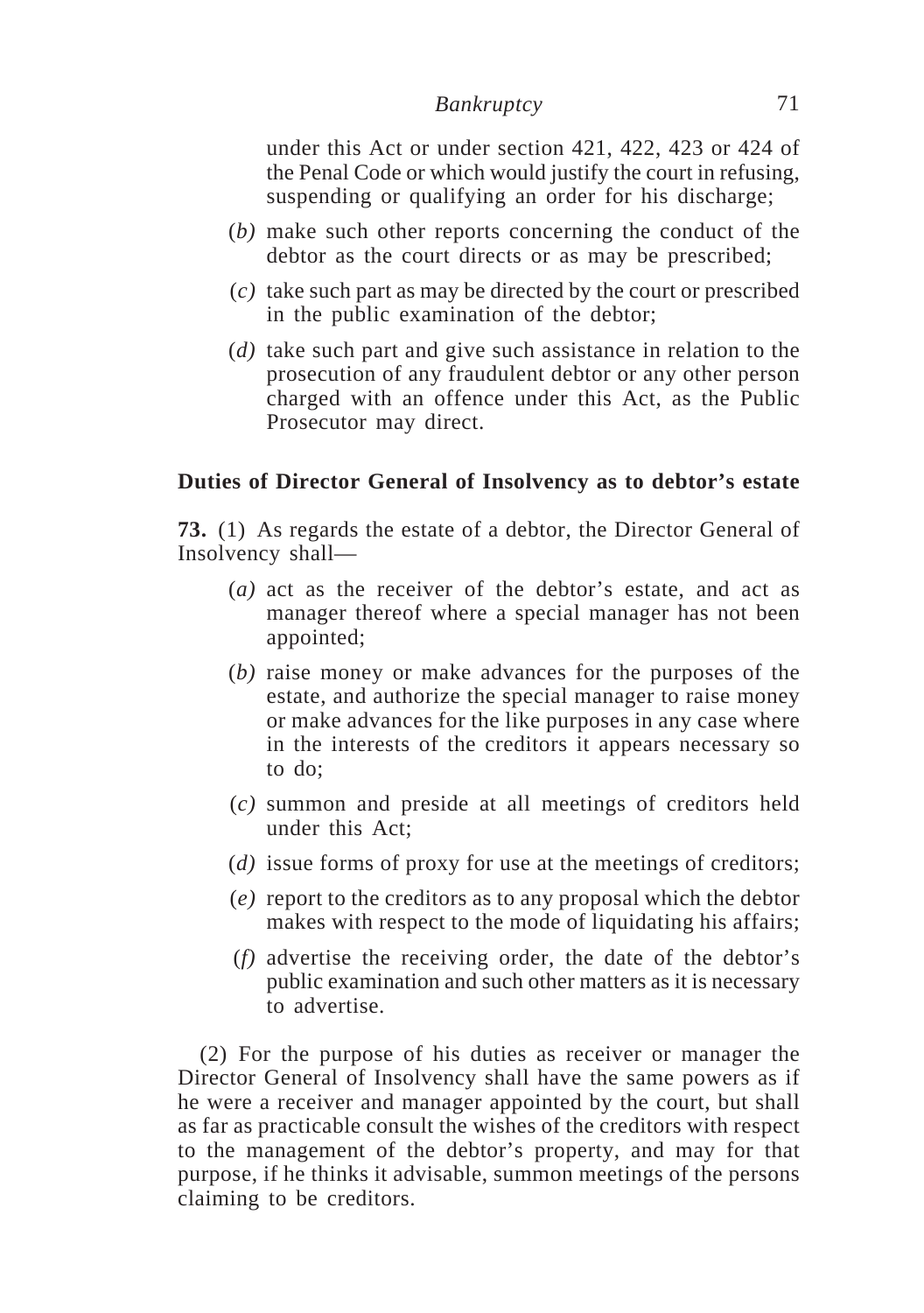under this Act or under section 421, 422, 423 or 424 of the Penal Code or which would justify the court in refusing, suspending or qualifying an order for his discharge;

(*b*) make such other reports concerning the conduct of the debtor as the court directs or as may be prescribed;

(*c*) take such part as may be directed by the court or prescribed in the public examination of the debtor;

(*d*) take such part and give such assistance in relation to the prosecution of any fraudulent debtor or any other person charged with an offence under this Act, as the Public Prosecutor may direct.

### Duties of Director General of Insolvency as to debtor's estate

**73.** (1) As regards the estate of a debtor, the Director General of Insolvency shall—

(*a*) act as the receiver of the debtor's estate, and act as manager thereof where a special manager has not been appointed;

(*b*) raise money or make advances for the purposes of the estate, and authorize the special manager to raise money or make advances for the like purposes in any case where in the interests of the creditors it appears necessary so to do;

(*c*) summon and preside at all meetings of creditors held under this Act;

(*d*) issue forms of proxy for use at the meetings of creditors;

(*e*) report to the creditors as to any proposal which the debtor makes with respect to the mode of liquidating his affairs;

(*f*) advertise the receiving order, the date of the debtor's public examination and such other matters as it is necessary to advertise.

(2) For the purpose of his duties as receiver or manager the Director General of Insolvency shall have the same powers as if he were a receiver and manager appointed by the court, but shall as far as practicable consult the wishes of the creditors with respect to the management of the debtor's property, and may for that purpose, if he thinks it advisable, summon meetings of the persons claiming to be creditors.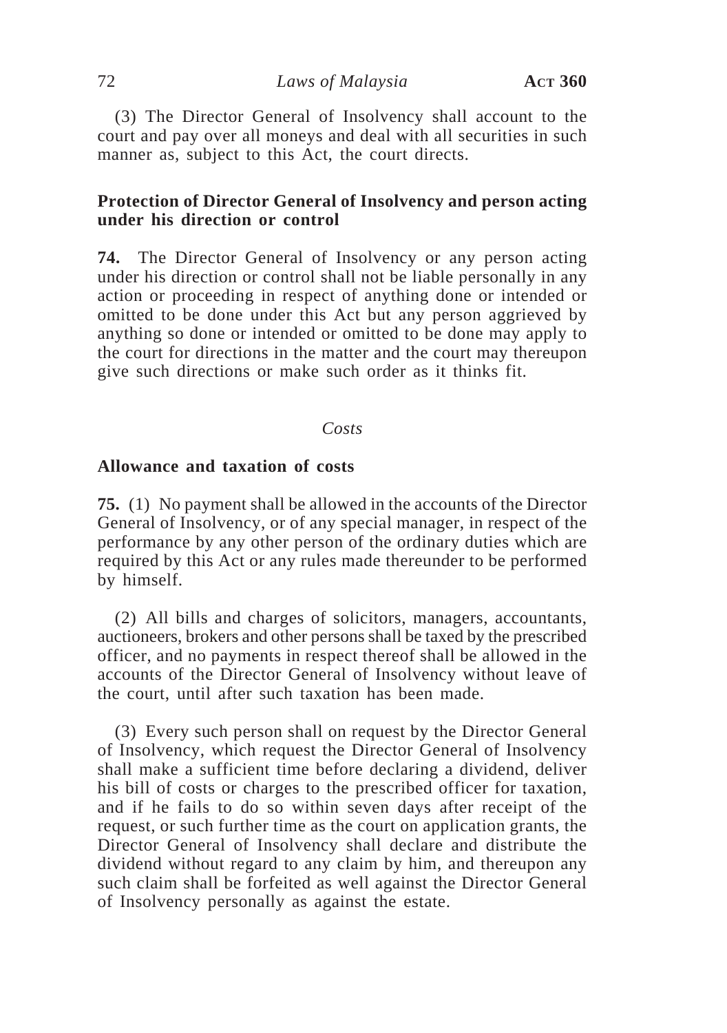(3) The Director General of Insolvency shall account to the court and pay over all moneys and deal with all securities in such manner as, subject to this Act, the court directs.

**Protection of Director General of Insolvency and person acting under his direction or control**

**74.** The Director General of Insolvency or any person acting under his direction or control shall not be liable personally in any action or proceeding in respect of anything done or intended or omitted to be done under this Act but any person aggrieved by anything so done or intended or omitted to be done may apply to the court for directions in the matter and the court may thereupon give such directions or make such order as it thinks fit.

*Costs*

**Allowance and taxation of costs**

**75.** (1) No payment shall be allowed in the accounts of the Director General of Insolvency, or of any special manager, in respect of the performance by any other person of the ordinary duties which are required by this Act or any rules made thereunder to be performed by himself.

(2) All bills and charges of solicitors, managers, accountants, auctioneers, brokers and other persons shall be taxed by the prescribed officer, and no payments in respect thereof shall be allowed in the accounts of the Director General of Insolvency without leave of the court, until after such taxation has been made.

(3) Every such person shall on request by the Director General of Insolvency, which request the Director General of Insolvency shall make a sufficient time before declaring a dividend, deliver his bill of costs or charges to the prescribed officer for taxation, and if he fails to do so within seven days after receipt of the request, or such further time as the court on application grants, the Director General of Insolvency shall declare and distribute the dividend without regard to any claim by him, and thereupon any such claim shall be forfeited as well against the Director General of Insolvency personally as against the estate.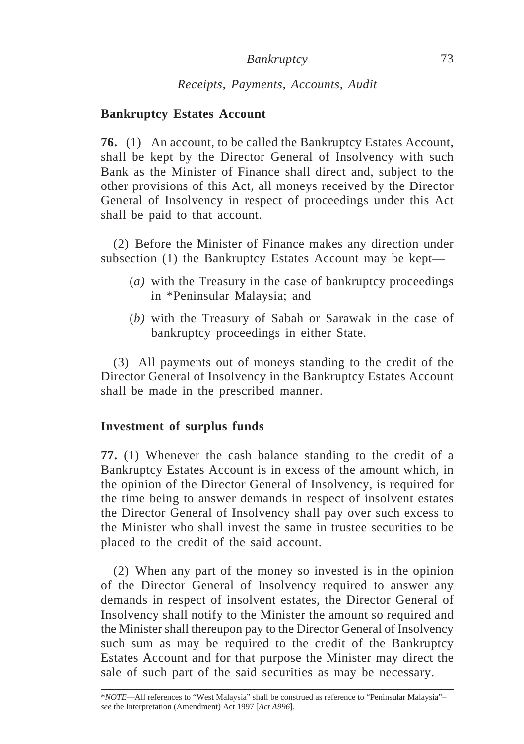*Receipts, Payments, Accounts, Audit*

**Bankruptcy Estates Account**

**76.** (1) An account, to be called the Bankruptcy Estates Account, shall be kept by the Director General of Insolvency with such Bank as the Minister of Finance shall direct and, subject to the other provisions of this Act, all moneys received by the Director General of Insolvency in respect of proceedings under this Act shall be paid to that account.

(2) Before the Minister of Finance makes any direction under subsection (1) the Bankruptcy Estates Account may be kept—

(*a*) with the Treasury in the case of bankruptcy proceedings in *Peninsular Malaysia; and

(*b*) with the Treasury of Sabah or Sarawak in the case of bankruptcy proceedings in either State.

(3) All payments out of moneys standing to the credit of the Director General of Insolvency in the Bankruptcy Estates Account shall be made in the prescribed manner.

**Investment of surplus funds**

**77.** (1) Whenever the cash balance standing to the credit of a Bankruptcy Estates Account is in excess of the amount which, in the opinion of the Director General of Insolvency, is required for the time being to answer demands in respect of insolvent estates the Director General of Insolvency shall pay over such excess to the Minister who shall invest the same in trustee securities to be placed to the credit of the said account.

(2) When any part of the money so invested is in the opinion of the Director General of Insolvency required to answer any demands in respect of insolvent estates, the Director General of Insolvency shall notify to the Minister the amount so required and the Minister shall thereupon pay to the Director General of Insolvency such sum as may be required to the credit of the Bankruptcy Estates Account and for that purpose the Minister may direct the sale of such part of the said securities as may be necessary.

---

**NOTE*—All references to "West Malaysia" shall be construed as reference to "Peninsular Malaysia"–*see* the Interpretation (Amendment) Act 1997 [*Act A996*].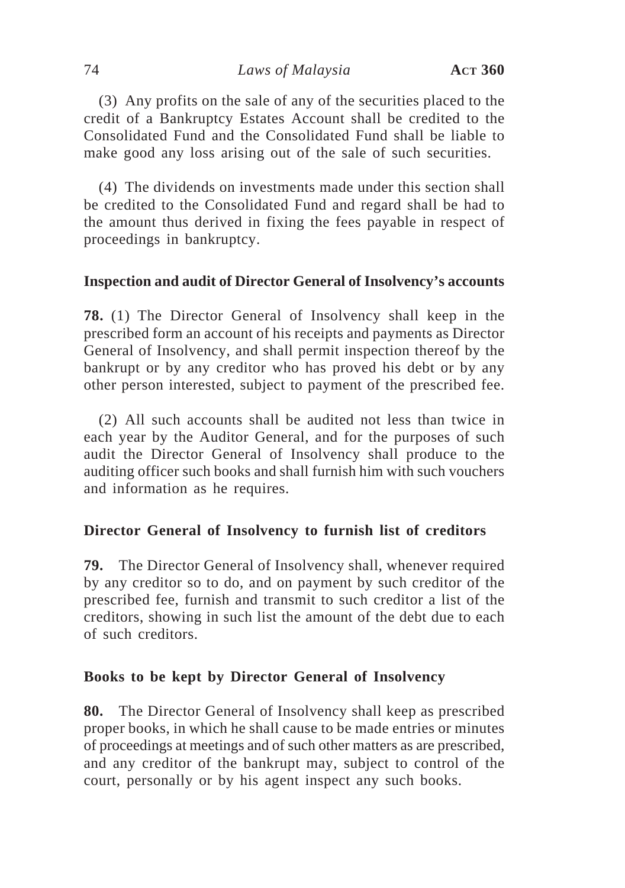(3) Any profits on the sale of any of the securities placed to the credit of a Bankruptcy Estates Account shall be credited to the Consolidated Fund and the Consolidated Fund shall be liable to make good any loss arising out of the sale of such securities.

(4) The dividends on investments made under this section shall be credited to the Consolidated Fund and regard shall be had to the amount thus derived in fixing the fees payable in respect of proceedings in bankruptcy.

**Inspection and audit of Director General of Insolvency's accounts**

**78.** (1) The Director General of Insolvency shall keep in the prescribed form an account of his receipts and payments as Director General of Insolvency, and shall permit inspection thereof by the bankrupt or by any creditor who has proved his debt or by any other person interested, subject to payment of the prescribed fee.

(2) All such accounts shall be audited not less than twice in each year by the Auditor General, and for the purposes of such audit the Director General of Insolvency shall produce to the auditing officer such books and shall furnish him with such vouchers and information as he requires.

**Director General of Insolvency to furnish list of creditors**

**79.** The Director General of Insolvency shall, whenever required by any creditor so to do, and on payment by such creditor of the prescribed fee, furnish and transmit to such creditor a list of the creditors, showing in such list the amount of the debt due to each of such creditors.

**Books to be kept by Director General of Insolvency**

**80.** The Director General of Insolvency shall keep as prescribed proper books, in which he shall cause to be made entries or minutes of proceedings at meetings and of such other matters as are prescribed, and any creditor of the bankrupt may, subject to control of the court, personally or by his agent inspect any such books.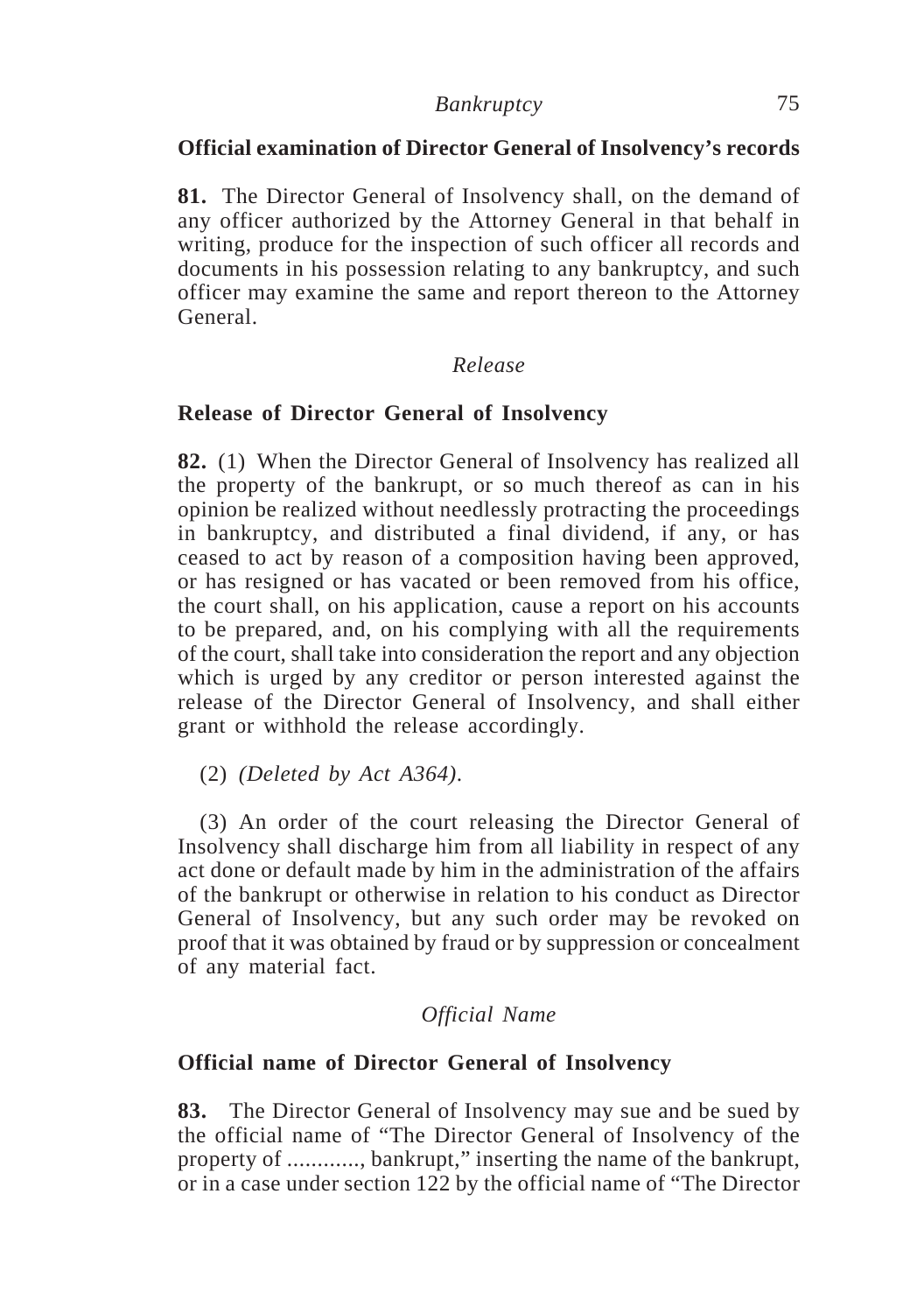**Official examination of Director General of Insolvency's records**

**81.** The Director General of Insolvency shall, on the demand of any officer authorized by the Attorney General in that behalf in writing, produce for the inspection of such officer all records and documents in his possession relating to any bankruptcy, and such officer may examine the same and report thereon to the Attorney General.

*Release*

**Release of Director General of Insolvency**

**82.** (1) When the Director General of Insolvency has realized all the property of the bankrupt, or so much thereof as can in his opinion be realized without needlessly protracting the proceedings in bankruptcy, and distributed a final dividend, if any, or has ceased to act by reason of a composition having been approved, or has resigned or has vacated or been removed from his office, the court shall, on his application, cause a report on his accounts to be prepared, and, on his complying with all the requirements of the court, shall take into consideration the report and any objection which is urged by any creditor or person interested against the release of the Director General of Insolvency, and shall either grant or withhold the release accordingly.

(2) *(Deleted by Act A364).*

(3) An order of the court releasing the Director General of Insolvency shall discharge him from all liability in respect of any act done or default made by him in the administration of the affairs of the bankrupt or otherwise in relation to his conduct as Director General of Insolvency, but any such order may be revoked on proof that it was obtained by fraud or by suppression or concealment of any material fact.

*Official Name*

**Official name of Director General of Insolvency**

**83.** The Director General of Insolvency may sue and be sued by the official name of "The Director General of Insolvency of the property of ............, bankrupt," inserting the name of the bankrupt, or in a case under section 122 by the official name of "The Director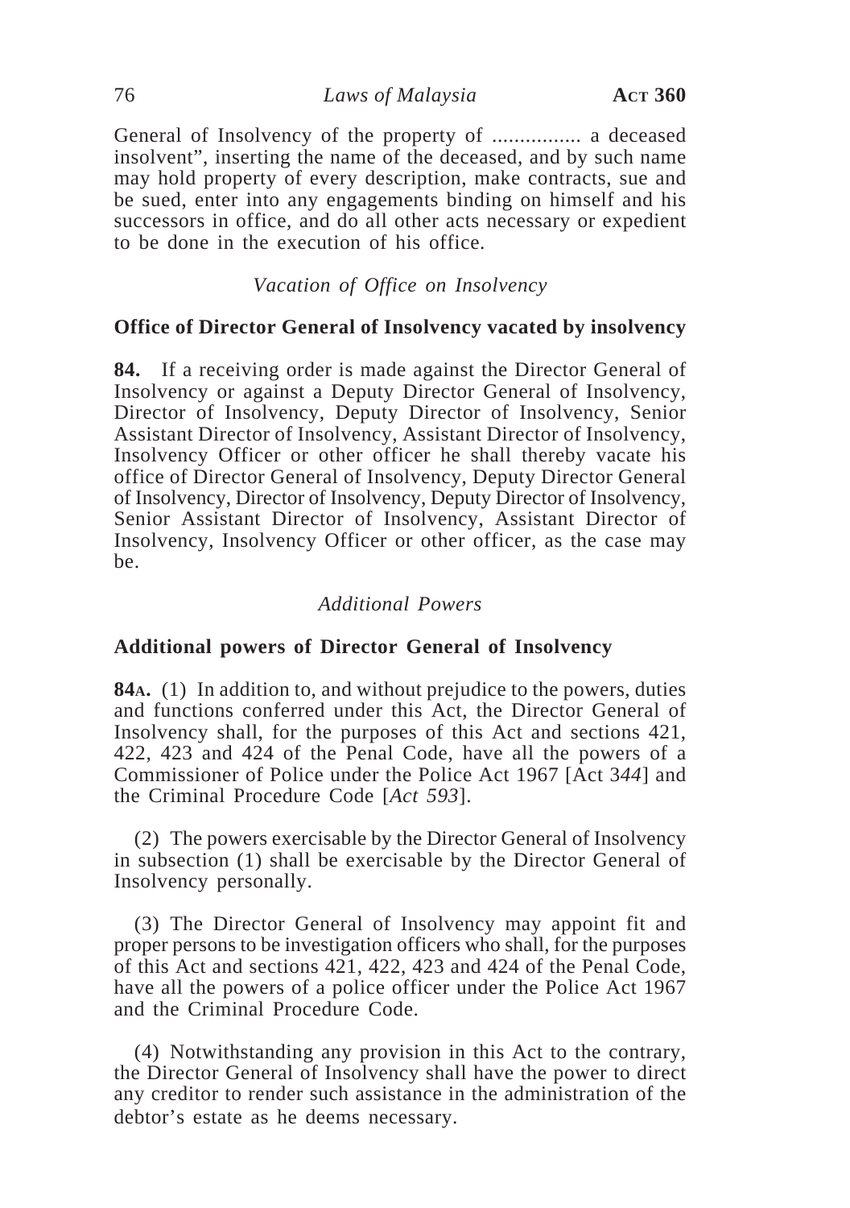General of Insolvency of the property of ................ a deceased insolvent", inserting the name of the deceased, and by such name may hold property of every description, make contracts, sue and be sued, enter into any engagements binding on himself and his successors in office, and do all other acts necessary or expedient to be done in the execution of his office.

*Vacation of Office on Insolvency*

**Office of Director General of Insolvency vacated by insolvency**

**84.** If a receiving order is made against the Director General of Insolvency or against a Deputy Director General of Insolvency, Director of Insolvency, Deputy Director of Insolvency, Senior Assistant Director of Insolvency, Assistant Director of Insolvency, Insolvency Officer or other officer he shall thereby vacate his office of Director General of Insolvency, Deputy Director General of Insolvency, Director of Insolvency, Deputy Director of Insolvency, Senior Assistant Director of Insolvency, Assistant Director of Insolvency, Insolvency Officer or other officer, as the case may be.

*Additional Powers*

**Additional powers of Director General of Insolvency**

**84A.** (1) In addition to, and without prejudice to the powers, duties and functions conferred under this Act, the Director General of Insolvency shall, for the purposes of this Act and sections 421, 422, 423 and 424 of the Penal Code, have all the powers of a Commissioner of Police under the Police Act 1967 [Act 3*44*] and the Criminal Procedure Code [*Act 593*].

(2) The powers exercisable by the Director General of Insolvency in subsection (1) shall be exercisable by the Director General of Insolvency personally.

(3) The Director General of Insolvency may appoint fit and proper persons to be investigation officers who shall, for the purposes of this Act and sections 421, 422, 423 and 424 of the Penal Code, have all the powers of a police officer under the Police Act 1967 and the Criminal Procedure Code.

(4) Notwithstanding any provision in this Act to the contrary, the Director General of Insolvency shall have the power to direct any creditor to render such assistance in the administration of the debtor's estate as he deems necessary.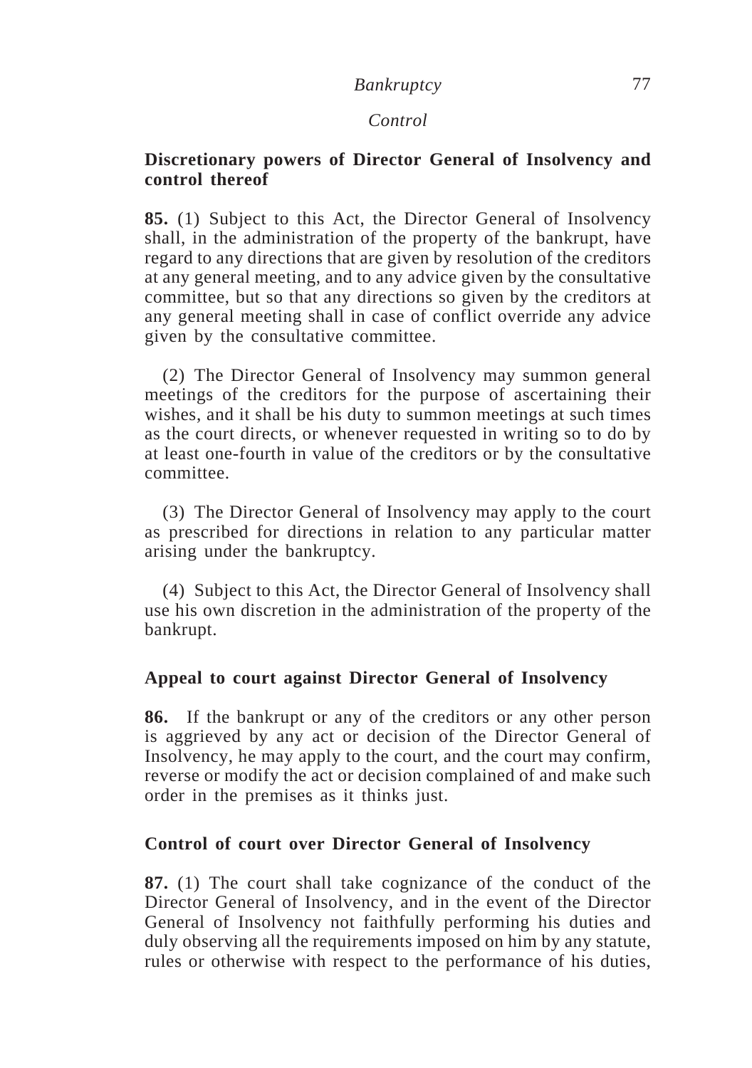*Control*

**Discretionary powers of Director General of Insolvency and control thereof**

**85.** (1) Subject to this Act, the Director General of Insolvency shall, in the administration of the property of the bankrupt, have regard to any directions that are given by resolution of the creditors at any general meeting, and to any advice given by the consultative committee, but so that any directions so given by the creditors at any general meeting shall in case of conflict override any advice given by the consultative committee.

(2) The Director General of Insolvency may summon general meetings of the creditors for the purpose of ascertaining their wishes, and it shall be his duty to summon meetings at such times as the court directs, or whenever requested in writing so to do by at least one-fourth in value of the creditors or by the consultative committee.

(3) The Director General of Insolvency may apply to the court as prescribed for directions in relation to any particular matter arising under the bankruptcy.

(4) Subject to this Act, the Director General of Insolvency shall use his own discretion in the administration of the property of the bankrupt.

**Appeal to court against Director General of Insolvency**

**86.** If the bankrupt or any of the creditors or any other person is aggrieved by any act or decision of the Director General of Insolvency, he may apply to the court, and the court may confirm, reverse or modify the act or decision complained of and make such order in the premises as it thinks just.

**Control of court over Director General of Insolvency**

**87.** (1) The court shall take cognizance of the conduct of the Director General of Insolvency, and in the event of the Director General of Insolvency not faithfully performing his duties and duly observing all the requirements imposed on him by any statute, rules or otherwise with respect to the performance of his duties,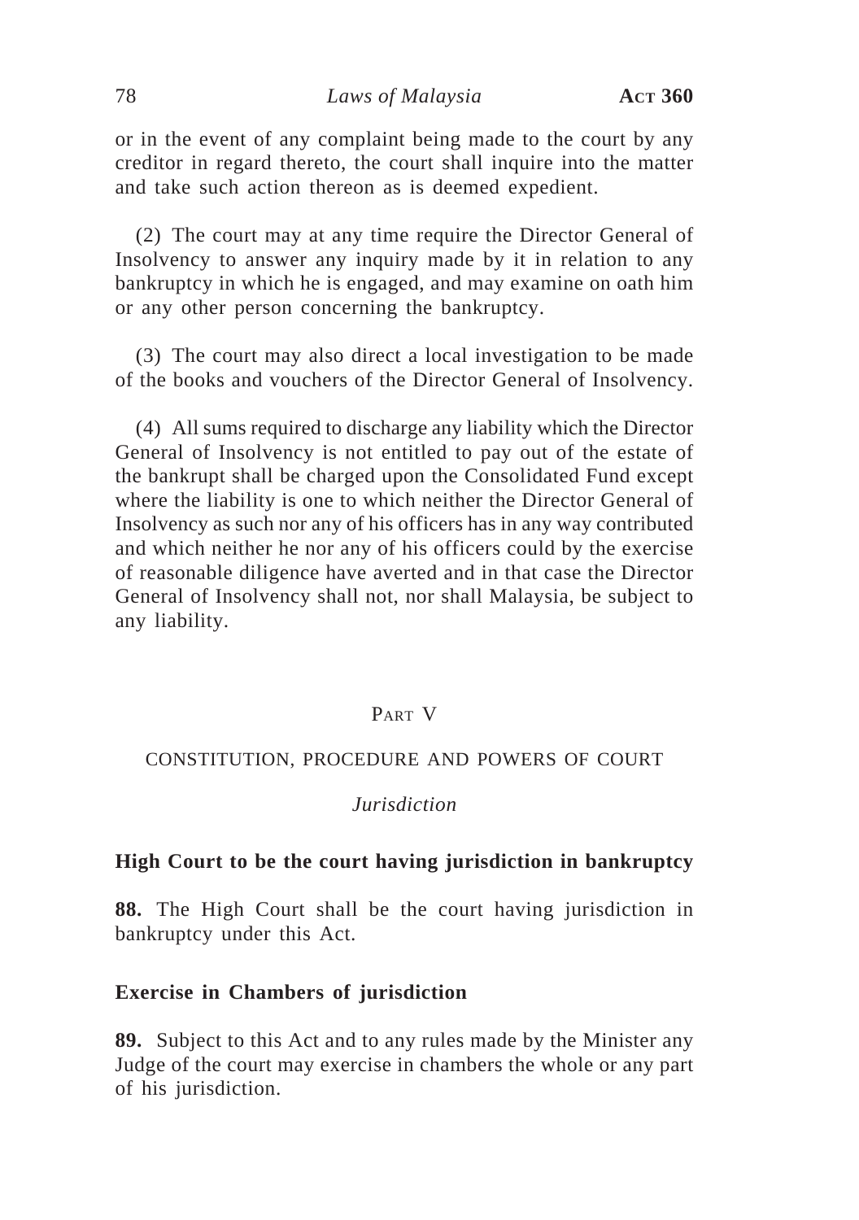or in the event of any complaint being made to the court by any creditor in regard thereto, the court shall inquire into the matter and take such action thereon as is deemed expedient.

(2) The court may at any time require the Director General of Insolvency to answer any inquiry made by it in relation to any bankruptcy in which he is engaged, and may examine on oath him or any other person concerning the bankruptcy.

(3) The court may also direct a local investigation to be made of the books and vouchers of the Director General of Insolvency.

(4) All sums required to discharge any liability which the Director General of Insolvency is not entitled to pay out of the estate of the bankrupt shall be charged upon the Consolidated Fund except where the liability is one to which neither the Director General of Insolvency as such nor any of his officers has in any way contributed and which neither he nor any of his officers could by the exercise of reasonable diligence have averted and in that case the Director General of Insolvency shall not, nor shall Malaysia, be subject to any liability.

## PART V

## CONSTITUTION, PROCEDURE AND POWERS OF COURT

*Jurisdiction*

**High Court to be the court having jurisdiction in bankruptcy**

**88.** The High Court shall be the court having jurisdiction in bankruptcy under this Act.

**Exercise in Chambers of jurisdiction**

**89.** Subject to this Act and to any rules made by the Minister any Judge of the court may exercise in chambers the whole or any part of his jurisdiction.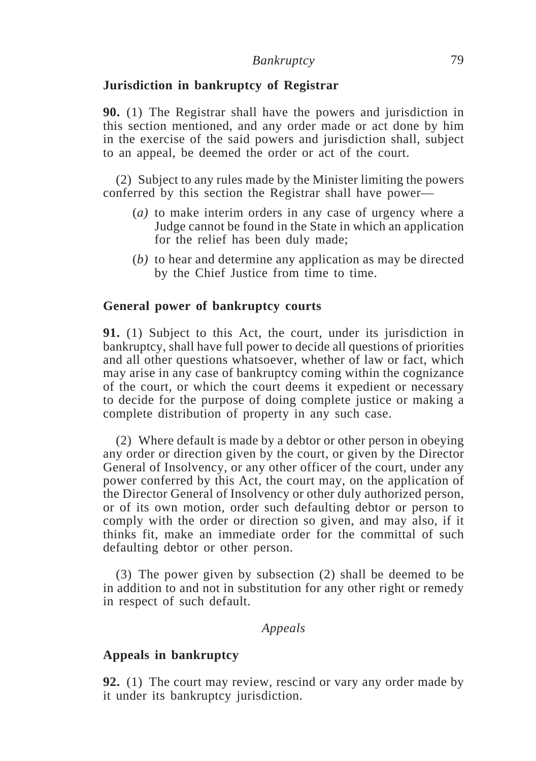### Jurisdiction in bankruptcy of Registrar

**90.** (1) The Registrar shall have the powers and jurisdiction in this section mentioned, and any order made or act done by him in the exercise of the said powers and jurisdiction shall, subject to an appeal, be deemed the order or act of the court.

(2) Subject to any rules made by the Minister limiting the powers conferred by this section the Registrar shall have power—

(*a*) to make interim orders in any case of urgency where a Judge cannot be found in the State in which an application for the relief has been duly made;

(*b*) to hear and determine any application as may be directed by the Chief Justice from time to time.

### General power of bankruptcy courts

**91.** (1) Subject to this Act, the court, under its jurisdiction in bankruptcy, shall have full power to decide all questions of priorities and all other questions whatsoever, whether of law or fact, which may arise in any case of bankruptcy coming within the cognizance of the court, or which the court deems it expedient or necessary to decide for the purpose of doing complete justice or making a complete distribution of property in any such case.

(2) Where default is made by a debtor or other person in obeying any order or direction given by the court, or given by the Director General of Insolvency, or any other officer of the court, under any power conferred by this Act, the court may, on the application of the Director General of Insolvency or other duly authorized person, or of its own motion, order such defaulting debtor or person to comply with the order or direction so given, and may also, if it thinks fit, make an immediate order for the committal of such defaulting debtor or other person.

(3) The power given by subsection (2) shall be deemed to be in addition to and not in substitution for any other right or remedy in respect of such default.

*Appeals*

### Appeals in bankruptcy

**92.** (1) The court may review, rescind or vary any order made by it under its bankruptcy jurisdiction.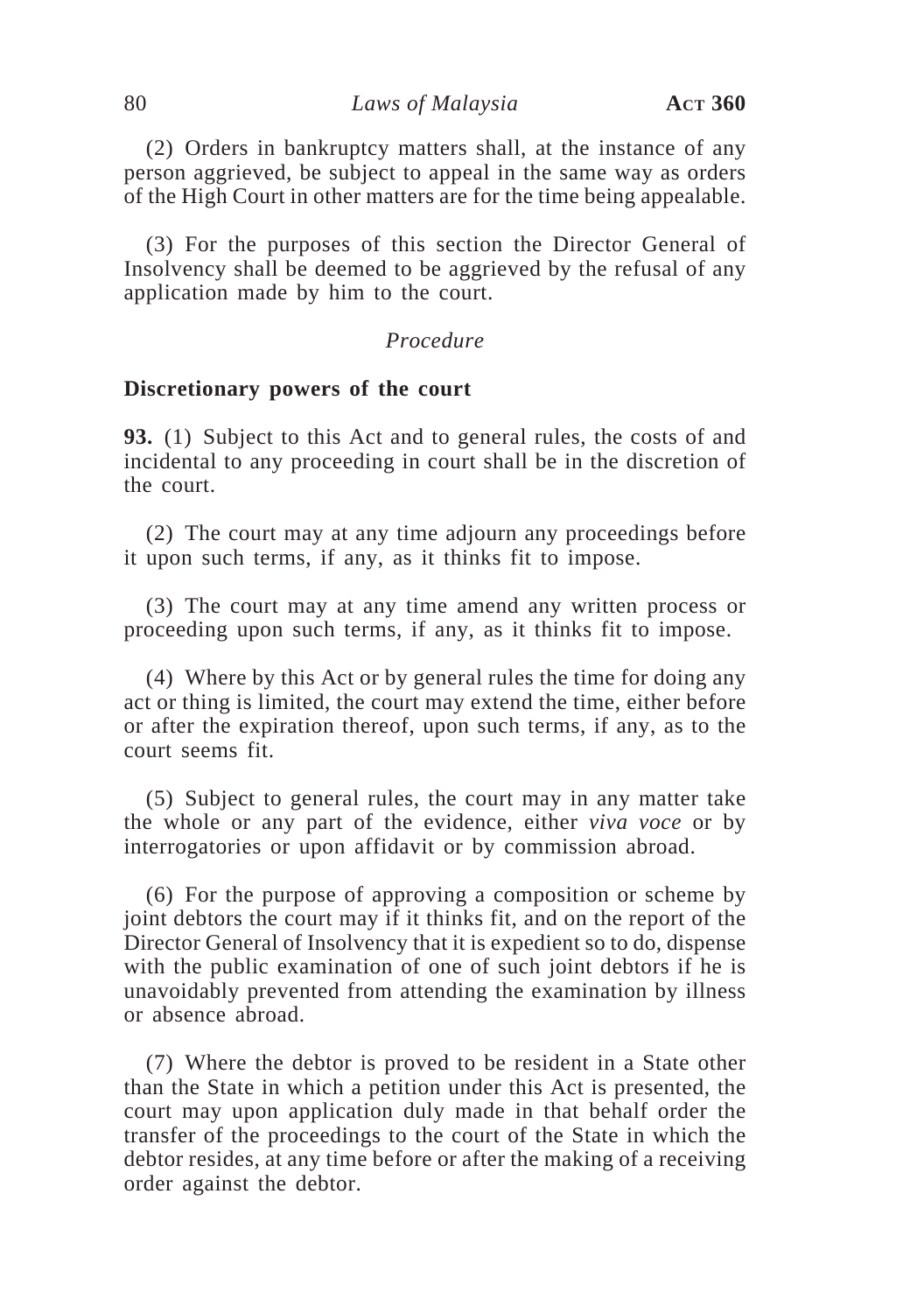(2) Orders in bankruptcy matters shall, at the instance of any person aggrieved, be subject to appeal in the same way as orders of the High Court in other matters are for the time being appealable.

(3) For the purposes of this section the Director General of Insolvency shall be deemed to be aggrieved by the refusal of any application made by him to the court.

*Procedure*

**Discretionary powers of the court**

**93.** (1) Subject to this Act and to general rules, the costs of and incidental to any proceeding in court shall be in the discretion of the court.

(2) The court may at any time adjourn any proceedings before it upon such terms, if any, as it thinks fit to impose.

(3) The court may at any time amend any written process or proceeding upon such terms, if any, as it thinks fit to impose.

(4) Where by this Act or by general rules the time for doing any act or thing is limited, the court may extend the time, either before or after the expiration thereof, upon such terms, if any, as to the court seems fit.

(5) Subject to general rules, the court may in any matter take the whole or any part of the evidence, either *viva voce* or by interrogatories or upon affidavit or by commission abroad.

(6) For the purpose of approving a composition or scheme by joint debtors the court may if it thinks fit, and on the report of the Director General of Insolvency that it is expedient so to do, dispense with the public examination of one of such joint debtors if he is unavoidably prevented from attending the examination by illness or absence abroad.

(7) Where the debtor is proved to be resident in a State other than the State in which a petition under this Act is presented, the court may upon application duly made in that behalf order the transfer of the proceedings to the court of the State in which the debtor resides, at any time before or after the making of a receiving order against the debtor.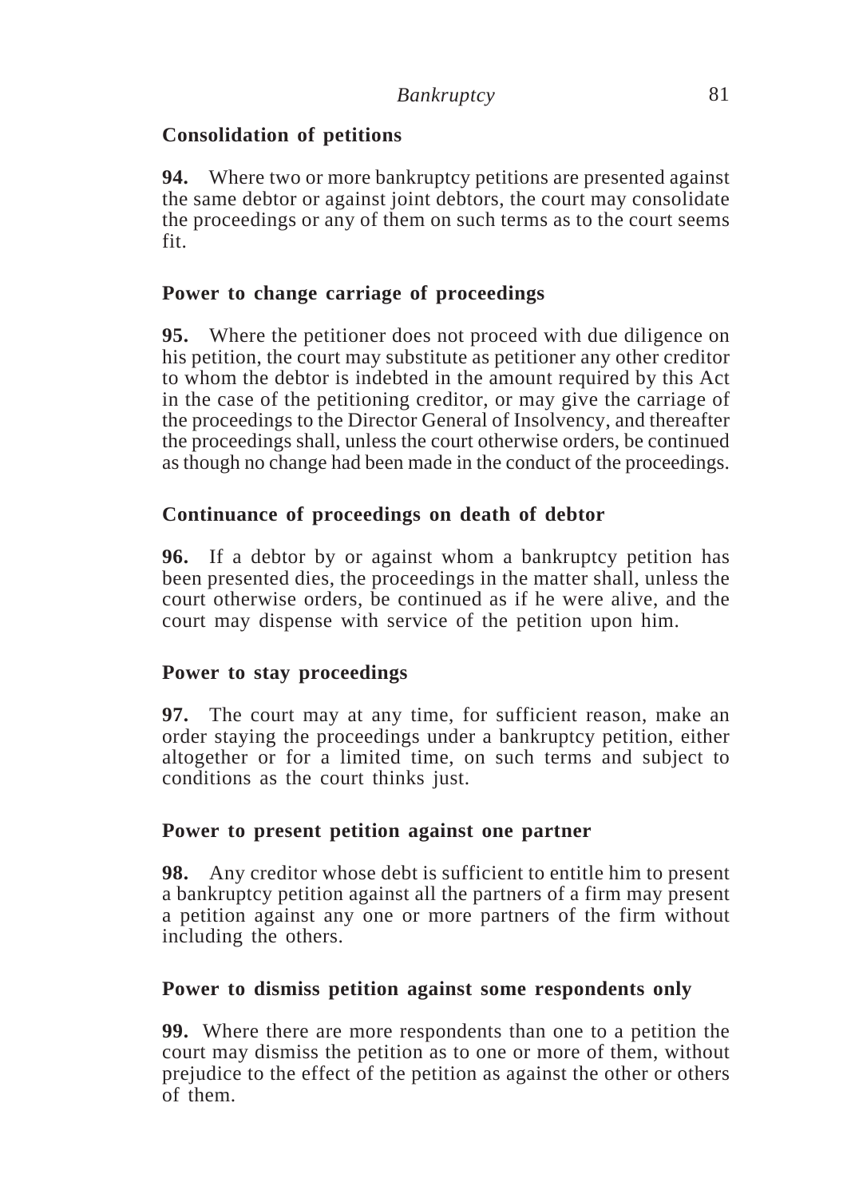### Consolidation of petitions

**94.** Where two or more bankruptcy petitions are presented against the same debtor or against joint debtors, the court may consolidate the proceedings or any of them on such terms as to the court seems fit.

### Power to change carriage of proceedings

**95.** Where the petitioner does not proceed with due diligence on his petition, the court may substitute as petitioner any other creditor to whom the debtor is indebted in the amount required by this Act in the case of the petitioning creditor, or may give the carriage of the proceedings to the Director General of Insolvency, and thereafter the proceedings shall, unless the court otherwise orders, be continued as though no change had been made in the conduct of the proceedings.

### Continuance of proceedings on death of debtor

**96.** If a debtor by or against whom a bankruptcy petition has been presented dies, the proceedings in the matter shall, unless the court otherwise orders, be continued as if he were alive, and the court may dispense with service of the petition upon him.

### Power to stay proceedings

**97.** The court may at any time, for sufficient reason, make an order staying the proceedings under a bankruptcy petition, either altogether or for a limited time, on such terms and subject to conditions as the court thinks just.

### Power to present petition against one partner

**98.** Any creditor whose debt is sufficient to entitle him to present a bankruptcy petition against all the partners of a firm may present a petition against any one or more partners of the firm without including the others.

### Power to dismiss petition against some respondents only

**99.** Where there are more respondents than one to a petition the court may dismiss the petition as to one or more of them, without prejudice to the effect of the petition as against the other or others of them.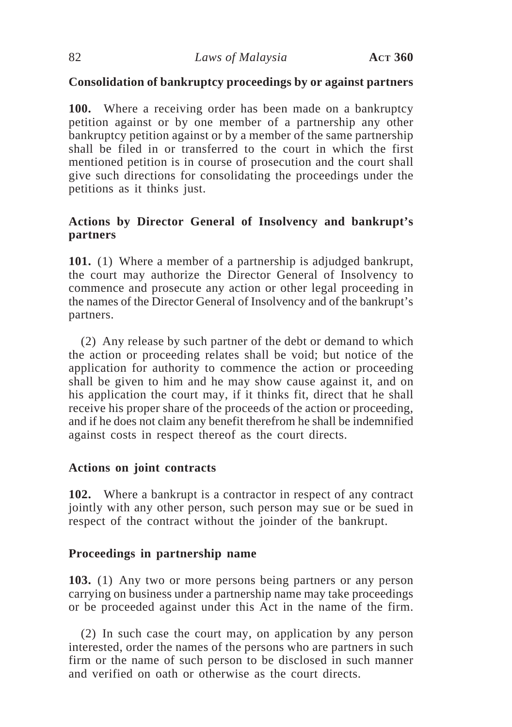**Consolidation of bankruptcy proceedings by or against partners**

**100.** Where a receiving order has been made on a bankruptcy petition against or by one member of a partnership any other bankruptcy petition against or by a member of the same partnership shall be filed in or transferred to the court in which the first mentioned petition is in course of prosecution and the court shall give such directions for consolidating the proceedings under the petitions as it thinks just.

**Actions by Director General of Insolvency and bankrupt's partners**

**101.** (1) Where a member of a partnership is adjudged bankrupt, the court may authorize the Director General of Insolvency to commence and prosecute any action or other legal proceeding in the names of the Director General of Insolvency and of the bankrupt's partners.

(2) Any release by such partner of the debt or demand to which the action or proceeding relates shall be void; but notice of the application for authority to commence the action or proceeding shall be given to him and he may show cause against it, and on his application the court may, if it thinks fit, direct that he shall receive his proper share of the proceeds of the action or proceeding, and if he does not claim any benefit therefrom he shall be indemnified against costs in respect thereof as the court directs.

**Actions on joint contracts**

**102.** Where a bankrupt is a contractor in respect of any contract jointly with any other person, such person may sue or be sued in respect of the contract without the joinder of the bankrupt.

**Proceedings in partnership name**

**103.** (1) Any two or more persons being partners or any person carrying on business under a partnership name may take proceedings or be proceeded against under this Act in the name of the firm.

(2) In such case the court may, on application by any person interested, order the names of the persons who are partners in such firm or the name of such person to be disclosed in such manner and verified on oath or otherwise as the court directs.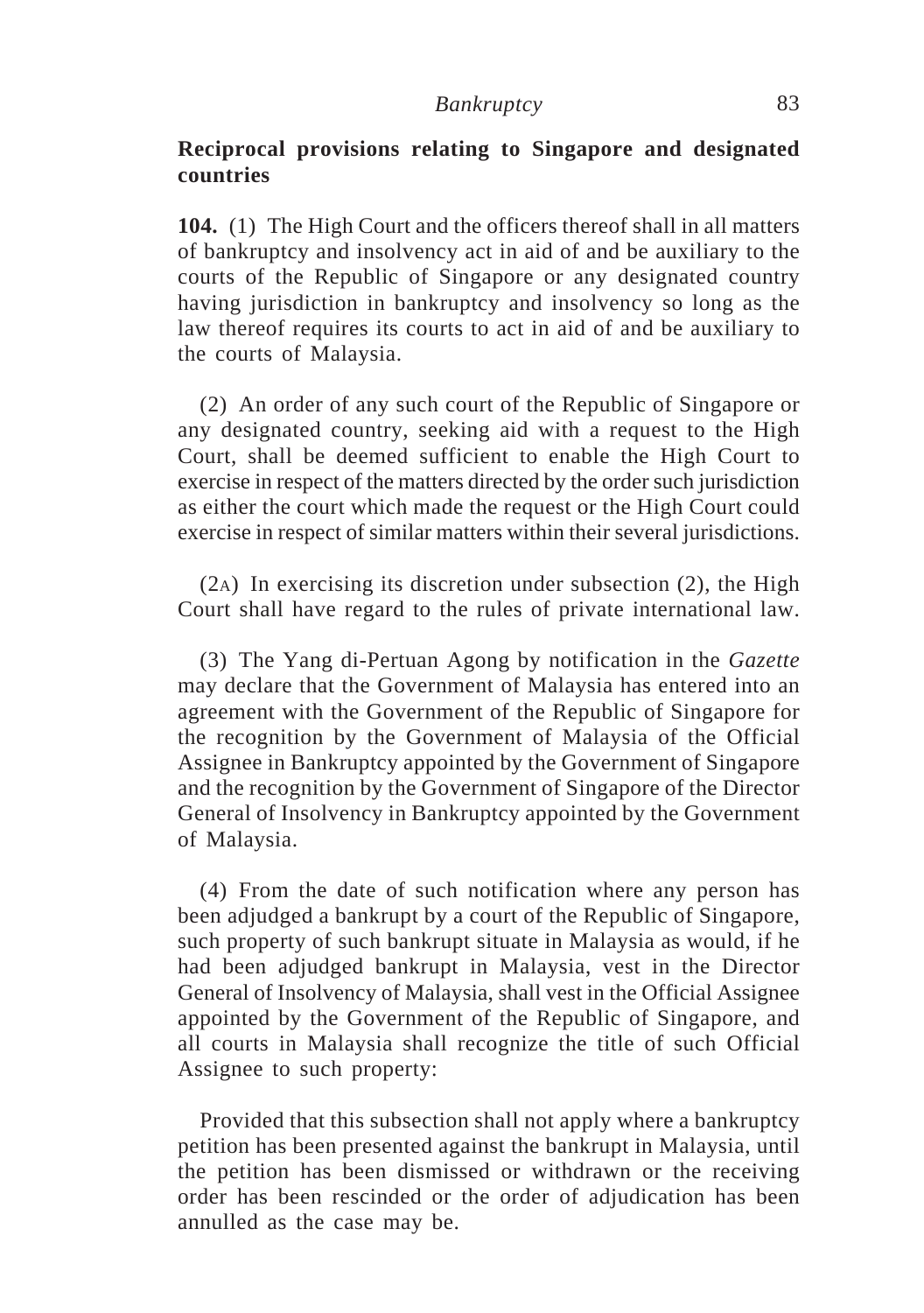**Reciprocal provisions relating to Singapore and designated countries**

**104.** (1) The High Court and the officers thereof shall in all matters of bankruptcy and insolvency act in aid of and be auxiliary to the courts of the Republic of Singapore or any designated country having jurisdiction in bankruptcy and insolvency so long as the law thereof requires its courts to act in aid of and be auxiliary to the courts of Malaysia.

(2) An order of any such court of the Republic of Singapore or any designated country, seeking aid with a request to the High Court, shall be deemed sufficient to enable the High Court to exercise in respect of the matters directed by the order such jurisdiction as either the court which made the request or the High Court could exercise in respect of similar matters within their several jurisdictions.

(2A) In exercising its discretion under subsection (2), the High Court shall have regard to the rules of private international law.

(3) The Yang di-Pertuan Agong by notification in the *Gazette* may declare that the Government of Malaysia has entered into an agreement with the Government of the Republic of Singapore for the recognition by the Government of Malaysia of the Official Assignee in Bankruptcy appointed by the Government of Singapore and the recognition by the Government of Singapore of the Director General of Insolvency in Bankruptcy appointed by the Government of Malaysia.

(4) From the date of such notification where any person has been adjudged a bankrupt by a court of the Republic of Singapore, such property of such bankrupt situate in Malaysia as would, if he had been adjudged bankrupt in Malaysia, vest in the Director General of Insolvency of Malaysia, shall vest in the Official Assignee appointed by the Government of the Republic of Singapore, and all courts in Malaysia shall recognize the title of such Official Assignee to such property:

Provided that this subsection shall not apply where a bankruptcy petition has been presented against the bankrupt in Malaysia, until the petition has been dismissed or withdrawn or the receiving order has been rescinded or the order of adjudication has been annulled as the case may be.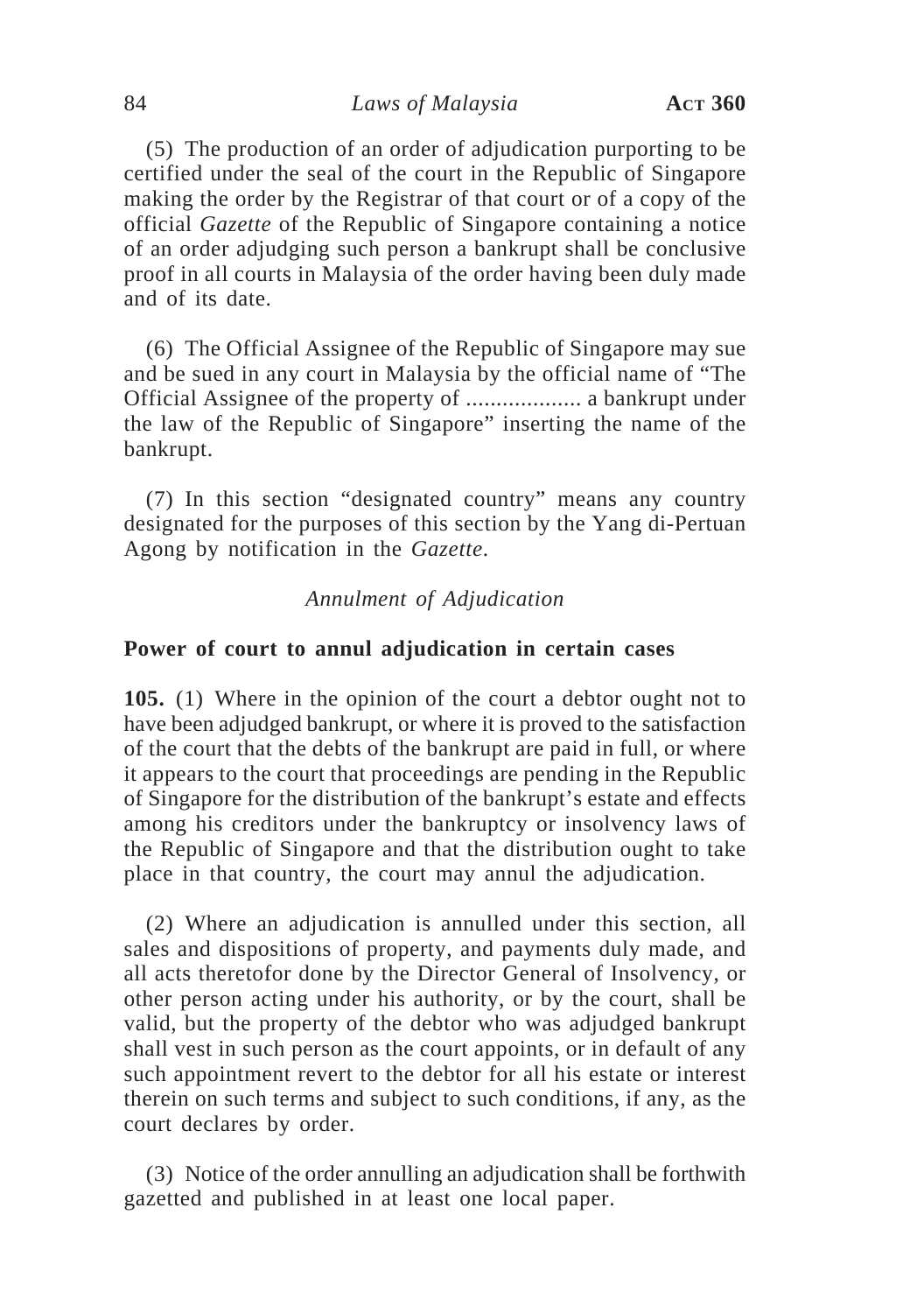(5) The production of an order of adjudication purporting to be certified under the seal of the court in the Republic of Singapore making the order by the Registrar of that court or of a copy of the official *Gazette* of the Republic of Singapore containing a notice of an order adjudging such person a bankrupt shall be conclusive proof in all courts in Malaysia of the order having been duly made and of its date.

(6) The Official Assignee of the Republic of Singapore may sue and be sued in any court in Malaysia by the official name of "The Official Assignee of the property of ................... a bankrupt under the law of the Republic of Singapore" inserting the name of the bankrupt.

(7) In this section "designated country" means any country designated for the purposes of this section by the Yang di-Pertuan Agong by notification in the *Gazette*.

*Annulment of Adjudication*

**Power of court to annul adjudication in certain cases**

**105.** (1) Where in the opinion of the court a debtor ought not to have been adjudged bankrupt, or where it is proved to the satisfaction of the court that the debts of the bankrupt are paid in full, or where it appears to the court that proceedings are pending in the Republic of Singapore for the distribution of the bankrupt's estate and effects among his creditors under the bankruptcy or insolvency laws of the Republic of Singapore and that the distribution ought to take place in that country, the court may annul the adjudication.

(2) Where an adjudication is annulled under this section, all sales and dispositions of property, and payments duly made, and all acts theretofor done by the Director General of Insolvency, or other person acting under his authority, or by the court, shall be valid, but the property of the debtor who was adjudged bankrupt shall vest in such person as the court appoints, or in default of any such appointment revert to the debtor for all his estate or interest therein on such terms and subject to such conditions, if any, as the court declares by order.

(3) Notice of the order annulling an adjudication shall be forthwith gazetted and published in at least one local paper.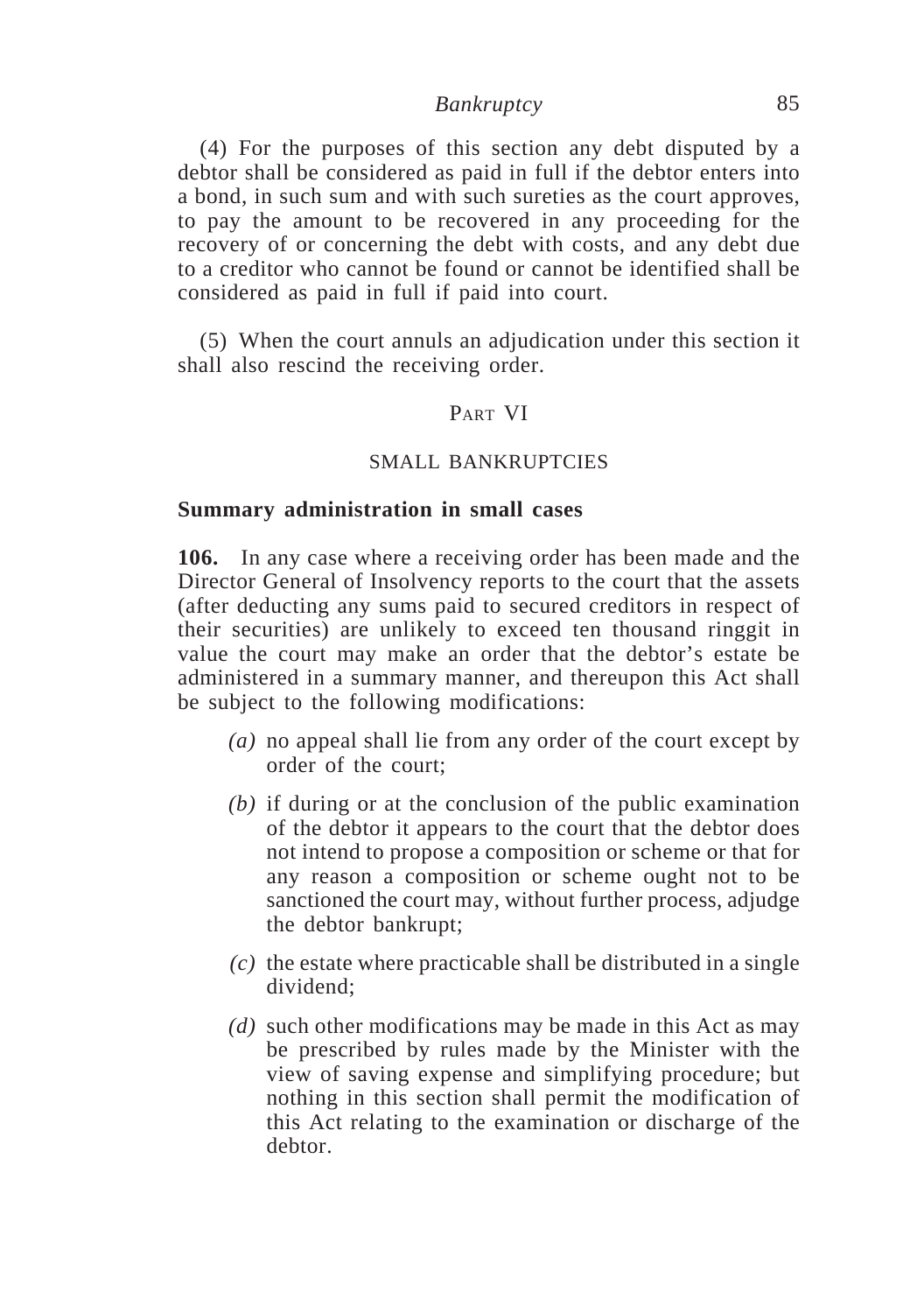(4) For the purposes of this section any debt disputed by a debtor shall be considered as paid in full if the debtor enters into a bond, in such sum and with such sureties as the court approves, to pay the amount to be recovered in any proceeding for the recovery of or concerning the debt with costs, and any debt due to a creditor who cannot be found or cannot be identified shall be considered as paid in full if paid into court.

(5) When the court annuls an adjudication under this section it shall also rescind the receiving order.

## PART VI

## SMALL BANKRUPTCIES

### Summary administration in small cases

**106.** In any case where a receiving order has been made and the Director General of Insolvency reports to the court that the assets (after deducting any sums paid to secured creditors in respect of their securities) are unlikely to exceed ten thousand ringgit in value the court may make an order that the debtor's estate be administered in a summary manner, and thereupon this Act shall be subject to the following modifications:

*(a)* no appeal shall lie from any order of the court except by order of the court;

*(b)* if during or at the conclusion of the public examination of the debtor it appears to the court that the debtor does not intend to propose a composition or scheme or that for any reason a composition or scheme ought not to be sanctioned the court may, without further process, adjudge the debtor bankrupt;

*(c)* the estate where practicable shall be distributed in a single dividend;

*(d)* such other modifications may be made in this Act as may be prescribed by rules made by the Minister with the view of saving expense and simplifying procedure; but nothing in this section shall permit the modification of this Act relating to the examination or discharge of the debtor.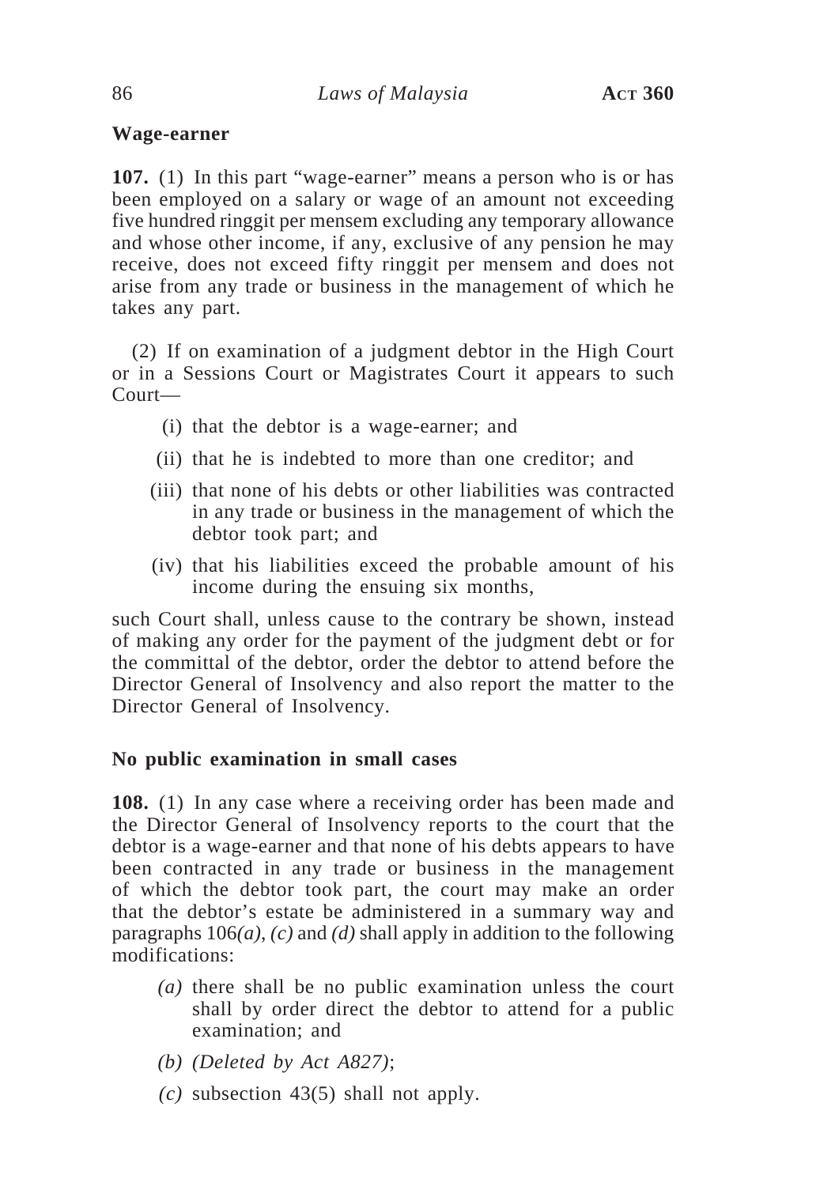**Wage-earner**

**107.** (1) In this part "wage-earner" means a person who is or has been employed on a salary or wage of an amount not exceeding five hundred ringgit per mensem excluding any temporary allowance and whose other income, if any, exclusive of any pension he may receive, does not exceed fifty ringgit per mensem and does not arise from any trade or business in the management of which he takes any part.

(2) If on examination of a judgment debtor in the High Court or in a Sessions Court or Magistrates Court it appears to such Court—

(i) that the debtor is a wage-earner; and

(ii) that he is indebted to more than one creditor; and

(iii) that none of his debts or other liabilities was contracted in any trade or business in the management of which the debtor took part; and

(iv) that his liabilities exceed the probable amount of his income during the ensuing six months,

such Court shall, unless cause to the contrary be shown, instead of making any order for the payment of the judgment debt or for the committal of the debtor, order the debtor to attend before the Director General of Insolvency and also report the matter to the Director General of Insolvency.

**No public examination in small cases**

**108.** (1) In any case where a receiving order has been made and the Director General of Insolvency reports to the court that the debtor is a wage-earner and that none of his debts appears to have been contracted in any trade or business in the management of which the debtor took part, the court may make an order that the debtor's estate be administered in a summary way and paragraphs 106*(a)*, *(c)* and *(d)* shall apply in addition to the following modifications:

*(a)* there shall be no public examination unless the court shall by order direct the debtor to attend for a public examination; and

*(b)* *(Deleted by Act A827)*;

*(c)* subsection 43(5) shall not apply.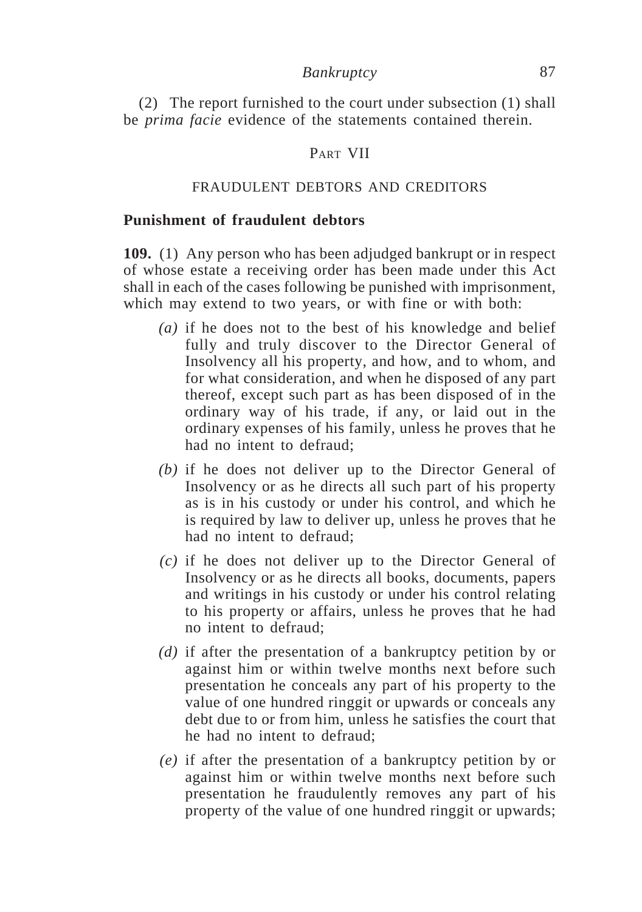(2) The report furnished to the court under subsection (1) shall be *prima facie* evidence of the statements contained therein.

## PART VII

## FRAUDULENT DEBTORS AND CREDITORS

### Punishment of fraudulent debtors

**109.** (1) Any person who has been adjudged bankrupt or in respect of whose estate a receiving order has been made under this Act shall in each of the cases following be punished with imprisonment, which may extend to two years, or with fine or with both:

*(a)* if he does not to the best of his knowledge and belief fully and truly discover to the Director General of Insolvency all his property, and how, and to whom, and for what consideration, and when he disposed of any part thereof, except such part as has been disposed of in the ordinary way of his trade, if any, or laid out in the ordinary expenses of his family, unless he proves that he had no intent to defraud;

*(b)* if he does not deliver up to the Director General of Insolvency or as he directs all such part of his property as is in his custody or under his control, and which he is required by law to deliver up, unless he proves that he had no intent to defraud;

*(c)* if he does not deliver up to the Director General of Insolvency or as he directs all books, documents, papers and writings in his custody or under his control relating to his property or affairs, unless he proves that he had no intent to defraud;

*(d)* if after the presentation of a bankruptcy petition by or against him or within twelve months next before such presentation he conceals any part of his property to the value of one hundred ringgit or upwards or conceals any debt due to or from him, unless he satisfies the court that he had no intent to defraud;

*(e)* if after the presentation of a bankruptcy petition by or against him or within twelve months next before such presentation he fraudulently removes any part of his property of the value of one hundred ringgit or upwards;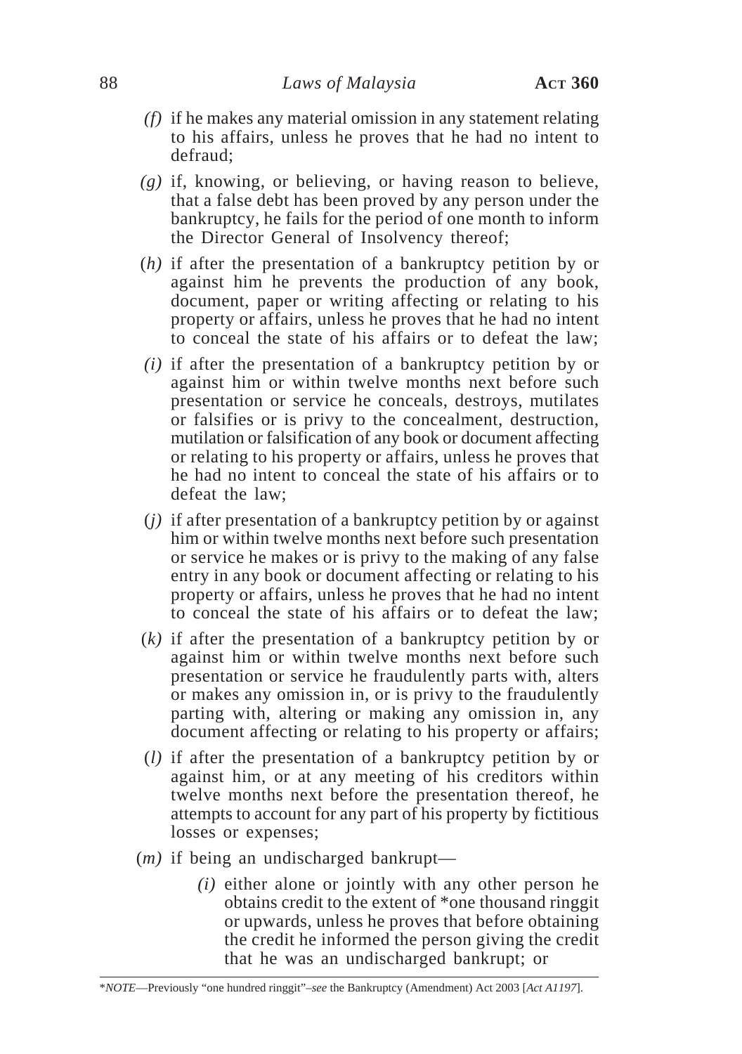*(f)* if he makes any material omission in any statement relating to his affairs, unless he proves that he had no intent to defraud;

*(g)* if, knowing, or believing, or having reason to believe, that a false debt has been proved by any person under the bankruptcy, he fails for the period of one month to inform the Director General of Insolvency thereof;

(*h)* if after the presentation of a bankruptcy petition by or against him he prevents the production of any book, document, paper or writing affecting or relating to his property or affairs, unless he proves that he had no intent to conceal the state of his affairs or to defeat the law;

*(i)* if after the presentation of a bankruptcy petition by or against him or within twelve months next before such presentation or service he conceals, destroys, mutilates or falsifies or is privy to the concealment, destruction, mutilation or falsification of any book or document affecting or relating to his property or affairs, unless he proves that he had no intent to conceal the state of his affairs or to defeat the law;

(*j)* if after presentation of a bankruptcy petition by or against him or within twelve months next before such presentation or service he makes or is privy to the making of any false entry in any book or document affecting or relating to his property or affairs, unless he proves that he had no intent to conceal the state of his affairs or to defeat the law;

(*k)* if after the presentation of a bankruptcy petition by or against him or within twelve months next before such presentation or service he fraudulently parts with, alters or makes any omission in, or is privy to the fraudulently parting with, altering or making any omission in, any document affecting or relating to his property or affairs;

(*l)* if after the presentation of a bankruptcy petition by or against him, or at any meeting of his creditors within twelve months next before the presentation thereof, he attempts to account for any part of his property by fictitious losses or expenses;

(*m)* if being an undischarged bankrupt—

*(i)* either alone or jointly with any other person he obtains credit to the extent of *one thousand ringgit or upwards, unless he proves that before obtaining the credit he informed the person giving the credit that he was an undischarged bankrupt; or

---

**NOTE*—Previously "one hundred ringgit"–*see* the Bankruptcy (Amendment) Act 2003 [*Act A1197*].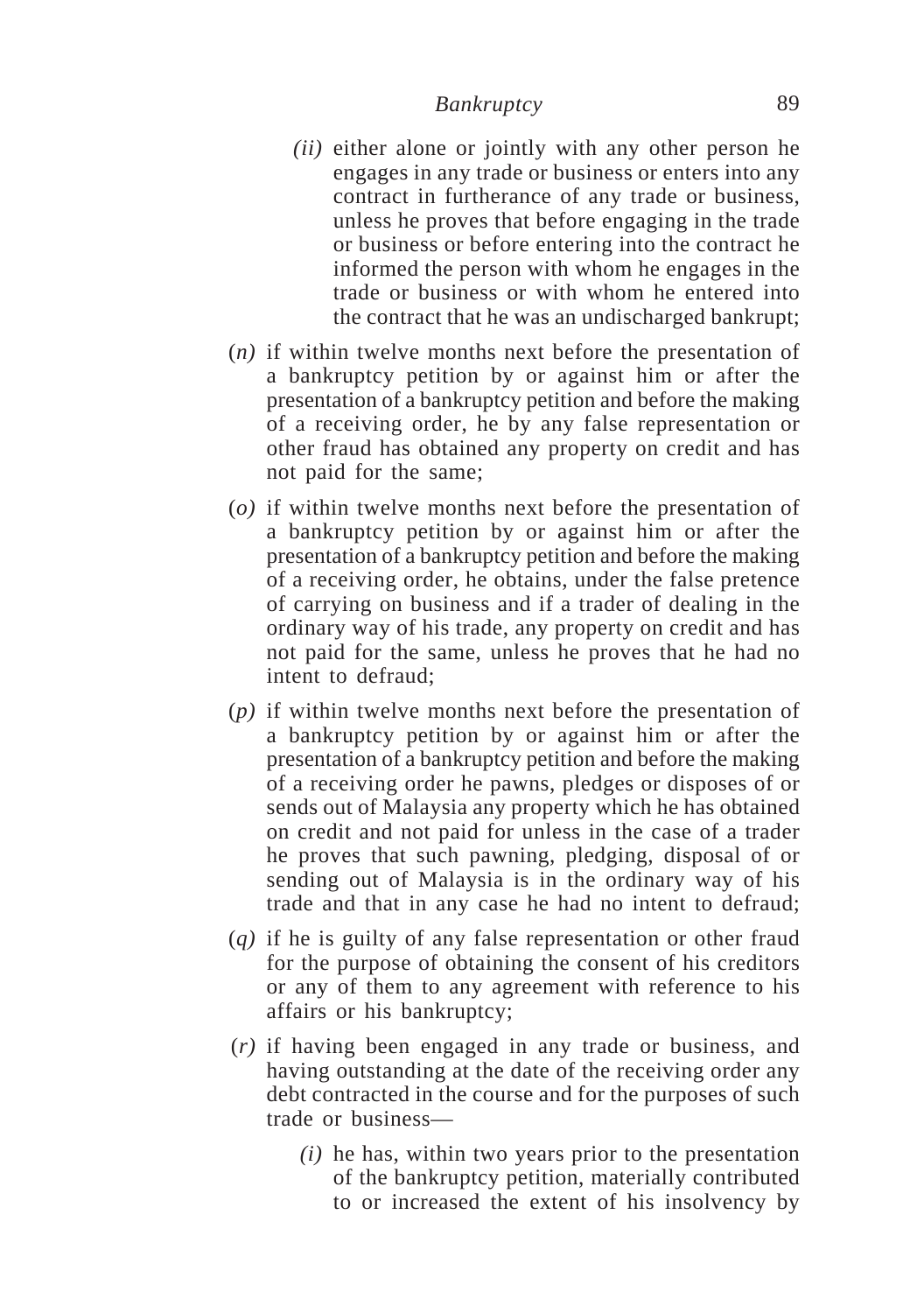*(ii)* either alone or jointly with any other person he engages in any trade or business or enters into any contract in furtherance of any trade or business, unless he proves that before engaging in the trade or business or before entering into the contract he informed the person with whom he engages in the trade or business or with whom he entered into the contract that he was an undischarged bankrupt;

(*n*) if within twelve months next before the presentation of a bankruptcy petition by or against him or after the presentation of a bankruptcy petition and before the making of a receiving order, he by any false representation or other fraud has obtained any property on credit and has not paid for the same;

(*o*) if within twelve months next before the presentation of a bankruptcy petition by or against him or after the presentation of a bankruptcy petition and before the making of a receiving order, he obtains, under the false pretence of carrying on business and if a trader of dealing in the ordinary way of his trade, any property on credit and has not paid for the same, unless he proves that he had no intent to defraud;

(*p*) if within twelve months next before the presentation of a bankruptcy petition by or against him or after the presentation of a bankruptcy petition and before the making of a receiving order he pawns, pledges or disposes of or sends out of Malaysia any property which he has obtained on credit and not paid for unless in the case of a trader he proves that such pawning, pledging, disposal of or sending out of Malaysia is in the ordinary way of his trade and that in any case he had no intent to defraud;

(*q*) if he is guilty of any false representation or other fraud for the purpose of obtaining the consent of his creditors or any of them to any agreement with reference to his affairs or his bankruptcy;

(*r*) if having been engaged in any trade or business, and having outstanding at the date of the receiving order any debt contracted in the course and for the purposes of such trade or business—

*(i)* he has, within two years prior to the presentation of the bankruptcy petition, materially contributed to or increased the extent of his insolvency by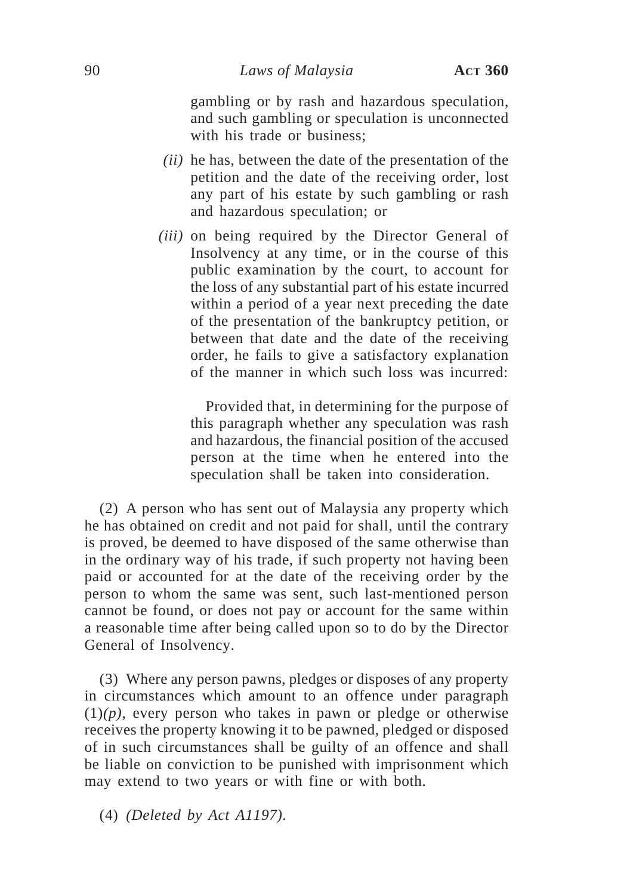gambling or by rash and hazardous speculation, and such gambling or speculation is unconnected with his trade or business;

*(ii)* he has, between the date of the presentation of the petition and the date of the receiving order, lost any part of his estate by such gambling or rash and hazardous speculation; or

*(iii)* on being required by the Director General of Insolvency at any time, or in the course of this public examination by the court, to account for the loss of any substantial part of his estate incurred within a period of a year next preceding the date of the presentation of the bankruptcy petition, or between that date and the date of the receiving order, he fails to give a satisfactory explanation of the manner in which such loss was incurred:

Provided that, in determining for the purpose of this paragraph whether any speculation was rash and hazardous, the financial position of the accused person at the time when he entered into the speculation shall be taken into consideration.

(2) A person who has sent out of Malaysia any property which he has obtained on credit and not paid for shall, until the contrary is proved, be deemed to have disposed of the same otherwise than in the ordinary way of his trade, if such property not having been paid or accounted for at the date of the receiving order by the person to whom the same was sent, such last-mentioned person cannot be found, or does not pay or account for the same within a reasonable time after being called upon so to do by the Director General of Insolvency.

(3) Where any person pawns, pledges or disposes of any property in circumstances which amount to an offence under paragraph (1)*(p)*, every person who takes in pawn or pledge or otherwise receives the property knowing it to be pawned, pledged or disposed of in such circumstances shall be guilty of an offence and shall be liable on conviction to be punished with imprisonment which may extend to two years or with fine or with both.

(4) *(Deleted by Act A1197).*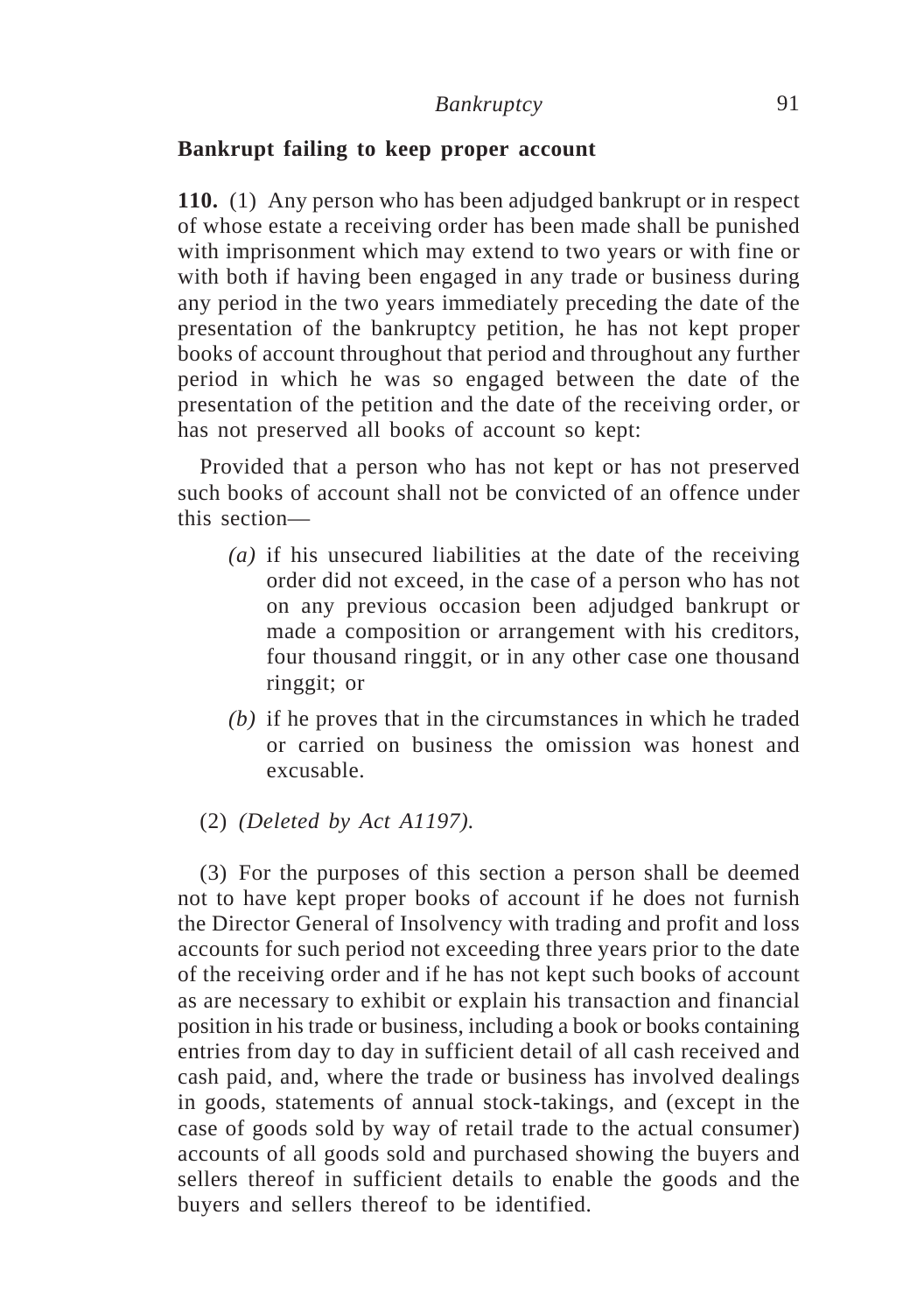**Bankrupt failing to keep proper account**

**110.** (1) Any person who has been adjudged bankrupt or in respect of whose estate a receiving order has been made shall be punished with imprisonment which may extend to two years or with fine or with both if having been engaged in any trade or business during any period in the two years immediately preceding the date of the presentation of the bankruptcy petition, he has not kept proper books of account throughout that period and throughout any further period in which he was so engaged between the date of the presentation of the petition and the date of the receiving order, or has not preserved all books of account so kept:

Provided that a person who has not kept or has not preserved such books of account shall not be convicted of an offence under this section—

*(a)* if his unsecured liabilities at the date of the receiving order did not exceed, in the case of a person who has not on any previous occasion been adjudged bankrupt or made a composition or arrangement with his creditors, four thousand ringgit, or in any other case one thousand ringgit; or

*(b)* if he proves that in the circumstances in which he traded or carried on business the omission was honest and excusable.

(2) *(Deleted by Act A1197).*

(3) For the purposes of this section a person shall be deemed not to have kept proper books of account if he does not furnish the Director General of Insolvency with trading and profit and loss accounts for such period not exceeding three years prior to the date of the receiving order and if he has not kept such books of account as are necessary to exhibit or explain his transaction and financial position in his trade or business, including a book or books containing entries from day to day in sufficient detail of all cash received and cash paid, and, where the trade or business has involved dealings in goods, statements of annual stock-takings, and (except in the case of goods sold by way of retail trade to the actual consumer) accounts of all goods sold and purchased showing the buyers and sellers thereof in sufficient details to enable the goods and the buyers and sellers thereof to be identified.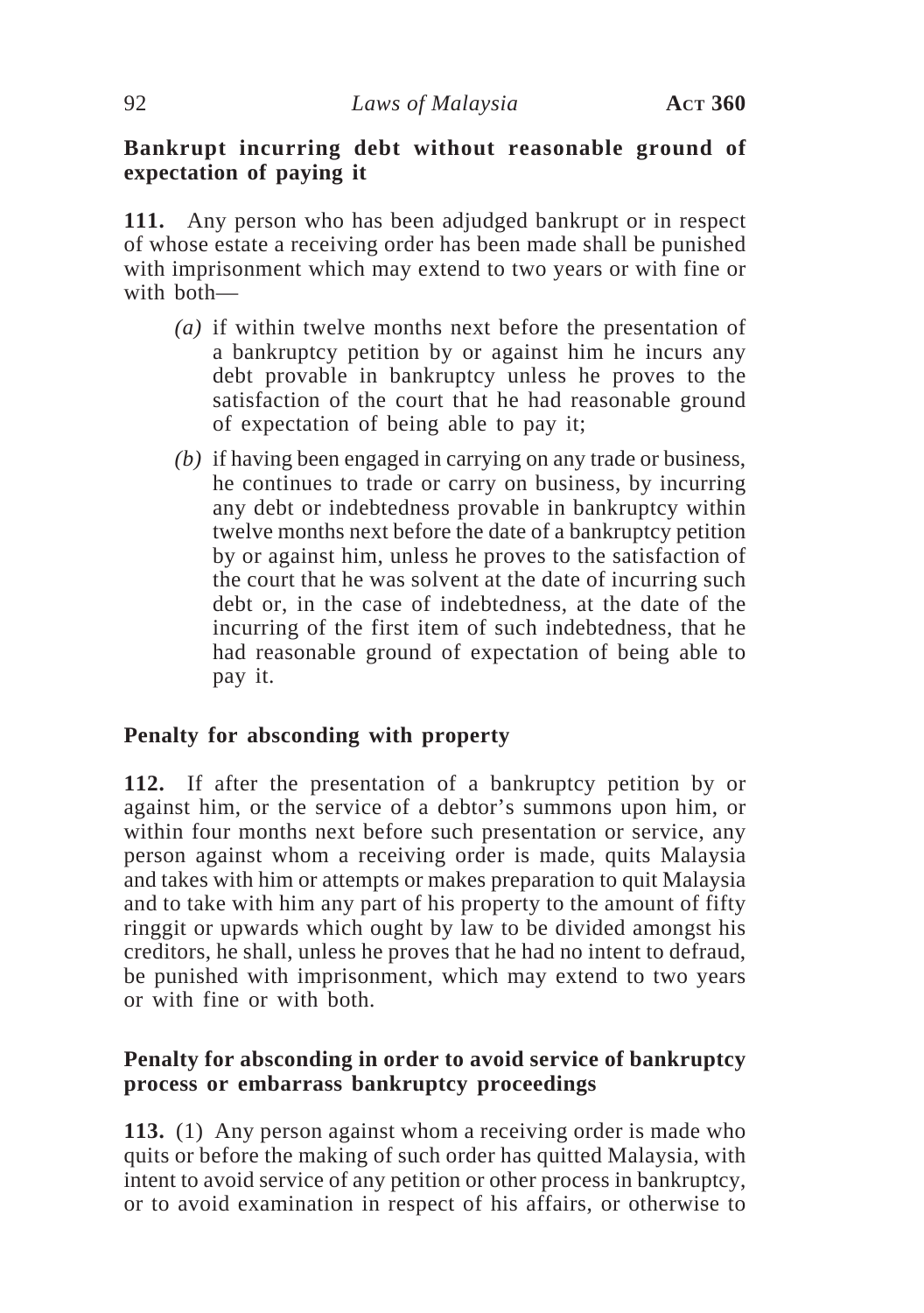**Bankrupt incurring debt without reasonable ground of expectation of paying it**

**111.** Any person who has been adjudged bankrupt or in respect of whose estate a receiving order has been made shall be punished with imprisonment which may extend to two years or with fine or with both—

*(a)* if within twelve months next before the presentation of a bankruptcy petition by or against him he incurs any debt provable in bankruptcy unless he proves to the satisfaction of the court that he had reasonable ground of expectation of being able to pay it;

*(b)* if having been engaged in carrying on any trade or business, he continues to trade or carry on business, by incurring any debt or indebtedness provable in bankruptcy within twelve months next before the date of a bankruptcy petition by or against him, unless he proves to the satisfaction of the court that he was solvent at the date of incurring such debt or, in the case of indebtedness, at the date of the incurring of the first item of such indebtedness, that he had reasonable ground of expectation of being able to pay it.

**Penalty for absconding with property**

**112.** If after the presentation of a bankruptcy petition by or against him, or the service of a debtor's summons upon him, or within four months next before such presentation or service, any person against whom a receiving order is made, quits Malaysia and takes with him or attempts or makes preparation to quit Malaysia and to take with him any part of his property to the amount of fifty ringgit or upwards which ought by law to be divided amongst his creditors, he shall, unless he proves that he had no intent to defraud, be punished with imprisonment, which may extend to two years or with fine or with both.

**Penalty for absconding in order to avoid service of bankruptcy process or embarrass bankruptcy proceedings**

**113.** (1) Any person against whom a receiving order is made who quits or before the making of such order has quitted Malaysia, with intent to avoid service of any petition or other process in bankruptcy, or to avoid examination in respect of his affairs, or otherwise to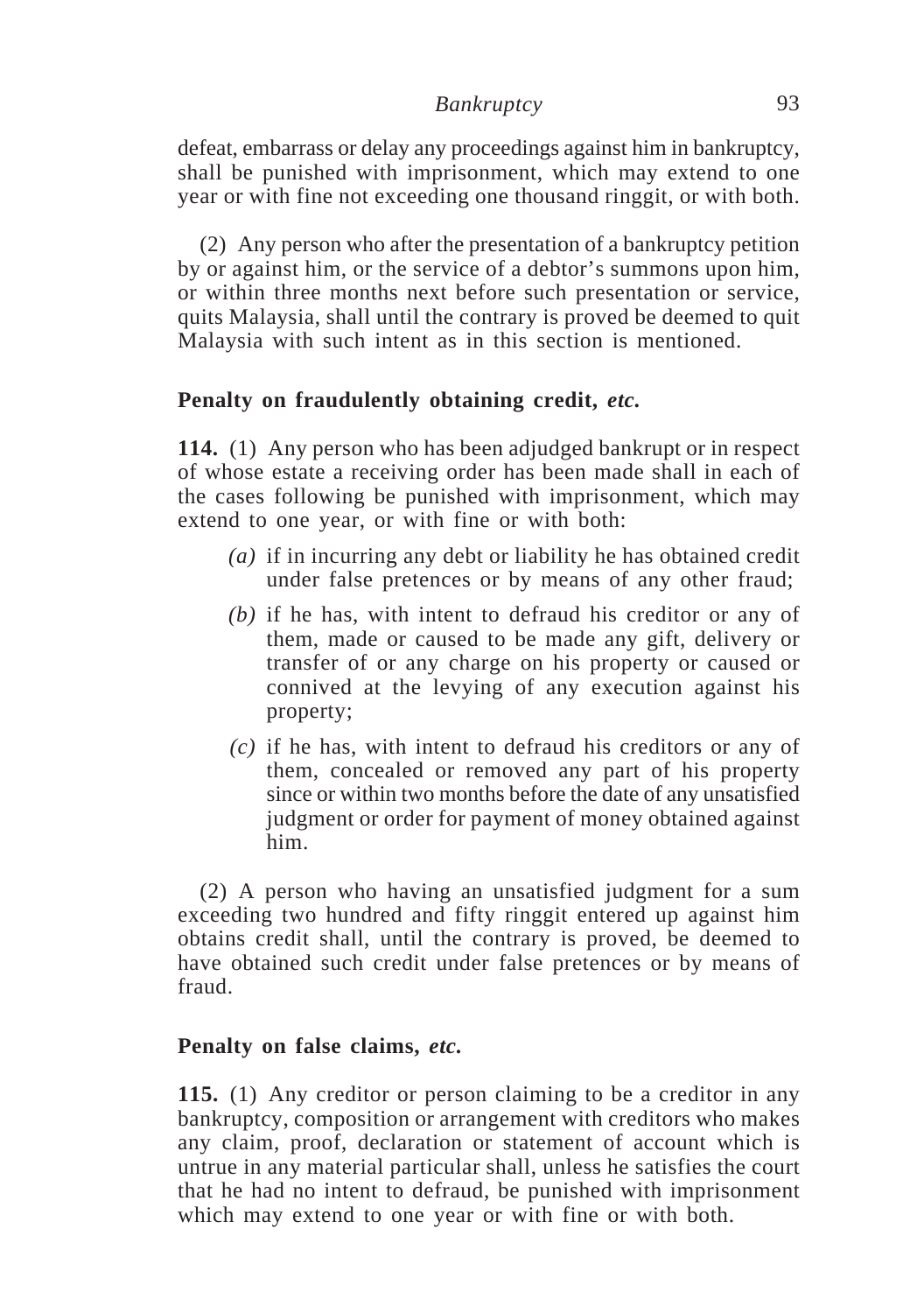defeat, embarrass or delay any proceedings against him in bankruptcy, shall be punished with imprisonment, which may extend to one year or with fine not exceeding one thousand ringgit, or with both.

(2) Any person who after the presentation of a bankruptcy petition by or against him, or the service of a debtor's summons upon him, or within three months next before such presentation or service, quits Malaysia, shall until the contrary is proved be deemed to quit Malaysia with such intent as in this section is mentioned.

### Penalty on fraudulently obtaining credit, *etc.*

**114.** (1) Any person who has been adjudged bankrupt or in respect of whose estate a receiving order has been made shall in each of the cases following be punished with imprisonment, which may extend to one year, or with fine or with both:

*(a)* if in incurring any debt or liability he has obtained credit under false pretences or by means of any other fraud;

*(b)* if he has, with intent to defraud his creditor or any of them, made or caused to be made any gift, delivery or transfer of or any charge on his property or caused or connived at the levying of any execution against his property;

*(c)* if he has, with intent to defraud his creditors or any of them, concealed or removed any part of his property since or within two months before the date of any unsatisfied judgment or order for payment of money obtained against him.

(2) A person who having an unsatisfied judgment for a sum exceeding two hundred and fifty ringgit entered up against him obtains credit shall, until the contrary is proved, be deemed to have obtained such credit under false pretences or by means of fraud.

### Penalty on false claims, *etc.*

**115.** (1) Any creditor or person claiming to be a creditor in any bankruptcy, composition or arrangement with creditors who makes any claim, proof, declaration or statement of account which is untrue in any material particular shall, unless he satisfies the court that he had no intent to defraud, be punished with imprisonment which may extend to one year or with fine or with both.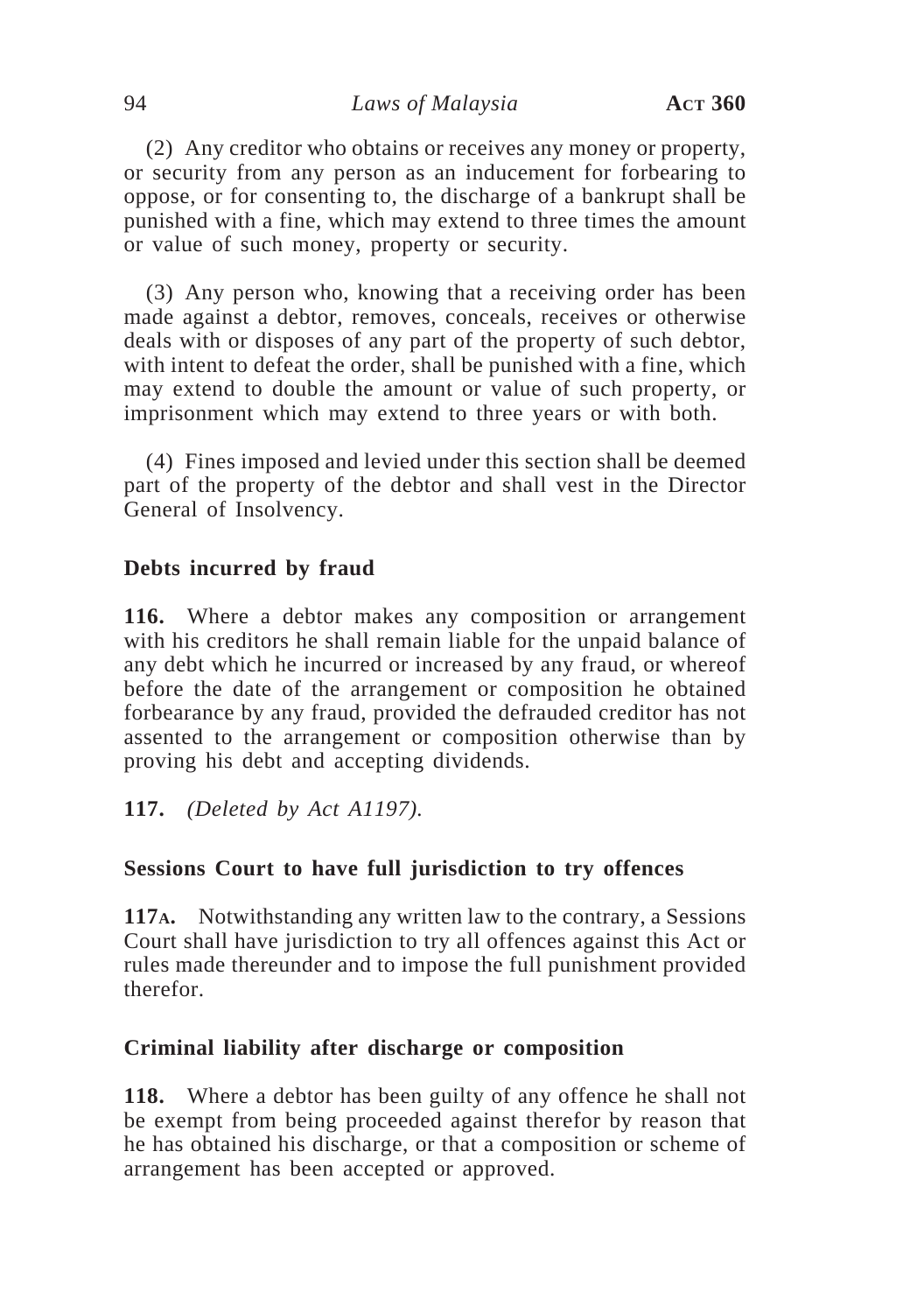(2) Any creditor who obtains or receives any money or property, or security from any person as an inducement for forbearing to oppose, or for consenting to, the discharge of a bankrupt shall be punished with a fine, which may extend to three times the amount or value of such money, property or security.

(3) Any person who, knowing that a receiving order has been made against a debtor, removes, conceals, receives or otherwise deals with or disposes of any part of the property of such debtor, with intent to defeat the order, shall be punished with a fine, which may extend to double the amount or value of such property, or imprisonment which may extend to three years or with both.

(4) Fines imposed and levied under this section shall be deemed part of the property of the debtor and shall vest in the Director General of Insolvency.

### Debts incurred by fraud

**116.** Where a debtor makes any composition or arrangement with his creditors he shall remain liable for the unpaid balance of any debt which he incurred or increased by any fraud, or whereof before the date of the arrangement or composition he obtained forbearance by any fraud, provided the defrauded creditor has not assented to the arrangement or composition otherwise than by proving his debt and accepting dividends.

**117.** *(Deleted by Act A1197).*

### Sessions Court to have full jurisdiction to try offences

**117A.** Notwithstanding any written law to the contrary, a Sessions Court shall have jurisdiction to try all offences against this Act or rules made thereunder and to impose the full punishment provided therefor.

### Criminal liability after discharge or composition

**118.** Where a debtor has been guilty of any offence he shall not be exempt from being proceeded against therefor by reason that he has obtained his discharge, or that a composition or scheme of arrangement has been accepted or approved.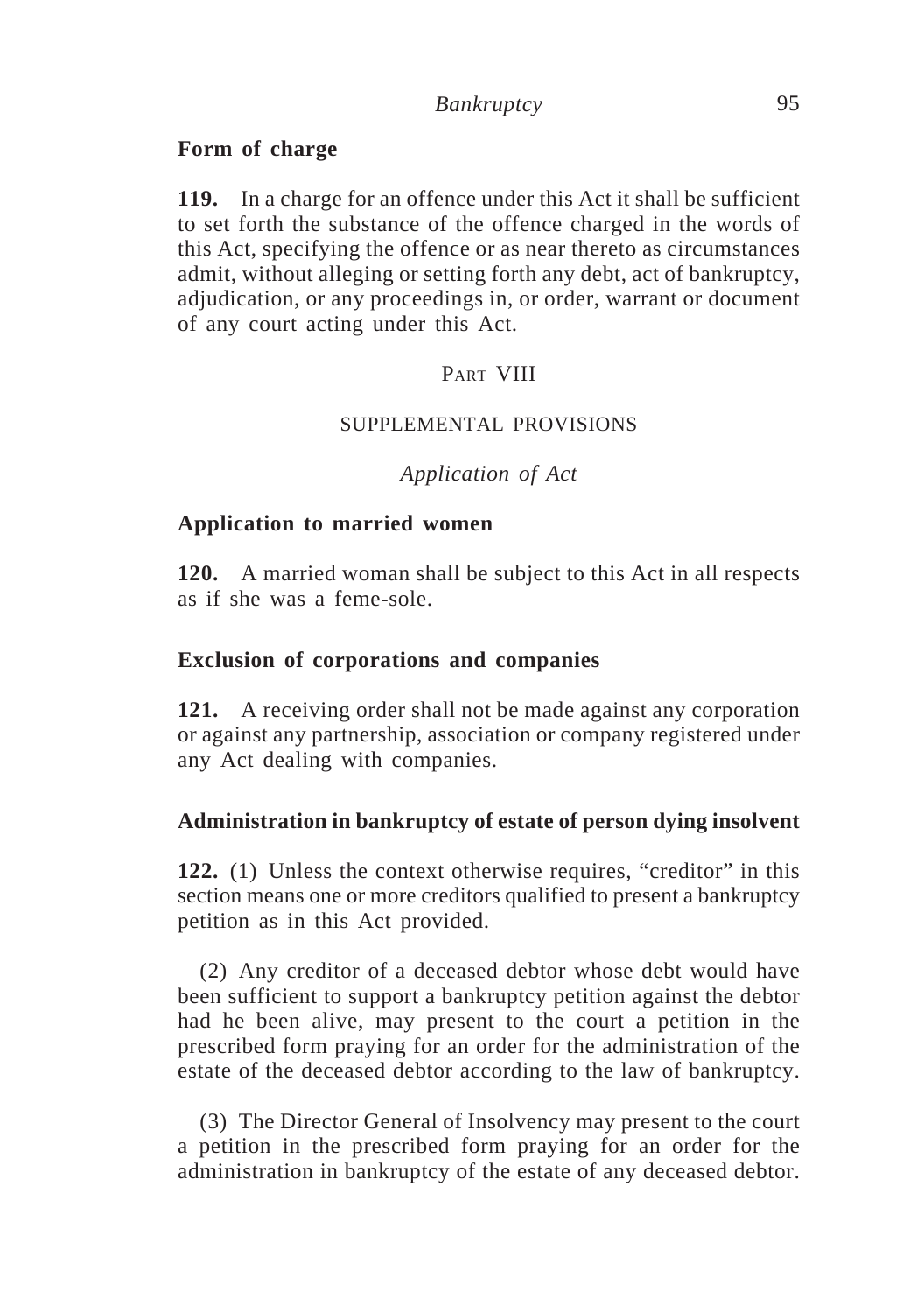**Form of charge**

**119.** In a charge for an offence under this Act it shall be sufficient to set forth the substance of the offence charged in the words of this Act, specifying the offence or as near thereto as circumstances admit, without alleging or setting forth any debt, act of bankruptcy, adjudication, or any proceedings in, or order, warrant or document of any court acting under this Act.

## PART VIII

## SUPPLEMENTAL PROVISIONS

*Application of Act*

**Application to married women**

**120.** A married woman shall be subject to this Act in all respects as if she was a feme-sole.

**Exclusion of corporations and companies**

**121.** A receiving order shall not be made against any corporation or against any partnership, association or company registered under any Act dealing with companies.

**Administration in bankruptcy of estate of person dying insolvent**

**122.** (1) Unless the context otherwise requires, "creditor" in this section means one or more creditors qualified to present a bankruptcy petition as in this Act provided.

(2) Any creditor of a deceased debtor whose debt would have been sufficient to support a bankruptcy petition against the debtor had he been alive, may present to the court a petition in the prescribed form praying for an order for the administration of the estate of the deceased debtor according to the law of bankruptcy.

(3) The Director General of Insolvency may present to the court a petition in the prescribed form praying for an order for the administration in bankruptcy of the estate of any deceased debtor.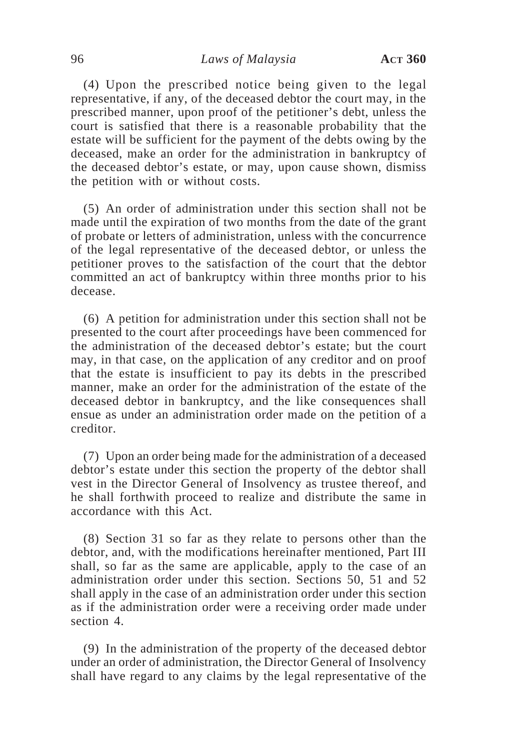(4) Upon the prescribed notice being given to the legal representative, if any, of the deceased debtor the court may, in the prescribed manner, upon proof of the petitioner's debt, unless the court is satisfied that there is a reasonable probability that the estate will be sufficient for the payment of the debts owing by the deceased, make an order for the administration in bankruptcy of the deceased debtor's estate, or may, upon cause shown, dismiss the petition with or without costs.

(5) An order of administration under this section shall not be made until the expiration of two months from the date of the grant of probate or letters of administration, unless with the concurrence of the legal representative of the deceased debtor, or unless the petitioner proves to the satisfaction of the court that the debtor committed an act of bankruptcy within three months prior to his decease.

(6) A petition for administration under this section shall not be presented to the court after proceedings have been commenced for the administration of the deceased debtor's estate; but the court may, in that case, on the application of any creditor and on proof that the estate is insufficient to pay its debts in the prescribed manner, make an order for the administration of the estate of the deceased debtor in bankruptcy, and the like consequences shall ensue as under an administration order made on the petition of a creditor.

(7) Upon an order being made for the administration of a deceased debtor's estate under this section the property of the debtor shall vest in the Director General of Insolvency as trustee thereof, and he shall forthwith proceed to realize and distribute the same in accordance with this Act.

(8) Section 31 so far as they relate to persons other than the debtor, and, with the modifications hereinafter mentioned, Part III shall, so far as the same are applicable, apply to the case of an administration order under this section. Sections 50, 51 and 52 shall apply in the case of an administration order under this section as if the administration order were a receiving order made under section 4.

(9) In the administration of the property of the deceased debtor under an order of administration, the Director General of Insolvency shall have regard to any claims by the legal representative of the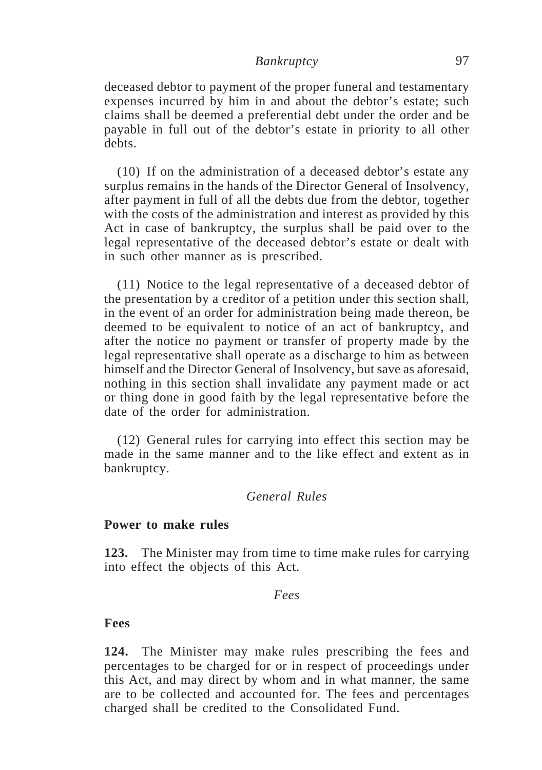deceased debtor to payment of the proper funeral and testamentary expenses incurred by him in and about the debtor's estate; such claims shall be deemed a preferential debt under the order and be payable in full out of the debtor's estate in priority to all other debts.

(10) If on the administration of a deceased debtor's estate any surplus remains in the hands of the Director General of Insolvency, after payment in full of all the debts due from the debtor, together with the costs of the administration and interest as provided by this Act in case of bankruptcy, the surplus shall be paid over to the legal representative of the deceased debtor's estate or dealt with in such other manner as is prescribed.

(11) Notice to the legal representative of a deceased debtor of the presentation by a creditor of a petition under this section shall, in the event of an order for administration being made thereon, be deemed to be equivalent to notice of an act of bankruptcy, and after the notice no payment or transfer of property made by the legal representative shall operate as a discharge to him as between himself and the Director General of Insolvency, but save as aforesaid, nothing in this section shall invalidate any payment made or act or thing done in good faith by the legal representative before the date of the order for administration.

(12) General rules for carrying into effect this section may be made in the same manner and to the like effect and extent as in bankruptcy.

*General Rules*

**Power to make rules**

**123.** The Minister may from time to time make rules for carrying into effect the objects of this Act.

*Fees*

**Fees**

**124.** The Minister may make rules prescribing the fees and percentages to be charged for or in respect of proceedings under this Act, and may direct by whom and in what manner, the same are to be collected and accounted for. The fees and percentages charged shall be credited to the Consolidated Fund.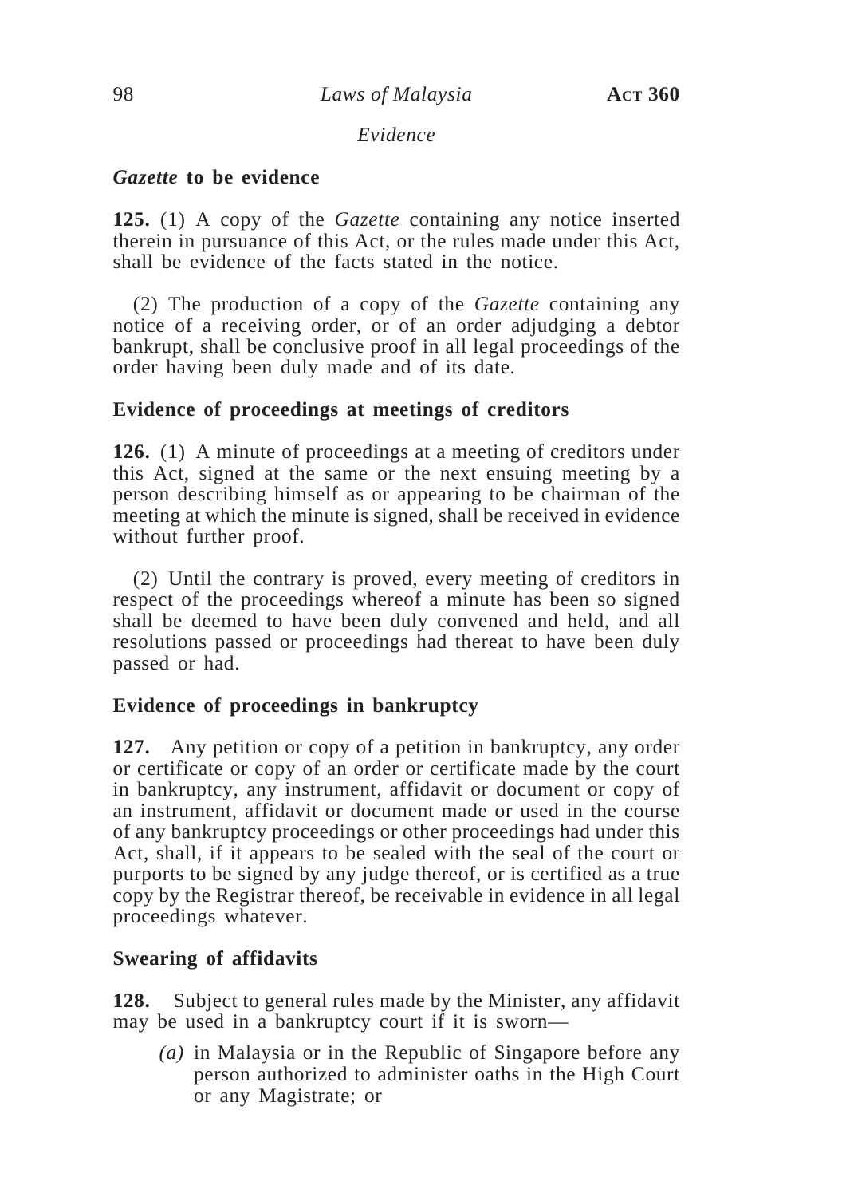*Evidence*

### *Gazette* to be evidence

**125.** (1) A copy of the *Gazette* containing any notice inserted therein in pursuance of this Act, or the rules made under this Act, shall be evidence of the facts stated in the notice.

(2) The production of a copy of the *Gazette* containing any notice of a receiving order, or of an order adjudging a debtor bankrupt, shall be conclusive proof in all legal proceedings of the order having been duly made and of its date.

### Evidence of proceedings at meetings of creditors

**126.** (1) A minute of proceedings at a meeting of creditors under this Act, signed at the same or the next ensuing meeting by a person describing himself as or appearing to be chairman of the meeting at which the minute is signed, shall be received in evidence without further proof.

(2) Until the contrary is proved, every meeting of creditors in respect of the proceedings whereof a minute has been so signed shall be deemed to have been duly convened and held, and all resolutions passed or proceedings had thereat to have been duly passed or had.

### Evidence of proceedings in bankruptcy

**127.** Any petition or copy of a petition in bankruptcy, any order or certificate or copy of an order or certificate made by the court in bankruptcy, any instrument, affidavit or document or copy of an instrument, affidavit or document made or used in the course of any bankruptcy proceedings or other proceedings had under this Act, shall, if it appears to be sealed with the seal of the court or purports to be signed by any judge thereof, or is certified as a true copy by the Registrar thereof, be receivable in evidence in all legal proceedings whatever.

### Swearing of affidavits

**128.** Subject to general rules made by the Minister, any affidavit may be used in a bankruptcy court if it is sworn—

*(a)* in Malaysia or in the Republic of Singapore before any person authorized to administer oaths in the High Court or any Magistrate; or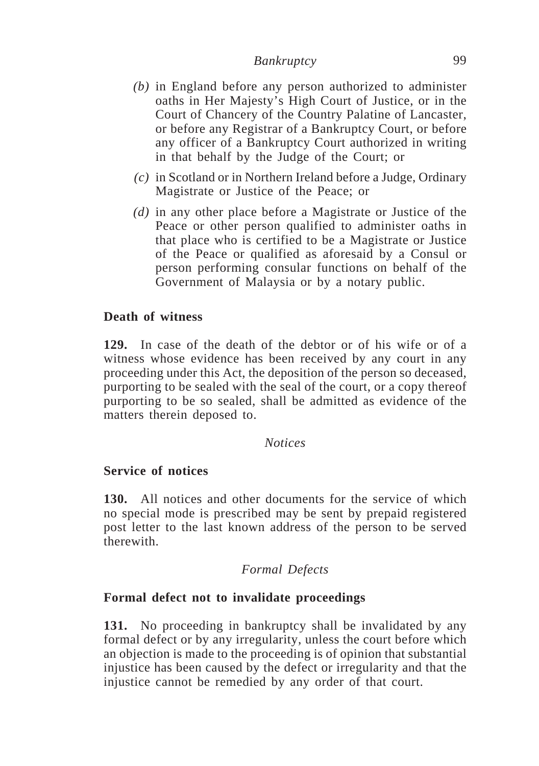*(b)* in England before any person authorized to administer oaths in Her Majesty's High Court of Justice, or in the Court of Chancery of the Country Palatine of Lancaster, or before any Registrar of a Bankruptcy Court, or before any officer of a Bankruptcy Court authorized in writing in that behalf by the Judge of the Court; or

*(c)* in Scotland or in Northern Ireland before a Judge, Ordinary Magistrate or Justice of the Peace; or

*(d)* in any other place before a Magistrate or Justice of the Peace or other person qualified to administer oaths in that place who is certified to be a Magistrate or Justice of the Peace or qualified as aforesaid by a Consul or person performing consular functions on behalf of the Government of Malaysia or by a notary public.

**Death of witness**

**129.** In case of the death of the debtor or of his wife or of a witness whose evidence has been received by any court in any proceeding under this Act, the deposition of the person so deceased, purporting to be sealed with the seal of the court, or a copy thereof purporting to be so sealed, shall be admitted as evidence of the matters therein deposed to.

*Notices*

**Service of notices**

**130.** All notices and other documents for the service of which no special mode is prescribed may be sent by prepaid registered post letter to the last known address of the person to be served therewith.

*Formal Defects*

**Formal defect not to invalidate proceedings**

**131.** No proceeding in bankruptcy shall be invalidated by any formal defect or by any irregularity, unless the court before which an objection is made to the proceeding is of opinion that substantial injustice has been caused by the defect or irregularity and that the injustice cannot be remedied by any order of that court.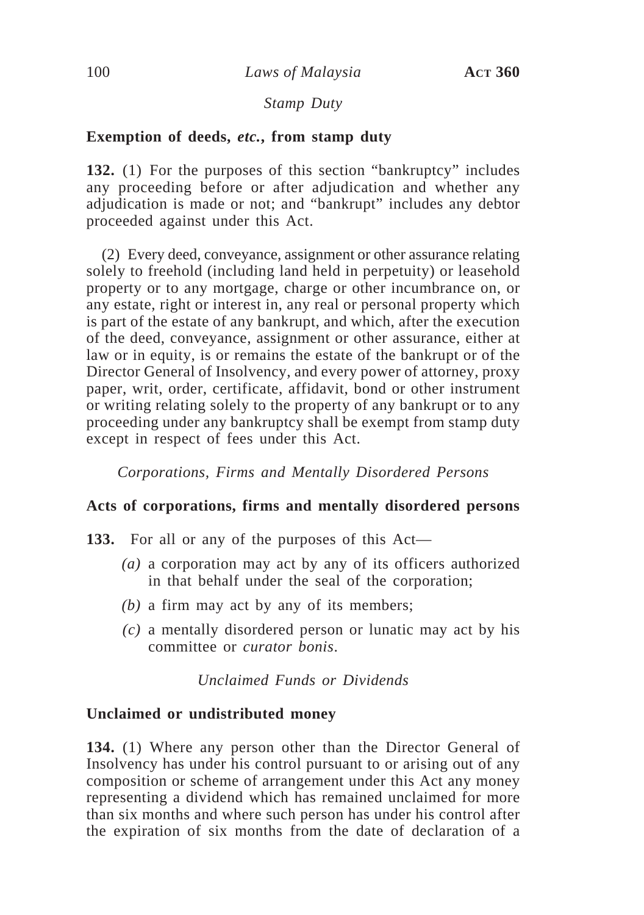*Stamp Duty*

**Exemption of deeds,** ***etc.*****, from stamp duty**

**132.** (1) For the purposes of this section "bankruptcy" includes any proceeding before or after adjudication and whether any adjudication is made or not; and "bankrupt" includes any debtor proceeded against under this Act.

(2) Every deed, conveyance, assignment or other assurance relating solely to freehold (including land held in perpetuity) or leasehold property or to any mortgage, charge or other incumbrance on, or any estate, right or interest in, any real or personal property which is part of the estate of any bankrupt, and which, after the execution of the deed, conveyance, assignment or other assurance, either at law or in equity, is or remains the estate of the bankrupt or of the Director General of Insolvency, and every power of attorney, proxy paper, writ, order, certificate, affidavit, bond or other instrument or writing relating solely to the property of any bankrupt or to any proceeding under any bankruptcy shall be exempt from stamp duty except in respect of fees under this Act.

*Corporations, Firms and Mentally Disordered Persons*

**Acts of corporations, firms and mentally disordered persons**

**133.** For all or any of the purposes of this Act—

*(a)* a corporation may act by any of its officers authorized in that behalf under the seal of the corporation;

*(b)* a firm may act by any of its members;

*(c)* a mentally disordered person or lunatic may act by his committee or *curator bonis*.

*Unclaimed Funds or Dividends*

**Unclaimed or undistributed money**

**134.** (1) Where any person other than the Director General of Insolvency has under his control pursuant to or arising out of any composition or scheme of arrangement under this Act any money representing a dividend which has remained unclaimed for more than six months and where such person has under his control after the expiration of six months from the date of declaration of a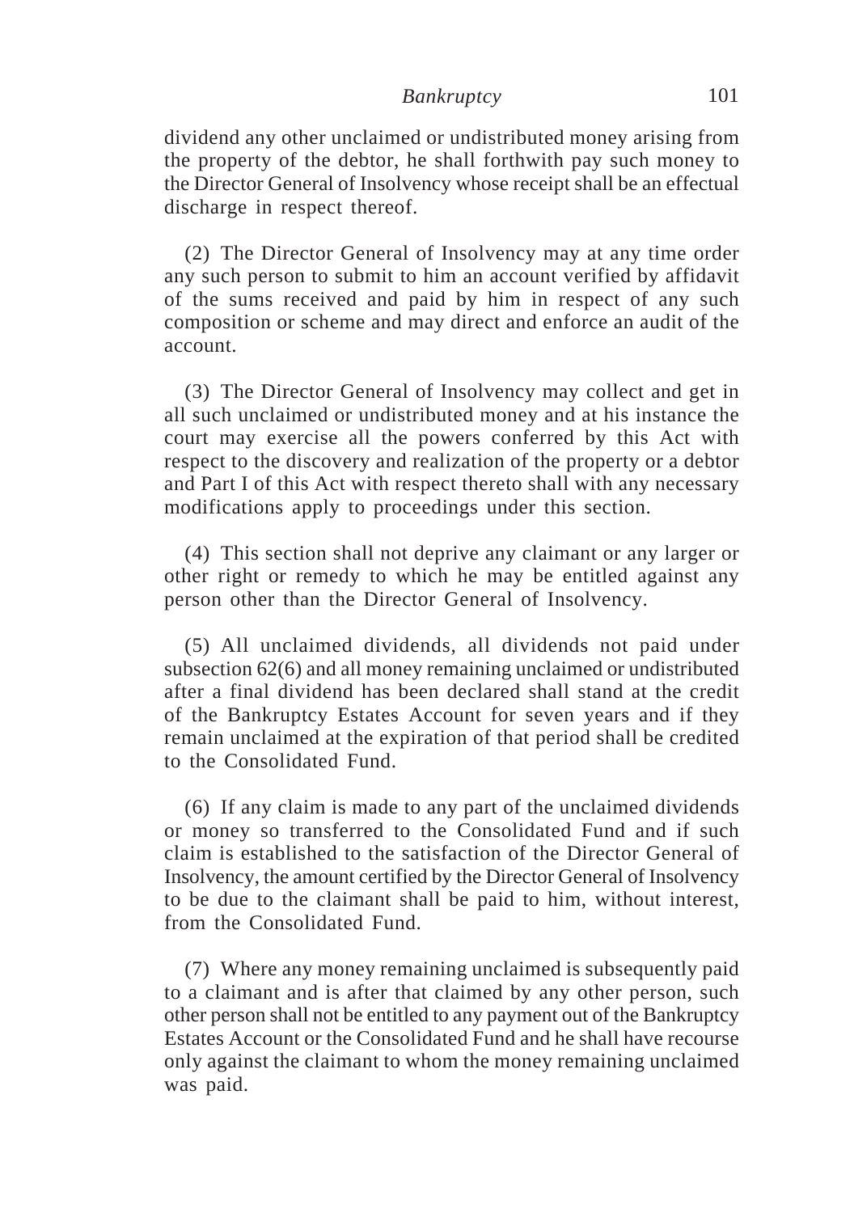dividend any other unclaimed or undistributed money arising from the property of the debtor, he shall forthwith pay such money to the Director General of Insolvency whose receipt shall be an effectual discharge in respect thereof.

(2) The Director General of Insolvency may at any time order any such person to submit to him an account verified by affidavit of the sums received and paid by him in respect of any such composition or scheme and may direct and enforce an audit of the account.

(3) The Director General of Insolvency may collect and get in all such unclaimed or undistributed money and at his instance the court may exercise all the powers conferred by this Act with respect to the discovery and realization of the property or a debtor and Part I of this Act with respect thereto shall with any necessary modifications apply to proceedings under this section.

(4) This section shall not deprive any claimant or any larger or other right or remedy to which he may be entitled against any person other than the Director General of Insolvency.

(5) All unclaimed dividends, all dividends not paid under subsection 62(6) and all money remaining unclaimed or undistributed after a final dividend has been declared shall stand at the credit of the Bankruptcy Estates Account for seven years and if they remain unclaimed at the expiration of that period shall be credited to the Consolidated Fund.

(6) If any claim is made to any part of the unclaimed dividends or money so transferred to the Consolidated Fund and if such claim is established to the satisfaction of the Director General of Insolvency, the amount certified by the Director General of Insolvency to be due to the claimant shall be paid to him, without interest, from the Consolidated Fund.

(7) Where any money remaining unclaimed is subsequently paid to a claimant and is after that claimed by any other person, such other person shall not be entitled to any payment out of the Bankruptcy Estates Account or the Consolidated Fund and he shall have recourse only against the claimant to whom the money remaining unclaimed was paid.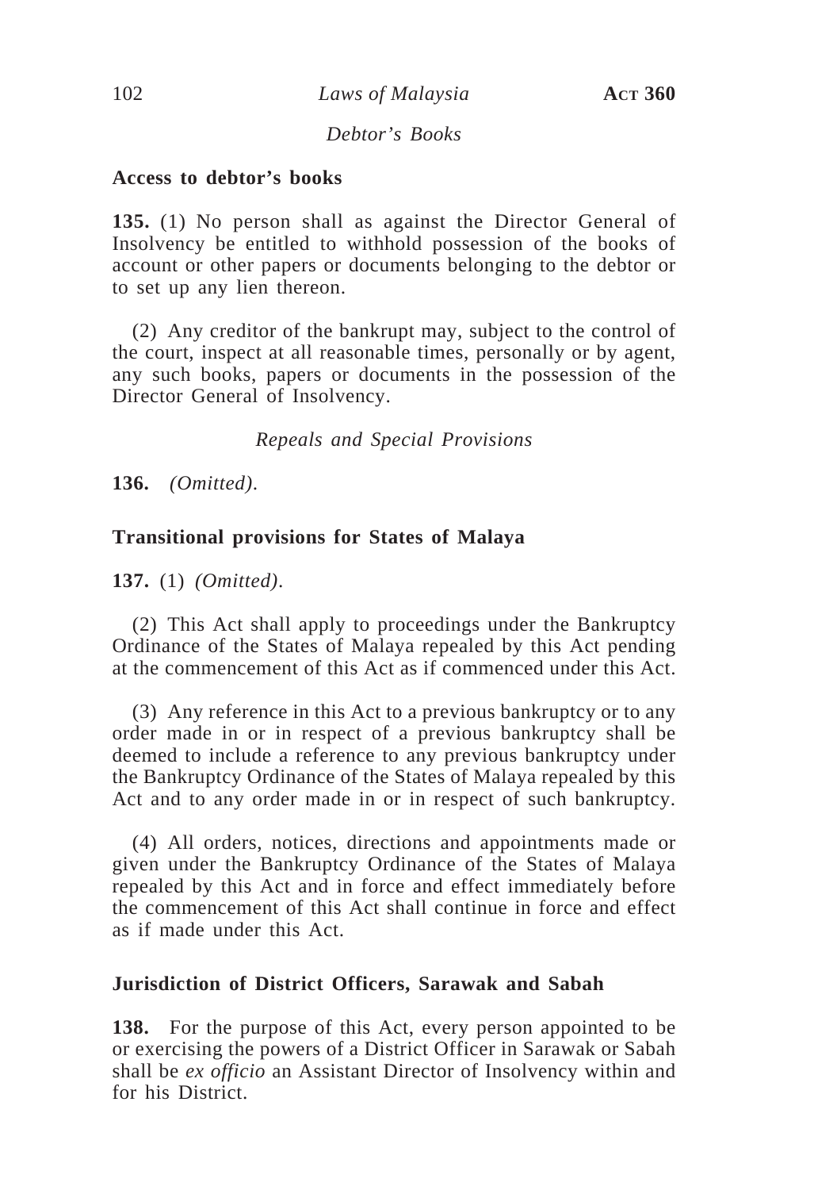*Debtor's Books*

**Access to debtor's books**

**135.** (1) No person shall as against the Director General of Insolvency be entitled to withhold possession of the books of account or other papers or documents belonging to the debtor or to set up any lien thereon.

(2) Any creditor of the bankrupt may, subject to the control of the court, inspect at all reasonable times, personally or by agent, any such books, papers or documents in the possession of the Director General of Insolvency.

*Repeals and Special Provisions*

**136.** *(Omitted).*

**Transitional provisions for States of Malaya**

**137.** (1) *(Omitted).*

(2) This Act shall apply to proceedings under the Bankruptcy Ordinance of the States of Malaya repealed by this Act pending at the commencement of this Act as if commenced under this Act.

(3) Any reference in this Act to a previous bankruptcy or to any order made in or in respect of a previous bankruptcy shall be deemed to include a reference to any previous bankruptcy under the Bankruptcy Ordinance of the States of Malaya repealed by this Act and to any order made in or in respect of such bankruptcy.

(4) All orders, notices, directions and appointments made or given under the Bankruptcy Ordinance of the States of Malaya repealed by this Act and in force and effect immediately before the commencement of this Act shall continue in force and effect as if made under this Act.

**Jurisdiction of District Officers, Sarawak and Sabah**

**138.** For the purpose of this Act, every person appointed to be or exercising the powers of a District Officer in Sarawak or Sabah shall be *ex officio* an Assistant Director of Insolvency within and for his District.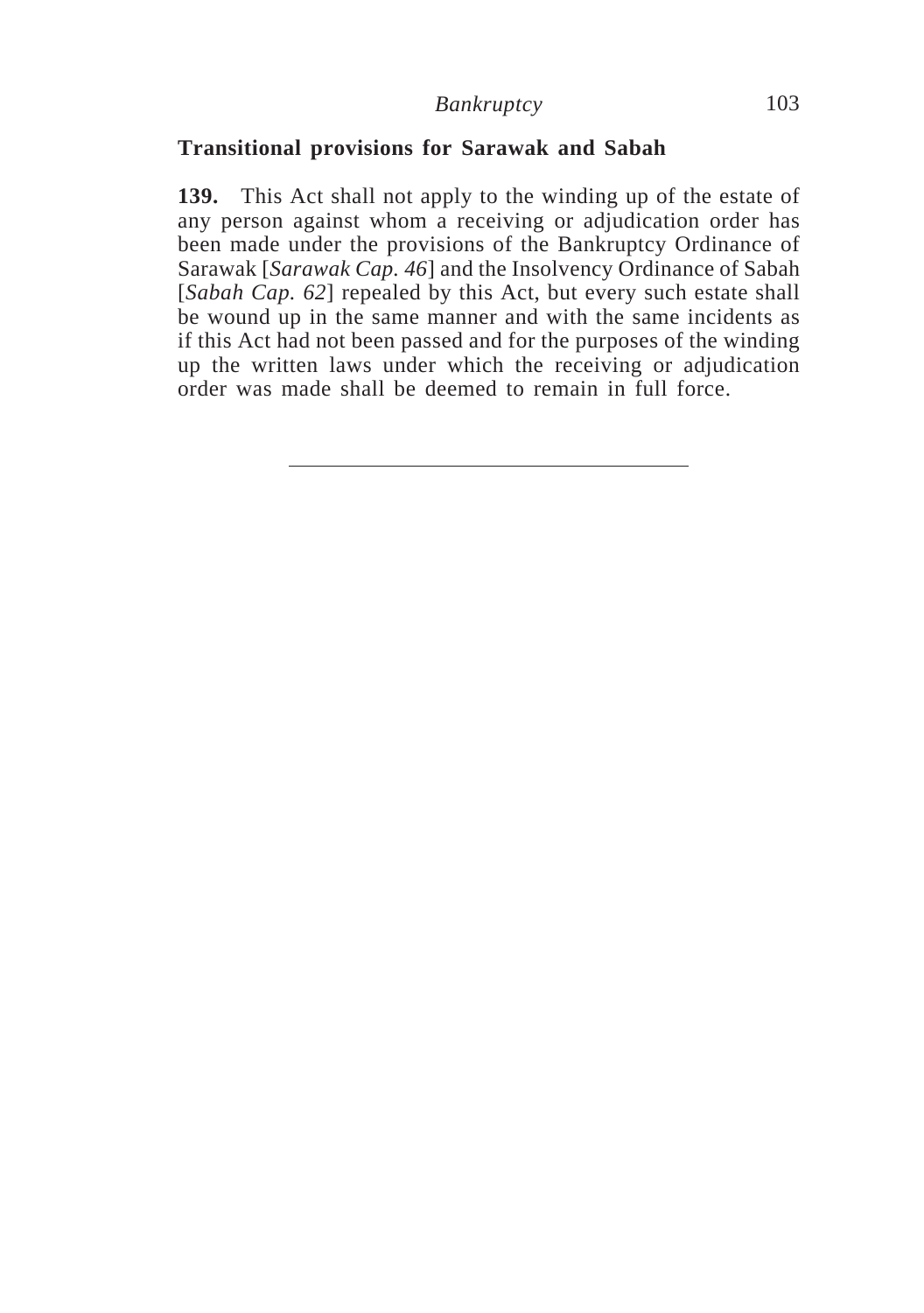**Transitional provisions for Sarawak and Sabah**

**139.** This Act shall not apply to the winding up of the estate of any person against whom a receiving or adjudication order has been made under the provisions of the Bankruptcy Ordinance of Sarawak [*Sarawak Cap. 46*] and the Insolvency Ordinance of Sabah [*Sabah Cap. 62*] repealed by this Act, but every such estate shall be wound up in the same manner and with the same incidents as if this Act had not been passed and for the purposes of the winding up the written laws under which the receiving or adjudication order was made shall be deemed to remain in full force.

---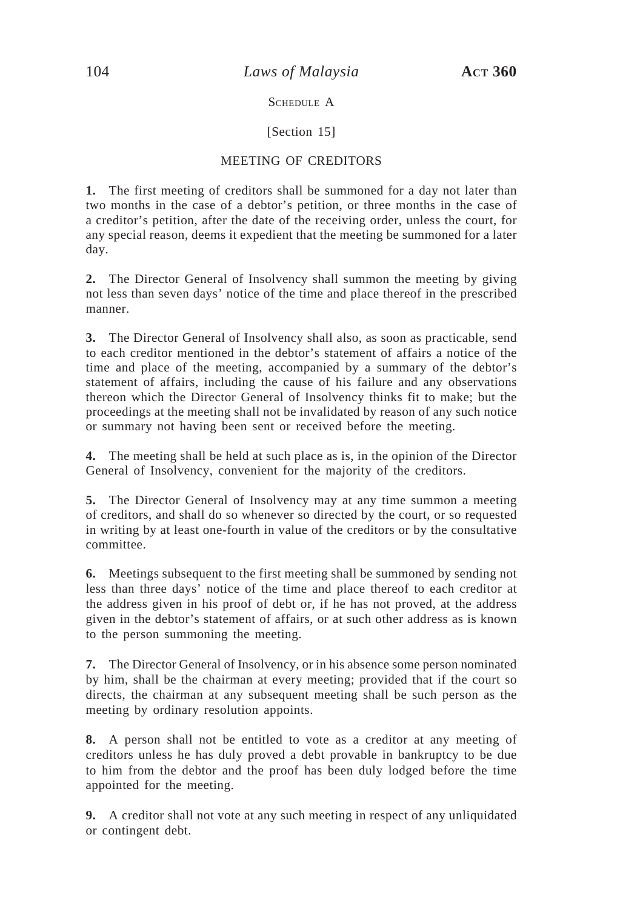## SCHEDULE A

[Section 15]

### MEETING OF CREDITORS

**1.** The first meeting of creditors shall be summoned for a day not later than two months in the case of a debtor's petition, or three months in the case of a creditor's petition, after the date of the receiving order, unless the court, for any special reason, deems it expedient that the meeting be summoned for a later day.

**2.** The Director General of Insolvency shall summon the meeting by giving not less than seven days' notice of the time and place thereof in the prescribed manner.

**3.** The Director General of Insolvency shall also, as soon as practicable, send to each creditor mentioned in the debtor's statement of affairs a notice of the time and place of the meeting, accompanied by a summary of the debtor's statement of affairs, including the cause of his failure and any observations thereon which the Director General of Insolvency thinks fit to make; but the proceedings at the meeting shall not be invalidated by reason of any such notice or summary not having been sent or received before the meeting.

**4.** The meeting shall be held at such place as is, in the opinion of the Director General of Insolvency, convenient for the majority of the creditors.

**5.** The Director General of Insolvency may at any time summon a meeting of creditors, and shall do so whenever so directed by the court, or so requested in writing by at least one-fourth in value of the creditors or by the consultative committee.

**6.** Meetings subsequent to the first meeting shall be summoned by sending not less than three days' notice of the time and place thereof to each creditor at the address given in his proof of debt or, if he has not proved, at the address given in the debtor's statement of affairs, or at such other address as is known to the person summoning the meeting.

**7.** The Director General of Insolvency, or in his absence some person nominated by him, shall be the chairman at every meeting; provided that if the court so directs, the chairman at any subsequent meeting shall be such person as the meeting by ordinary resolution appoints.

**8.** A person shall not be entitled to vote as a creditor at any meeting of creditors unless he has duly proved a debt provable in bankruptcy to be due to him from the debtor and the proof has been duly lodged before the time appointed for the meeting.

**9.** A creditor shall not vote at any such meeting in respect of any unliquidated or contingent debt.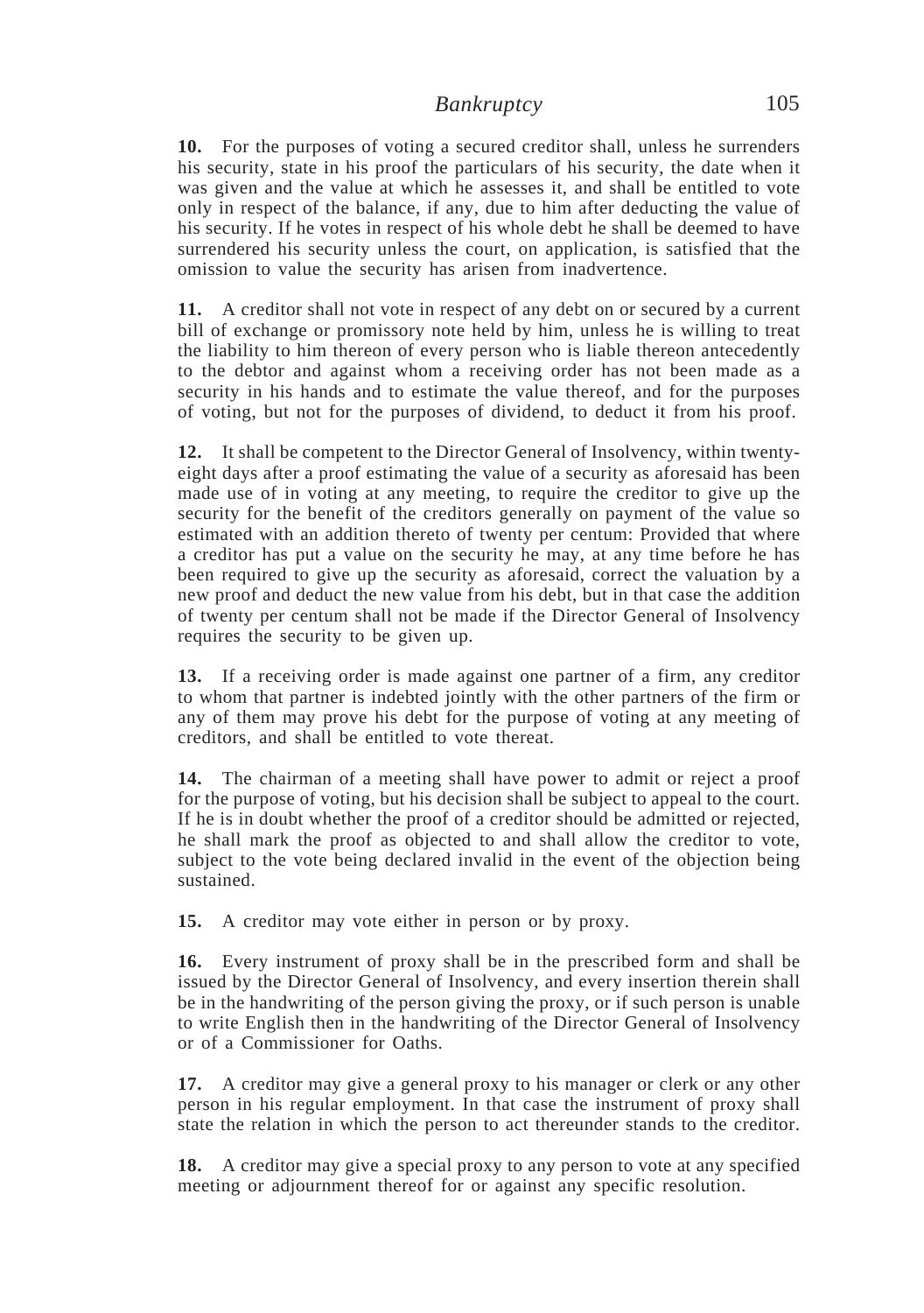**10.** For the purposes of voting a secured creditor shall, unless he surrenders his security, state in his proof the particulars of his security, the date when it was given and the value at which he assesses it, and shall be entitled to vote only in respect of the balance, if any, due to him after deducting the value of his security. If he votes in respect of his whole debt he shall be deemed to have surrendered his security unless the court, on application, is satisfied that the omission to value the security has arisen from inadvertence.

**11.** A creditor shall not vote in respect of any debt on or secured by a current bill of exchange or promissory note held by him, unless he is willing to treat the liability to him thereon of every person who is liable thereon antecedently to the debtor and against whom a receiving order has not been made as a security in his hands and to estimate the value thereof, and for the purposes of voting, but not for the purposes of dividend, to deduct it from his proof.

**12.** It shall be competent to the Director General of Insolvency, within twenty-eight days after a proof estimating the value of a security as aforesaid has been made use of in voting at any meeting, to require the creditor to give up the security for the benefit of the creditors generally on payment of the value so estimated with an addition thereto of twenty per centum: Provided that where a creditor has put a value on the security he may, at any time before he has been required to give up the security as aforesaid, correct the valuation by a new proof and deduct the new value from his debt, but in that case the addition of twenty per centum shall not be made if the Director General of Insolvency requires the security to be given up.

**13.** If a receiving order is made against one partner of a firm, any creditor to whom that partner is indebted jointly with the other partners of the firm or any of them may prove his debt for the purpose of voting at any meeting of creditors, and shall be entitled to vote thereat.

**14.** The chairman of a meeting shall have power to admit or reject a proof for the purpose of voting, but his decision shall be subject to appeal to the court. If he is in doubt whether the proof of a creditor should be admitted or rejected, he shall mark the proof as objected to and shall allow the creditor to vote, subject to the vote being declared invalid in the event of the objection being sustained.

**15.** A creditor may vote either in person or by proxy.

**16.** Every instrument of proxy shall be in the prescribed form and shall be issued by the Director General of Insolvency, and every insertion therein shall be in the handwriting of the person giving the proxy, or if such person is unable to write English then in the handwriting of the Director General of Insolvency or of a Commissioner for Oaths.

**17.** A creditor may give a general proxy to his manager or clerk or any other person in his regular employment. In that case the instrument of proxy shall state the relation in which the person to act thereunder stands to the creditor.

**18.** A creditor may give a special proxy to any person to vote at any specified meeting or adjournment thereof for or against any specific resolution.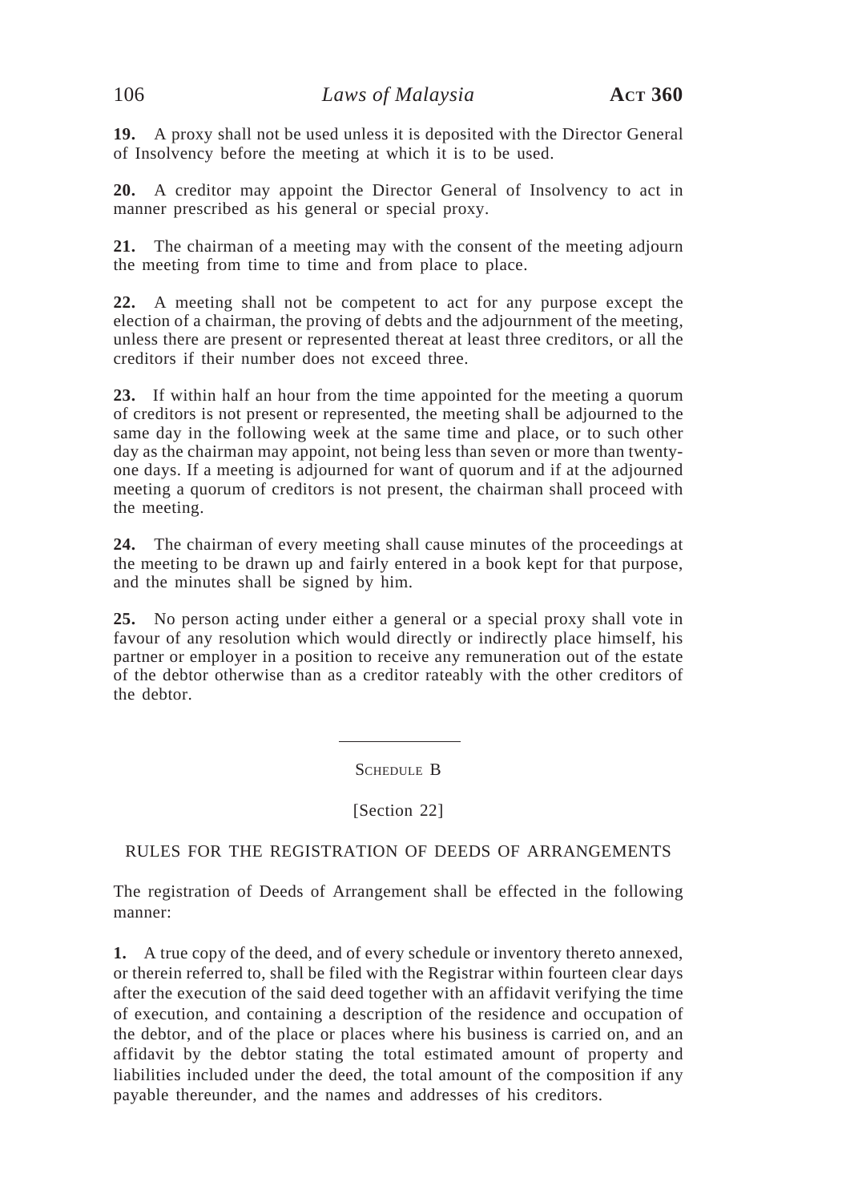**19.** A proxy shall not be used unless it is deposited with the Director General of Insolvency before the meeting at which it is to be used.

**20.** A creditor may appoint the Director General of Insolvency to act in manner prescribed as his general or special proxy.

**21.** The chairman of a meeting may with the consent of the meeting adjourn the meeting from time to time and from place to place.

**22.** A meeting shall not be competent to act for any purpose except the election of a chairman, the proving of debts and the adjournment of the meeting, unless there are present or represented thereat at least three creditors, or all the creditors if their number does not exceed three.

**23.** If within half an hour from the time appointed for the meeting a quorum of creditors is not present or represented, the meeting shall be adjourned to the same day in the following week at the same time and place, or to such other day as the chairman may appoint, not being less than seven or more than twenty-one days. If a meeting is adjourned for want of quorum and if at the adjourned meeting a quorum of creditors is not present, the chairman shall proceed with the meeting.

**24.** The chairman of every meeting shall cause minutes of the proceedings at the meeting to be drawn up and fairly entered in a book kept for that purpose, and the minutes shall be signed by him.

**25.** No person acting under either a general or a special proxy shall vote in favour of any resolution which would directly or indirectly place himself, his partner or employer in a position to receive any remuneration out of the estate of the debtor otherwise than as a creditor rateably with the other creditors of the debtor.

---

## Schedule B

[Section 22]

### RULES FOR THE REGISTRATION OF DEEDS OF ARRANGEMENTS

The registration of Deeds of Arrangement shall be effected in the following manner:

**1.** A true copy of the deed, and of every schedule or inventory thereto annexed, or therein referred to, shall be filed with the Registrar within fourteen clear days after the execution of the said deed together with an affidavit verifying the time of execution, and containing a description of the residence and occupation of the debtor, and of the place or places where his business is carried on, and an affidavit by the debtor stating the total estimated amount of property and liabilities included under the deed, the total amount of the composition if any payable thereunder, and the names and addresses of his creditors.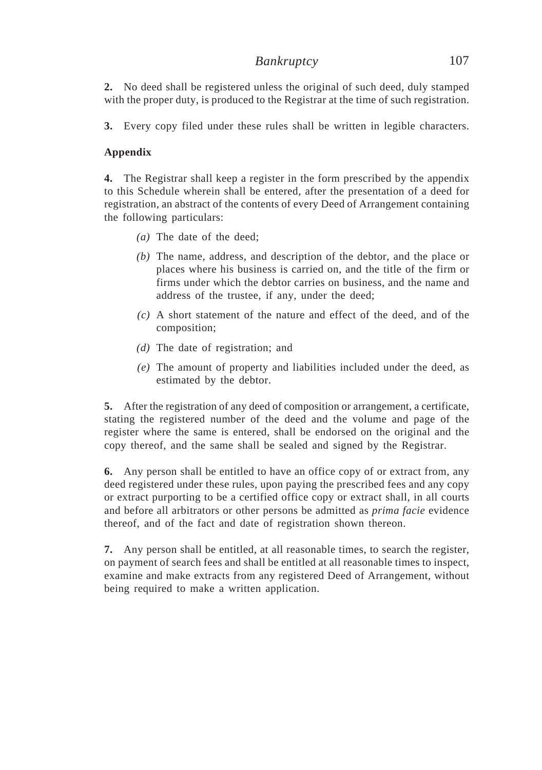**2.** No deed shall be registered unless the original of such deed, duly stamped with the proper duty, is produced to the Registrar at the time of such registration.

**3.** Every copy filed under these rules shall be written in legible characters.

**Appendix**

**4.** The Registrar shall keep a register in the form prescribed by the appendix to this Schedule wherein shall be entered, after the presentation of a deed for registration, an abstract of the contents of every Deed of Arrangement containing the following particulars:

*(a)* The date of the deed;

*(b)* The name, address, and description of the debtor, and the place or places where his business is carried on, and the title of the firm or firms under which the debtor carries on business, and the name and address of the trustee, if any, under the deed;

*(c)* A short statement of the nature and effect of the deed, and of the composition;

*(d)* The date of registration; and

*(e)* The amount of property and liabilities included under the deed, as estimated by the debtor.

**5.** After the registration of any deed of composition or arrangement, a certificate, stating the registered number of the deed and the volume and page of the register where the same is entered, shall be endorsed on the original and the copy thereof, and the same shall be sealed and signed by the Registrar.

**6.** Any person shall be entitled to have an office copy of or extract from, any deed registered under these rules, upon paying the prescribed fees and any copy or extract purporting to be a certified office copy or extract shall, in all courts and before all arbitrators or other persons be admitted as *prima facie* evidence thereof, and of the fact and date of registration shown thereon.

**7.** Any person shall be entitled, at all reasonable times, to search the register, on payment of search fees and shall be entitled at all reasonable times to inspect, examine and make extracts from any registered Deed of Arrangement, without being required to make a written application.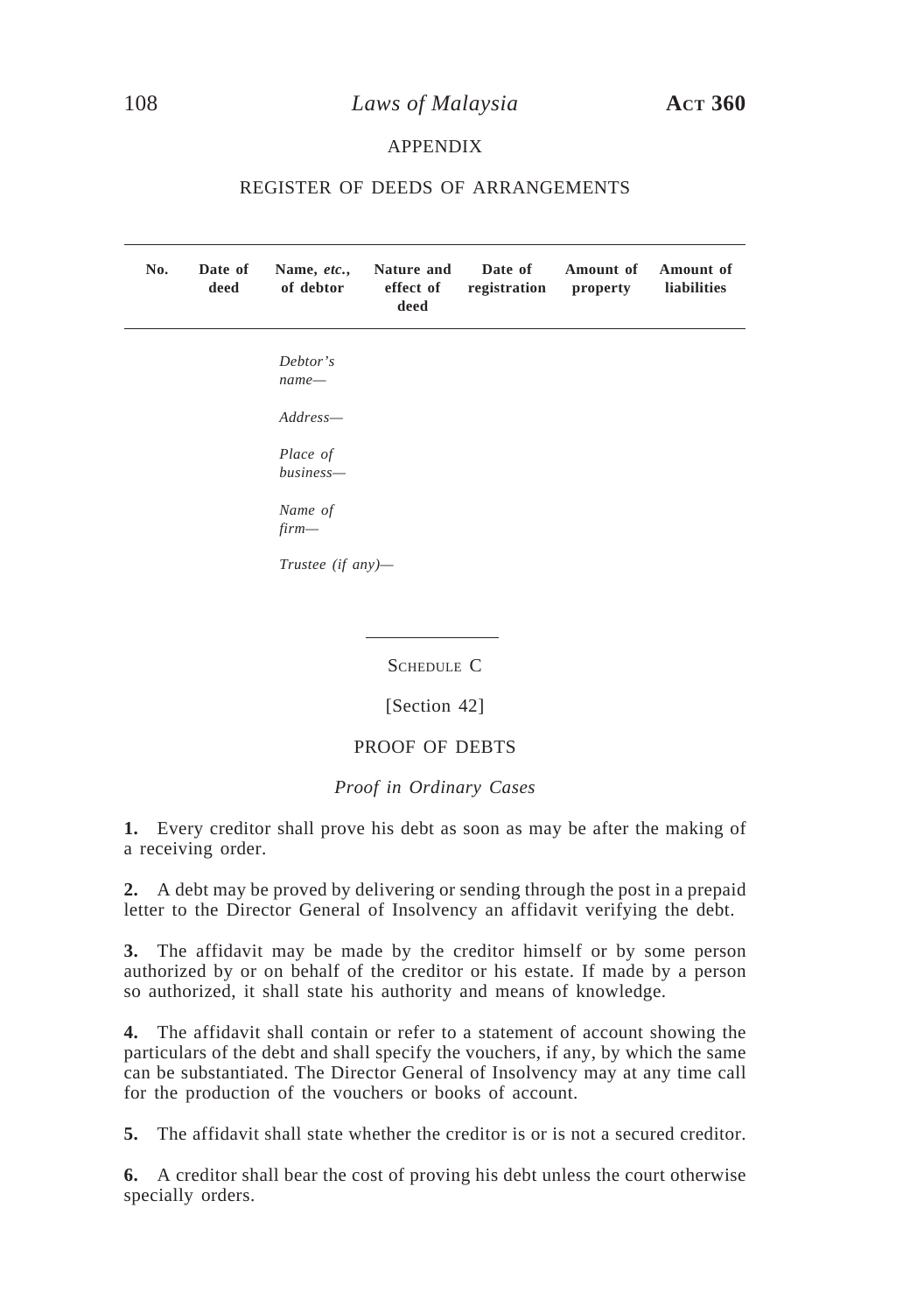## APPENDIX

### REGISTER OF DEEDS OF ARRANGEMENTS

| No. | Date of deed | Name, *etc.*, of debtor | Nature and effect of deed | Date of registration | Amount of property | Amount of liabilities |
|---|---|---|---|---|---|---|
| | | *Debtor's name—*<br><br>*Address—*<br><br>*Place of business—*<br><br>*Name of firm—*<br><br>*Trustee (if any)—* | | | | |

---

## SCHEDULE C

[Section 42]

### PROOF OF DEBTS

*Proof in Ordinary Cases*

**1.** Every creditor shall prove his debt as soon as may be after the making of a receiving order.

**2.** A debt may be proved by delivering or sending through the post in a prepaid letter to the Director General of Insolvency an affidavit verifying the debt.

**3.** The affidavit may be made by the creditor himself or by some person authorized by or on behalf of the creditor or his estate. If made by a person so authorized, it shall state his authority and means of knowledge.

**4.** The affidavit shall contain or refer to a statement of account showing the particulars of the debt and shall specify the vouchers, if any, by which the same can be substantiated. The Director General of Insolvency may at any time call for the production of the vouchers or books of account.

**5.** The affidavit shall state whether the creditor is or is not a secured creditor.

**6.** A creditor shall bear the cost of proving his debt unless the court otherwise specially orders.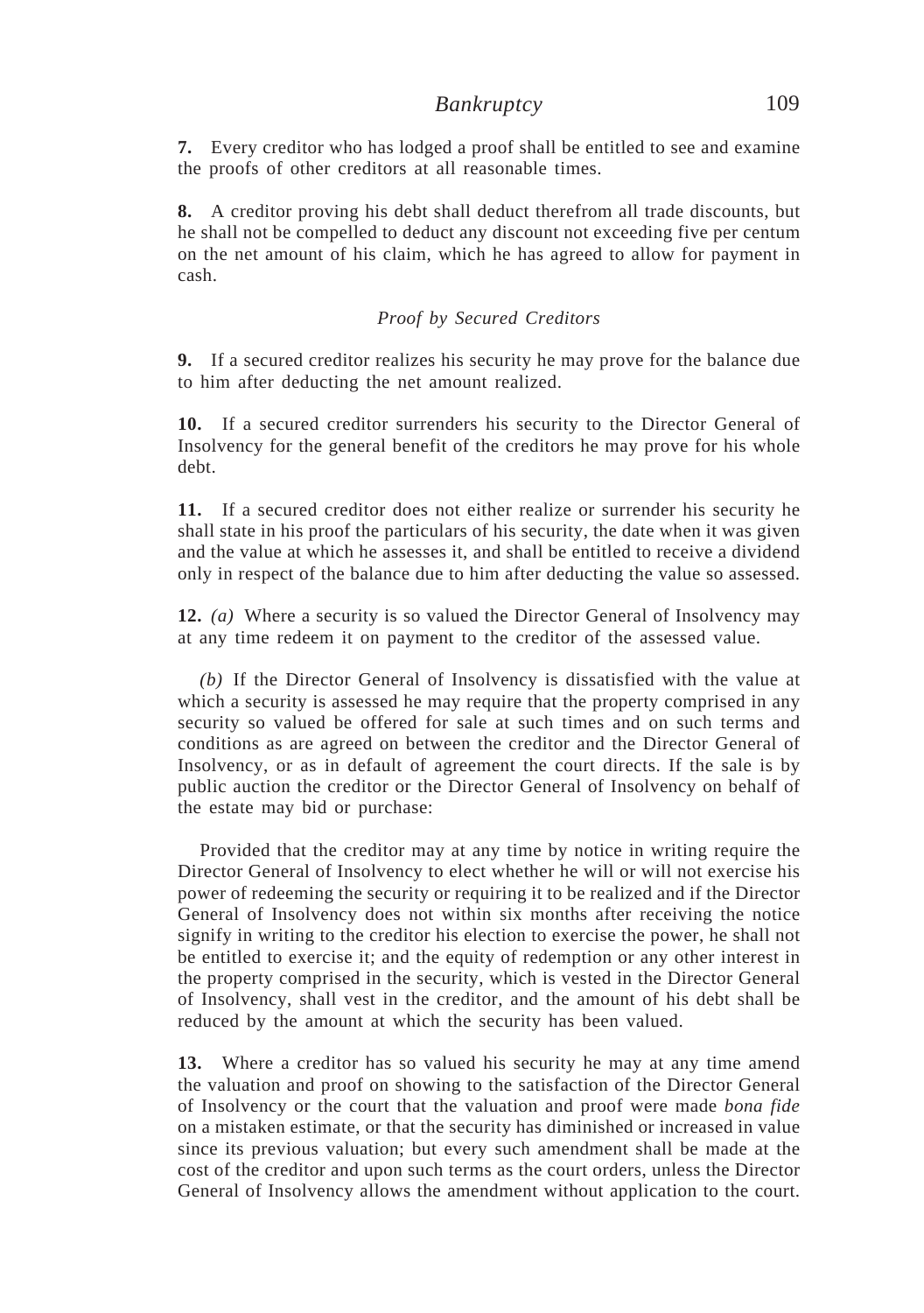**7.** Every creditor who has lodged a proof shall be entitled to see and examine the proofs of other creditors at all reasonable times.

**8.** A creditor proving his debt shall deduct therefrom all trade discounts, but he shall not be compelled to deduct any discount not exceeding five per centum on the net amount of his claim, which he has agreed to allow for payment in cash.

*Proof by Secured Creditors*

**9.** If a secured creditor realizes his security he may prove for the balance due to him after deducting the net amount realized.

**10.** If a secured creditor surrenders his security to the Director General of Insolvency for the general benefit of the creditors he may prove for his whole debt.

**11.** If a secured creditor does not either realize or surrender his security he shall state in his proof the particulars of his security, the date when it was given and the value at which he assesses it, and shall be entitled to receive a dividend only in respect of the balance due to him after deducting the value so assessed.

**12.** *(a)* Where a security is so valued the Director General of Insolvency may at any time redeem it on payment to the creditor of the assessed value.

*(b)* If the Director General of Insolvency is dissatisfied with the value at which a security is assessed he may require that the property comprised in any security so valued be offered for sale at such times and on such terms and conditions as are agreed on between the creditor and the Director General of Insolvency, or as in default of agreement the court directs. If the sale is by public auction the creditor or the Director General of Insolvency on behalf of the estate may bid or purchase:

Provided that the creditor may at any time by notice in writing require the Director General of Insolvency to elect whether he will or will not exercise his power of redeeming the security or requiring it to be realized and if the Director General of Insolvency does not within six months after receiving the notice signify in writing to the creditor his election to exercise the power, he shall not be entitled to exercise it; and the equity of redemption or any other interest in the property comprised in the security, which is vested in the Director General of Insolvency, shall vest in the creditor, and the amount of his debt shall be reduced by the amount at which the security has been valued.

**13.** Where a creditor has so valued his security he may at any time amend the valuation and proof on showing to the satisfaction of the Director General of Insolvency or the court that the valuation and proof were made *bona fide* on a mistaken estimate, or that the security has diminished or increased in value since its previous valuation; but every such amendment shall be made at the cost of the creditor and upon such terms as the court orders, unless the Director General of Insolvency allows the amendment without application to the court.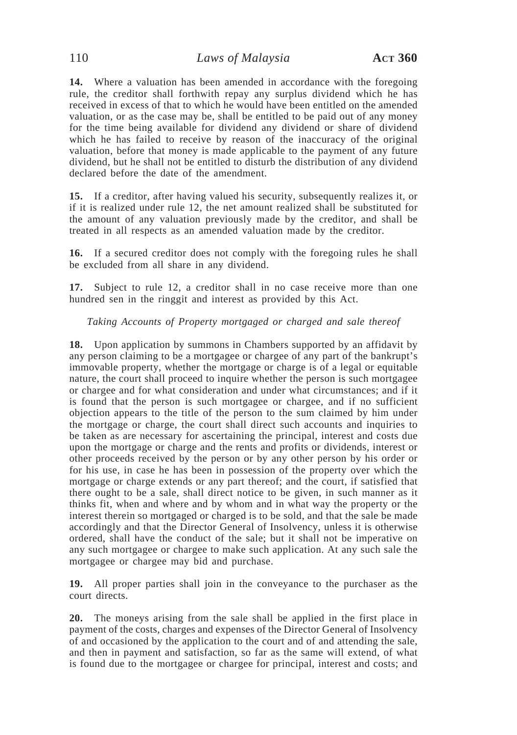**14.** Where a valuation has been amended in accordance with the foregoing rule, the creditor shall forthwith repay any surplus dividend which he has received in excess of that to which he would have been entitled on the amended valuation, or as the case may be, shall be entitled to be paid out of any money for the time being available for dividend any dividend or share of dividend which he has failed to receive by reason of the inaccuracy of the original valuation, before that money is made applicable to the payment of any future dividend, but he shall not be entitled to disturb the distribution of any dividend declared before the date of the amendment.

**15.** If a creditor, after having valued his security, subsequently realizes it, or if it is realized under rule 12, the net amount realized shall be substituted for the amount of any valuation previously made by the creditor, and shall be treated in all respects as an amended valuation made by the creditor.

**16.** If a secured creditor does not comply with the foregoing rules he shall be excluded from all share in any dividend.

**17.** Subject to rule 12, a creditor shall in no case receive more than one hundred sen in the ringgit and interest as provided by this Act.

*Taking Accounts of Property mortgaged or charged and sale thereof*

**18.** Upon application by summons in Chambers supported by an affidavit by any person claiming to be a mortgagee or chargee of any part of the bankrupt's immovable property, whether the mortgage or charge is of a legal or equitable nature, the court shall proceed to inquire whether the person is such mortgagee or chargee and for what consideration and under what circumstances; and if it is found that the person is such mortgagee or chargee, and if no sufficient objection appears to the title of the person to the sum claimed by him under the mortgage or charge, the court shall direct such accounts and inquiries to be taken as are necessary for ascertaining the principal, interest and costs due upon the mortgage or charge and the rents and profits or dividends, interest or other proceeds received by the person or by any other person by his order or for his use, in case he has been in possession of the property over which the mortgage or charge extends or any part thereof; and the court, if satisfied that there ought to be a sale, shall direct notice to be given, in such manner as it thinks fit, when and where and by whom and in what way the property or the interest therein so mortgaged or charged is to be sold, and that the sale be made accordingly and that the Director General of Insolvency, unless it is otherwise ordered, shall have the conduct of the sale; but it shall not be imperative on any such mortgagee or chargee to make such application. At any such sale the mortgagee or chargee may bid and purchase.

**19.** All proper parties shall join in the conveyance to the purchaser as the court directs.

**20.** The moneys arising from the sale shall be applied in the first place in payment of the costs, charges and expenses of the Director General of Insolvency of and occasioned by the application to the court and of and attending the sale, and then in payment and satisfaction, so far as the same will extend, of what is found due to the mortgagee or chargee for principal, interest and costs; and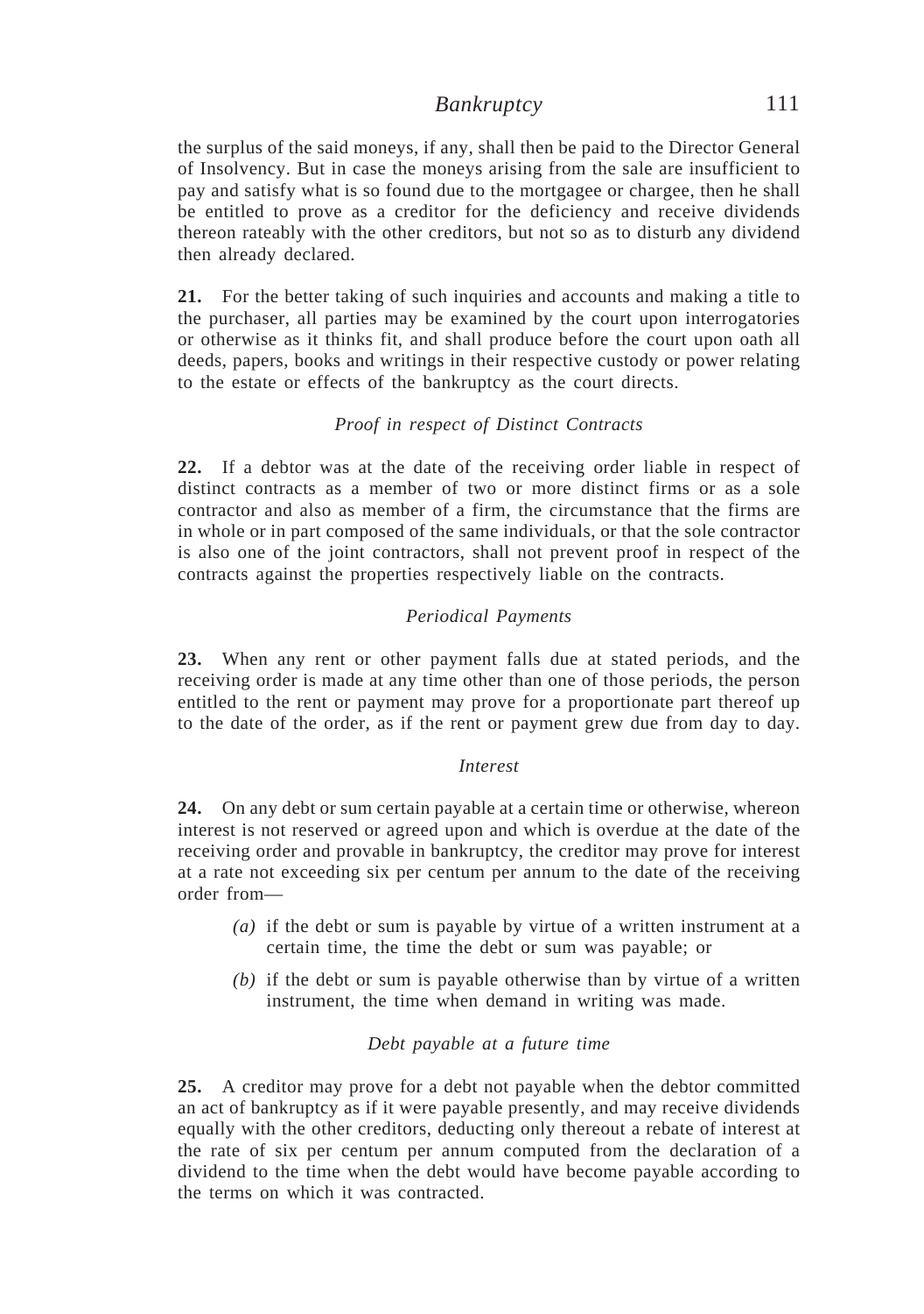the surplus of the said moneys, if any, shall then be paid to the Director General of Insolvency. But in case the moneys arising from the sale are insufficient to pay and satisfy what is so found due to the mortgagee or chargee, then he shall be entitled to prove as a creditor for the deficiency and receive dividends thereon rateably with the other creditors, but not so as to disturb any dividend then already declared.

**21.** For the better taking of such inquiries and accounts and making a title to the purchaser, all parties may be examined by the court upon interrogatories or otherwise as it thinks fit, and shall produce before the court upon oath all deeds, papers, books and writings in their respective custody or power relating to the estate or effects of the bankruptcy as the court directs.

*Proof in respect of Distinct Contracts*

**22.** If a debtor was at the date of the receiving order liable in respect of distinct contracts as a member of two or more distinct firms or as a sole contractor and also as member of a firm, the circumstance that the firms are in whole or in part composed of the same individuals, or that the sole contractor is also one of the joint contractors, shall not prevent proof in respect of the contracts against the properties respectively liable on the contracts.

*Periodical Payments*

**23.** When any rent or other payment falls due at stated periods, and the receiving order is made at any time other than one of those periods, the person entitled to the rent or payment may prove for a proportionate part thereof up to the date of the order, as if the rent or payment grew due from day to day.

*Interest*

**24.** On any debt or sum certain payable at a certain time or otherwise, whereon interest is not reserved or agreed upon and which is overdue at the date of the receiving order and provable in bankruptcy, the creditor may prove for interest at a rate not exceeding six per centum per annum to the date of the receiving order from—

*(a)* if the debt or sum is payable by virtue of a written instrument at a certain time, the time the debt or sum was payable; or

*(b)* if the debt or sum is payable otherwise than by virtue of a written instrument, the time when demand in writing was made.

*Debt payable at a future time*

**25.** A creditor may prove for a debt not payable when the debtor committed an act of bankruptcy as if it were payable presently, and may receive dividends equally with the other creditors, deducting only thereout a rebate of interest at the rate of six per centum per annum computed from the declaration of a dividend to the time when the debt would have become payable according to the terms on which it was contracted.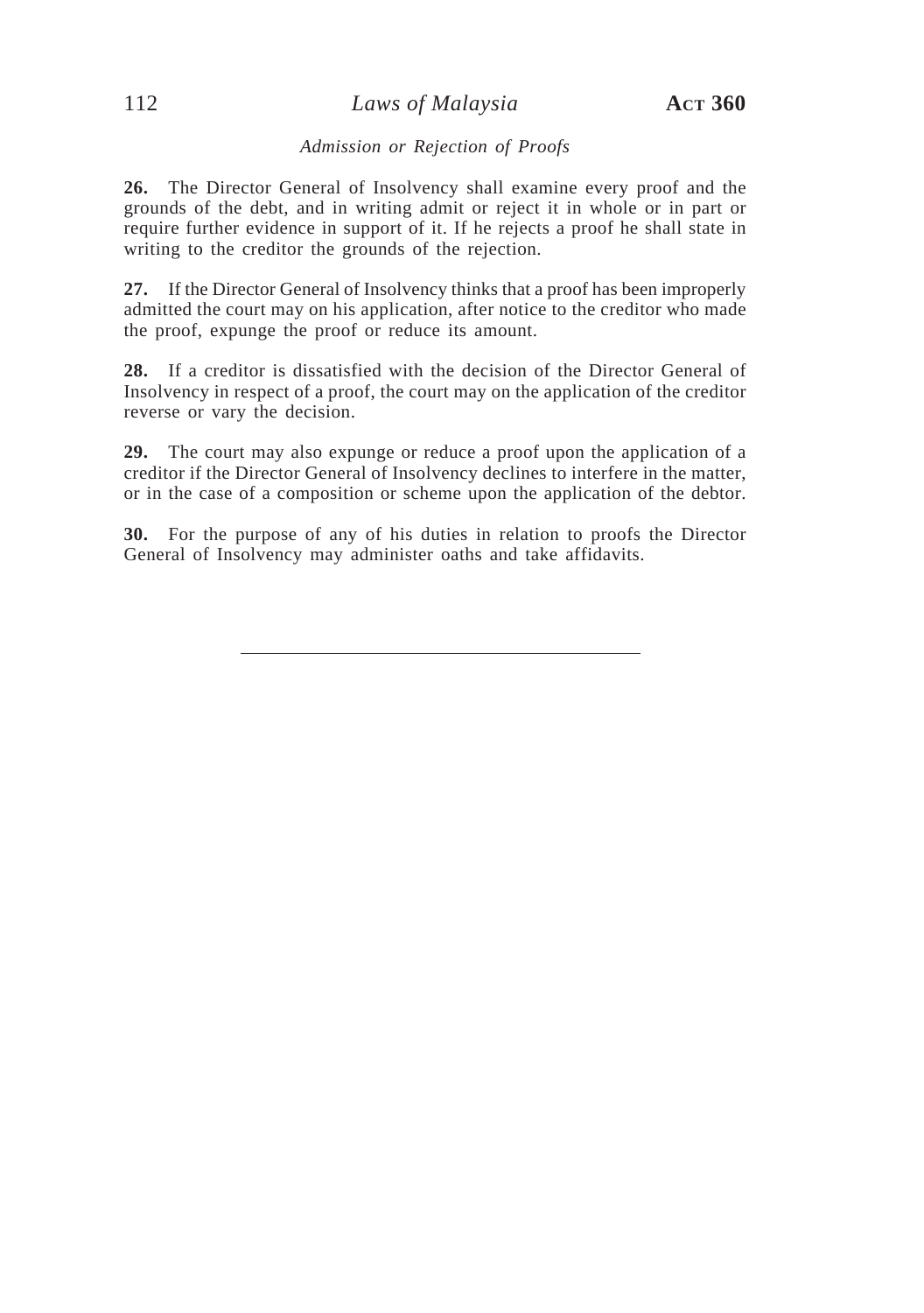*Admission or Rejection of Proofs*

**26.** The Director General of Insolvency shall examine every proof and the grounds of the debt, and in writing admit or reject it in whole or in part or require further evidence in support of it. If he rejects a proof he shall state in writing to the creditor the grounds of the rejection.

**27.** If the Director General of Insolvency thinks that a proof has been improperly admitted the court may on his application, after notice to the creditor who made the proof, expunge the proof or reduce its amount.

**28.** If a creditor is dissatisfied with the decision of the Director General of Insolvency in respect of a proof, the court may on the application of the creditor reverse or vary the decision.

**29.** The court may also expunge or reduce a proof upon the application of a creditor if the Director General of Insolvency declines to interfere in the matter, or in the case of a composition or scheme upon the application of the debtor.

**30.** For the purpose of any of his duties in relation to proofs the Director General of Insolvency may administer oaths and take affidavits.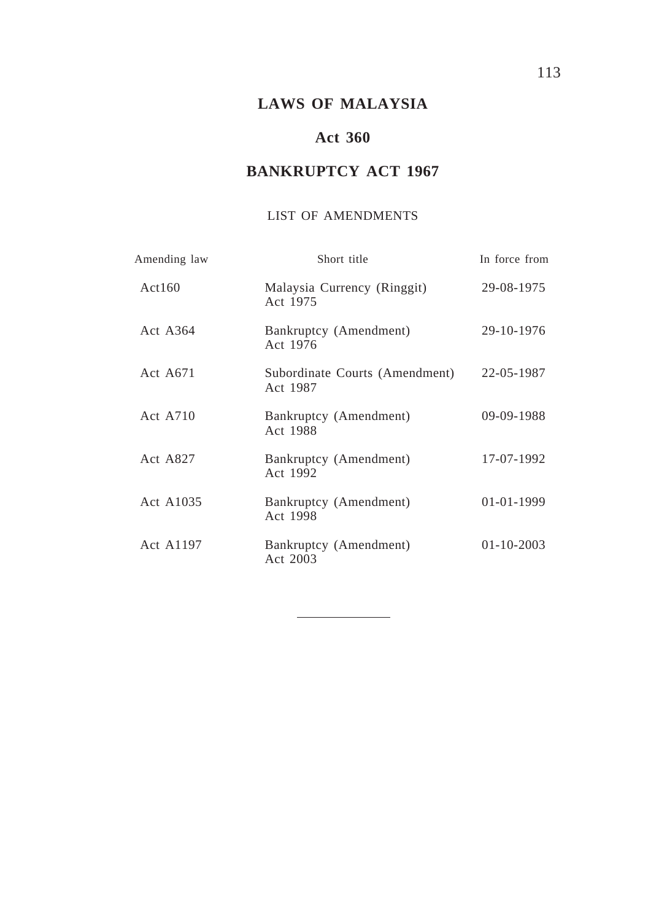# LAWS OF MALAYSIA

## Act 360

## BANKRUPTCY ACT 1967

LIST OF AMENDMENTS

| Amending law | Short title | In force from |
|---|---|---|
| Act160 | Malaysia Currency (Ringgit) Act 1975 | 29-08-1975 |
| Act A364 | Bankruptcy (Amendment) Act 1976 | 29-10-1976 |
| Act A671 | Subordinate Courts (Amendment) Act 1987 | 22-05-1987 |
| Act A710 | Bankruptcy (Amendment) Act 1988 | 09-09-1988 |
| Act A827 | Bankruptcy (Amendment) Act 1992 | 17-07-1992 |
| Act A1035 | Bankruptcy (Amendment) Act 1998 | 01-01-1999 |
| Act A1197 | Bankruptcy (Amendment) Act 2003 | 01-10-2003 |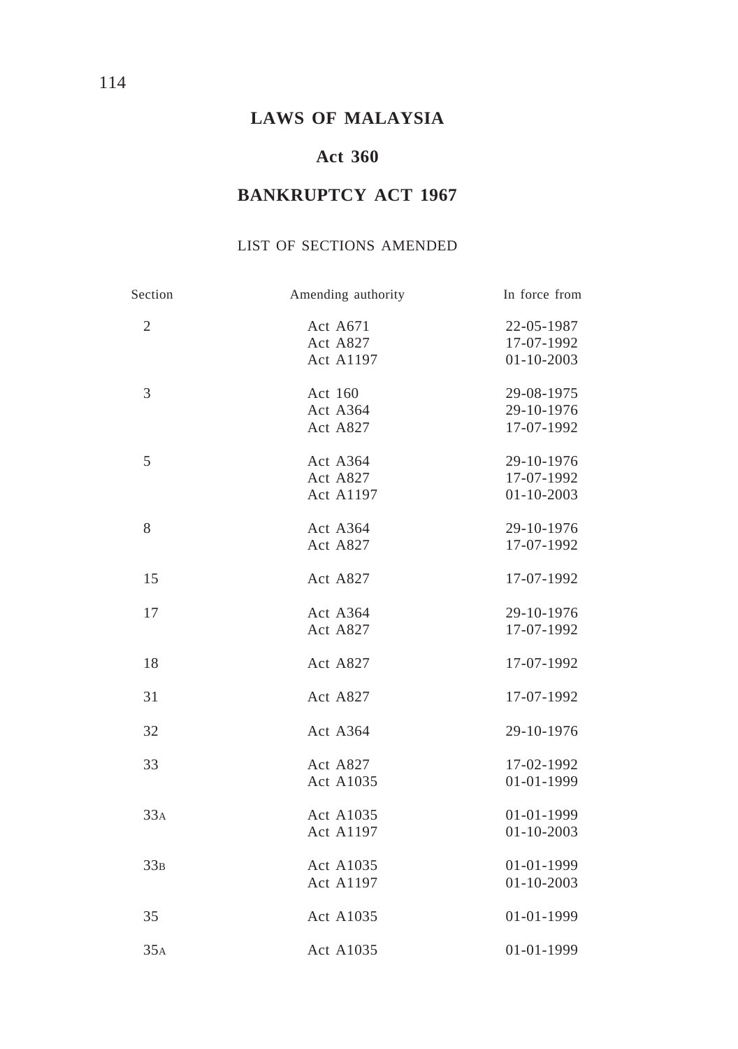# LAWS OF MALAYSIA

## Act 360

## BANKRUPTCY ACT 1967

LIST OF SECTIONS AMENDED

| Section | Amending authority | In force from |
|---|---|---|
| 2 | Act A671 | 22-05-1987 |
| | Act A827 | 17-07-1992 |
| | Act A1197 | 01-10-2003 |
| 3 | Act 160 | 29-08-1975 |
| | Act A364 | 29-10-1976 |
| | Act A827 | 17-07-1992 |
| 5 | Act A364 | 29-10-1976 |
| | Act A827 | 17-07-1992 |
| | Act A1197 | 01-10-2003 |
| 8 | Act A364 | 29-10-1976 |
| | Act A827 | 17-07-1992 |
| 15 | Act A827 | 17-07-1992 |
| 17 | Act A364 | 29-10-1976 |
| | Act A827 | 17-07-1992 |
| 18 | Act A827 | 17-07-1992 |
| 31 | Act A827 | 17-07-1992 |
| 32 | Act A364 | 29-10-1976 |
| 33 | Act A827 | 17-02-1992 |
| | Act A1035 | 01-01-1999 |
| 33A | Act A1035 | 01-01-1999 |
| | Act A1197 | 01-10-2003 |
| 33B | Act A1035 | 01-01-1999 |
| | Act A1197 | 01-10-2003 |
| 35 | Act A1035 | 01-01-1999 |
| 35A | Act A1035 | 01-01-1999 |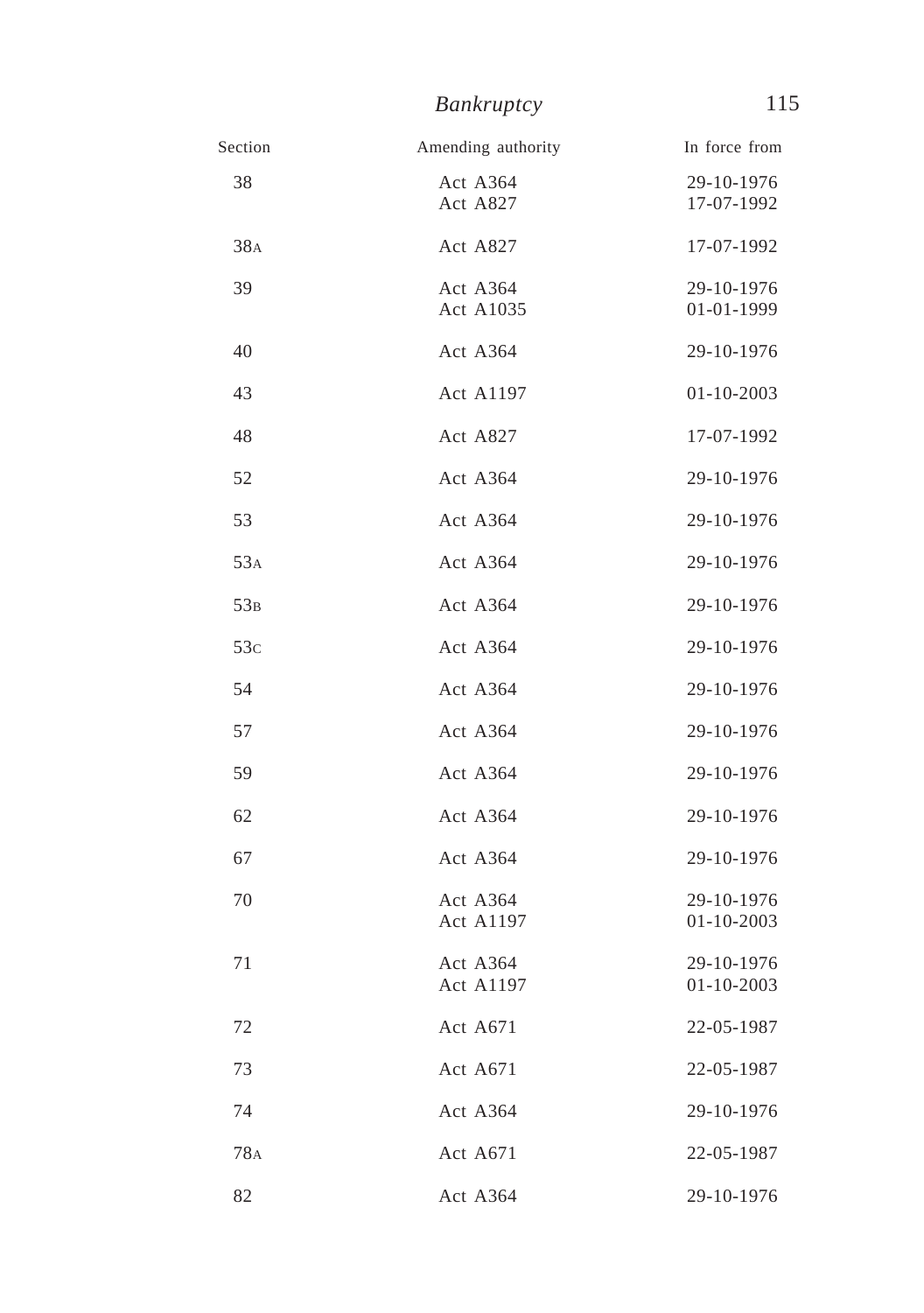| Section | Amending authority | In force from |
|---|---|---|
| 38 | Act A364<br>Act A827 | 29-10-1976<br>17-07-1992 |
| 38A | Act A827 | 17-07-1992 |
| 39 | Act A364<br>Act A1035 | 29-10-1976<br>01-01-1999 |
| 40 | Act A364 | 29-10-1976 |
| 43 | Act A1197 | 01-10-2003 |
| 48 | Act A827 | 17-07-1992 |
| 52 | Act A364 | 29-10-1976 |
| 53 | Act A364 | 29-10-1976 |
| 53A | Act A364 | 29-10-1976 |
| 53B | Act A364 | 29-10-1976 |
| 53C | Act A364 | 29-10-1976 |
| 54 | Act A364 | 29-10-1976 |
| 57 | Act A364 | 29-10-1976 |
| 59 | Act A364 | 29-10-1976 |
| 62 | Act A364 | 29-10-1976 |
| 67 | Act A364 | 29-10-1976 |
| 70 | Act A364<br>Act A1197 | 29-10-1976<br>01-10-2003 |
| 71 | Act A364<br>Act A1197 | 29-10-1976<br>01-10-2003 |
| 72 | Act A671 | 22-05-1987 |
| 73 | Act A671 | 22-05-1987 |
| 74 | Act A364 | 29-10-1976 |
| 78A | Act A671 | 22-05-1987 |
| 82 | Act A364 | 29-10-1976 |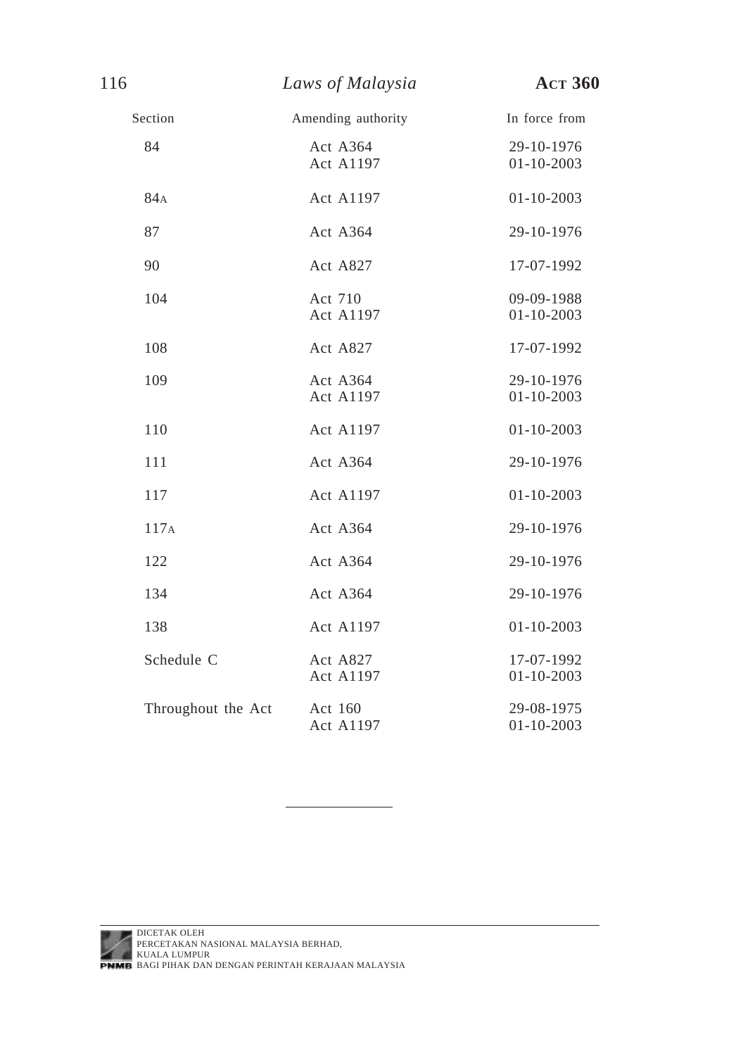| Section | Amending authority | In force from |
|---|---|---|
| 84 | Act A364<br>Act A1197 | 29-10-1976<br>01-10-2003 |
| 84A | Act A1197 | 01-10-2003 |
| 87 | Act A364 | 29-10-1976 |
| 90 | Act A827 | 17-07-1992 |
| 104 | Act 710<br>Act A1197 | 09-09-1988<br>01-10-2003 |
| 108 | Act A827 | 17-07-1992 |
| 109 | Act A364<br>Act A1197 | 29-10-1976<br>01-10-2003 |
| 110 | Act A1197 | 01-10-2003 |
| 111 | Act A364 | 29-10-1976 |
| 117 | Act A1197 | 01-10-2003 |
| 117A | Act A364 | 29-10-1976 |
| 122 | Act A364 | 29-10-1976 |
| 134 | Act A364 | 29-10-1976 |
| 138 | Act A1197 | 01-10-2003 |
| Schedule C | Act A827<br>Act A1197 | 17-07-1992<br>01-10-2003 |
| Throughout the Act | Act 160<br>Act A1197 | 29-08-1975<br>01-10-2003 |

---

DICETAK OLEH
PERCETAKAN NASIONAL MALAYSIA BERHAD,
KUALA LUMPUR
BAGI PIHAK DAN DENGAN PERINTAH KERAJAAN MALAYSIA